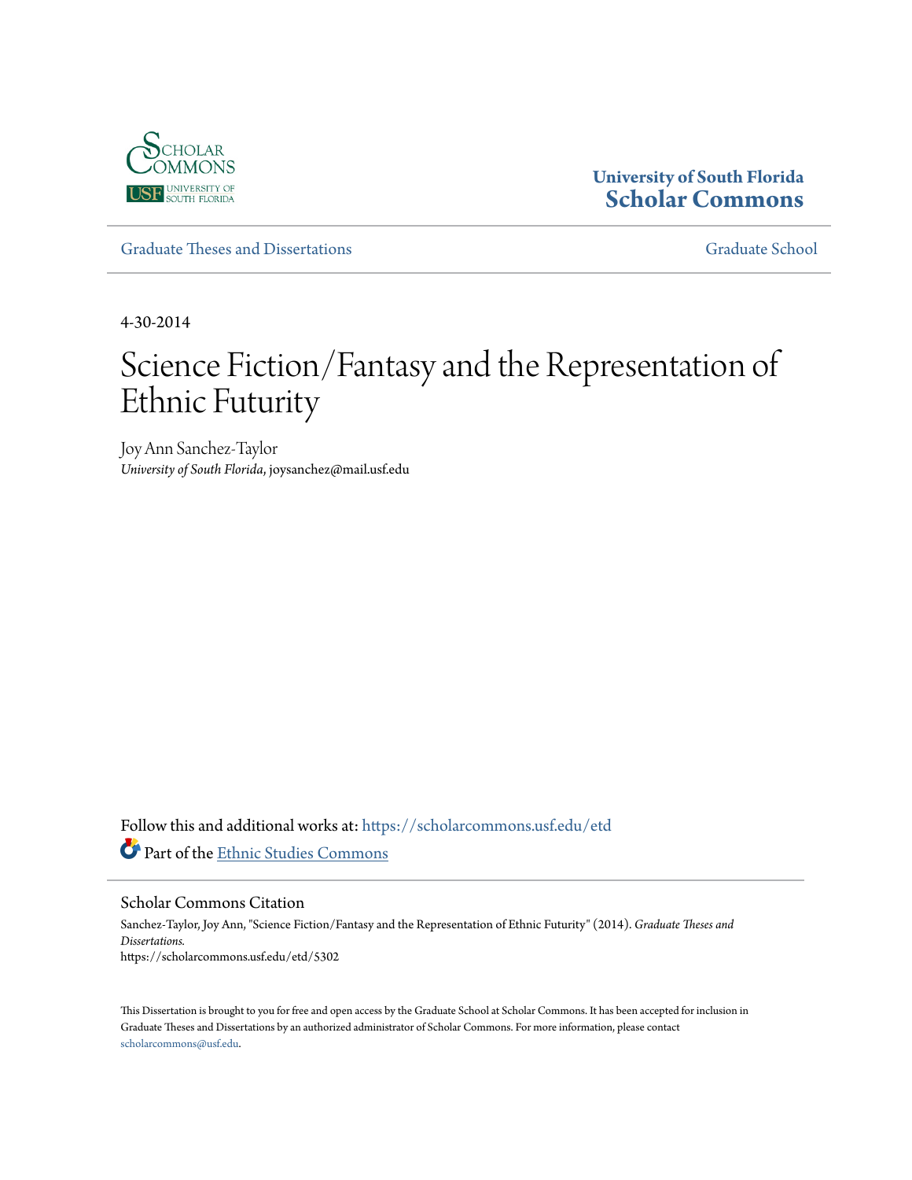University of South Florida
Scholar Commons

Graduate Theses and Dissertations

Graduate School

4-30-2014

# Science Fiction/Fantasy and the Representation of Ethnic Futurity

Joy Ann Sanchez-Taylor
*University of South Florida*, joysanchez@mail.usf.edu

Follow this and additional works at: https://scholarcommons.usf.edu/etd

Part of the Ethnic Studies Commons

## Scholar Commons Citation

Sanchez-Taylor, Joy Ann, "Science Fiction/Fantasy and the Representation of Ethnic Futurity" (2014). *Graduate Theses and Dissertations.*
https://scholarcommons.usf.edu/etd/5302

This Dissertation is brought to you for free and open access by the Graduate School at Scholar Commons. It has been accepted for inclusion in Graduate Theses and Dissertations by an authorized administrator of Scholar Commons. For more information, please contact scholarcommons@usf.edu.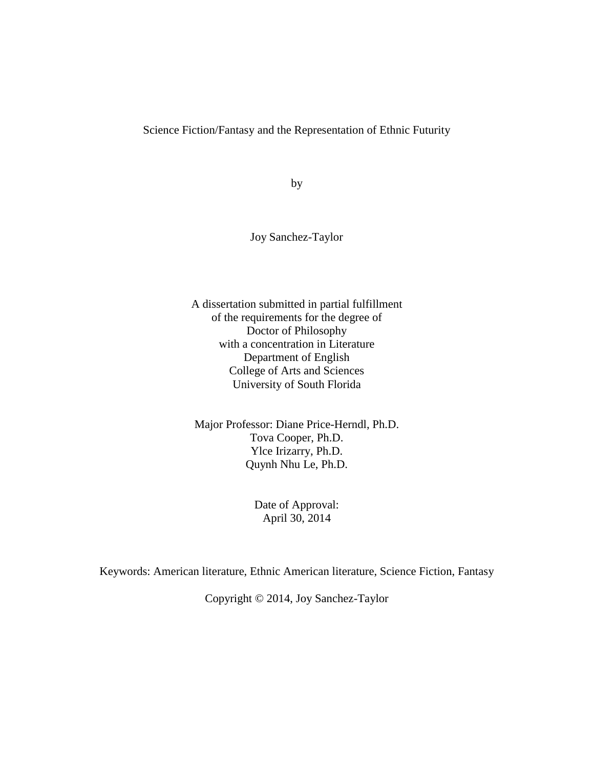Science Fiction/Fantasy and the Representation of Ethnic Futurity

by

Joy Sanchez-Taylor

A dissertation submitted in partial fulfillment
of the requirements for the degree of
Doctor of Philosophy
with a concentration in Literature
Department of English
College of Arts and Sciences
University of South Florida

Major Professor: Diane Price-Herndl, Ph.D.
Tova Cooper, Ph.D.
Ylce Irizarry, Ph.D.
Quynh Nhu Le, Ph.D.

Date of Approval:
April 30, 2014

Keywords: American literature, Ethnic American literature, Science Fiction, Fantasy

Copyright © 2014, Joy Sanchez-Taylor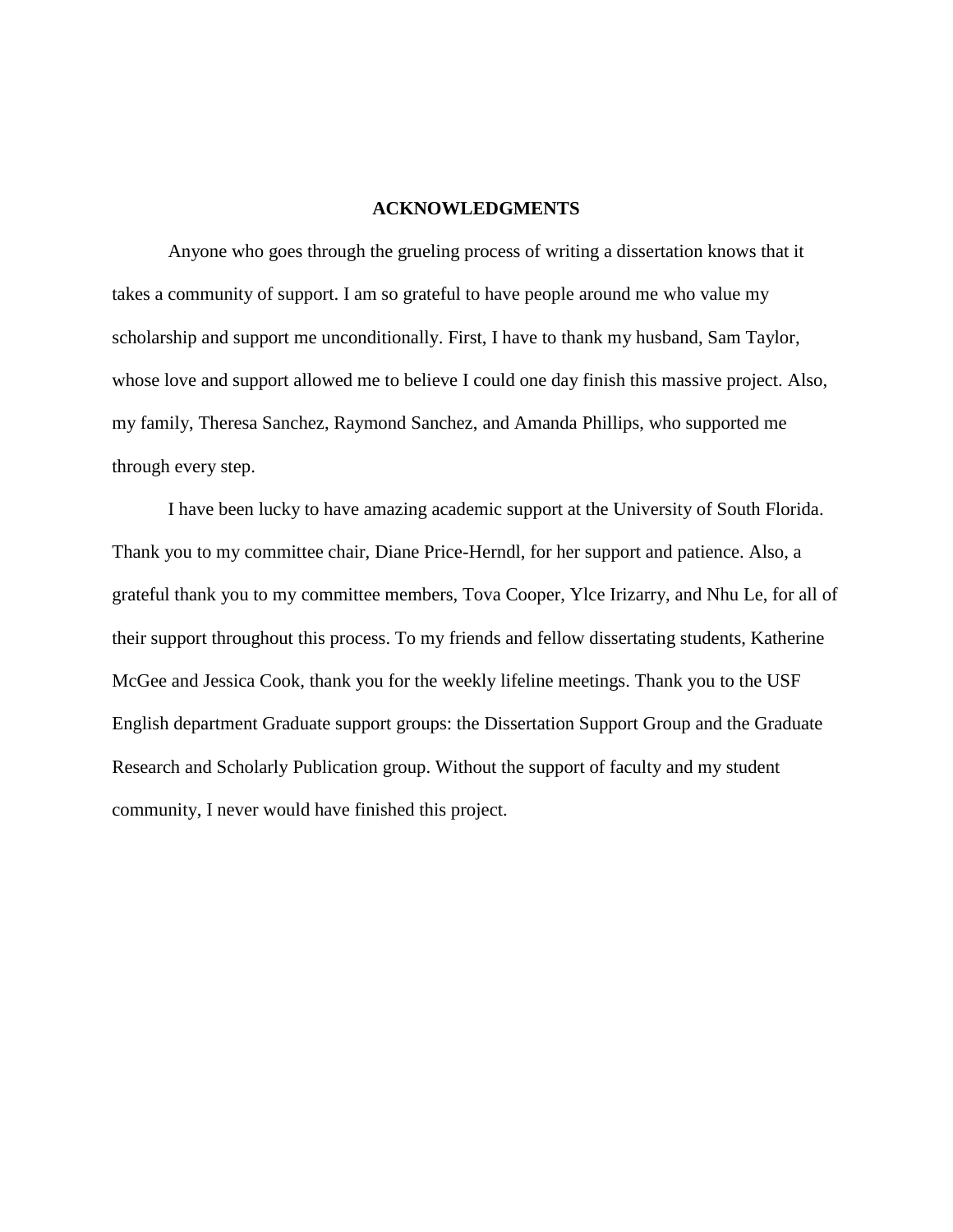# ACKNOWLEDGMENTS

Anyone who goes through the grueling process of writing a dissertation knows that it takes a community of support. I am so grateful to have people around me who value my scholarship and support me unconditionally. First, I have to thank my husband, Sam Taylor, whose love and support allowed me to believe I could one day finish this massive project. Also, my family, Theresa Sanchez, Raymond Sanchez, and Amanda Phillips, who supported me through every step.

I have been lucky to have amazing academic support at the University of South Florida. Thank you to my committee chair, Diane Price-Herndl, for her support and patience. Also, a grateful thank you to my committee members, Tova Cooper, Ylce Irizarry, and Nhu Le, for all of their support throughout this process. To my friends and fellow dissertating students, Katherine McGee and Jessica Cook, thank you for the weekly lifeline meetings. Thank you to the USF English department Graduate support groups: the Dissertation Support Group and the Graduate Research and Scholarly Publication group. Without the support of faculty and my student community, I never would have finished this project.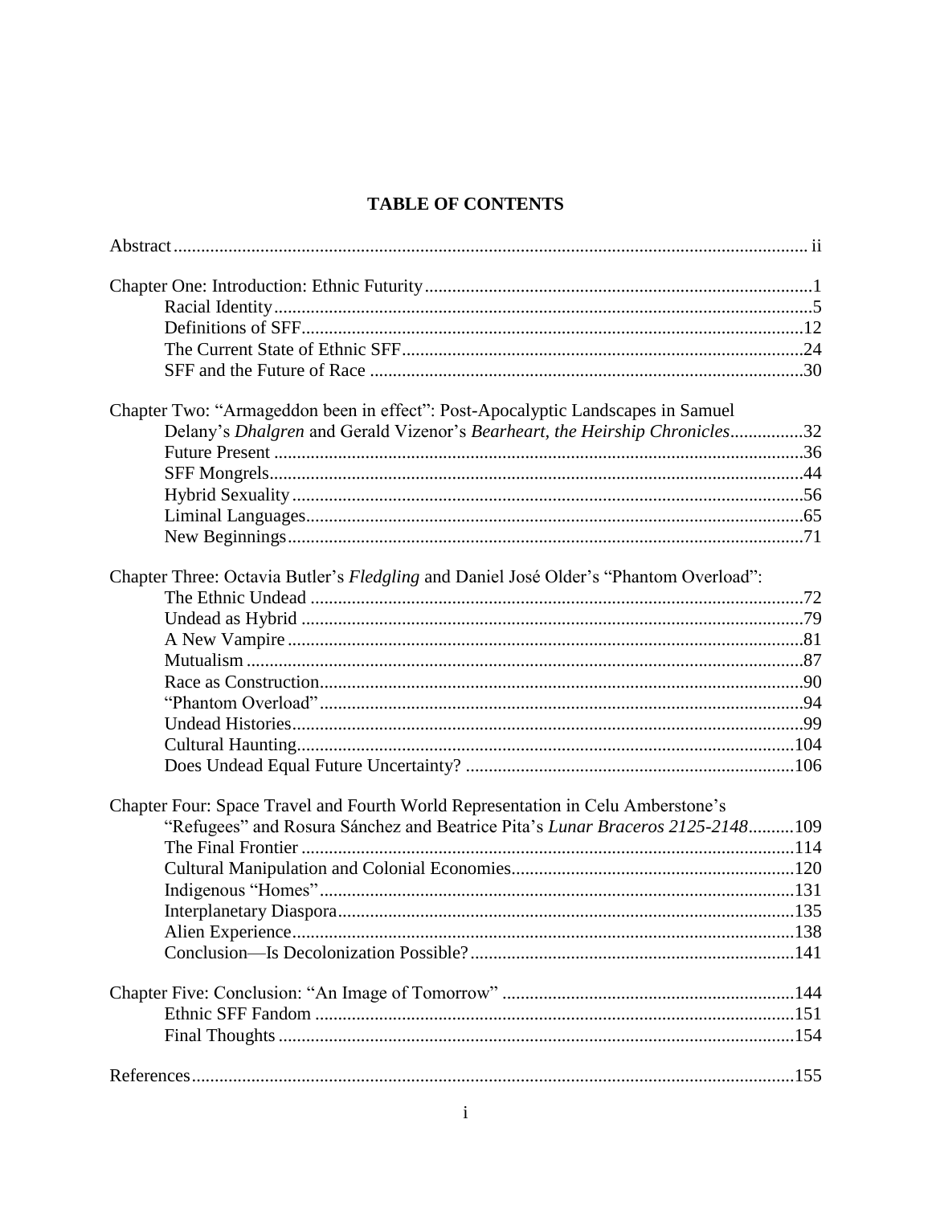# TABLE OF CONTENTS

Abstract .......... ii

Chapter One: Introduction: Ethnic Futurity .......... 1
- Racial Identity .......... 5
- Definitions of SFF .......... 12
- The Current State of Ethnic SFF .......... 24
- SFF and the Future of Race .......... 30

Chapter Two: "Armageddon been in effect": Post-Apocalyptic Landscapes in Samuel Delany's *Dhalgren* and Gerald Vizenor's *Bearheart, the Heirship Chronicles* .......... 32
- Future Present .......... 36
- SFF Mongrels .......... 44
- Hybrid Sexuality .......... 56
- Liminal Languages .......... 65
- New Beginnings .......... 71

Chapter Three: Octavia Butler's *Fledgling* and Daniel José Older's "Phantom Overload": The Ethnic Undead .......... 72
- Undead as Hybrid .......... 79
- A New Vampire .......... 81
- Mutualism .......... 87
- Race as Construction .......... 90
- "Phantom Overload" .......... 94
- Undead Histories .......... 99
- Cultural Haunting .......... 104
- Does Undead Equal Future Uncertainty? .......... 106

Chapter Four: Space Travel and Fourth World Representation in Celu Amberstone's "Refugees" and Rosura Sánchez and Beatrice Pita's *Lunar Braceros 2125-2148* .......... 109
- The Final Frontier .......... 114
- Cultural Manipulation and Colonial Economies .......... 120
- Indigenous "Homes" .......... 131
- Interplanetary Diaspora .......... 135
- Alien Experience .......... 138
- Conclusion—Is Decolonization Possible? .......... 141

Chapter Five: Conclusion: "An Image of Tomorrow" .......... 144
- Ethnic SFF Fandom .......... 151
- Final Thoughts .......... 154

References .......... 155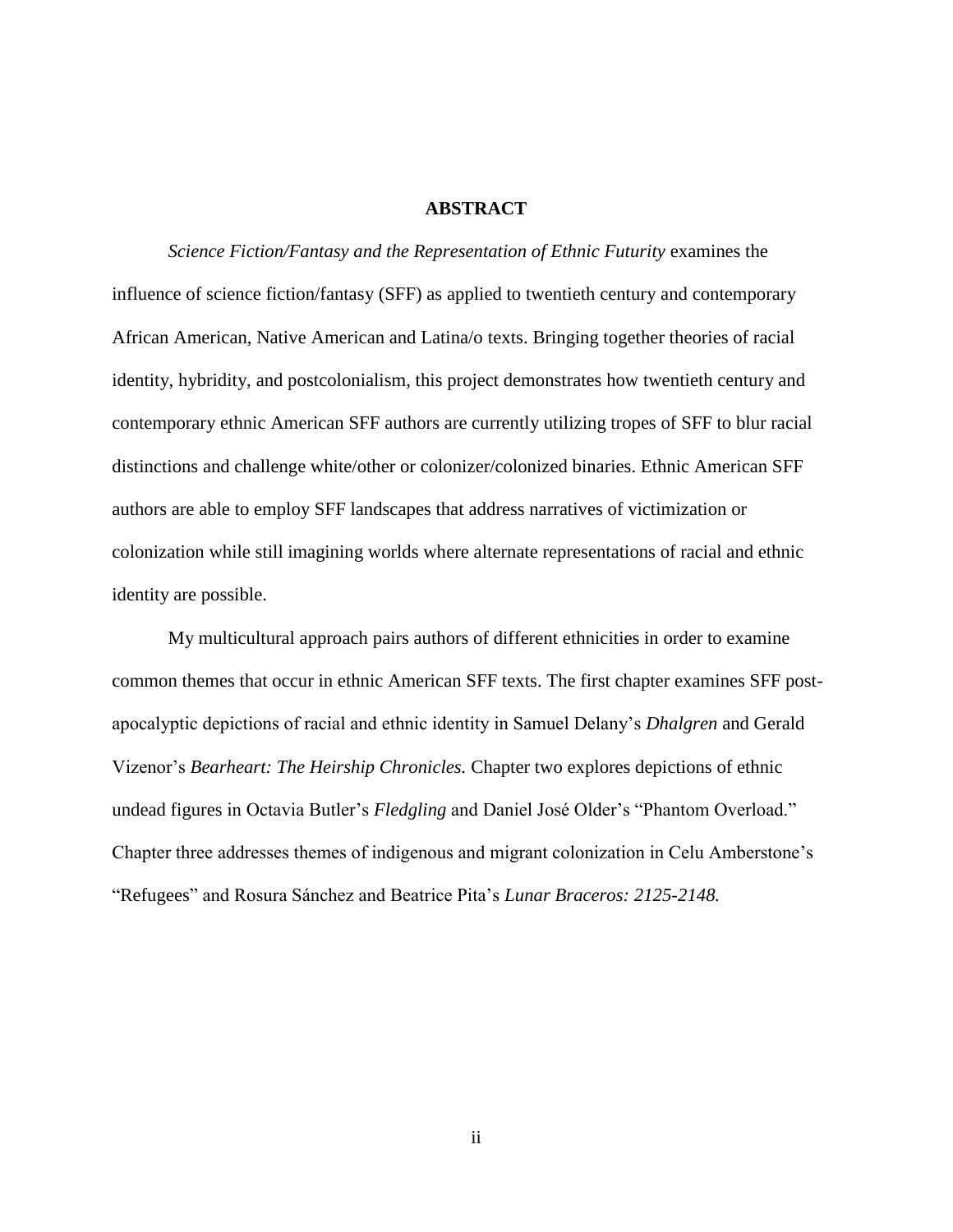# ABSTRACT

*Science Fiction/Fantasy and the Representation of Ethnic Futurity* examines the influence of science fiction/fantasy (SFF) as applied to twentieth century and contemporary African American, Native American and Latina/o texts. Bringing together theories of racial identity, hybridity, and postcolonialism, this project demonstrates how twentieth century and contemporary ethnic American SFF authors are currently utilizing tropes of SFF to blur racial distinctions and challenge white/other or colonizer/colonized binaries. Ethnic American SFF authors are able to employ SFF landscapes that address narratives of victimization or colonization while still imagining worlds where alternate representations of racial and ethnic identity are possible.

My multicultural approach pairs authors of different ethnicities in order to examine common themes that occur in ethnic American SFF texts. The first chapter examines SFF post-apocalyptic depictions of racial and ethnic identity in Samuel Delany's *Dhalgren* and Gerald Vizenor's *Bearheart: The Heirship Chronicles.* Chapter two explores depictions of ethnic undead figures in Octavia Butler's *Fledgling* and Daniel José Older's "Phantom Overload." Chapter three addresses themes of indigenous and migrant colonization in Celu Amberstone's "Refugees" and Rosura Sánchez and Beatrice Pita's *Lunar Braceros: 2125-2148.*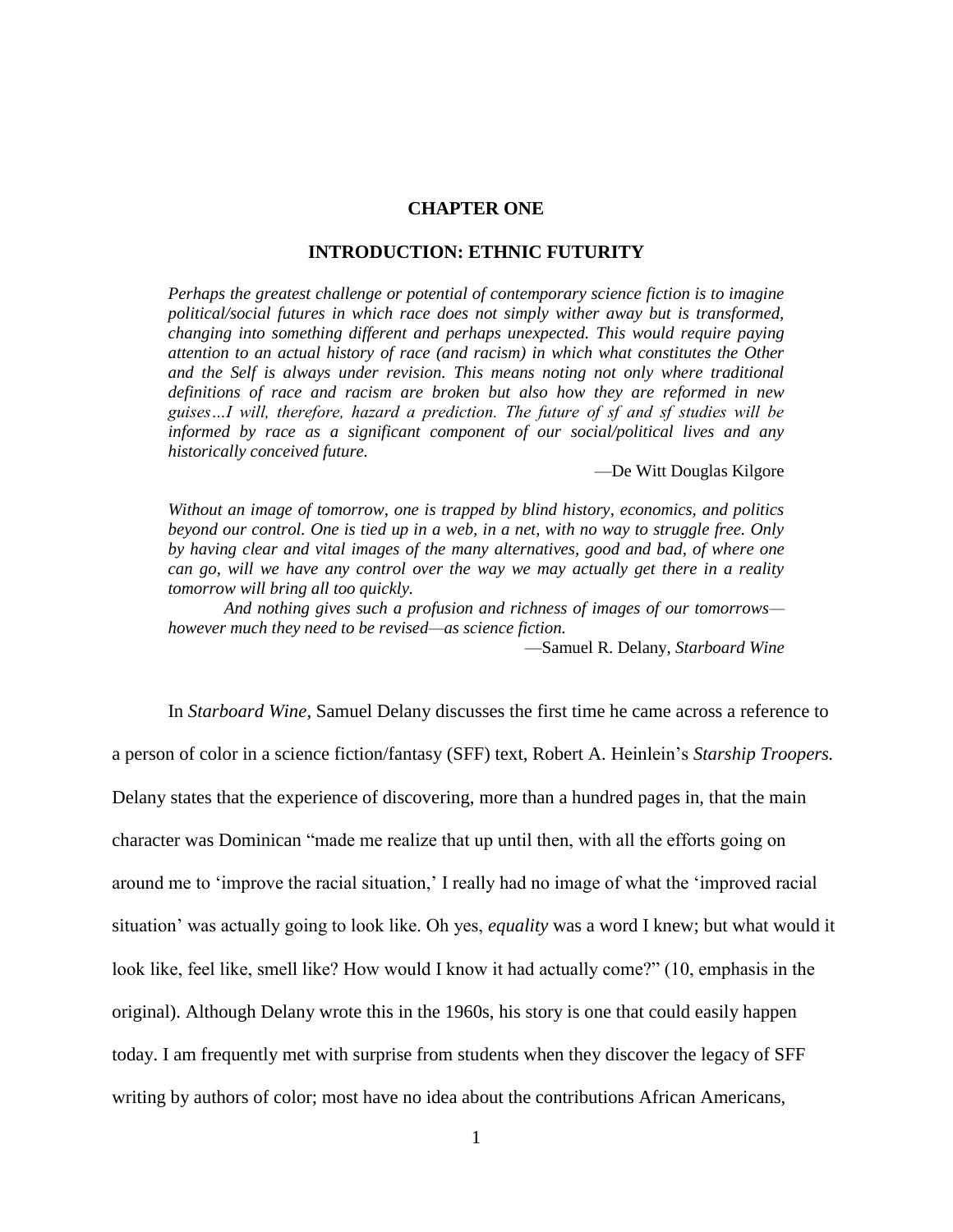# CHAPTER ONE

## INTRODUCTION: ETHNIC FUTURITY

> *Perhaps the greatest challenge or potential of contemporary science fiction is to imagine political/social futures in which race does not simply wither away but is transformed, changing into something different and perhaps unexpected. This would require paying attention to an actual history of race (and racism) in which what constitutes the Other and the Self is always under revision. This means noting not only where traditional definitions of race and racism are broken but also how they are reformed in new guises…I will, therefore, hazard a prediction. The future of sf and sf studies will be informed by race as a significant component of our social/political lives and any historically conceived future.*
>
> —De Witt Douglas Kilgore

> *Without an image of tomorrow, one is trapped by blind history, economics, and politics beyond our control. One is tied up in a web, in a net, with no way to struggle free. Only by having clear and vital images of the many alternatives, good and bad, of where one can go, will we have any control over the way we may actually get there in a reality tomorrow will bring all too quickly.*
>
> *And nothing gives such a profusion and richness of images of our tomorrows—however much they need to be revised—as science fiction.*
>
> —Samuel R. Delany, *Starboard Wine*

In *Starboard Wine*, Samuel Delany discusses the first time he came across a reference to a person of color in a science fiction/fantasy (SFF) text, Robert A. Heinlein's *Starship Troopers.* Delany states that the experience of discovering, more than a hundred pages in, that the main character was Dominican "made me realize that up until then, with all the efforts going on around me to 'improve the racial situation,' I really had no image of what the 'improved racial situation' was actually going to look like. Oh yes, *equality* was a word I knew; but what would it look like, feel like, smell like? How would I know it had actually come?" (10, emphasis in the original). Although Delany wrote this in the 1960s, his story is one that could easily happen today. I am frequently met with surprise from students when they discover the legacy of SFF writing by authors of color; most have no idea about the contributions African Americans,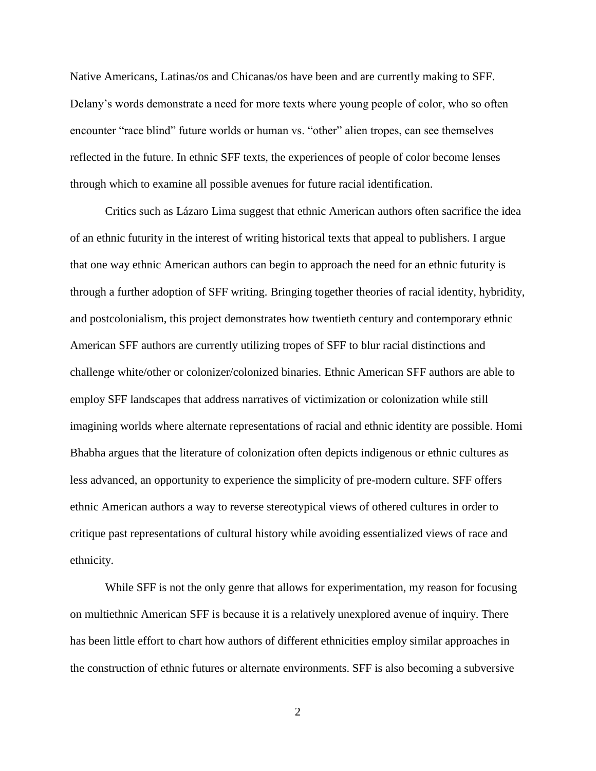Native Americans, Latinas/os and Chicanas/os have been and are currently making to SFF. Delany's words demonstrate a need for more texts where young people of color, who so often encounter "race blind" future worlds or human vs. "other" alien tropes, can see themselves reflected in the future. In ethnic SFF texts, the experiences of people of color become lenses through which to examine all possible avenues for future racial identification.

Critics such as Lázaro Lima suggest that ethnic American authors often sacrifice the idea of an ethnic futurity in the interest of writing historical texts that appeal to publishers. I argue that one way ethnic American authors can begin to approach the need for an ethnic futurity is through a further adoption of SFF writing. Bringing together theories of racial identity, hybridity, and postcolonialism, this project demonstrates how twentieth century and contemporary ethnic American SFF authors are currently utilizing tropes of SFF to blur racial distinctions and challenge white/other or colonizer/colonized binaries. Ethnic American SFF authors are able to employ SFF landscapes that address narratives of victimization or colonization while still imagining worlds where alternate representations of racial and ethnic identity are possible. Homi Bhabha argues that the literature of colonization often depicts indigenous or ethnic cultures as less advanced, an opportunity to experience the simplicity of pre-modern culture. SFF offers ethnic American authors a way to reverse stereotypical views of othered cultures in order to critique past representations of cultural history while avoiding essentialized views of race and ethnicity.

While SFF is not the only genre that allows for experimentation, my reason for focusing on multiethnic American SFF is because it is a relatively unexplored avenue of inquiry. There has been little effort to chart how authors of different ethnicities employ similar approaches in the construction of ethnic futures or alternate environments. SFF is also becoming a subversive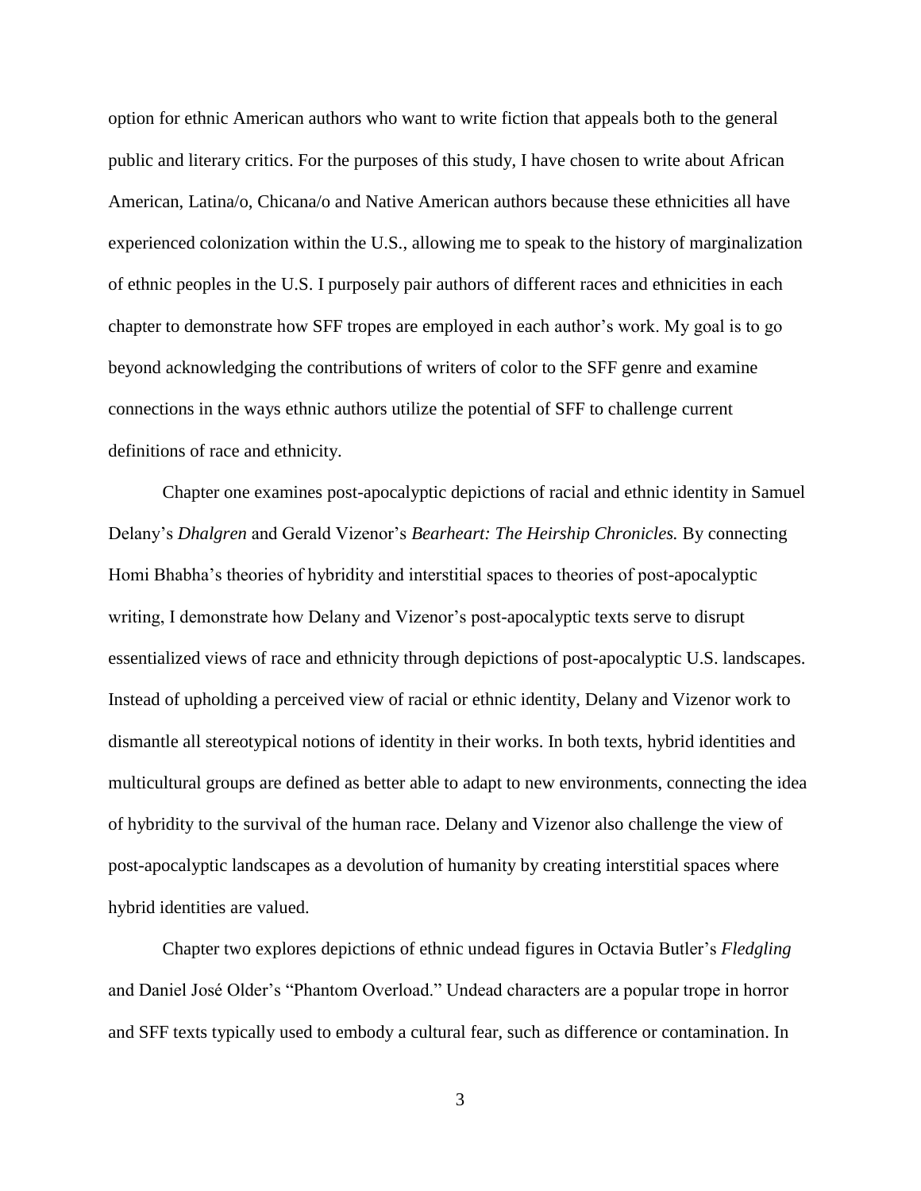option for ethnic American authors who want to write fiction that appeals both to the general public and literary critics. For the purposes of this study, I have chosen to write about African American, Latina/o, Chicana/o and Native American authors because these ethnicities all have experienced colonization within the U.S., allowing me to speak to the history of marginalization of ethnic peoples in the U.S. I purposely pair authors of different races and ethnicities in each chapter to demonstrate how SFF tropes are employed in each author's work. My goal is to go beyond acknowledging the contributions of writers of color to the SFF genre and examine connections in the ways ethnic authors utilize the potential of SFF to challenge current definitions of race and ethnicity.

Chapter one examines post-apocalyptic depictions of racial and ethnic identity in Samuel Delany's *Dhalgren* and Gerald Vizenor's *Bearheart: The Heirship Chronicles.* By connecting Homi Bhabha's theories of hybridity and interstitial spaces to theories of post-apocalyptic writing, I demonstrate how Delany and Vizenor's post-apocalyptic texts serve to disrupt essentialized views of race and ethnicity through depictions of post-apocalyptic U.S. landscapes. Instead of upholding a perceived view of racial or ethnic identity, Delany and Vizenor work to dismantle all stereotypical notions of identity in their works. In both texts, hybrid identities and multicultural groups are defined as better able to adapt to new environments, connecting the idea of hybridity to the survival of the human race. Delany and Vizenor also challenge the view of post-apocalyptic landscapes as a devolution of humanity by creating interstitial spaces where hybrid identities are valued.

Chapter two explores depictions of ethnic undead figures in Octavia Butler's *Fledgling* and Daniel José Older's "Phantom Overload." Undead characters are a popular trope in horror and SFF texts typically used to embody a cultural fear, such as difference or contamination. In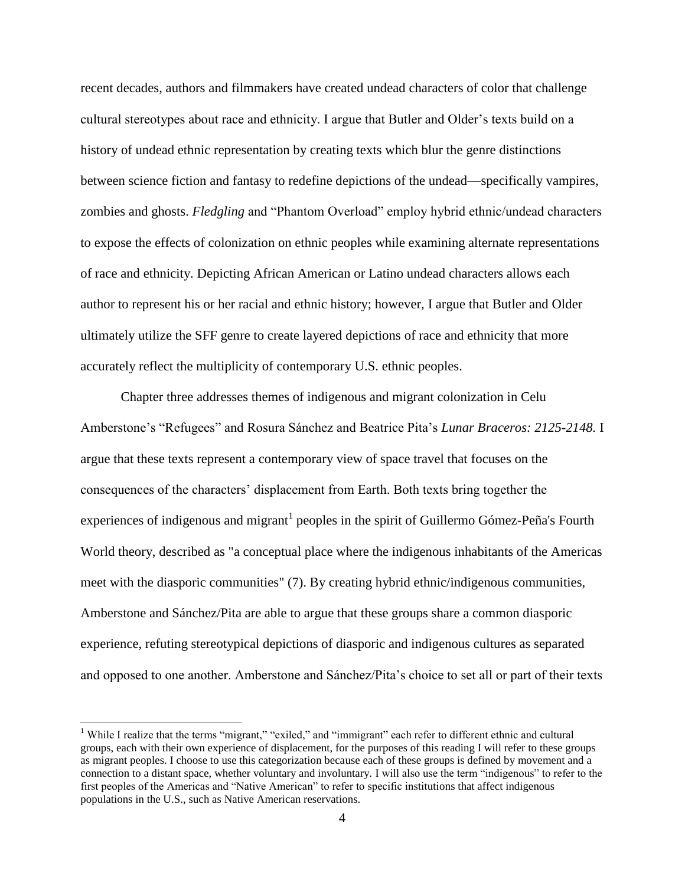recent decades, authors and filmmakers have created undead characters of color that challenge cultural stereotypes about race and ethnicity. I argue that Butler and Older's texts build on a history of undead ethnic representation by creating texts which blur the genre distinctions between science fiction and fantasy to redefine depictions of the undead—specifically vampires, zombies and ghosts. *Fledgling* and "Phantom Overload" employ hybrid ethnic/undead characters to expose the effects of colonization on ethnic peoples while examining alternate representations of race and ethnicity. Depicting African American or Latino undead characters allows each author to represent his or her racial and ethnic history; however, I argue that Butler and Older ultimately utilize the SFF genre to create layered depictions of race and ethnicity that more accurately reflect the multiplicity of contemporary U.S. ethnic peoples.

Chapter three addresses themes of indigenous and migrant colonization in Celu Amberstone's "Refugees" and Rosura Sánchez and Beatrice Pita's *Lunar Braceros: 2125-2148.* I argue that these texts represent a contemporary view of space travel that focuses on the consequences of the characters' displacement from Earth. Both texts bring together the experiences of indigenous and migrant[1] peoples in the spirit of Guillermo Gómez-Peña's Fourth World theory, described as "a conceptual place where the indigenous inhabitants of the Americas meet with the diasporic communities" (7). By creating hybrid ethnic/indigenous communities, Amberstone and Sánchez/Pita are able to argue that these groups share a common diasporic experience, refuting stereotypical depictions of diasporic and indigenous cultures as separated and opposed to one another. Amberstone and Sánchez/Pita's choice to set all or part of their texts

[1] While I realize that the terms "migrant," "exiled," and "immigrant" each refer to different ethnic and cultural groups, each with their own experience of displacement, for the purposes of this reading I will refer to these groups as migrant peoples. I choose to use this categorization because each of these groups is defined by movement and a connection to a distant space, whether voluntary and involuntary. I will also use the term "indigenous" to refer to the first peoples of the Americas and "Native American" to refer to specific institutions that affect indigenous populations in the U.S., such as Native American reservations.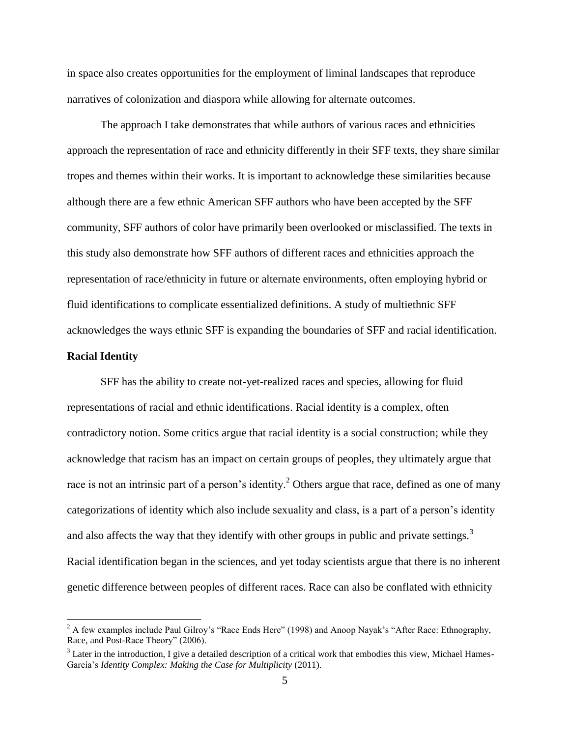in space also creates opportunities for the employment of liminal landscapes that reproduce narratives of colonization and diaspora while allowing for alternate outcomes.

The approach I take demonstrates that while authors of various races and ethnicities approach the representation of race and ethnicity differently in their SFF texts, they share similar tropes and themes within their works. It is important to acknowledge these similarities because although there are a few ethnic American SFF authors who have been accepted by the SFF community, SFF authors of color have primarily been overlooked or misclassified. The texts in this study also demonstrate how SFF authors of different races and ethnicities approach the representation of race/ethnicity in future or alternate environments, often employing hybrid or fluid identifications to complicate essentialized definitions. A study of multiethnic SFF acknowledges the ways ethnic SFF is expanding the boundaries of SFF and racial identification.

**Racial Identity**

SFF has the ability to create not-yet-realized races and species, allowing for fluid representations of racial and ethnic identifications. Racial identity is a complex, often contradictory notion. Some critics argue that racial identity is a social construction; while they acknowledge that racism has an impact on certain groups of peoples, they ultimately argue that race is not an intrinsic part of a person's identity.[2] Others argue that race, defined as one of many categorizations of identity which also include sexuality and class, is a part of a person's identity and also affects the way that they identify with other groups in public and private settings.[3] Racial identification began in the sciences, and yet today scientists argue that there is no inherent genetic difference between peoples of different races. Race can also be conflated with ethnicity

---

[2] A few examples include Paul Gilroy's "Race Ends Here" (1998) and Anoop Nayak's "After Race: Ethnography, Race, and Post-Race Theory" (2006).

[3] Later in the introduction, I give a detailed description of a critical work that embodies this view, Michael Hames-García's *Identity Complex: Making the Case for Multiplicity* (2011).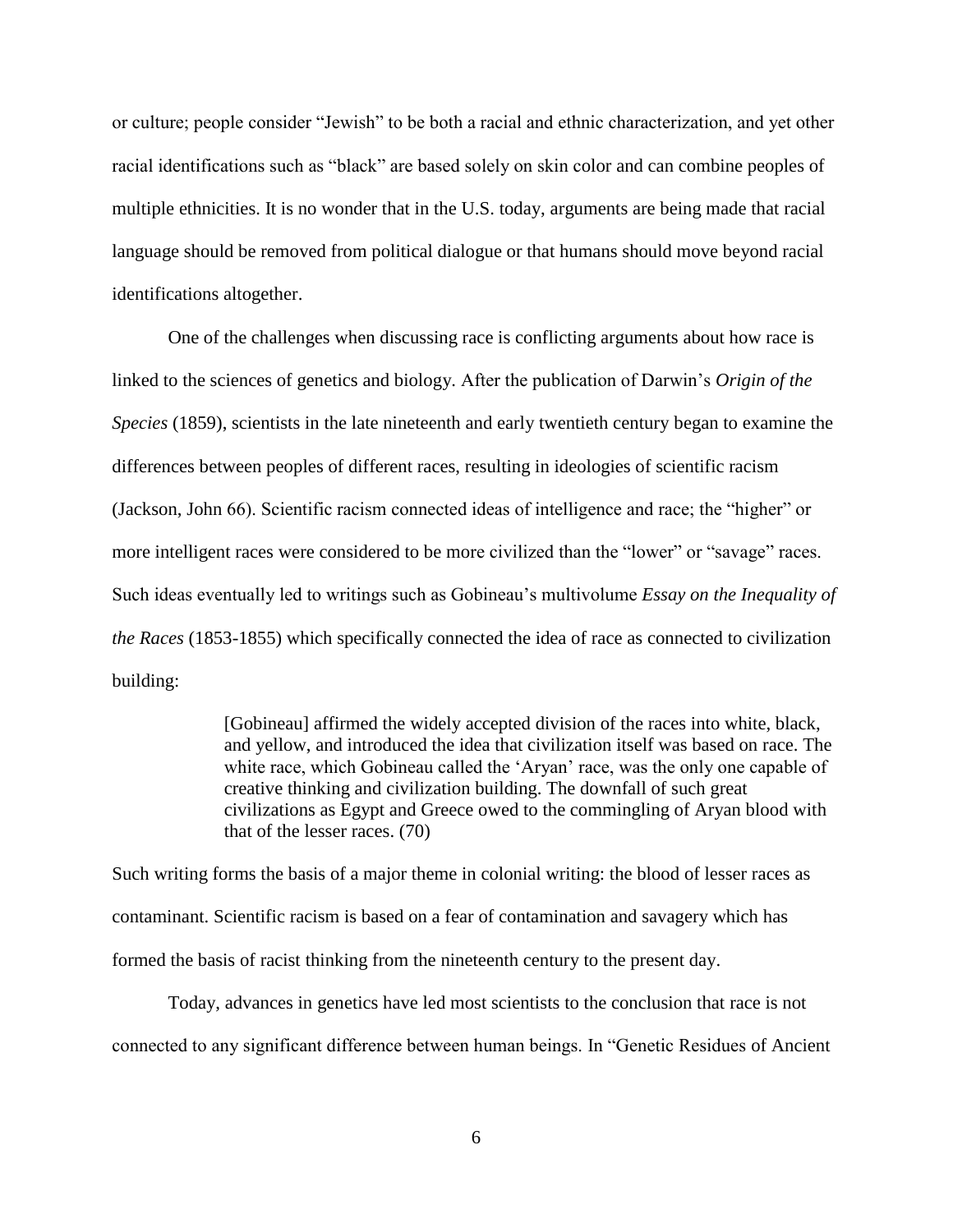or culture; people consider "Jewish" to be both a racial and ethnic characterization, and yet other racial identifications such as "black" are based solely on skin color and can combine peoples of multiple ethnicities. It is no wonder that in the U.S. today, arguments are being made that racial language should be removed from political dialogue or that humans should move beyond racial identifications altogether.

One of the challenges when discussing race is conflicting arguments about how race is linked to the sciences of genetics and biology. After the publication of Darwin's *Origin of the Species* (1859), scientists in the late nineteenth and early twentieth century began to examine the differences between peoples of different races, resulting in ideologies of scientific racism (Jackson, John 66). Scientific racism connected ideas of intelligence and race; the "higher" or more intelligent races were considered to be more civilized than the "lower" or "savage" races. Such ideas eventually led to writings such as Gobineau's multivolume *Essay on the Inequality of the Races* (1853-1855) which specifically connected the idea of race as connected to civilization building:

> [Gobineau] affirmed the widely accepted division of the races into white, black, and yellow, and introduced the idea that civilization itself was based on race. The white race, which Gobineau called the 'Aryan' race, was the only one capable of creative thinking and civilization building. The downfall of such great civilizations as Egypt and Greece owed to the commingling of Aryan blood with that of the lesser races. (70)

Such writing forms the basis of a major theme in colonial writing: the blood of lesser races as contaminant. Scientific racism is based on a fear of contamination and savagery which has formed the basis of racist thinking from the nineteenth century to the present day.

Today, advances in genetics have led most scientists to the conclusion that race is not connected to any significant difference between human beings. In "Genetic Residues of Ancient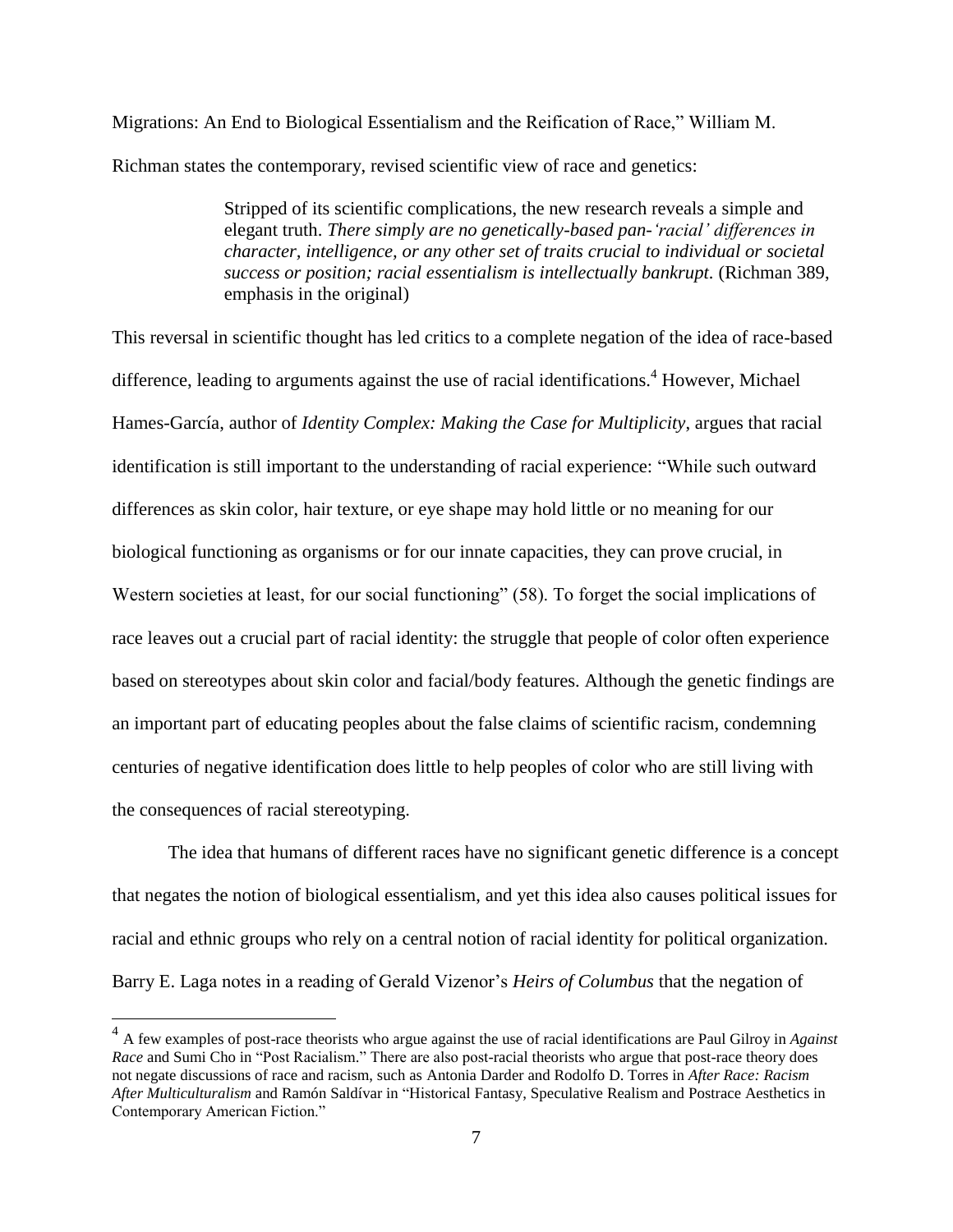Migrations: An End to Biological Essentialism and the Reification of Race," William M. Richman states the contemporary, revised scientific view of race and genetics:

> Stripped of its scientific complications, the new research reveals a simple and elegant truth. *There simply are no genetically-based pan-'racial' differences in character, intelligence, or any other set of traits crucial to individual or societal success or position; racial essentialism is intellectually bankrupt*. (Richman 389, emphasis in the original)

This reversal in scientific thought has led critics to a complete negation of the idea of race-based difference, leading to arguments against the use of racial identifications.[4] However, Michael Hames-García, author of *Identity Complex: Making the Case for Multiplicity*, argues that racial identification is still important to the understanding of racial experience: "While such outward differences as skin color, hair texture, or eye shape may hold little or no meaning for our biological functioning as organisms or for our innate capacities, they can prove crucial, in Western societies at least, for our social functioning" (58). To forget the social implications of race leaves out a crucial part of racial identity: the struggle that people of color often experience based on stereotypes about skin color and facial/body features. Although the genetic findings are an important part of educating peoples about the false claims of scientific racism, condemning centuries of negative identification does little to help peoples of color who are still living with the consequences of racial stereotyping.

The idea that humans of different races have no significant genetic difference is a concept that negates the notion of biological essentialism, and yet this idea also causes political issues for racial and ethnic groups who rely on a central notion of racial identity for political organization. Barry E. Laga notes in a reading of Gerald Vizenor's *Heirs of Columbus* that the negation of

[4] A few examples of post-race theorists who argue against the use of racial identifications are Paul Gilroy in *Against Race* and Sumi Cho in "Post Racialism." There are also post-racial theorists who argue that post-race theory does not negate discussions of race and racism, such as Antonia Darder and Rodolfo D. Torres in *After Race: Racism After Multiculturalism* and Ramón Saldívar in "Historical Fantasy, Speculative Realism and Postrace Aesthetics in Contemporary American Fiction."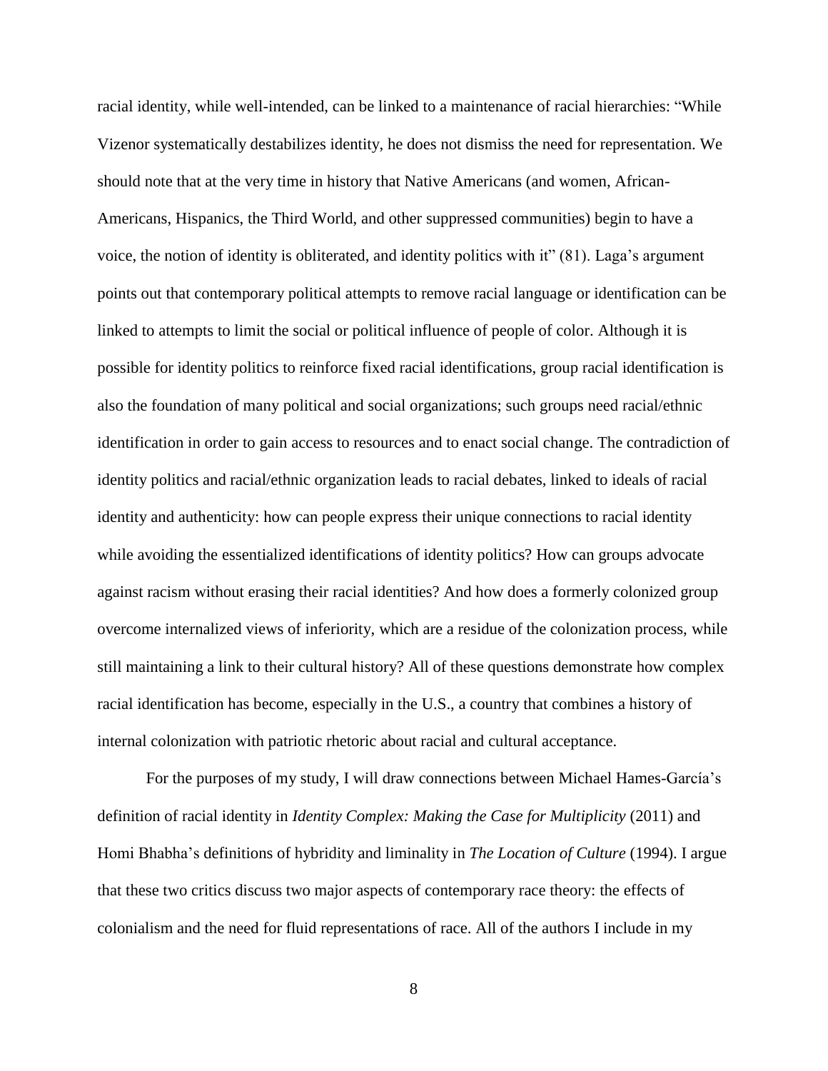racial identity, while well-intended, can be linked to a maintenance of racial hierarchies: "While Vizenor systematically destabilizes identity, he does not dismiss the need for representation. We should note that at the very time in history that Native Americans (and women, African-Americans, Hispanics, the Third World, and other suppressed communities) begin to have a voice, the notion of identity is obliterated, and identity politics with it" (81). Laga's argument points out that contemporary political attempts to remove racial language or identification can be linked to attempts to limit the social or political influence of people of color. Although it is possible for identity politics to reinforce fixed racial identifications, group racial identification is also the foundation of many political and social organizations; such groups need racial/ethnic identification in order to gain access to resources and to enact social change. The contradiction of identity politics and racial/ethnic organization leads to racial debates, linked to ideals of racial identity and authenticity: how can people express their unique connections to racial identity while avoiding the essentialized identifications of identity politics? How can groups advocate against racism without erasing their racial identities? And how does a formerly colonized group overcome internalized views of inferiority, which are a residue of the colonization process, while still maintaining a link to their cultural history? All of these questions demonstrate how complex racial identification has become, especially in the U.S., a country that combines a history of internal colonization with patriotic rhetoric about racial and cultural acceptance.

For the purposes of my study, I will draw connections between Michael Hames-García's definition of racial identity in *Identity Complex: Making the Case for Multiplicity* (2011) and Homi Bhabha's definitions of hybridity and liminality in *The Location of Culture* (1994). I argue that these two critics discuss two major aspects of contemporary race theory: the effects of colonialism and the need for fluid representations of race. All of the authors I include in my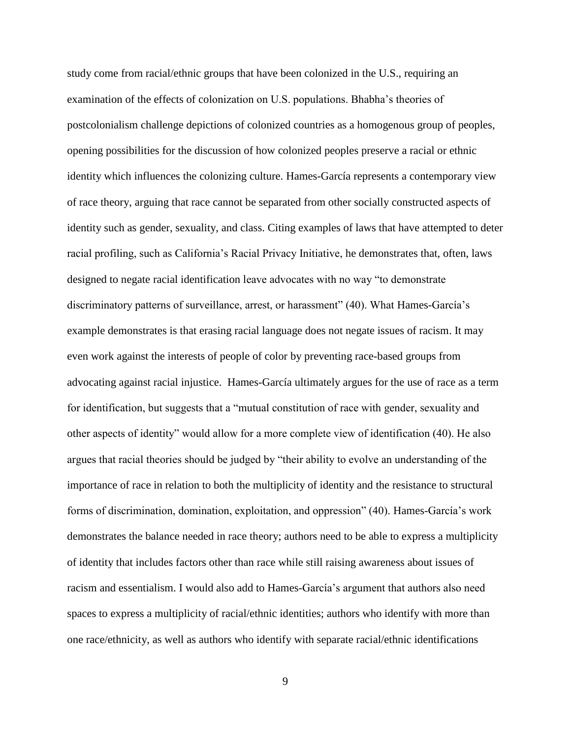study come from racial/ethnic groups that have been colonized in the U.S., requiring an examination of the effects of colonization on U.S. populations. Bhabha's theories of postcolonialism challenge depictions of colonized countries as a homogenous group of peoples, opening possibilities for the discussion of how colonized peoples preserve a racial or ethnic identity which influences the colonizing culture. Hames-García represents a contemporary view of race theory, arguing that race cannot be separated from other socially constructed aspects of identity such as gender, sexuality, and class. Citing examples of laws that have attempted to deter racial profiling, such as California's Racial Privacy Initiative, he demonstrates that, often, laws designed to negate racial identification leave advocates with no way "to demonstrate discriminatory patterns of surveillance, arrest, or harassment" (40). What Hames-García's example demonstrates is that erasing racial language does not negate issues of racism. It may even work against the interests of people of color by preventing race-based groups from advocating against racial injustice. Hames-García ultimately argues for the use of race as a term for identification, but suggests that a "mutual constitution of race with gender, sexuality and other aspects of identity" would allow for a more complete view of identification (40). He also argues that racial theories should be judged by "their ability to evolve an understanding of the importance of race in relation to both the multiplicity of identity and the resistance to structural forms of discrimination, domination, exploitation, and oppression" (40). Hames-García's work demonstrates the balance needed in race theory; authors need to be able to express a multiplicity of identity that includes factors other than race while still raising awareness about issues of racism and essentialism. I would also add to Hames-García's argument that authors also need spaces to express a multiplicity of racial/ethnic identities; authors who identify with more than one race/ethnicity, as well as authors who identify with separate racial/ethnic identifications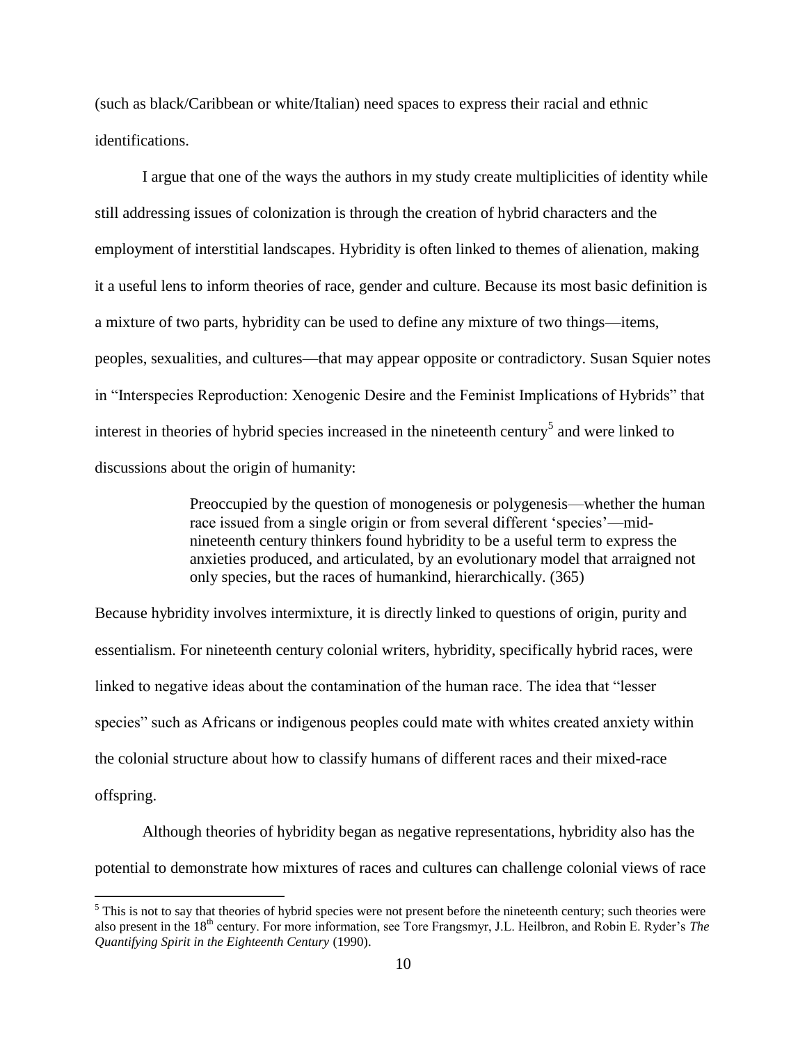(such as black/Caribbean or white/Italian) need spaces to express their racial and ethnic identifications.

I argue that one of the ways the authors in my study create multiplicities of identity while still addressing issues of colonization is through the creation of hybrid characters and the employment of interstitial landscapes. Hybridity is often linked to themes of alienation, making it a useful lens to inform theories of race, gender and culture. Because its most basic definition is a mixture of two parts, hybridity can be used to define any mixture of two things—items, peoples, sexualities, and cultures—that may appear opposite or contradictory. Susan Squier notes in "Interspecies Reproduction: Xenogenic Desire and the Feminist Implications of Hybrids" that interest in theories of hybrid species increased in the nineteenth century[5] and were linked to discussions about the origin of humanity:

> Preoccupied by the question of monogenesis or polygenesis—whether the human race issued from a single origin or from several different 'species'—mid-nineteenth century thinkers found hybridity to be a useful term to express the anxieties produced, and articulated, by an evolutionary model that arraigned not only species, but the races of humankind, hierarchically. (365)

Because hybridity involves intermixture, it is directly linked to questions of origin, purity and essentialism. For nineteenth century colonial writers, hybridity, specifically hybrid races, were linked to negative ideas about the contamination of the human race. The idea that "lesser species" such as Africans or indigenous peoples could mate with whites created anxiety within the colonial structure about how to classify humans of different races and their mixed-race offspring.

Although theories of hybridity began as negative representations, hybridity also has the potential to demonstrate how mixtures of races and cultures can challenge colonial views of race

---

[5] This is not to say that theories of hybrid species were not present before the nineteenth century; such theories were also present in the 18th century. For more information, see Tore Frangsmyr, J.L. Heilbron, and Robin E. Ryder's *The Quantifying Spirit in the Eighteenth Century* (1990).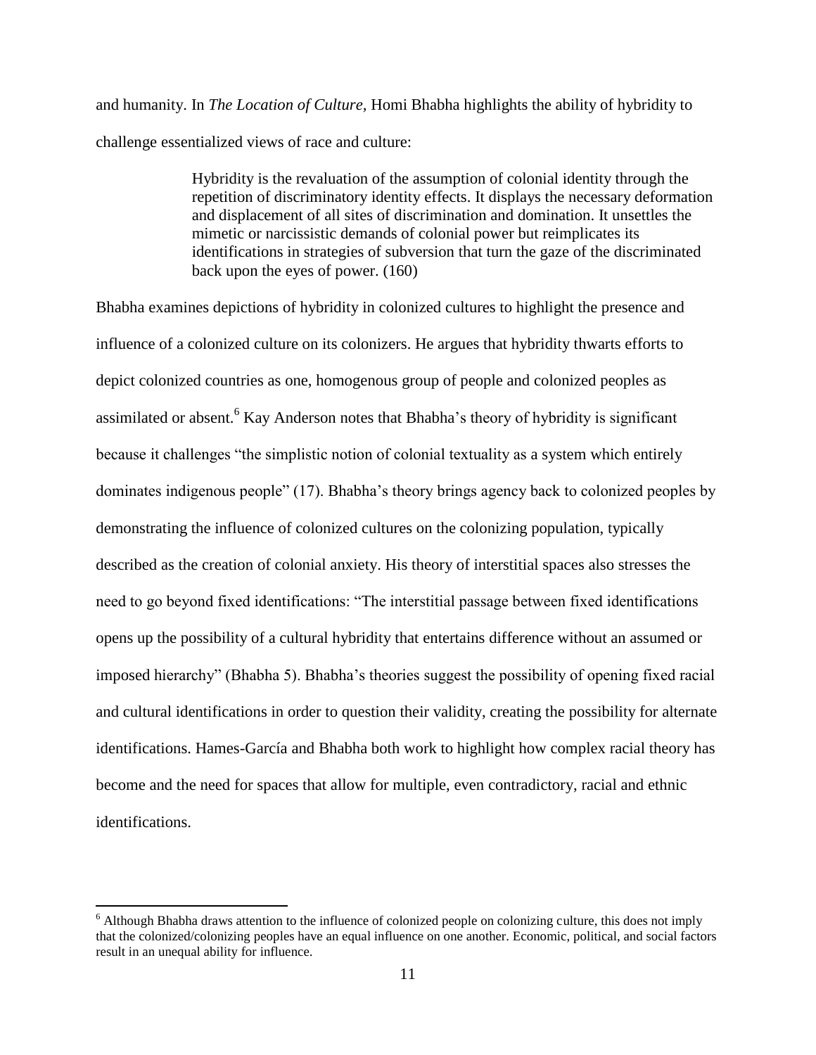and humanity. In *The Location of Culture,* Homi Bhabha highlights the ability of hybridity to challenge essentialized views of race and culture:

> Hybridity is the revaluation of the assumption of colonial identity through the repetition of discriminatory identity effects. It displays the necessary deformation and displacement of all sites of discrimination and domination. It unsettles the mimetic or narcissistic demands of colonial power but reimplicates its identifications in strategies of subversion that turn the gaze of the discriminated back upon the eyes of power. (160)

Bhabha examines depictions of hybridity in colonized cultures to highlight the presence and influence of a colonized culture on its colonizers. He argues that hybridity thwarts efforts to depict colonized countries as one, homogenous group of people and colonized peoples as assimilated or absent.[6] Kay Anderson notes that Bhabha's theory of hybridity is significant because it challenges "the simplistic notion of colonial textuality as a system which entirely dominates indigenous people" (17). Bhabha's theory brings agency back to colonized peoples by demonstrating the influence of colonized cultures on the colonizing population, typically described as the creation of colonial anxiety. His theory of interstitial spaces also stresses the need to go beyond fixed identifications: "The interstitial passage between fixed identifications opens up the possibility of a cultural hybridity that entertains difference without an assumed or imposed hierarchy" (Bhabha 5). Bhabha's theories suggest the possibility of opening fixed racial and cultural identifications in order to question their validity, creating the possibility for alternate identifications. Hames-García and Bhabha both work to highlight how complex racial theory has become and the need for spaces that allow for multiple, even contradictory, racial and ethnic identifications.

---

[6] Although Bhabha draws attention to the influence of colonized people on colonizing culture, this does not imply that the colonized/colonizing peoples have an equal influence on one another. Economic, political, and social factors result in an unequal ability for influence.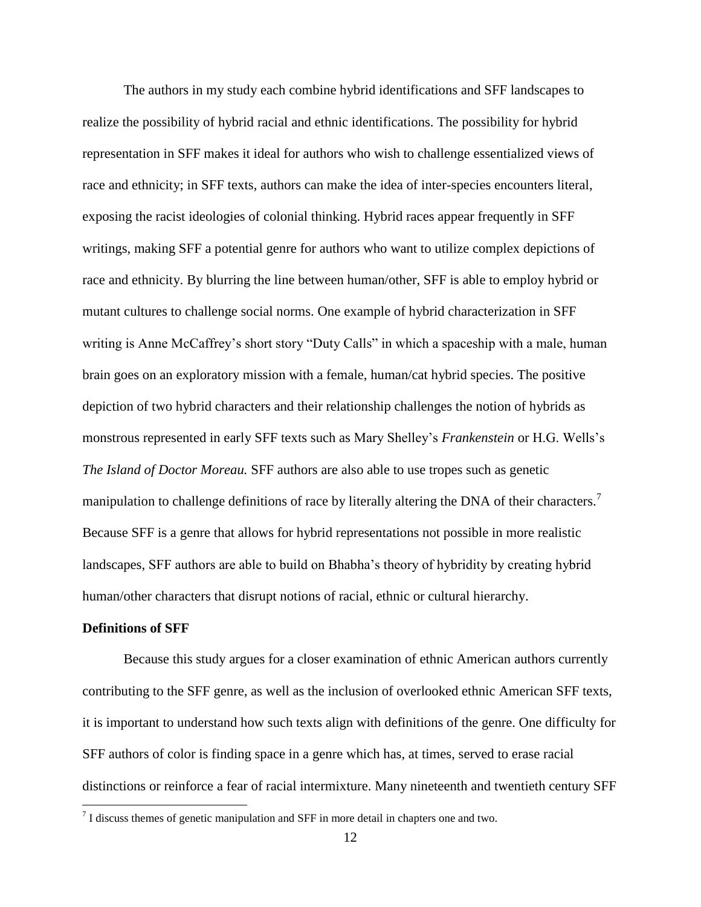The authors in my study each combine hybrid identifications and SFF landscapes to realize the possibility of hybrid racial and ethnic identifications. The possibility for hybrid representation in SFF makes it ideal for authors who wish to challenge essentialized views of race and ethnicity; in SFF texts, authors can make the idea of inter-species encounters literal, exposing the racist ideologies of colonial thinking. Hybrid races appear frequently in SFF writings, making SFF a potential genre for authors who want to utilize complex depictions of race and ethnicity. By blurring the line between human/other, SFF is able to employ hybrid or mutant cultures to challenge social norms. One example of hybrid characterization in SFF writing is Anne McCaffrey's short story "Duty Calls" in which a spaceship with a male, human brain goes on an exploratory mission with a female, human/cat hybrid species. The positive depiction of two hybrid characters and their relationship challenges the notion of hybrids as monstrous represented in early SFF texts such as Mary Shelley's *Frankenstein* or H.G. Wells's *The Island of Doctor Moreau.* SFF authors are also able to use tropes such as genetic manipulation to challenge definitions of race by literally altering the DNA of their characters.[7] Because SFF is a genre that allows for hybrid representations not possible in more realistic landscapes, SFF authors are able to build on Bhabha's theory of hybridity by creating hybrid human/other characters that disrupt notions of racial, ethnic or cultural hierarchy.

**Definitions of SFF**

Because this study argues for a closer examination of ethnic American authors currently contributing to the SFF genre, as well as the inclusion of overlooked ethnic American SFF texts, it is important to understand how such texts align with definitions of the genre. One difficulty for SFF authors of color is finding space in a genre which has, at times, served to erase racial distinctions or reinforce a fear of racial intermixture. Many nineteenth and twentieth century SFF

[7] I discuss themes of genetic manipulation and SFF in more detail in chapters one and two.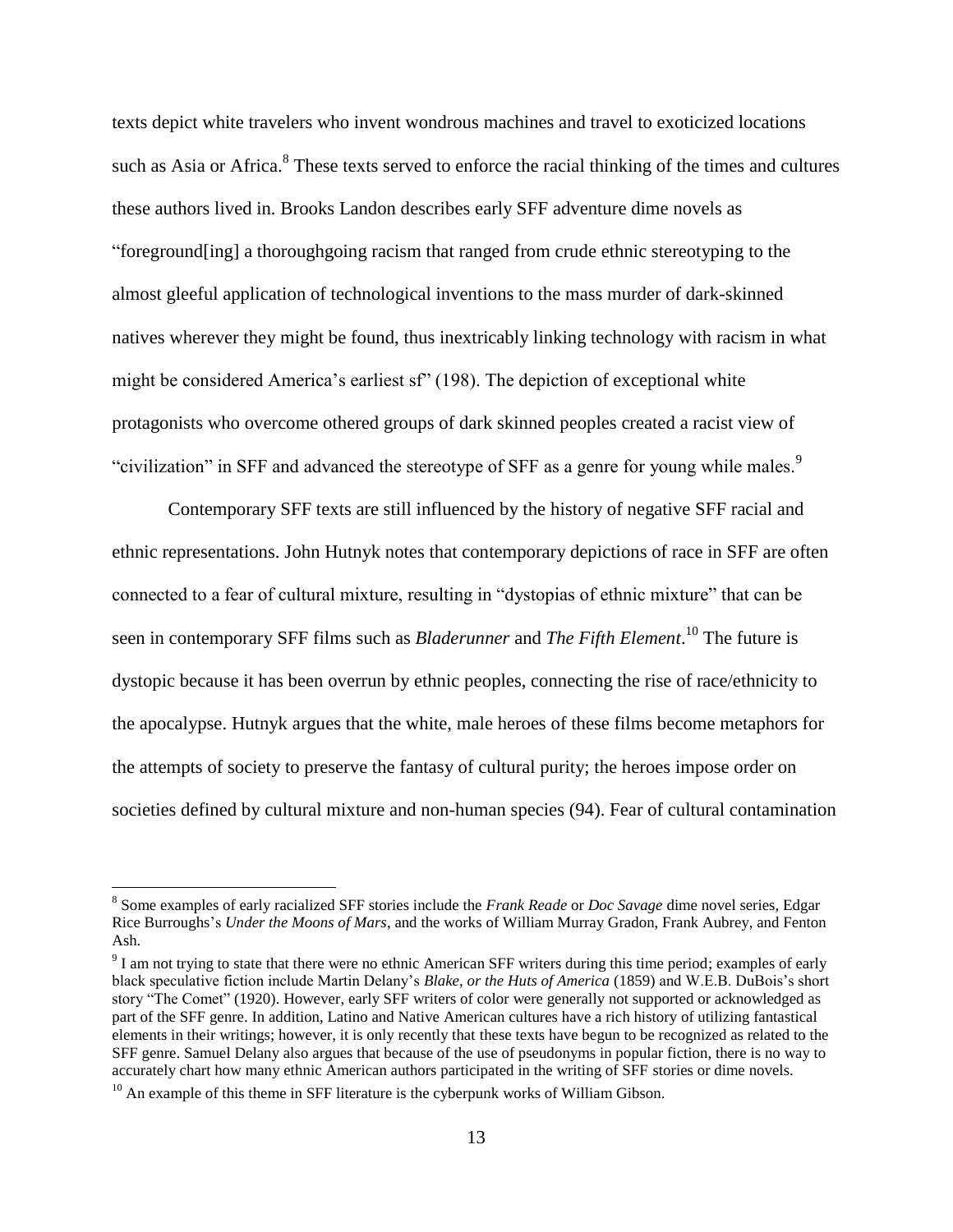texts depict white travelers who invent wondrous machines and travel to exoticized locations such as Asia or Africa.[8] These texts served to enforce the racial thinking of the times and cultures these authors lived in. Brooks Landon describes early SFF adventure dime novels as "foreground[ing] a thoroughgoing racism that ranged from crude ethnic stereotyping to the almost gleeful application of technological inventions to the mass murder of dark-skinned natives wherever they might be found, thus inextricably linking technology with racism in what might be considered America's earliest sf" (198). The depiction of exceptional white protagonists who overcome othered groups of dark skinned peoples created a racist view of "civilization" in SFF and advanced the stereotype of SFF as a genre for young while males.[9]

Contemporary SFF texts are still influenced by the history of negative SFF racial and ethnic representations. John Hutnyk notes that contemporary depictions of race in SFF are often connected to a fear of cultural mixture, resulting in "dystopias of ethnic mixture" that can be seen in contemporary SFF films such as *Bladerunner* and *The Fifth Element*.[10] The future is dystopic because it has been overrun by ethnic peoples, connecting the rise of race/ethnicity to the apocalypse. Hutnyk argues that the white, male heroes of these films become metaphors for the attempts of society to preserve the fantasy of cultural purity; the heroes impose order on societies defined by cultural mixture and non-human species (94). Fear of cultural contamination

---

[8] Some examples of early racialized SFF stories include the *Frank Reade* or *Doc Savage* dime novel series, Edgar Rice Burroughs's *Under the Moons of Mars*, and the works of William Murray Gradon, Frank Aubrey, and Fenton Ash.

[9] I am not trying to state that there were no ethnic American SFF writers during this time period; examples of early black speculative fiction include Martin Delany's *Blake, or the Huts of America* (1859) and W.E.B. DuBois's short story "The Comet" (1920). However, early SFF writers of color were generally not supported or acknowledged as part of the SFF genre. In addition, Latino and Native American cultures have a rich history of utilizing fantastical elements in their writings; however, it is only recently that these texts have begun to be recognized as related to the SFF genre. Samuel Delany also argues that because of the use of pseudonyms in popular fiction, there is no way to accurately chart how many ethnic American authors participated in the writing of SFF stories or dime novels.

[10] An example of this theme in SFF literature is the cyberpunk works of William Gibson.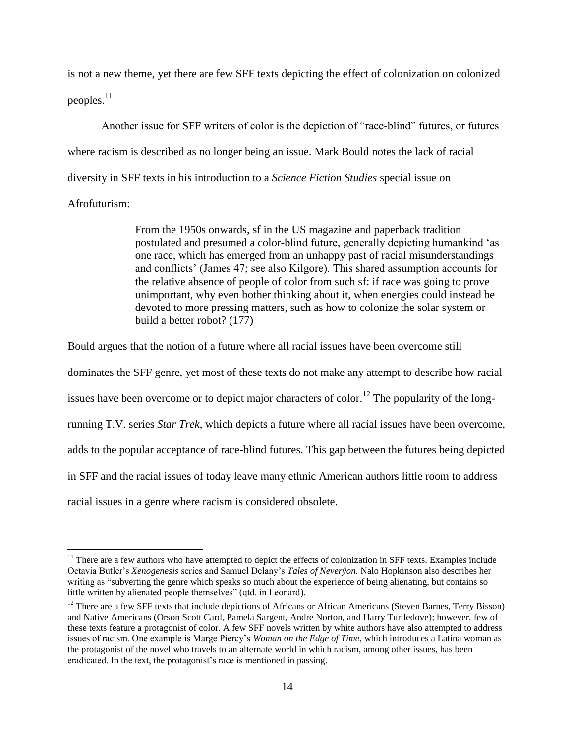is not a new theme, yet there are few SFF texts depicting the effect of colonization on colonized peoples.[11]

Another issue for SFF writers of color is the depiction of "race-blind" futures, or futures where racism is described as no longer being an issue. Mark Bould notes the lack of racial diversity in SFF texts in his introduction to a *Science Fiction Studies* special issue on Afrofuturism:

> From the 1950s onwards, sf in the US magazine and paperback tradition postulated and presumed a color-blind future, generally depicting humankind 'as one race, which has emerged from an unhappy past of racial misunderstandings and conflicts' (James 47; see also Kilgore). This shared assumption accounts for the relative absence of people of color from such sf: if race was going to prove unimportant, why even bother thinking about it, when energies could instead be devoted to more pressing matters, such as how to colonize the solar system or build a better robot? (177)

Bould argues that the notion of a future where all racial issues have been overcome still dominates the SFF genre, yet most of these texts do not make any attempt to describe how racial issues have been overcome or to depict major characters of color.[12] The popularity of the long-running T.V. series *Star Trek*, which depicts a future where all racial issues have been overcome, adds to the popular acceptance of race-blind futures. This gap between the futures being depicted in SFF and the racial issues of today leave many ethnic American authors little room to address racial issues in a genre where racism is considered obsolete.

---

[11] There are a few authors who have attempted to depict the effects of colonization in SFF texts. Examples include Octavia Butler's *Xenogenesis* series and Samuel Delany's *Tales of Neverÿon.* Nalo Hopkinson also describes her writing as "subverting the genre which speaks so much about the experience of being alienating, but contains so little written by alienated people themselves" (qtd. in Leonard).

[12] There are a few SFF texts that include depictions of Africans or African Americans (Steven Barnes, Terry Bisson) and Native Americans (Orson Scott Card, Pamela Sargent, Andre Norton, and Harry Turtledove); however, few of these texts feature a protagonist of color. A few SFF novels written by white authors have also attempted to address issues of racism. One example is Marge Piercy's *Woman on the Edge of Time,* which introduces a Latina woman as the protagonist of the novel who travels to an alternate world in which racism, among other issues, has been eradicated. In the text, the protagonist's race is mentioned in passing.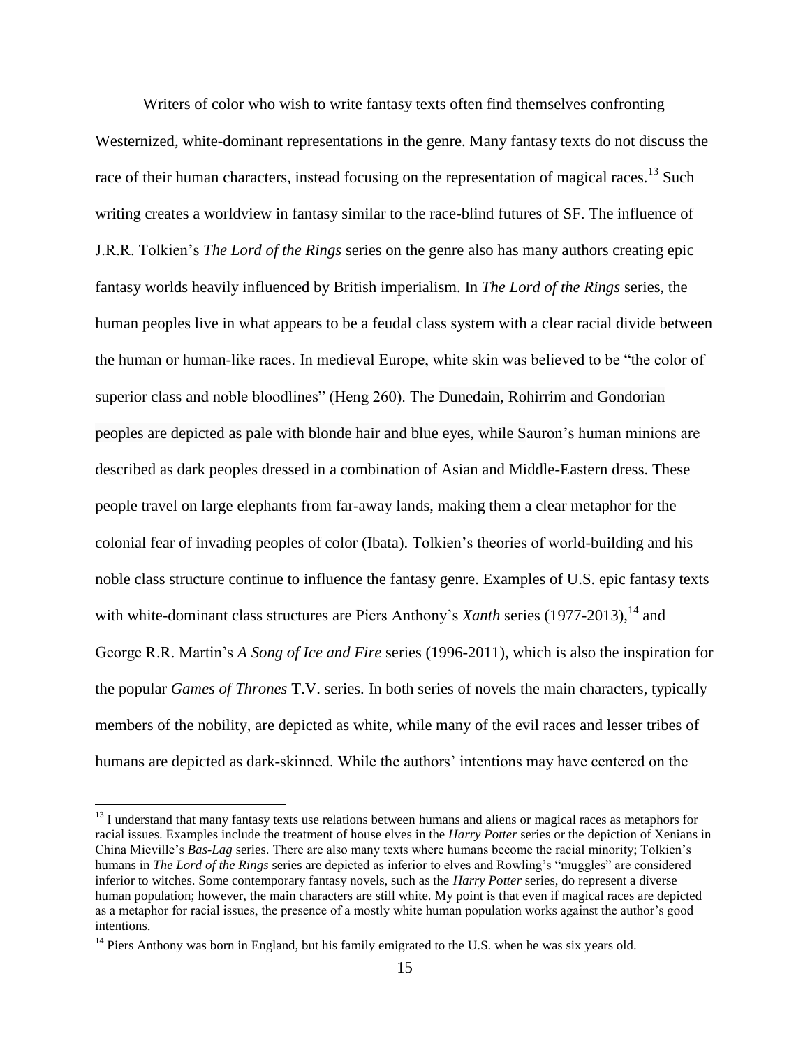Writers of color who wish to write fantasy texts often find themselves confronting Westernized, white-dominant representations in the genre. Many fantasy texts do not discuss the race of their human characters, instead focusing on the representation of magical races.[13] Such writing creates a worldview in fantasy similar to the race-blind futures of SF. The influence of J.R.R. Tolkien's *The Lord of the Rings* series on the genre also has many authors creating epic fantasy worlds heavily influenced by British imperialism. In *The Lord of the Rings* series, the human peoples live in what appears to be a feudal class system with a clear racial divide between the human or human-like races. In medieval Europe, white skin was believed to be "the color of superior class and noble bloodlines" (Heng 260). The Dunedain, Rohirrim and Gondorian peoples are depicted as pale with blonde hair and blue eyes, while Sauron's human minions are described as dark peoples dressed in a combination of Asian and Middle-Eastern dress. These people travel on large elephants from far-away lands, making them a clear metaphor for the colonial fear of invading peoples of color (Ibata). Tolkien's theories of world-building and his noble class structure continue to influence the fantasy genre. Examples of U.S. epic fantasy texts with white-dominant class structures are Piers Anthony's *Xanth* series (1977-2013),[14] and George R.R. Martin's *A Song of Ice and Fire* series (1996-2011), which is also the inspiration for the popular *Games of Thrones* T.V. series. In both series of novels the main characters, typically members of the nobility, are depicted as white, while many of the evil races and lesser tribes of humans are depicted as dark-skinned. While the authors' intentions may have centered on the

---

[13] I understand that many fantasy texts use relations between humans and aliens or magical races as metaphors for racial issues. Examples include the treatment of house elves in the *Harry Potter* series or the depiction of Xenians in China Mieville's *Bas-Lag* series. There are also many texts where humans become the racial minority; Tolkien's humans in *The Lord of the Rings* series are depicted as inferior to elves and Rowling's "muggles" are considered inferior to witches. Some contemporary fantasy novels, such as the *Harry Potter* series, do represent a diverse human population; however, the main characters are still white. My point is that even if magical races are depicted as a metaphor for racial issues, the presence of a mostly white human population works against the author's good intentions.

[14] Piers Anthony was born in England, but his family emigrated to the U.S. when he was six years old.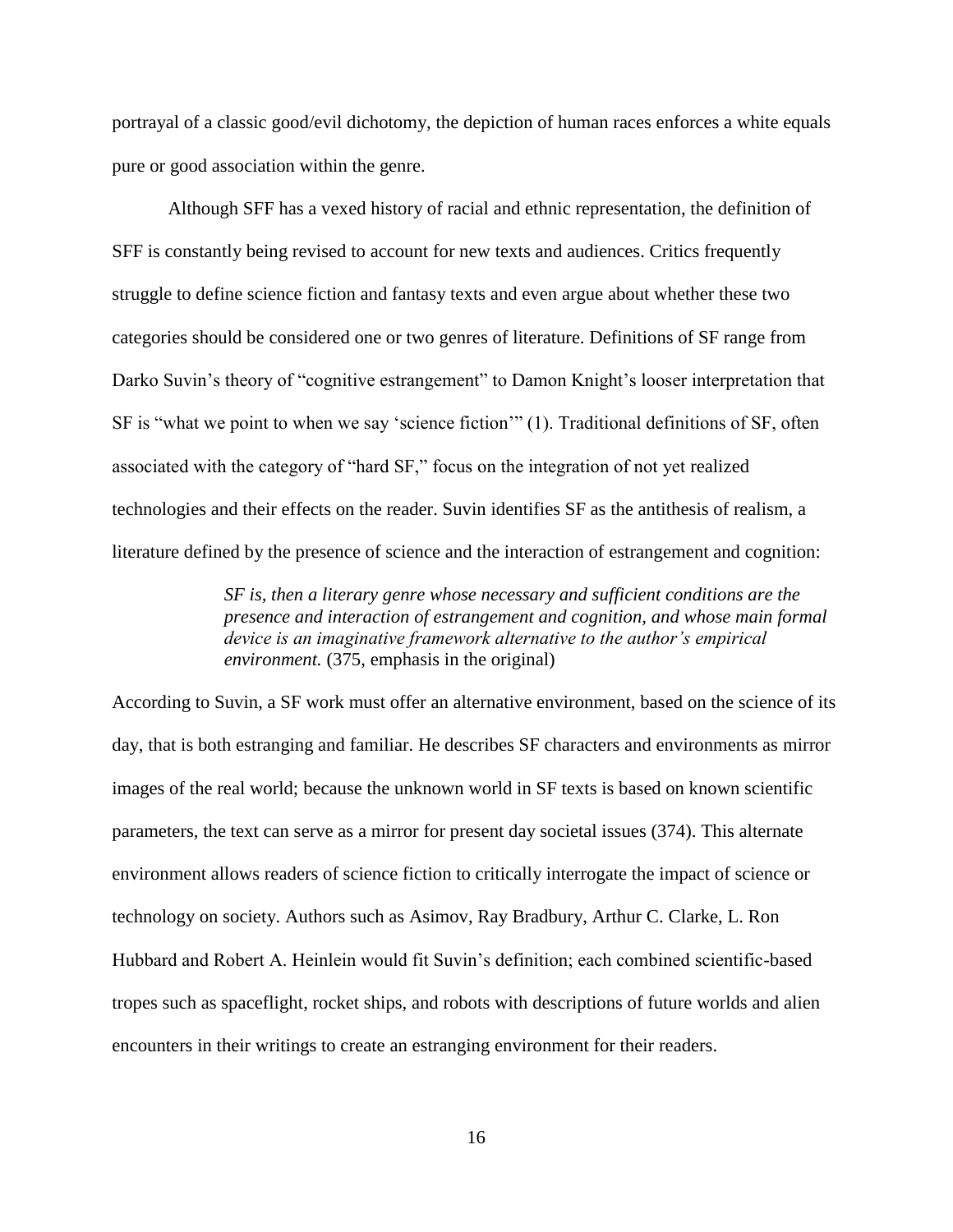portrayal of a classic good/evil dichotomy, the depiction of human races enforces a white equals pure or good association within the genre.

Although SFF has a vexed history of racial and ethnic representation, the definition of SFF is constantly being revised to account for new texts and audiences. Critics frequently struggle to define science fiction and fantasy texts and even argue about whether these two categories should be considered one or two genres of literature. Definitions of SF range from Darko Suvin's theory of "cognitive estrangement" to Damon Knight's looser interpretation that SF is "what we point to when we say 'science fiction'" (1). Traditional definitions of SF, often associated with the category of "hard SF," focus on the integration of not yet realized technologies and their effects on the reader. Suvin identifies SF as the antithesis of realism, a literature defined by the presence of science and the interaction of estrangement and cognition:

> *SF is, then a literary genre whose necessary and sufficient conditions are the presence and interaction of estrangement and cognition, and whose main formal device is an imaginative framework alternative to the author's empirical environment.* (375, emphasis in the original)

According to Suvin, a SF work must offer an alternative environment, based on the science of its day, that is both estranging and familiar. He describes SF characters and environments as mirror images of the real world; because the unknown world in SF texts is based on known scientific parameters, the text can serve as a mirror for present day societal issues (374). This alternate environment allows readers of science fiction to critically interrogate the impact of science or technology on society. Authors such as Asimov, Ray Bradbury, Arthur C. Clarke, L. Ron Hubbard and Robert A. Heinlein would fit Suvin's definition; each combined scientific-based tropes such as spaceflight, rocket ships, and robots with descriptions of future worlds and alien encounters in their writings to create an estranging environment for their readers.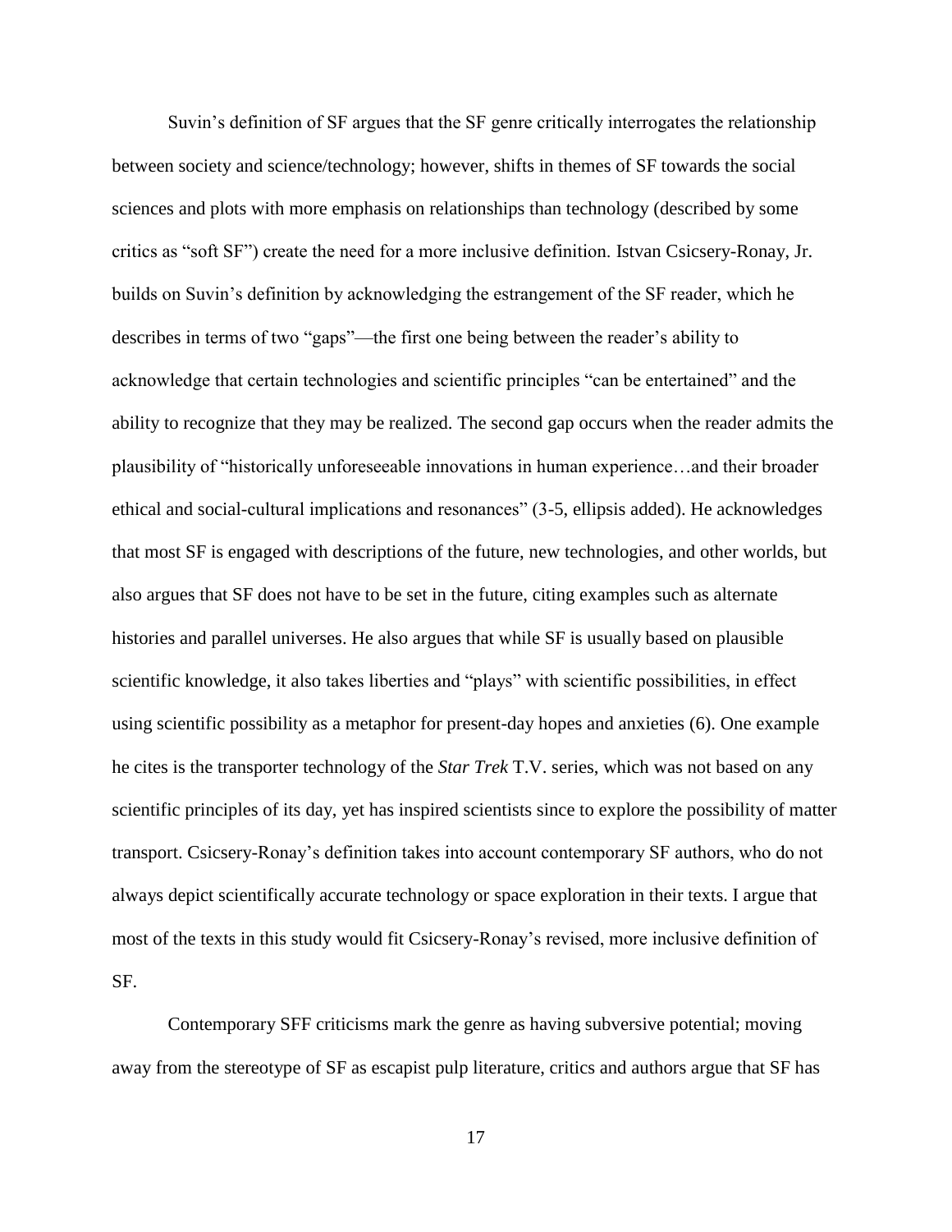Suvin's definition of SF argues that the SF genre critically interrogates the relationship between society and science/technology; however, shifts in themes of SF towards the social sciences and plots with more emphasis on relationships than technology (described by some critics as "soft SF") create the need for a more inclusive definition. Istvan Csicsery-Ronay, Jr. builds on Suvin's definition by acknowledging the estrangement of the SF reader, which he describes in terms of two "gaps"—the first one being between the reader's ability to acknowledge that certain technologies and scientific principles "can be entertained" and the ability to recognize that they may be realized. The second gap occurs when the reader admits the plausibility of "historically unforeseeable innovations in human experience…and their broader ethical and social-cultural implications and resonances" (3-5, ellipsis added). He acknowledges that most SF is engaged with descriptions of the future, new technologies, and other worlds, but also argues that SF does not have to be set in the future, citing examples such as alternate histories and parallel universes. He also argues that while SF is usually based on plausible scientific knowledge, it also takes liberties and "plays" with scientific possibilities, in effect using scientific possibility as a metaphor for present-day hopes and anxieties (6). One example he cites is the transporter technology of the *Star Trek* T.V. series, which was not based on any scientific principles of its day, yet has inspired scientists since to explore the possibility of matter transport. Csicsery-Ronay's definition takes into account contemporary SF authors, who do not always depict scientifically accurate technology or space exploration in their texts. I argue that most of the texts in this study would fit Csicsery-Ronay's revised, more inclusive definition of SF.

Contemporary SFF criticisms mark the genre as having subversive potential; moving away from the stereotype of SF as escapist pulp literature, critics and authors argue that SF has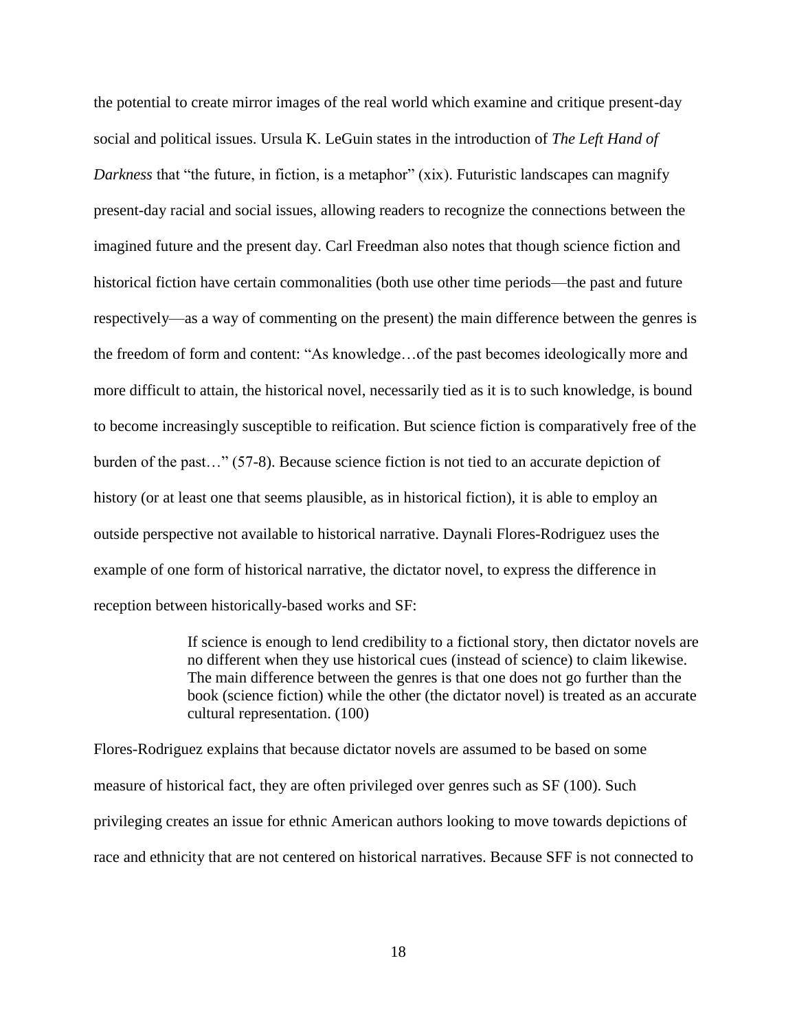the potential to create mirror images of the real world which examine and critique present-day social and political issues. Ursula K. LeGuin states in the introduction of *The Left Hand of Darkness* that "the future, in fiction, is a metaphor" (xix). Futuristic landscapes can magnify present-day racial and social issues, allowing readers to recognize the connections between the imagined future and the present day. Carl Freedman also notes that though science fiction and historical fiction have certain commonalities (both use other time periods—the past and future respectively—as a way of commenting on the present) the main difference between the genres is the freedom of form and content: "As knowledge…of the past becomes ideologically more and more difficult to attain, the historical novel, necessarily tied as it is to such knowledge, is bound to become increasingly susceptible to reification. But science fiction is comparatively free of the burden of the past…" (57-8). Because science fiction is not tied to an accurate depiction of history (or at least one that seems plausible, as in historical fiction), it is able to employ an outside perspective not available to historical narrative. Daynali Flores-Rodriguez uses the example of one form of historical narrative, the dictator novel, to express the difference in reception between historically-based works and SF:

> If science is enough to lend credibility to a fictional story, then dictator novels are no different when they use historical cues (instead of science) to claim likewise. The main difference between the genres is that one does not go further than the book (science fiction) while the other (the dictator novel) is treated as an accurate cultural representation. (100)

Flores-Rodriguez explains that because dictator novels are assumed to be based on some measure of historical fact, they are often privileged over genres such as SF (100). Such privileging creates an issue for ethnic American authors looking to move towards depictions of race and ethnicity that are not centered on historical narratives. Because SFF is not connected to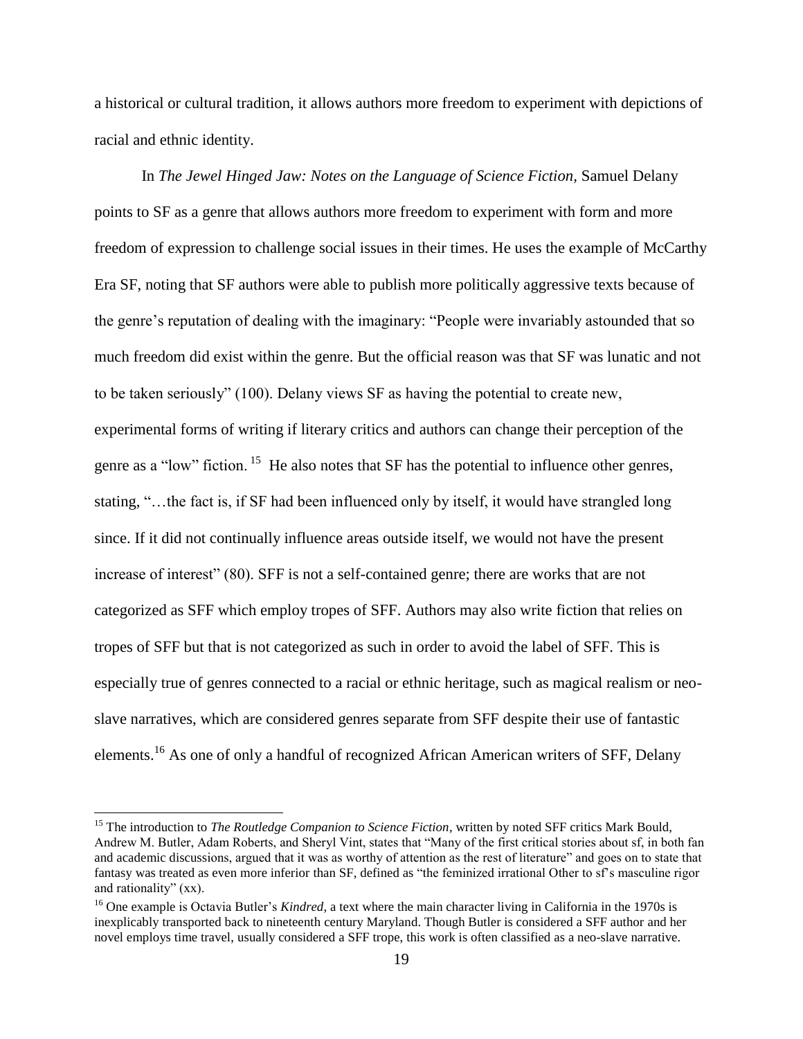a historical or cultural tradition, it allows authors more freedom to experiment with depictions of racial and ethnic identity.

In *The Jewel Hinged Jaw: Notes on the Language of Science Fiction,* Samuel Delany points to SF as a genre that allows authors more freedom to experiment with form and more freedom of expression to challenge social issues in their times. He uses the example of McCarthy Era SF, noting that SF authors were able to publish more politically aggressive texts because of the genre's reputation of dealing with the imaginary: "People were invariably astounded that so much freedom did exist within the genre. But the official reason was that SF was lunatic and not to be taken seriously" (100). Delany views SF as having the potential to create new, experimental forms of writing if literary critics and authors can change their perception of the genre as a "low" fiction.[15] He also notes that SF has the potential to influence other genres, stating, "…the fact is, if SF had been influenced only by itself, it would have strangled long since. If it did not continually influence areas outside itself, we would not have the present increase of interest" (80). SFF is not a self-contained genre; there are works that are not categorized as SFF which employ tropes of SFF. Authors may also write fiction that relies on tropes of SFF but that is not categorized as such in order to avoid the label of SFF. This is especially true of genres connected to a racial or ethnic heritage, such as magical realism or neo-slave narratives, which are considered genres separate from SFF despite their use of fantastic elements.[16] As one of only a handful of recognized African American writers of SFF, Delany

---

[15] The introduction to *The Routledge Companion to Science Fiction*, written by noted SFF critics Mark Bould, Andrew M. Butler, Adam Roberts, and Sheryl Vint, states that "Many of the first critical stories about sf, in both fan and academic discussions, argued that it was as worthy of attention as the rest of literature" and goes on to state that fantasy was treated as even more inferior than SF, defined as "the feminized irrational Other to sf's masculine rigor and rationality" (xx).

[16] One example is Octavia Butler's *Kindred*, a text where the main character living in California in the 1970s is inexplicably transported back to nineteenth century Maryland. Though Butler is considered a SFF author and her novel employs time travel, usually considered a SFF trope, this work is often classified as a neo-slave narrative.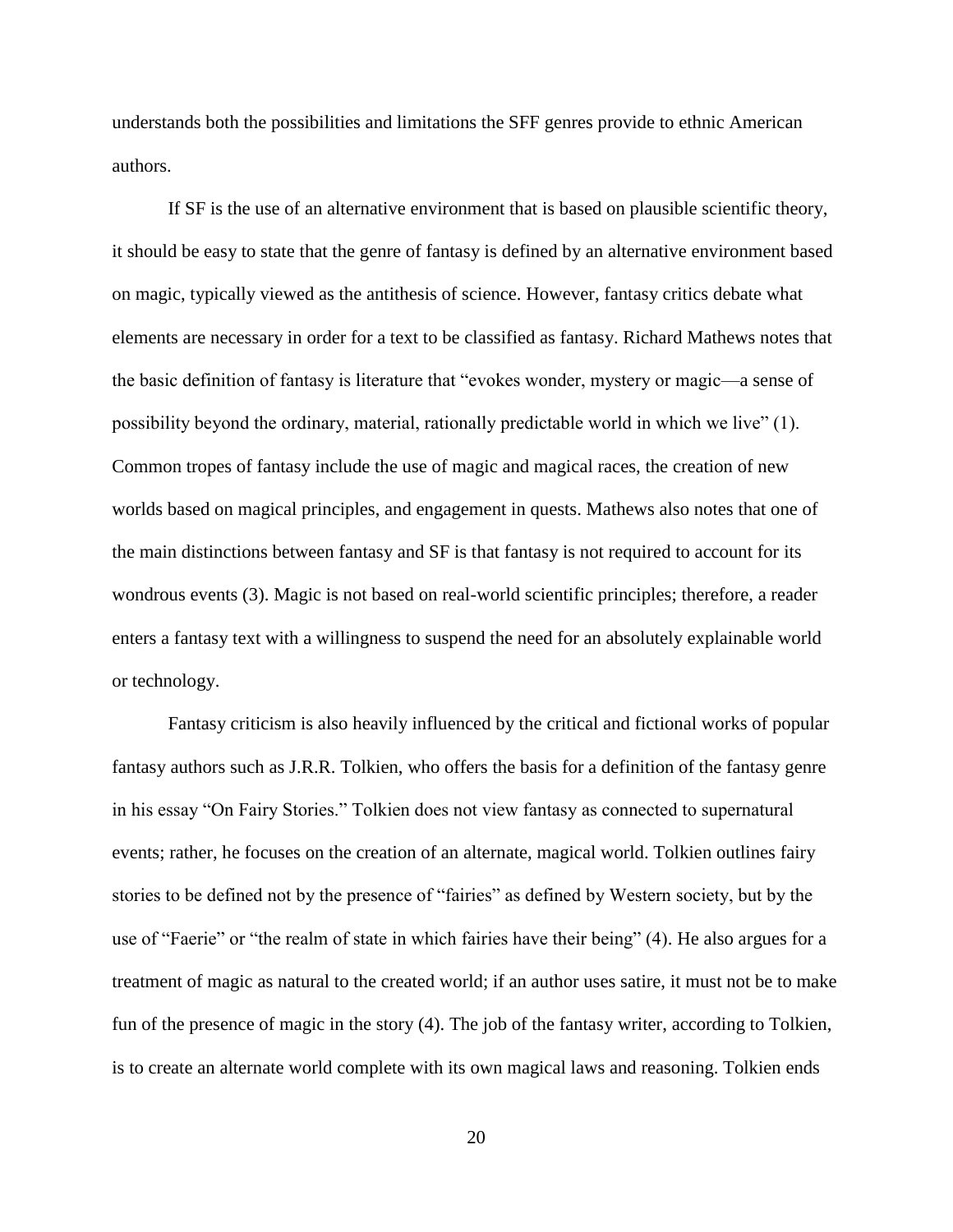understands both the possibilities and limitations the SFF genres provide to ethnic American authors.

If SF is the use of an alternative environment that is based on plausible scientific theory, it should be easy to state that the genre of fantasy is defined by an alternative environment based on magic, typically viewed as the antithesis of science. However, fantasy critics debate what elements are necessary in order for a text to be classified as fantasy. Richard Mathews notes that the basic definition of fantasy is literature that "evokes wonder, mystery or magic—a sense of possibility beyond the ordinary, material, rationally predictable world in which we live" (1). Common tropes of fantasy include the use of magic and magical races, the creation of new worlds based on magical principles, and engagement in quests. Mathews also notes that one of the main distinctions between fantasy and SF is that fantasy is not required to account for its wondrous events (3). Magic is not based on real-world scientific principles; therefore, a reader enters a fantasy text with a willingness to suspend the need for an absolutely explainable world or technology.

Fantasy criticism is also heavily influenced by the critical and fictional works of popular fantasy authors such as J.R.R. Tolkien, who offers the basis for a definition of the fantasy genre in his essay "On Fairy Stories." Tolkien does not view fantasy as connected to supernatural events; rather, he focuses on the creation of an alternate, magical world. Tolkien outlines fairy stories to be defined not by the presence of "fairies" as defined by Western society, but by the use of "Faerie" or "the realm of state in which fairies have their being" (4). He also argues for a treatment of magic as natural to the created world; if an author uses satire, it must not be to make fun of the presence of magic in the story (4). The job of the fantasy writer, according to Tolkien, is to create an alternate world complete with its own magical laws and reasoning. Tolkien ends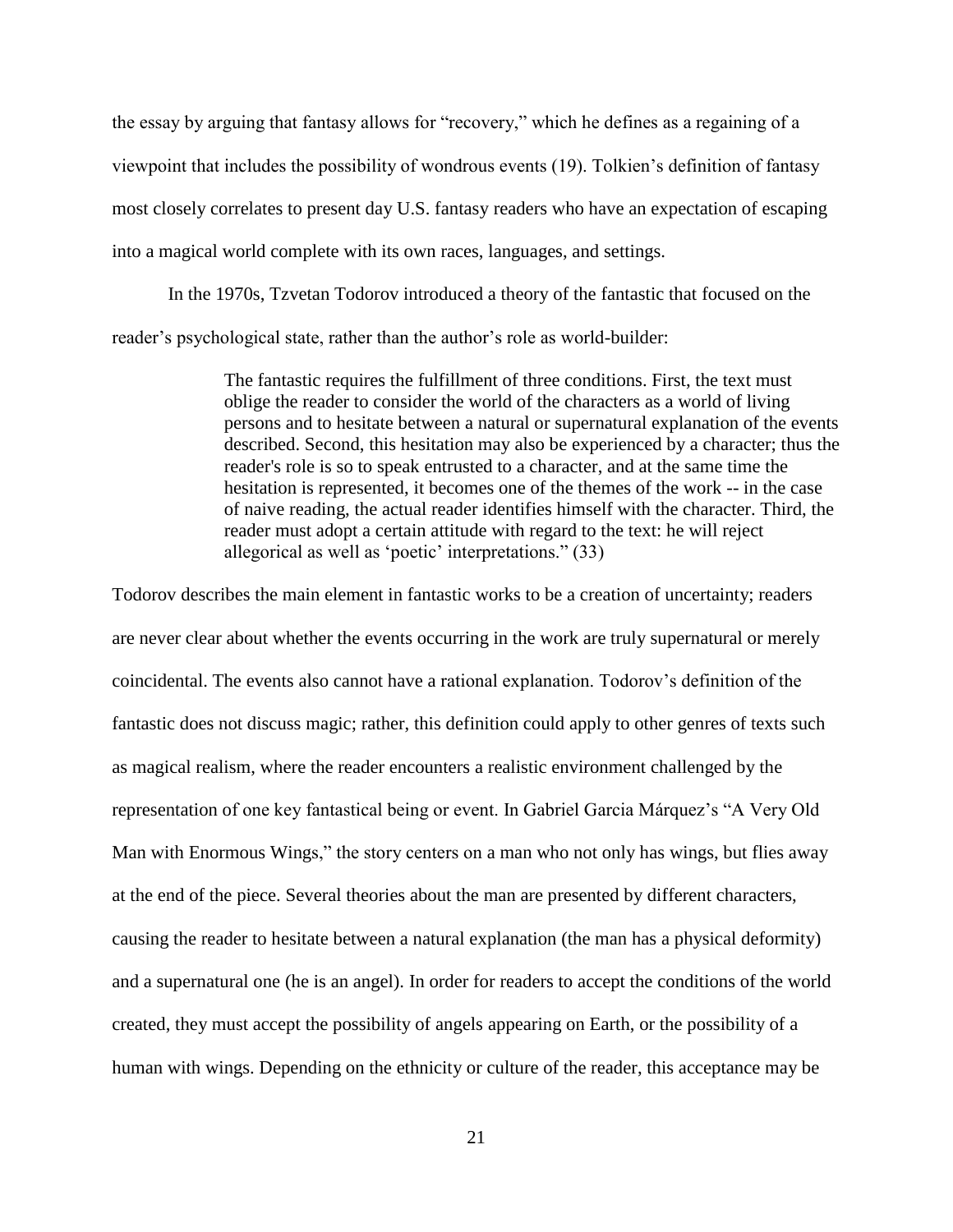the essay by arguing that fantasy allows for "recovery," which he defines as a regaining of a viewpoint that includes the possibility of wondrous events (19). Tolkien's definition of fantasy most closely correlates to present day U.S. fantasy readers who have an expectation of escaping into a magical world complete with its own races, languages, and settings.

In the 1970s, Tzvetan Todorov introduced a theory of the fantastic that focused on the reader's psychological state, rather than the author's role as world-builder:

> The fantastic requires the fulfillment of three conditions. First, the text must oblige the reader to consider the world of the characters as a world of living persons and to hesitate between a natural or supernatural explanation of the events described. Second, this hesitation may also be experienced by a character; thus the reader's role is so to speak entrusted to a character, and at the same time the hesitation is represented, it becomes one of the themes of the work -- in the case of naive reading, the actual reader identifies himself with the character. Third, the reader must adopt a certain attitude with regard to the text: he will reject allegorical as well as 'poetic' interpretations." (33)

Todorov describes the main element in fantastic works to be a creation of uncertainty; readers are never clear about whether the events occurring in the work are truly supernatural or merely coincidental. The events also cannot have a rational explanation. Todorov's definition of the fantastic does not discuss magic; rather, this definition could apply to other genres of texts such as magical realism, where the reader encounters a realistic environment challenged by the representation of one key fantastical being or event. In Gabriel Garcia Márquez's "A Very Old Man with Enormous Wings," the story centers on a man who not only has wings, but flies away at the end of the piece. Several theories about the man are presented by different characters, causing the reader to hesitate between a natural explanation (the man has a physical deformity) and a supernatural one (he is an angel). In order for readers to accept the conditions of the world created, they must accept the possibility of angels appearing on Earth, or the possibility of a human with wings. Depending on the ethnicity or culture of the reader, this acceptance may be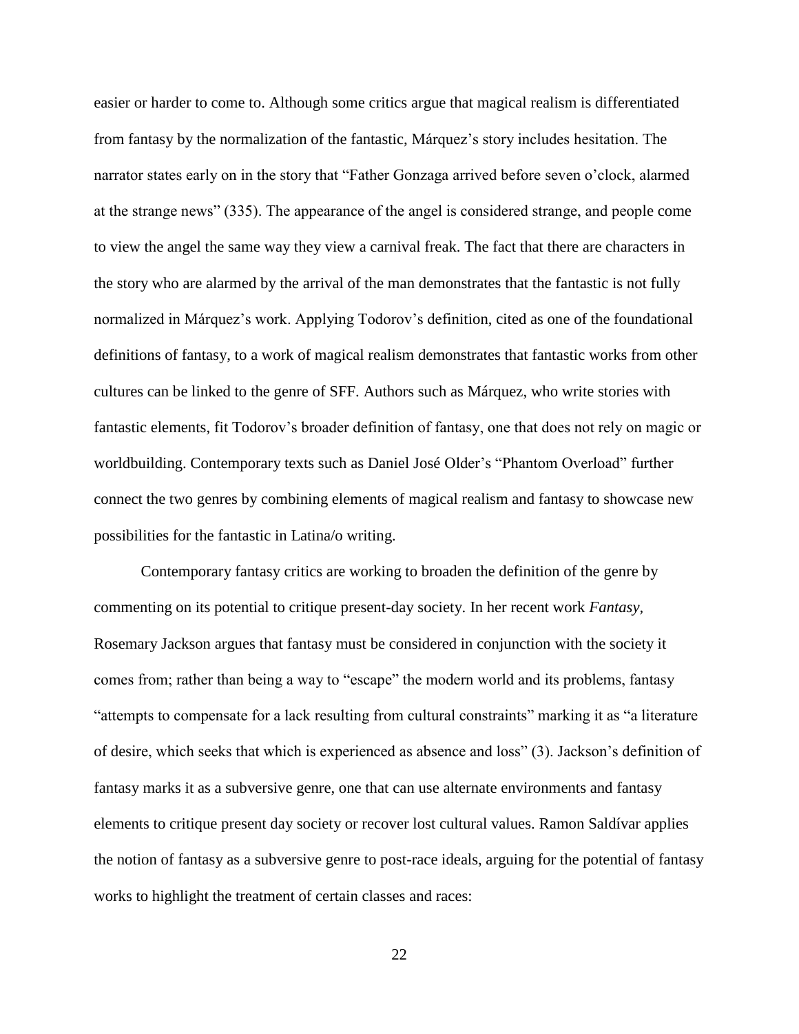easier or harder to come to. Although some critics argue that magical realism is differentiated from fantasy by the normalization of the fantastic, Márquez's story includes hesitation. The narrator states early on in the story that "Father Gonzaga arrived before seven o'clock, alarmed at the strange news" (335). The appearance of the angel is considered strange, and people come to view the angel the same way they view a carnival freak. The fact that there are characters in the story who are alarmed by the arrival of the man demonstrates that the fantastic is not fully normalized in Márquez's work. Applying Todorov's definition, cited as one of the foundational definitions of fantasy, to a work of magical realism demonstrates that fantastic works from other cultures can be linked to the genre of SFF. Authors such as Márquez, who write stories with fantastic elements, fit Todorov's broader definition of fantasy, one that does not rely on magic or worldbuilding. Contemporary texts such as Daniel José Older's "Phantom Overload" further connect the two genres by combining elements of magical realism and fantasy to showcase new possibilities for the fantastic in Latina/o writing.

Contemporary fantasy critics are working to broaden the definition of the genre by commenting on its potential to critique present-day society. In her recent work *Fantasy*, Rosemary Jackson argues that fantasy must be considered in conjunction with the society it comes from; rather than being a way to "escape" the modern world and its problems, fantasy "attempts to compensate for a lack resulting from cultural constraints" marking it as "a literature of desire, which seeks that which is experienced as absence and loss" (3). Jackson's definition of fantasy marks it as a subversive genre, one that can use alternate environments and fantasy elements to critique present day society or recover lost cultural values. Ramon Saldívar applies the notion of fantasy as a subversive genre to post-race ideals, arguing for the potential of fantasy works to highlight the treatment of certain classes and races: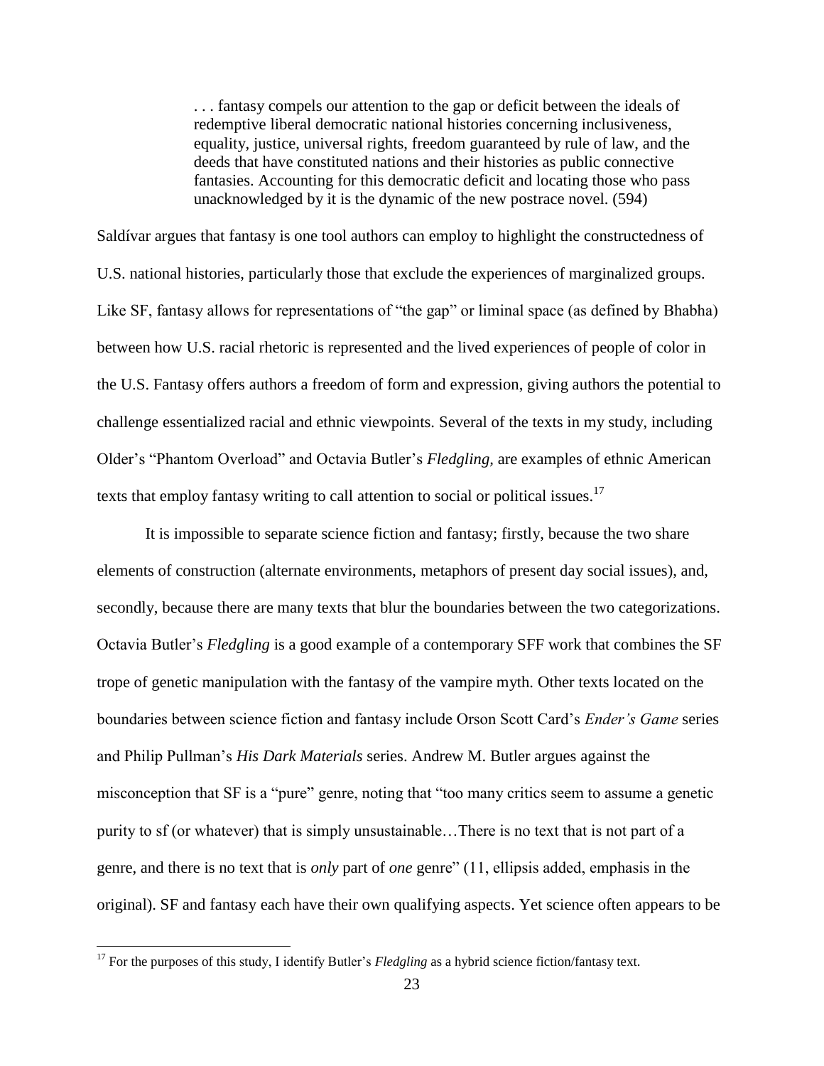> . . . fantasy compels our attention to the gap or deficit between the ideals of redemptive liberal democratic national histories concerning inclusiveness, equality, justice, universal rights, freedom guaranteed by rule of law, and the deeds that have constituted nations and their histories as public connective fantasies. Accounting for this democratic deficit and locating those who pass unacknowledged by it is the dynamic of the new postrace novel. (594)

Saldívar argues that fantasy is one tool authors can employ to highlight the constructedness of U.S. national histories, particularly those that exclude the experiences of marginalized groups. Like SF, fantasy allows for representations of "the gap" or liminal space (as defined by Bhabha) between how U.S. racial rhetoric is represented and the lived experiences of people of color in the U.S. Fantasy offers authors a freedom of form and expression, giving authors the potential to challenge essentialized racial and ethnic viewpoints. Several of the texts in my study, including Older's "Phantom Overload" and Octavia Butler's *Fledgling*, are examples of ethnic American texts that employ fantasy writing to call attention to social or political issues.[17]

It is impossible to separate science fiction and fantasy; firstly, because the two share elements of construction (alternate environments, metaphors of present day social issues), and, secondly, because there are many texts that blur the boundaries between the two categorizations. Octavia Butler's *Fledgling* is a good example of a contemporary SFF work that combines the SF trope of genetic manipulation with the fantasy of the vampire myth. Other texts located on the boundaries between science fiction and fantasy include Orson Scott Card's *Ender's Game* series and Philip Pullman's *His Dark Materials* series. Andrew M. Butler argues against the misconception that SF is a "pure" genre, noting that "too many critics seem to assume a genetic purity to sf (or whatever) that is simply unsustainable…There is no text that is not part of a genre, and there is no text that is *only* part of *one* genre" (11, ellipsis added, emphasis in the original). SF and fantasy each have their own qualifying aspects. Yet science often appears to be

[17] For the purposes of this study, I identify Butler's *Fledgling* as a hybrid science fiction/fantasy text.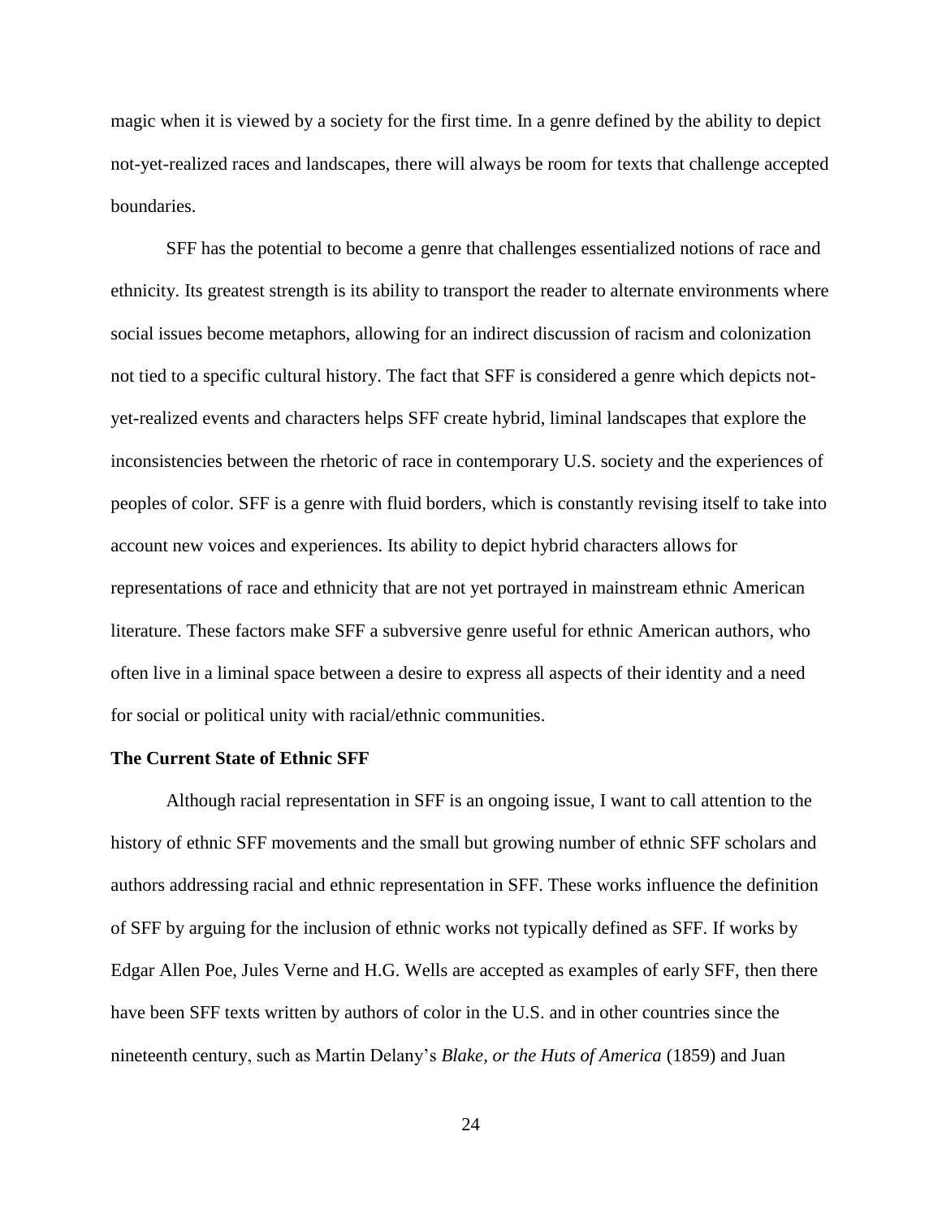magic when it is viewed by a society for the first time. In a genre defined by the ability to depict not-yet-realized races and landscapes, there will always be room for texts that challenge accepted boundaries.

SFF has the potential to become a genre that challenges essentialized notions of race and ethnicity. Its greatest strength is its ability to transport the reader to alternate environments where social issues become metaphors, allowing for an indirect discussion of racism and colonization not tied to a specific cultural history. The fact that SFF is considered a genre which depicts not-yet-realized events and characters helps SFF create hybrid, liminal landscapes that explore the inconsistencies between the rhetoric of race in contemporary U.S. society and the experiences of peoples of color. SFF is a genre with fluid borders, which is constantly revising itself to take into account new voices and experiences. Its ability to depict hybrid characters allows for representations of race and ethnicity that are not yet portrayed in mainstream ethnic American literature. These factors make SFF a subversive genre useful for ethnic American authors, who often live in a liminal space between a desire to express all aspects of their identity and a need for social or political unity with racial/ethnic communities.

**The Current State of Ethnic SFF**

Although racial representation in SFF is an ongoing issue, I want to call attention to the history of ethnic SFF movements and the small but growing number of ethnic SFF scholars and authors addressing racial and ethnic representation in SFF. These works influence the definition of SFF by arguing for the inclusion of ethnic works not typically defined as SFF. If works by Edgar Allen Poe, Jules Verne and H.G. Wells are accepted as examples of early SFF, then there have been SFF texts written by authors of color in the U.S. and in other countries since the nineteenth century, such as Martin Delany's *Blake, or the Huts of America* (1859) and Juan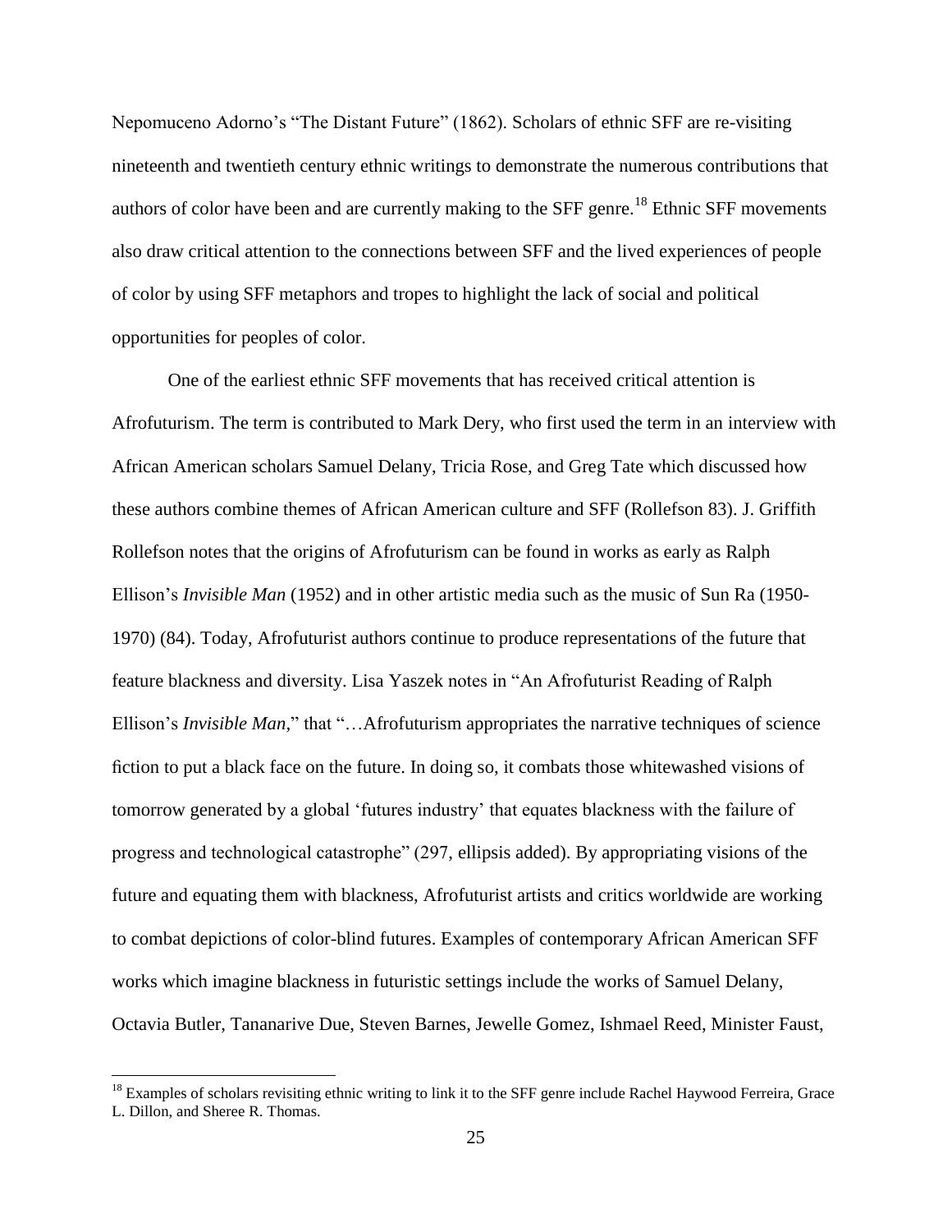Nepomuceno Adorno's "The Distant Future" (1862). Scholars of ethnic SFF are re-visiting nineteenth and twentieth century ethnic writings to demonstrate the numerous contributions that authors of color have been and are currently making to the SFF genre.[18] Ethnic SFF movements also draw critical attention to the connections between SFF and the lived experiences of people of color by using SFF metaphors and tropes to highlight the lack of social and political opportunities for peoples of color.

One of the earliest ethnic SFF movements that has received critical attention is Afrofuturism. The term is contributed to Mark Dery, who first used the term in an interview with African American scholars Samuel Delany, Tricia Rose, and Greg Tate which discussed how these authors combine themes of African American culture and SFF (Rollefson 83). J. Griffith Rollefson notes that the origins of Afrofuturism can be found in works as early as Ralph Ellison's *Invisible Man* (1952) and in other artistic media such as the music of Sun Ra (1950-1970) (84). Today, Afrofuturist authors continue to produce representations of the future that feature blackness and diversity. Lisa Yaszek notes in "An Afrofuturist Reading of Ralph Ellison's *Invisible Man*," that "…Afrofuturism appropriates the narrative techniques of science fiction to put a black face on the future. In doing so, it combats those whitewashed visions of tomorrow generated by a global 'futures industry' that equates blackness with the failure of progress and technological catastrophe" (297, ellipsis added). By appropriating visions of the future and equating them with blackness, Afrofuturist artists and critics worldwide are working to combat depictions of color-blind futures. Examples of contemporary African American SFF works which imagine blackness in futuristic settings include the works of Samuel Delany, Octavia Butler, Tananarive Due, Steven Barnes, Jewelle Gomez, Ishmael Reed, Minister Faust,

[18] Examples of scholars revisiting ethnic writing to link it to the SFF genre include Rachel Haywood Ferreira, Grace L. Dillon, and Sheree R. Thomas.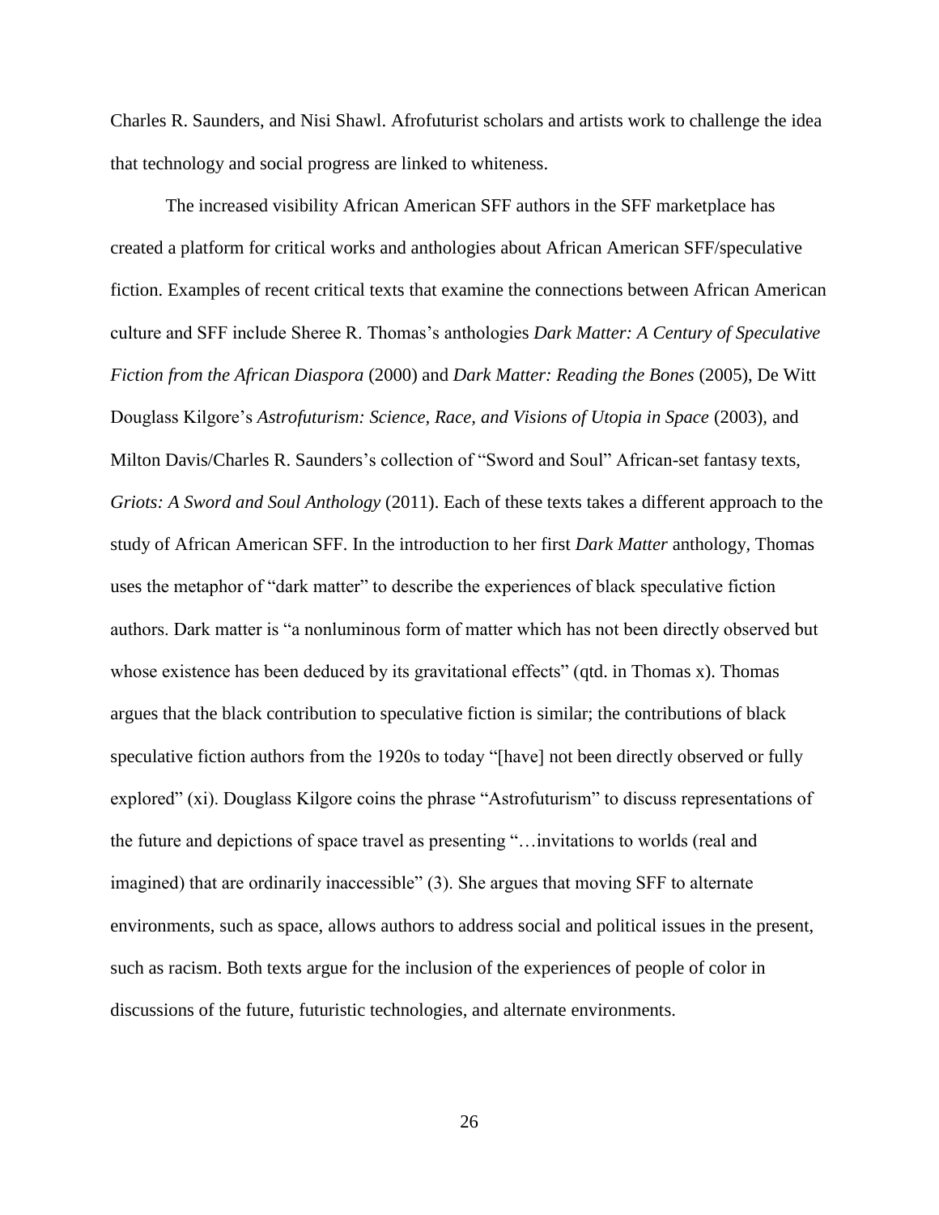Charles R. Saunders, and Nisi Shawl. Afrofuturist scholars and artists work to challenge the idea that technology and social progress are linked to whiteness.

The increased visibility African American SFF authors in the SFF marketplace has created a platform for critical works and anthologies about African American SFF/speculative fiction. Examples of recent critical texts that examine the connections between African American culture and SFF include Sheree R. Thomas's anthologies *Dark Matter: A Century of Speculative Fiction from the African Diaspora* (2000) and *Dark Matter: Reading the Bones* (2005), De Witt Douglass Kilgore's *Astrofuturism: Science, Race, and Visions of Utopia in Space* (2003), and Milton Davis/Charles R. Saunders's collection of "Sword and Soul" African-set fantasy texts, *Griots: A Sword and Soul Anthology* (2011). Each of these texts takes a different approach to the study of African American SFF. In the introduction to her first *Dark Matter* anthology, Thomas uses the metaphor of "dark matter" to describe the experiences of black speculative fiction authors. Dark matter is "a nonluminous form of matter which has not been directly observed but whose existence has been deduced by its gravitational effects" (qtd. in Thomas x). Thomas argues that the black contribution to speculative fiction is similar; the contributions of black speculative fiction authors from the 1920s to today "[have] not been directly observed or fully explored" (xi). Douglass Kilgore coins the phrase "Astrofuturism" to discuss representations of the future and depictions of space travel as presenting "…invitations to worlds (real and imagined) that are ordinarily inaccessible" (3). She argues that moving SFF to alternate environments, such as space, allows authors to address social and political issues in the present, such as racism. Both texts argue for the inclusion of the experiences of people of color in discussions of the future, futuristic technologies, and alternate environments.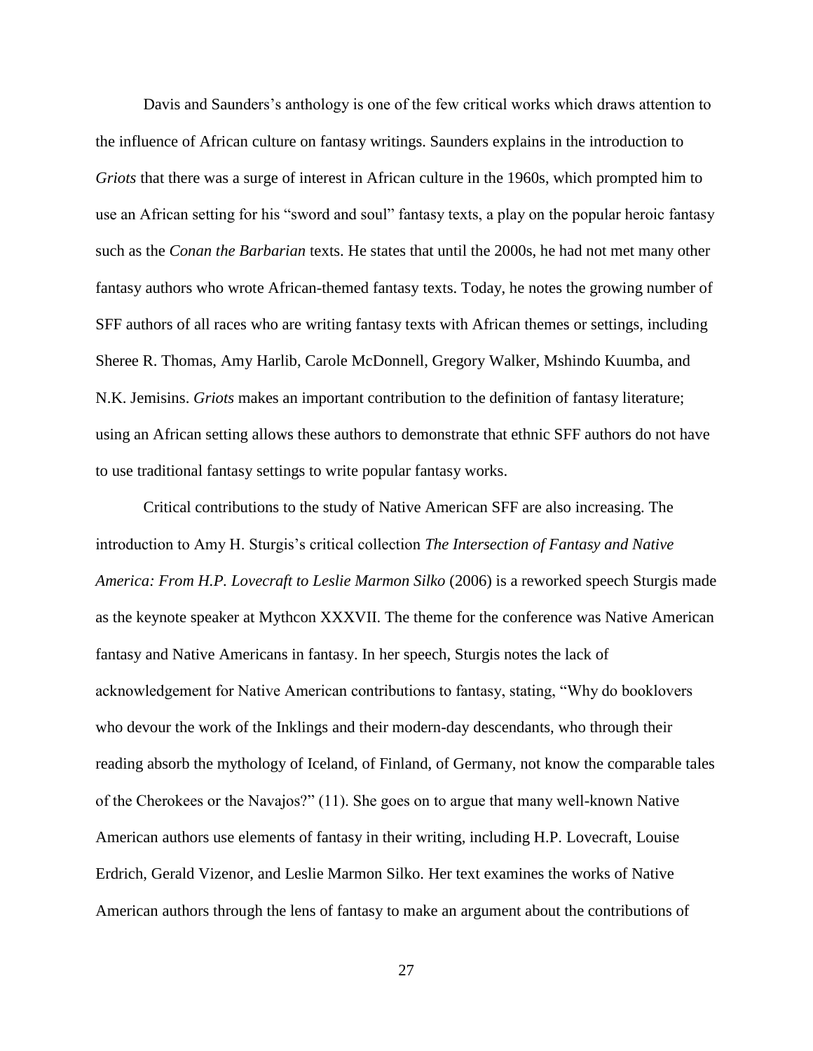Davis and Saunders's anthology is one of the few critical works which draws attention to the influence of African culture on fantasy writings. Saunders explains in the introduction to *Griots* that there was a surge of interest in African culture in the 1960s, which prompted him to use an African setting for his "sword and soul" fantasy texts, a play on the popular heroic fantasy such as the *Conan the Barbarian* texts. He states that until the 2000s, he had not met many other fantasy authors who wrote African-themed fantasy texts. Today, he notes the growing number of SFF authors of all races who are writing fantasy texts with African themes or settings, including Sheree R. Thomas, Amy Harlib, Carole McDonnell, Gregory Walker, Mshindo Kuumba, and N.K. Jemisins. *Griots* makes an important contribution to the definition of fantasy literature; using an African setting allows these authors to demonstrate that ethnic SFF authors do not have to use traditional fantasy settings to write popular fantasy works.

Critical contributions to the study of Native American SFF are also increasing. The introduction to Amy H. Sturgis's critical collection *The Intersection of Fantasy and Native America: From H.P. Lovecraft to Leslie Marmon Silko* (2006) is a reworked speech Sturgis made as the keynote speaker at Mythcon XXXVII. The theme for the conference was Native American fantasy and Native Americans in fantasy. In her speech, Sturgis notes the lack of acknowledgement for Native American contributions to fantasy, stating, "Why do booklovers who devour the work of the Inklings and their modern-day descendants, who through their reading absorb the mythology of Iceland, of Finland, of Germany, not know the comparable tales of the Cherokees or the Navajos?" (11). She goes on to argue that many well-known Native American authors use elements of fantasy in their writing, including H.P. Lovecraft, Louise Erdrich, Gerald Vizenor, and Leslie Marmon Silko. Her text examines the works of Native American authors through the lens of fantasy to make an argument about the contributions of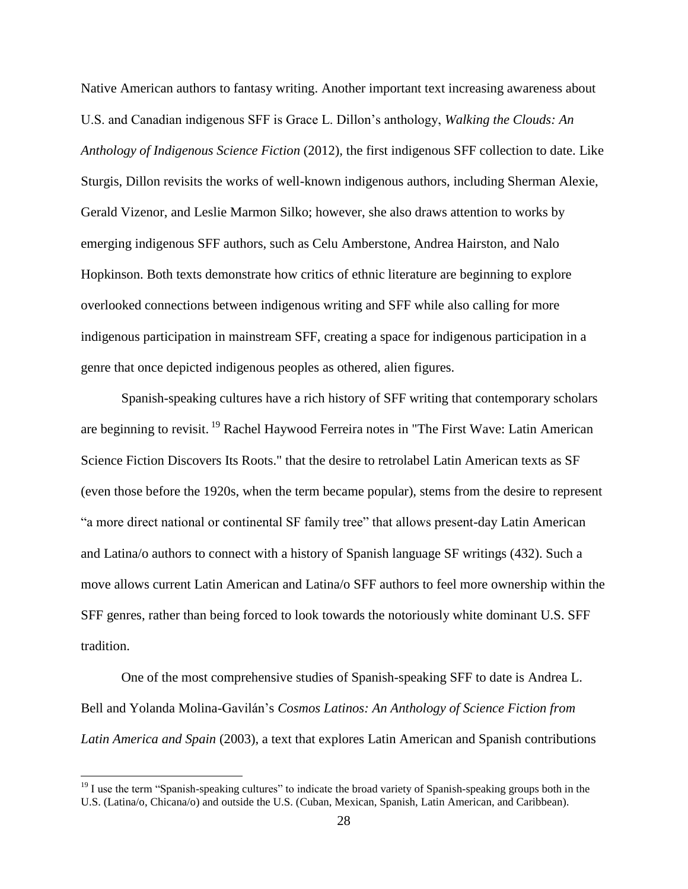Native American authors to fantasy writing. Another important text increasing awareness about U.S. and Canadian indigenous SFF is Grace L. Dillon's anthology, *Walking the Clouds: An Anthology of Indigenous Science Fiction* (2012), the first indigenous SFF collection to date. Like Sturgis, Dillon revisits the works of well-known indigenous authors, including Sherman Alexie, Gerald Vizenor, and Leslie Marmon Silko; however, she also draws attention to works by emerging indigenous SFF authors, such as Celu Amberstone, Andrea Hairston, and Nalo Hopkinson. Both texts demonstrate how critics of ethnic literature are beginning to explore overlooked connections between indigenous writing and SFF while also calling for more indigenous participation in mainstream SFF, creating a space for indigenous participation in a genre that once depicted indigenous peoples as othered, alien figures.

Spanish-speaking cultures have a rich history of SFF writing that contemporary scholars are beginning to revisit. [19] Rachel Haywood Ferreira notes in "The First Wave: Latin American Science Fiction Discovers Its Roots." that the desire to retrolabel Latin American texts as SF (even those before the 1920s, when the term became popular), stems from the desire to represent "a more direct national or continental SF family tree" that allows present-day Latin American and Latina/o authors to connect with a history of Spanish language SF writings (432). Such a move allows current Latin American and Latina/o SFF authors to feel more ownership within the SFF genres, rather than being forced to look towards the notoriously white dominant U.S. SFF tradition.

One of the most comprehensive studies of Spanish-speaking SFF to date is Andrea L. Bell and Yolanda Molina-Gavilán's *Cosmos Latinos: An Anthology of Science Fiction from Latin America and Spain* (2003), a text that explores Latin American and Spanish contributions

[19] I use the term "Spanish-speaking cultures" to indicate the broad variety of Spanish-speaking groups both in the U.S. (Latina/o, Chicana/o) and outside the U.S. (Cuban, Mexican, Spanish, Latin American, and Caribbean).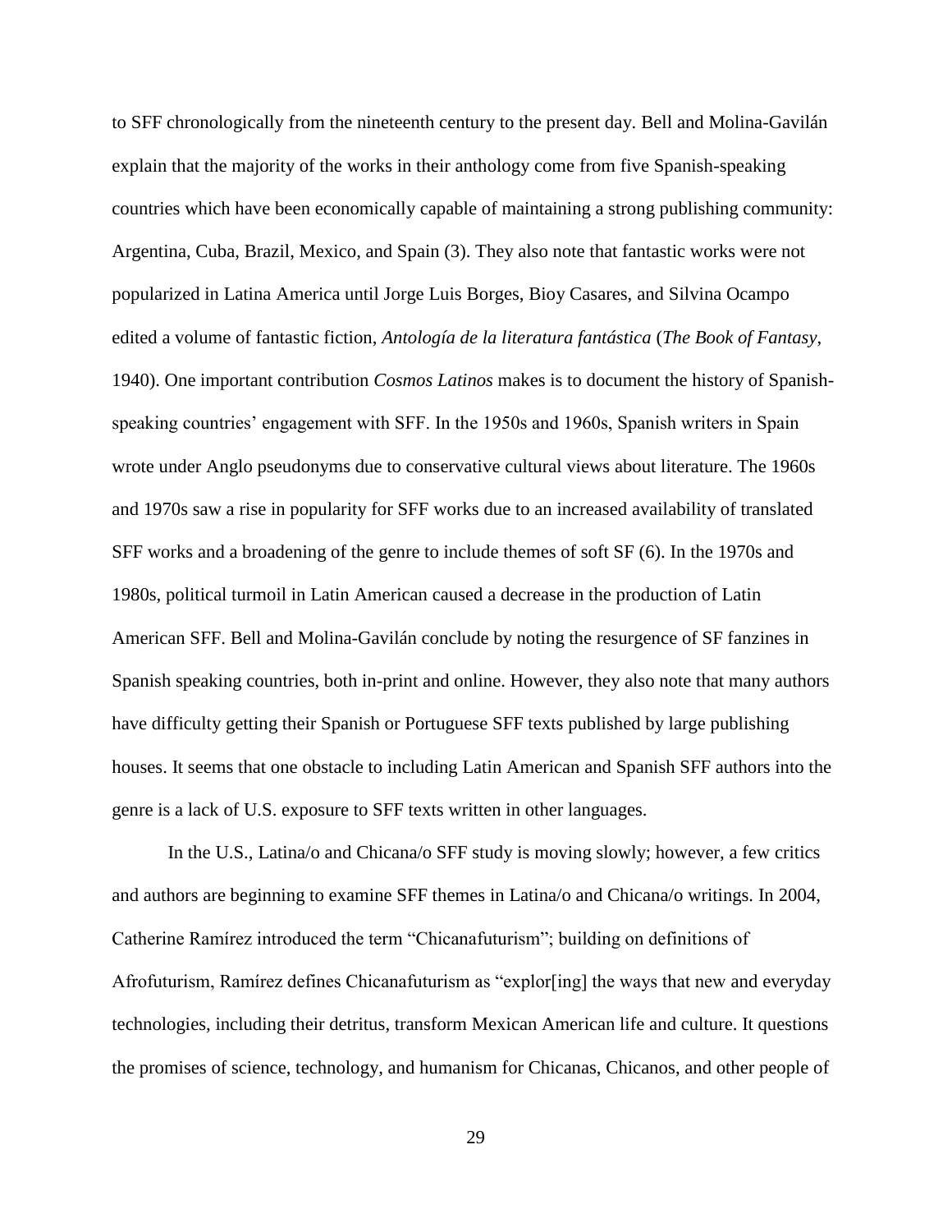to SFF chronologically from the nineteenth century to the present day. Bell and Molina-Gavilán explain that the majority of the works in their anthology come from five Spanish-speaking countries which have been economically capable of maintaining a strong publishing community: Argentina, Cuba, Brazil, Mexico, and Spain (3). They also note that fantastic works were not popularized in Latina America until Jorge Luis Borges, Bioy Casares, and Silvina Ocampo edited a volume of fantastic fiction, *Antología de la literatura fantástica* (*The Book of Fantasy*, 1940). One important contribution *Cosmos Latinos* makes is to document the history of Spanish-speaking countries' engagement with SFF. In the 1950s and 1960s, Spanish writers in Spain wrote under Anglo pseudonyms due to conservative cultural views about literature. The 1960s and 1970s saw a rise in popularity for SFF works due to an increased availability of translated SFF works and a broadening of the genre to include themes of soft SF (6). In the 1970s and 1980s, political turmoil in Latin American caused a decrease in the production of Latin American SFF. Bell and Molina-Gavilán conclude by noting the resurgence of SF fanzines in Spanish speaking countries, both in-print and online. However, they also note that many authors have difficulty getting their Spanish or Portuguese SFF texts published by large publishing houses. It seems that one obstacle to including Latin American and Spanish SFF authors into the genre is a lack of U.S. exposure to SFF texts written in other languages.

In the U.S., Latina/o and Chicana/o SFF study is moving slowly; however, a few critics and authors are beginning to examine SFF themes in Latina/o and Chicana/o writings. In 2004, Catherine Ramírez introduced the term "Chicanafuturism"; building on definitions of Afrofuturism, Ramírez defines Chicanafuturism as "explor[ing] the ways that new and everyday technologies, including their detritus, transform Mexican American life and culture. It questions the promises of science, technology, and humanism for Chicanas, Chicanos, and other people of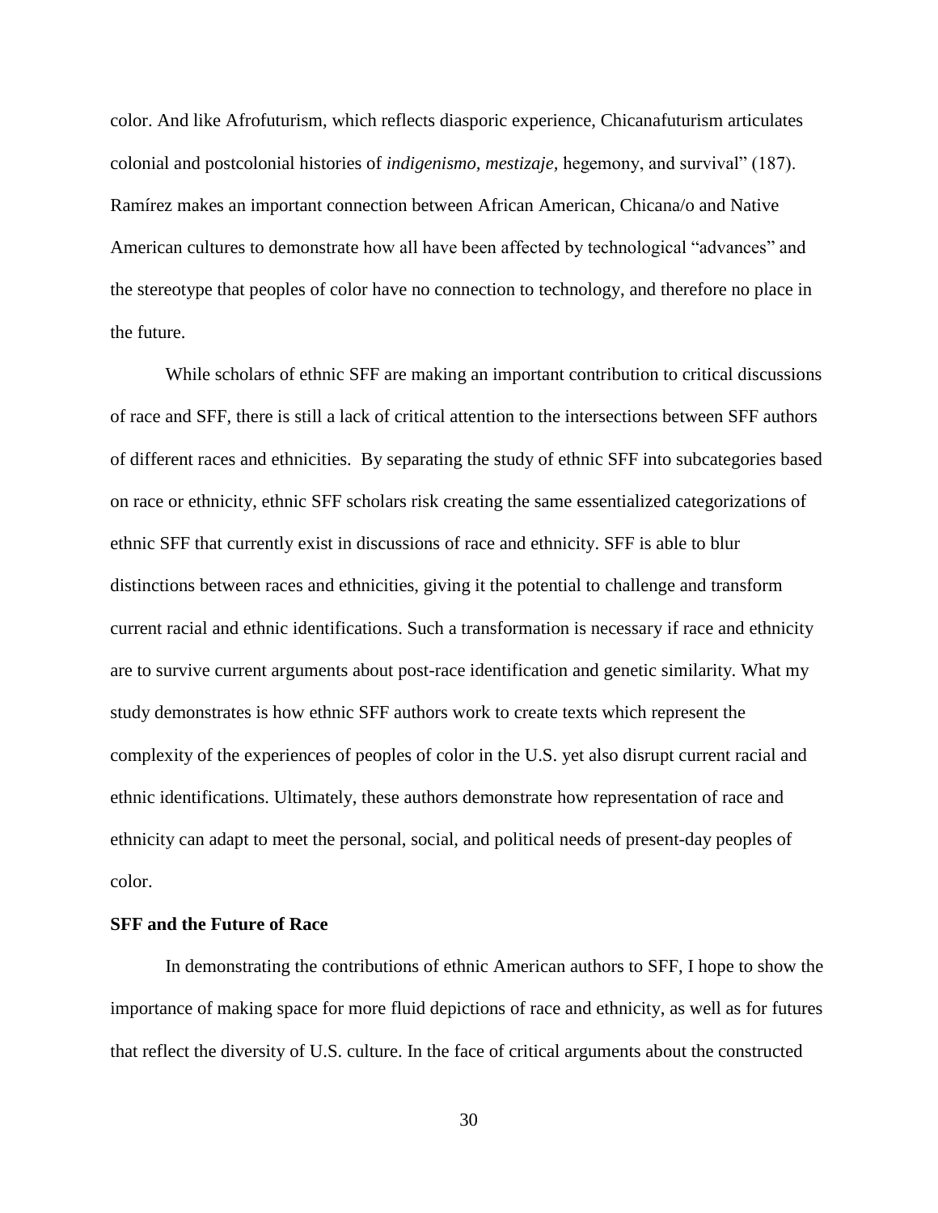color. And like Afrofuturism, which reflects diasporic experience, Chicanafuturism articulates colonial and postcolonial histories of *indigenismo, mestizaje,* hegemony, and survival" (187). Ramírez makes an important connection between African American, Chicana/o and Native American cultures to demonstrate how all have been affected by technological "advances" and the stereotype that peoples of color have no connection to technology, and therefore no place in the future.

While scholars of ethnic SFF are making an important contribution to critical discussions of race and SFF, there is still a lack of critical attention to the intersections between SFF authors of different races and ethnicities. By separating the study of ethnic SFF into subcategories based on race or ethnicity, ethnic SFF scholars risk creating the same essentialized categorizations of ethnic SFF that currently exist in discussions of race and ethnicity. SFF is able to blur distinctions between races and ethnicities, giving it the potential to challenge and transform current racial and ethnic identifications. Such a transformation is necessary if race and ethnicity are to survive current arguments about post-race identification and genetic similarity. What my study demonstrates is how ethnic SFF authors work to create texts which represent the complexity of the experiences of peoples of color in the U.S. yet also disrupt current racial and ethnic identifications. Ultimately, these authors demonstrate how representation of race and ethnicity can adapt to meet the personal, social, and political needs of present-day peoples of color.

**SFF and the Future of Race**

In demonstrating the contributions of ethnic American authors to SFF, I hope to show the importance of making space for more fluid depictions of race and ethnicity, as well as for futures that reflect the diversity of U.S. culture. In the face of critical arguments about the constructed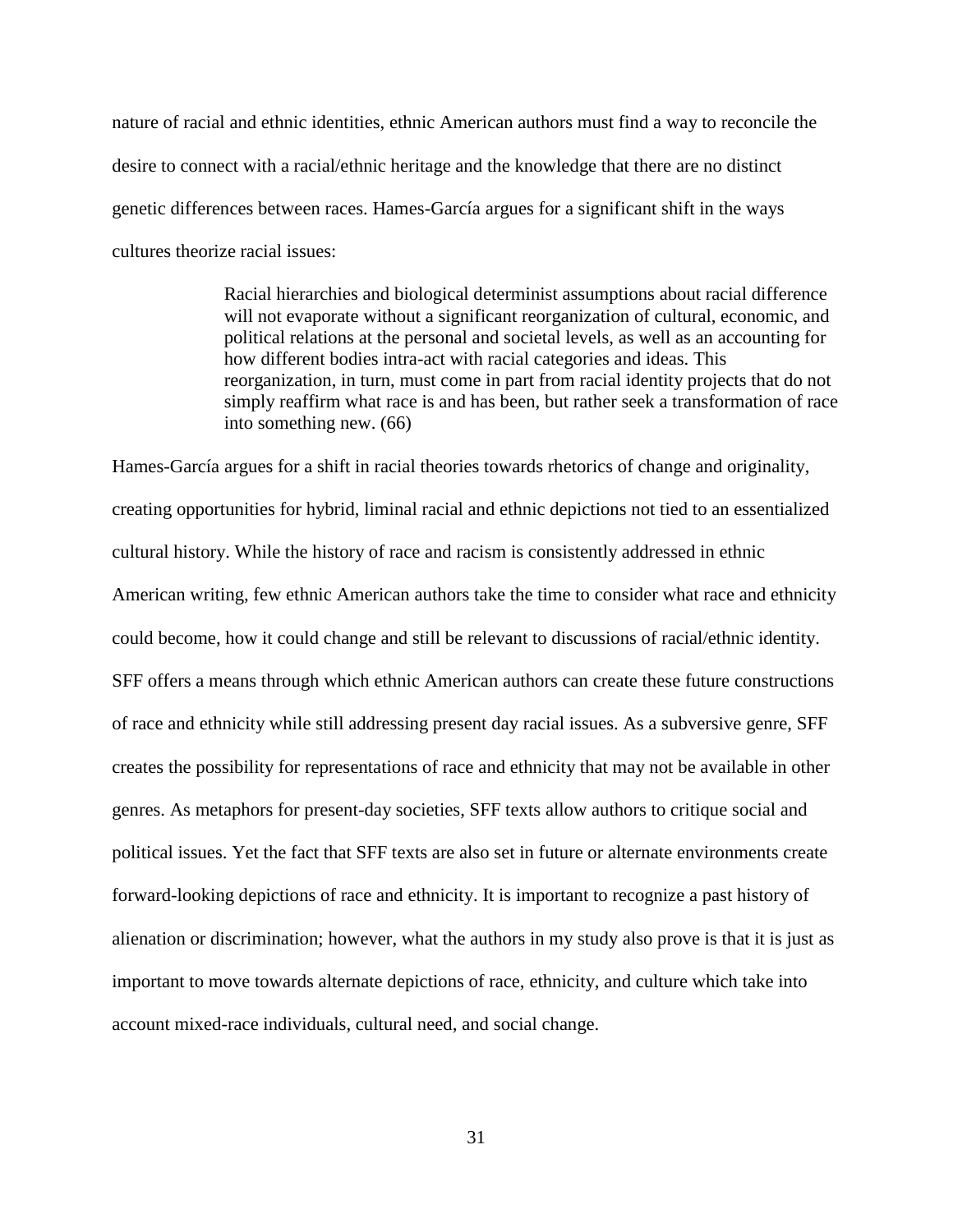nature of racial and ethnic identities, ethnic American authors must find a way to reconcile the desire to connect with a racial/ethnic heritage and the knowledge that there are no distinct genetic differences between races. Hames-García argues for a significant shift in the ways cultures theorize racial issues:

> Racial hierarchies and biological determinist assumptions about racial difference will not evaporate without a significant reorganization of cultural, economic, and political relations at the personal and societal levels, as well as an accounting for how different bodies intra-act with racial categories and ideas. This reorganization, in turn, must come in part from racial identity projects that do not simply reaffirm what race is and has been, but rather seek a transformation of race into something new. (66)

Hames-García argues for a shift in racial theories towards rhetorics of change and originality, creating opportunities for hybrid, liminal racial and ethnic depictions not tied to an essentialized cultural history. While the history of race and racism is consistently addressed in ethnic American writing, few ethnic American authors take the time to consider what race and ethnicity could become, how it could change and still be relevant to discussions of racial/ethnic identity. SFF offers a means through which ethnic American authors can create these future constructions of race and ethnicity while still addressing present day racial issues. As a subversive genre, SFF creates the possibility for representations of race and ethnicity that may not be available in other genres. As metaphors for present-day societies, SFF texts allow authors to critique social and political issues. Yet the fact that SFF texts are also set in future or alternate environments create forward-looking depictions of race and ethnicity. It is important to recognize a past history of alienation or discrimination; however, what the authors in my study also prove is that it is just as important to move towards alternate depictions of race, ethnicity, and culture which take into account mixed-race individuals, cultural need, and social change.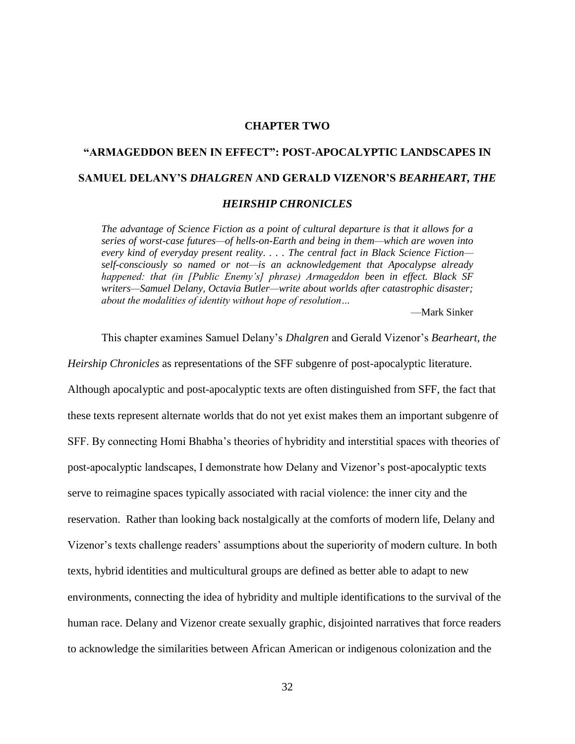# CHAPTER TWO

# "ARMAGEDDON BEEN IN EFFECT": POST-APOCALYPTIC LANDSCAPES IN SAMUEL DELANY'S *DHALGREN* AND GERALD VIZENOR'S *BEARHEART, THE HEIRSHIP CHRONICLES*

> *The advantage of Science Fiction as a point of cultural departure is that it allows for a series of worst-case futures—of hells-on-Earth and being in them—which are woven into every kind of everyday present reality. . . . The central fact in Black Science Fiction—self-consciously so named or not—is an acknowledgement that Apocalypse already happened: that (in [Public Enemy's] phrase) Armageddon been in effect. Black SF writers—Samuel Delany, Octavia Butler—write about worlds after catastrophic disaster; about the modalities of identity without hope of resolution…*
>
> —Mark Sinker

This chapter examines Samuel Delany's *Dhalgren* and Gerald Vizenor's *Bearheart, the Heirship Chronicles* as representations of the SFF subgenre of post-apocalyptic literature. Although apocalyptic and post-apocalyptic texts are often distinguished from SFF, the fact that these texts represent alternate worlds that do not yet exist makes them an important subgenre of SFF. By connecting Homi Bhabha's theories of hybridity and interstitial spaces with theories of post-apocalyptic landscapes, I demonstrate how Delany and Vizenor's post-apocalyptic texts serve to reimagine spaces typically associated with racial violence: the inner city and the reservation. Rather than looking back nostalgically at the comforts of modern life, Delany and Vizenor's texts challenge readers' assumptions about the superiority of modern culture. In both texts, hybrid identities and multicultural groups are defined as better able to adapt to new environments, connecting the idea of hybridity and multiple identifications to the survival of the human race. Delany and Vizenor create sexually graphic, disjointed narratives that force readers to acknowledge the similarities between African American or indigenous colonization and the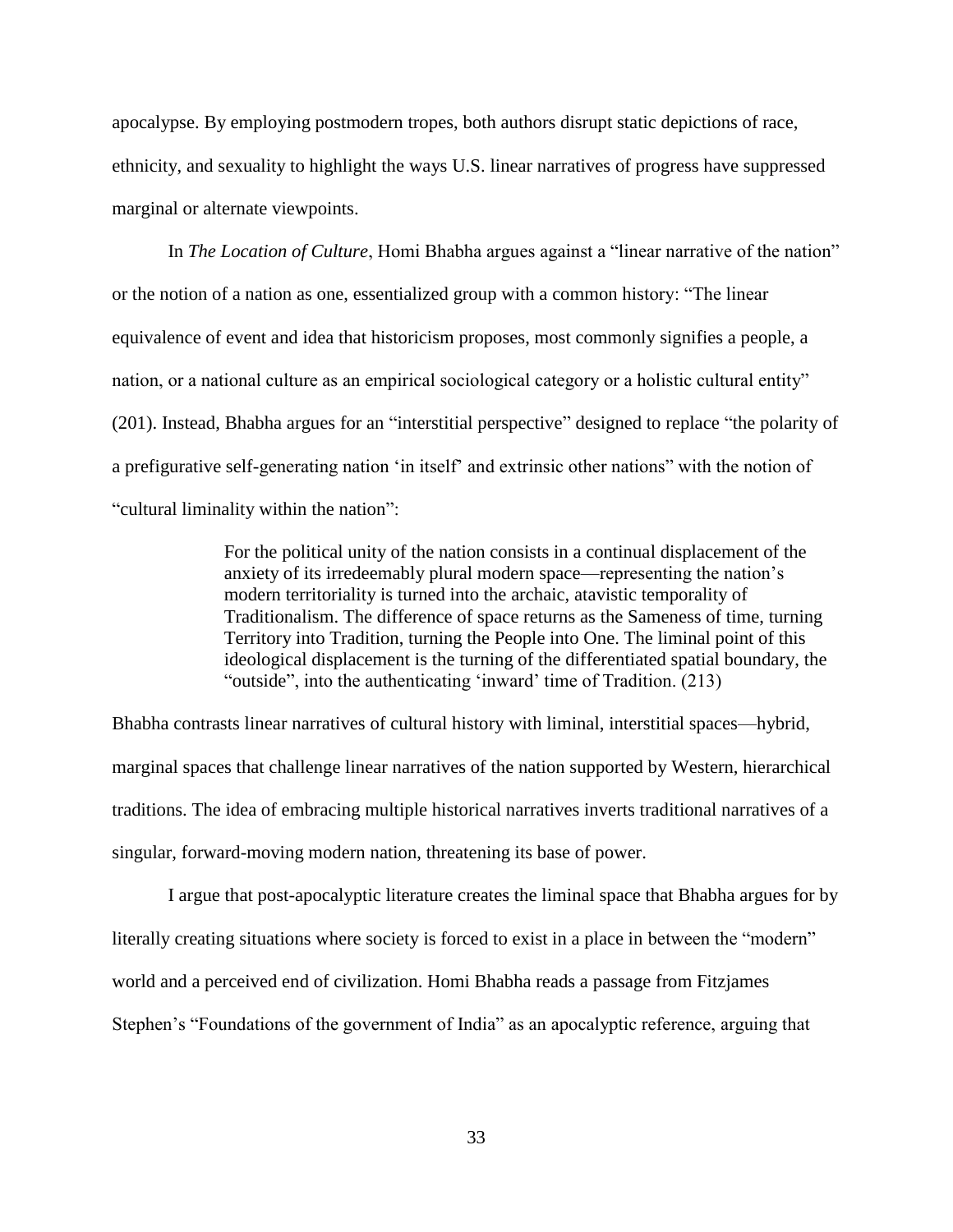apocalypse. By employing postmodern tropes, both authors disrupt static depictions of race, ethnicity, and sexuality to highlight the ways U.S. linear narratives of progress have suppressed marginal or alternate viewpoints.

In *The Location of Culture*, Homi Bhabha argues against a "linear narrative of the nation" or the notion of a nation as one, essentialized group with a common history: "The linear equivalence of event and idea that historicism proposes, most commonly signifies a people, a nation, or a national culture as an empirical sociological category or a holistic cultural entity" (201). Instead, Bhabha argues for an "interstitial perspective" designed to replace "the polarity of a prefigurative self-generating nation 'in itself' and extrinsic other nations" with the notion of "cultural liminality within the nation":

> For the political unity of the nation consists in a continual displacement of the anxiety of its irredeemably plural modern space—representing the nation's modern territoriality is turned into the archaic, atavistic temporality of Traditionalism. The difference of space returns as the Sameness of time, turning Territory into Tradition, turning the People into One. The liminal point of this ideological displacement is the turning of the differentiated spatial boundary, the "outside", into the authenticating 'inward' time of Tradition. (213)

Bhabha contrasts linear narratives of cultural history with liminal, interstitial spaces—hybrid, marginal spaces that challenge linear narratives of the nation supported by Western, hierarchical traditions. The idea of embracing multiple historical narratives inverts traditional narratives of a singular, forward-moving modern nation, threatening its base of power.

I argue that post-apocalyptic literature creates the liminal space that Bhabha argues for by literally creating situations where society is forced to exist in a place in between the "modern" world and a perceived end of civilization. Homi Bhabha reads a passage from Fitzjames Stephen's "Foundations of the government of India" as an apocalyptic reference, arguing that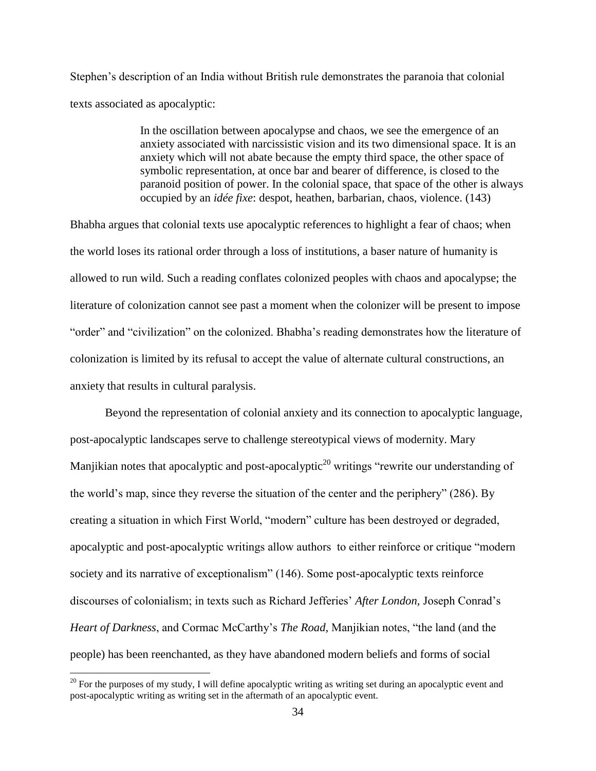Stephen's description of an India without British rule demonstrates the paranoia that colonial texts associated as apocalyptic:

> In the oscillation between apocalypse and chaos, we see the emergence of an anxiety associated with narcissistic vision and its two dimensional space. It is an anxiety which will not abate because the empty third space, the other space of symbolic representation, at once bar and bearer of difference, is closed to the paranoid position of power. In the colonial space, that space of the other is always occupied by an *idée fixe*: despot, heathen, barbarian, chaos, violence. (143)

Bhabha argues that colonial texts use apocalyptic references to highlight a fear of chaos; when the world loses its rational order through a loss of institutions, a baser nature of humanity is allowed to run wild. Such a reading conflates colonized peoples with chaos and apocalypse; the literature of colonization cannot see past a moment when the colonizer will be present to impose "order" and "civilization" on the colonized. Bhabha's reading demonstrates how the literature of colonization is limited by its refusal to accept the value of alternate cultural constructions, an anxiety that results in cultural paralysis.

Beyond the representation of colonial anxiety and its connection to apocalyptic language, post-apocalyptic landscapes serve to challenge stereotypical views of modernity. Mary Manjikian notes that apocalyptic and post-apocalyptic[20] writings "rewrite our understanding of the world's map, since they reverse the situation of the center and the periphery" (286). By creating a situation in which First World, "modern" culture has been destroyed or degraded, apocalyptic and post-apocalyptic writings allow authors to either reinforce or critique "modern society and its narrative of exceptionalism" (146). Some post-apocalyptic texts reinforce discourses of colonialism; in texts such as Richard Jefferies' *After London*, Joseph Conrad's *Heart of Darkness*, and Cormac McCarthy's *The Road*, Manjikian notes, "the land (and the people) has been reenchanted, as they have abandoned modern beliefs and forms of social

[20] For the purposes of my study, I will define apocalyptic writing as writing set during an apocalyptic event and post-apocalyptic writing as writing set in the aftermath of an apocalyptic event.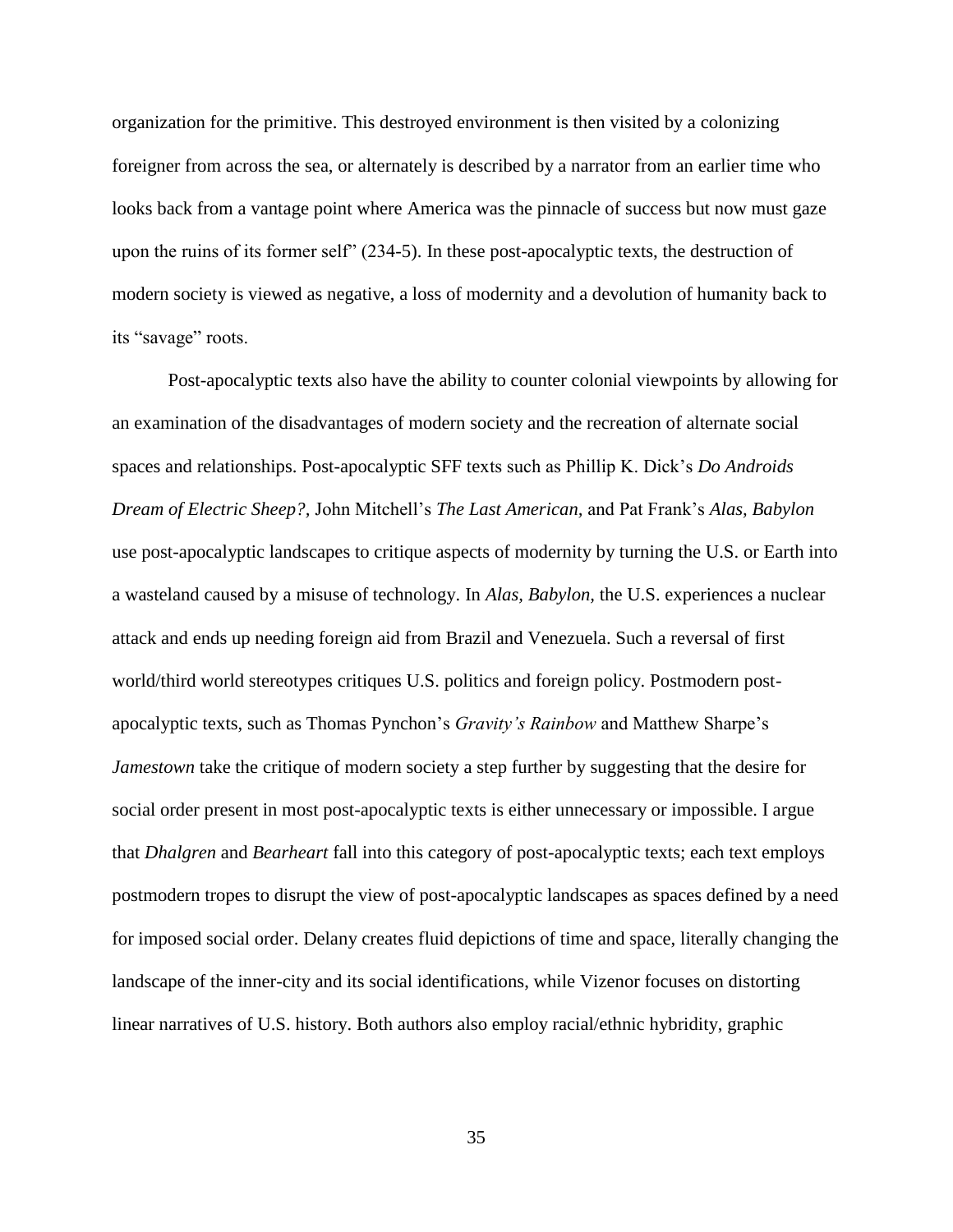organization for the primitive. This destroyed environment is then visited by a colonizing foreigner from across the sea, or alternately is described by a narrator from an earlier time who looks back from a vantage point where America was the pinnacle of success but now must gaze upon the ruins of its former self" (234-5). In these post-apocalyptic texts, the destruction of modern society is viewed as negative, a loss of modernity and a devolution of humanity back to its "savage" roots.

Post-apocalyptic texts also have the ability to counter colonial viewpoints by allowing for an examination of the disadvantages of modern society and the recreation of alternate social spaces and relationships. Post-apocalyptic SFF texts such as Phillip K. Dick's *Do Androids Dream of Electric Sheep?,* John Mitchell's *The Last American,* and Pat Frank's *Alas, Babylon* use post-apocalyptic landscapes to critique aspects of modernity by turning the U.S. or Earth into a wasteland caused by a misuse of technology. In *Alas, Babylon,* the U.S. experiences a nuclear attack and ends up needing foreign aid from Brazil and Venezuela. Such a reversal of first world/third world stereotypes critiques U.S. politics and foreign policy. Postmodern post-apocalyptic texts, such as Thomas Pynchon's *Gravity's Rainbow* and Matthew Sharpe's *Jamestown* take the critique of modern society a step further by suggesting that the desire for social order present in most post-apocalyptic texts is either unnecessary or impossible. I argue that *Dhalgren* and *Bearheart* fall into this category of post-apocalyptic texts; each text employs postmodern tropes to disrupt the view of post-apocalyptic landscapes as spaces defined by a need for imposed social order. Delany creates fluid depictions of time and space, literally changing the landscape of the inner-city and its social identifications, while Vizenor focuses on distorting linear narratives of U.S. history. Both authors also employ racial/ethnic hybridity, graphic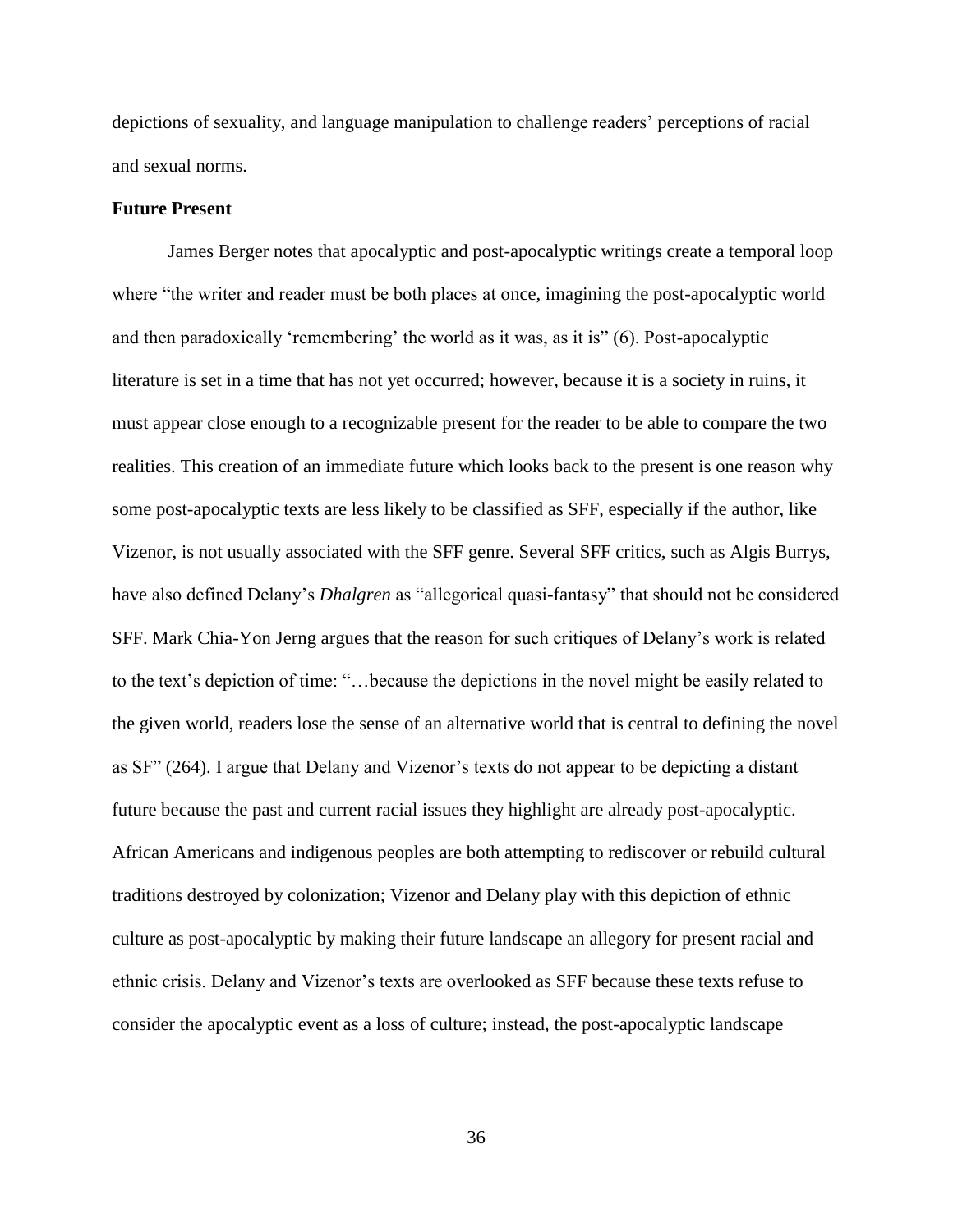depictions of sexuality, and language manipulation to challenge readers' perceptions of racial and sexual norms.

### Future Present

James Berger notes that apocalyptic and post-apocalyptic writings create a temporal loop where "the writer and reader must be both places at once, imagining the post-apocalyptic world and then paradoxically 'remembering' the world as it was, as it is" (6). Post-apocalyptic literature is set in a time that has not yet occurred; however, because it is a society in ruins, it must appear close enough to a recognizable present for the reader to be able to compare the two realities. This creation of an immediate future which looks back to the present is one reason why some post-apocalyptic texts are less likely to be classified as SFF, especially if the author, like Vizenor, is not usually associated with the SFF genre. Several SFF critics, such as Algis Burrys, have also defined Delany's *Dhalgren* as "allegorical quasi-fantasy" that should not be considered SFF. Mark Chia-Yon Jerng argues that the reason for such critiques of Delany's work is related to the text's depiction of time: "…because the depictions in the novel might be easily related to the given world, readers lose the sense of an alternative world that is central to defining the novel as SF" (264). I argue that Delany and Vizenor's texts do not appear to be depicting a distant future because the past and current racial issues they highlight are already post-apocalyptic. African Americans and indigenous peoples are both attempting to rediscover or rebuild cultural traditions destroyed by colonization; Vizenor and Delany play with this depiction of ethnic culture as post-apocalyptic by making their future landscape an allegory for present racial and ethnic crisis. Delany and Vizenor's texts are overlooked as SFF because these texts refuse to consider the apocalyptic event as a loss of culture; instead, the post-apocalyptic landscape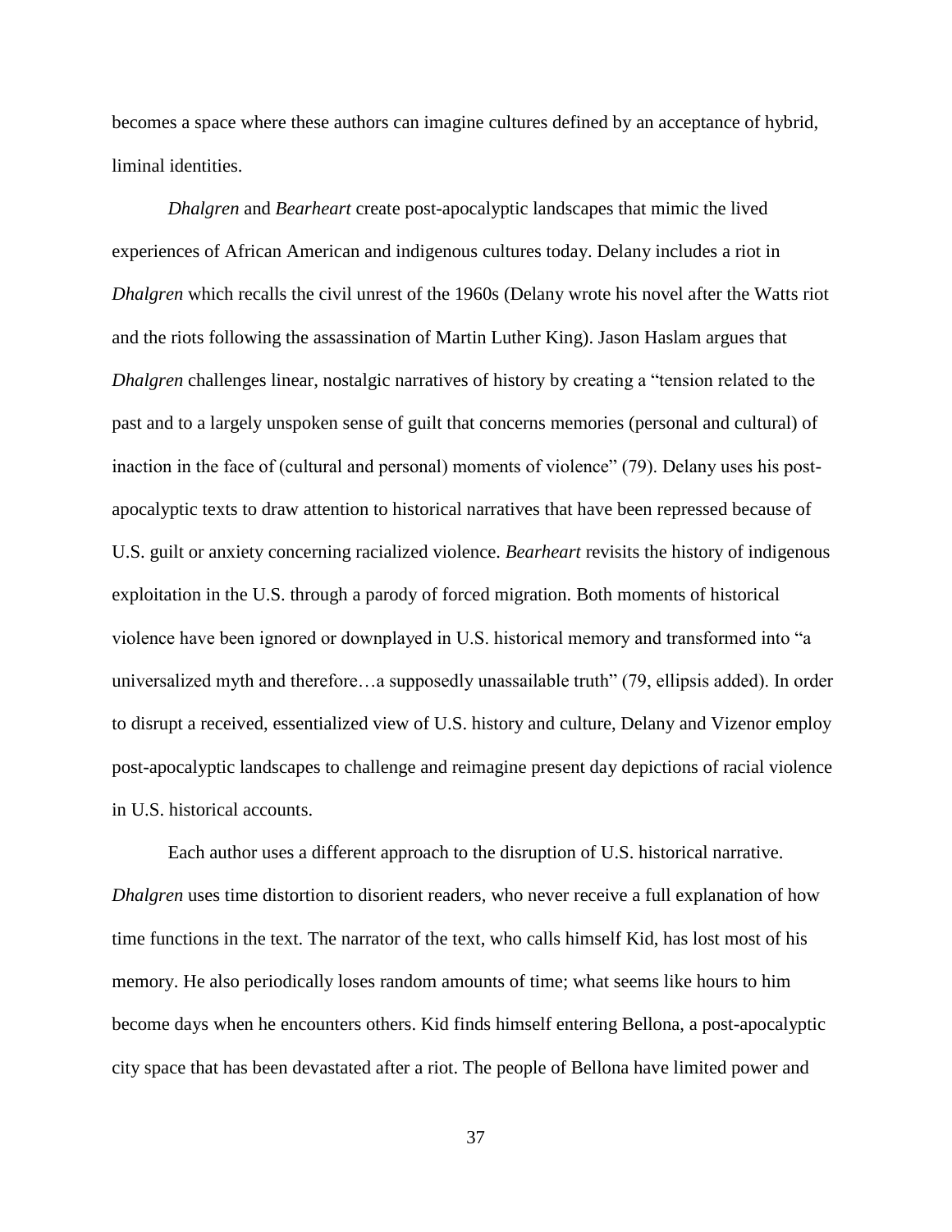becomes a space where these authors can imagine cultures defined by an acceptance of hybrid, liminal identities.

*Dhalgren* and *Bearheart* create post-apocalyptic landscapes that mimic the lived experiences of African American and indigenous cultures today. Delany includes a riot in *Dhalgren* which recalls the civil unrest of the 1960s (Delany wrote his novel after the Watts riot and the riots following the assassination of Martin Luther King). Jason Haslam argues that *Dhalgren* challenges linear, nostalgic narratives of history by creating a "tension related to the past and to a largely unspoken sense of guilt that concerns memories (personal and cultural) of inaction in the face of (cultural and personal) moments of violence" (79). Delany uses his post-apocalyptic texts to draw attention to historical narratives that have been repressed because of U.S. guilt or anxiety concerning racialized violence. *Bearheart* revisits the history of indigenous exploitation in the U.S. through a parody of forced migration. Both moments of historical violence have been ignored or downplayed in U.S. historical memory and transformed into "a universalized myth and therefore…a supposedly unassailable truth" (79, ellipsis added). In order to disrupt a received, essentialized view of U.S. history and culture, Delany and Vizenor employ post-apocalyptic landscapes to challenge and reimagine present day depictions of racial violence in U.S. historical accounts.

Each author uses a different approach to the disruption of U.S. historical narrative. *Dhalgren* uses time distortion to disorient readers, who never receive a full explanation of how time functions in the text. The narrator of the text, who calls himself Kid, has lost most of his memory. He also periodically loses random amounts of time; what seems like hours to him become days when he encounters others. Kid finds himself entering Bellona, a post-apocalyptic city space that has been devastated after a riot. The people of Bellona have limited power and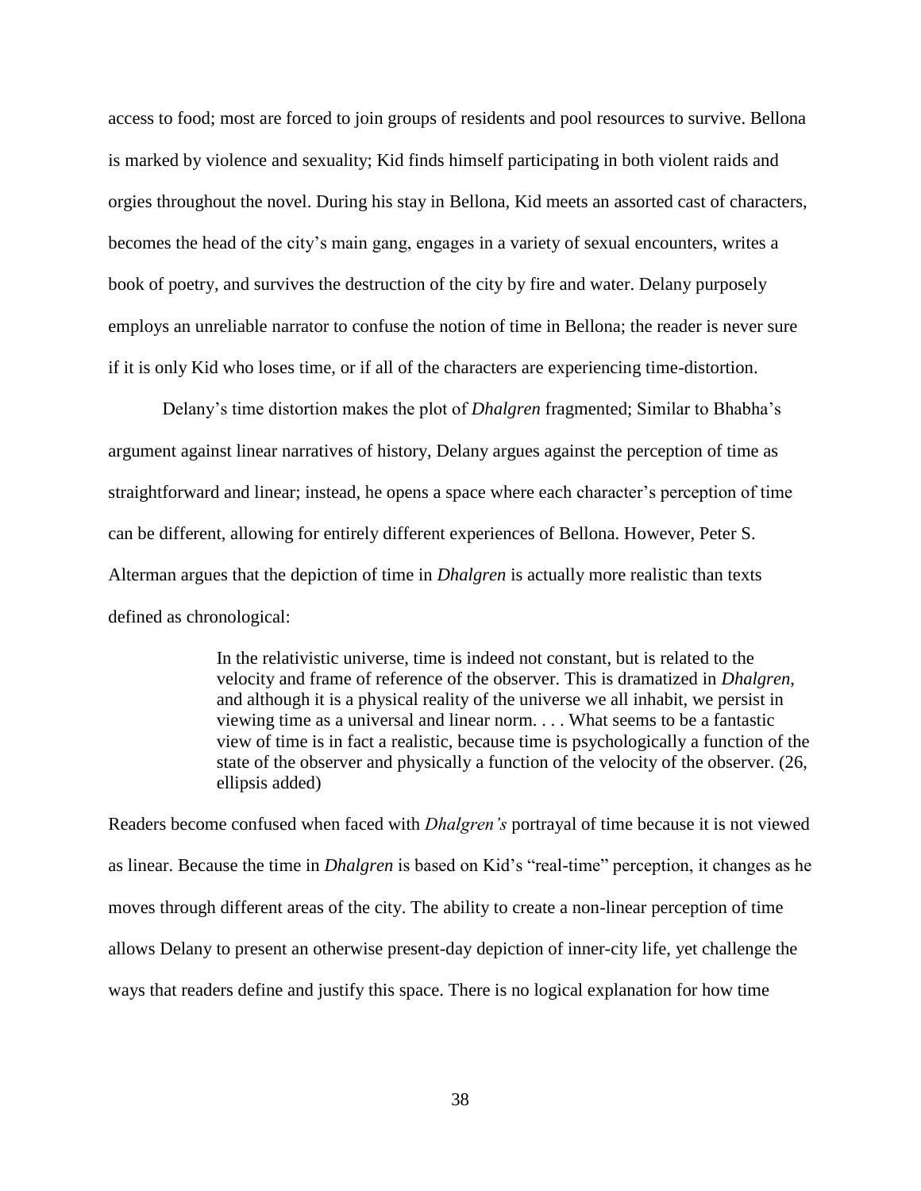access to food; most are forced to join groups of residents and pool resources to survive. Bellona is marked by violence and sexuality; Kid finds himself participating in both violent raids and orgies throughout the novel. During his stay in Bellona, Kid meets an assorted cast of characters, becomes the head of the city's main gang, engages in a variety of sexual encounters, writes a book of poetry, and survives the destruction of the city by fire and water. Delany purposely employs an unreliable narrator to confuse the notion of time in Bellona; the reader is never sure if it is only Kid who loses time, or if all of the characters are experiencing time-distortion.

Delany's time distortion makes the plot of *Dhalgren* fragmented; Similar to Bhabha's argument against linear narratives of history, Delany argues against the perception of time as straightforward and linear; instead, he opens a space where each character's perception of time can be different, allowing for entirely different experiences of Bellona. However, Peter S. Alterman argues that the depiction of time in *Dhalgren* is actually more realistic than texts defined as chronological:

> In the relativistic universe, time is indeed not constant, but is related to the velocity and frame of reference of the observer. This is dramatized in *Dhalgren*, and although it is a physical reality of the universe we all inhabit, we persist in viewing time as a universal and linear norm. . . . What seems to be a fantastic view of time is in fact a realistic, because time is psychologically a function of the state of the observer and physically a function of the velocity of the observer. (26, ellipsis added)

Readers become confused when faced with *Dhalgren's* portrayal of time because it is not viewed as linear. Because the time in *Dhalgren* is based on Kid's "real-time" perception, it changes as he moves through different areas of the city. The ability to create a non-linear perception of time allows Delany to present an otherwise present-day depiction of inner-city life, yet challenge the ways that readers define and justify this space. There is no logical explanation for how time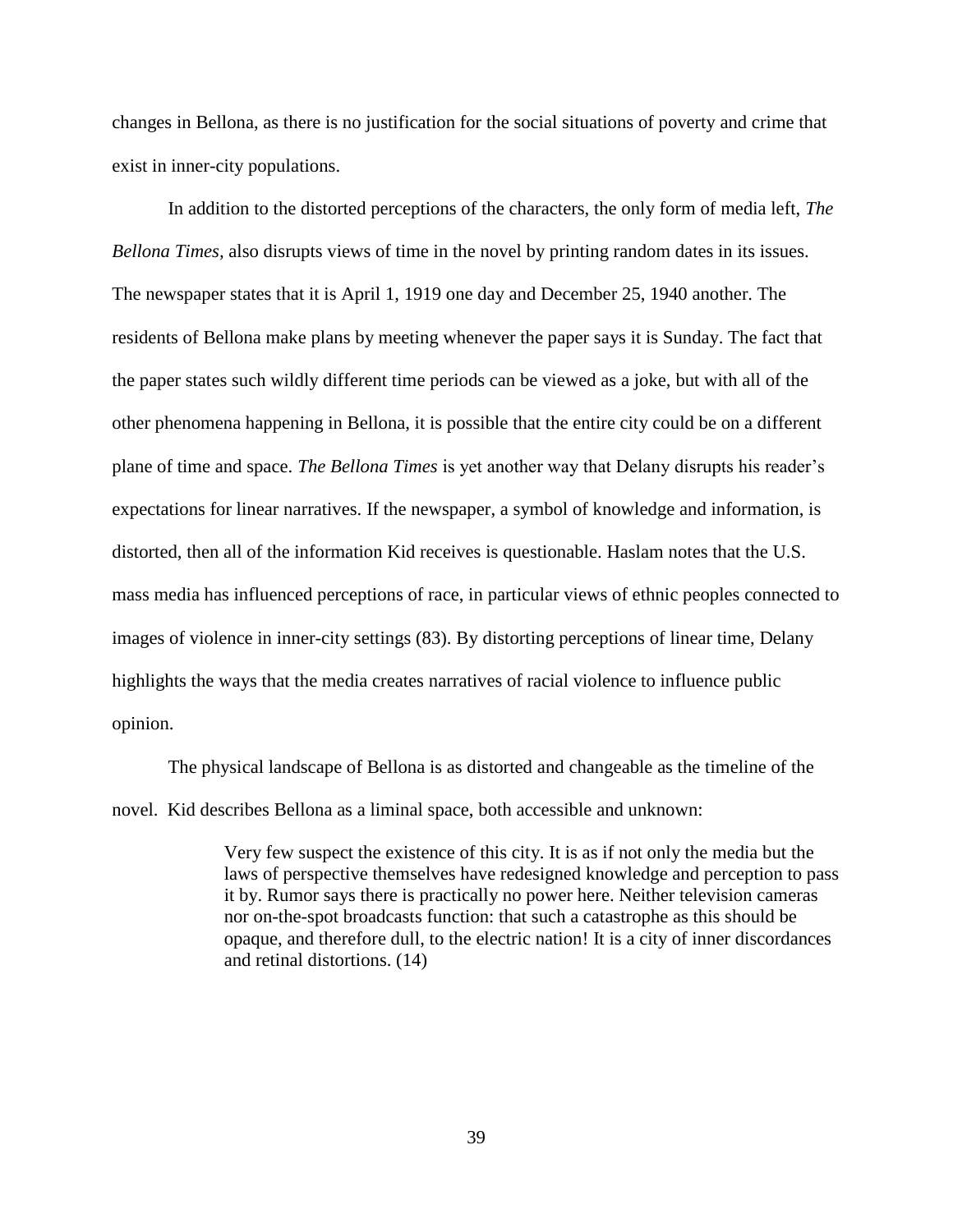changes in Bellona, as there is no justification for the social situations of poverty and crime that exist in inner-city populations.

In addition to the distorted perceptions of the characters, the only form of media left, *The Bellona Times*, also disrupts views of time in the novel by printing random dates in its issues. The newspaper states that it is April 1, 1919 one day and December 25, 1940 another. The residents of Bellona make plans by meeting whenever the paper says it is Sunday. The fact that the paper states such wildly different time periods can be viewed as a joke, but with all of the other phenomena happening in Bellona, it is possible that the entire city could be on a different plane of time and space. *The Bellona Times* is yet another way that Delany disrupts his reader's expectations for linear narratives. If the newspaper, a symbol of knowledge and information, is distorted, then all of the information Kid receives is questionable. Haslam notes that the U.S. mass media has influenced perceptions of race, in particular views of ethnic peoples connected to images of violence in inner-city settings (83). By distorting perceptions of linear time, Delany highlights the ways that the media creates narratives of racial violence to influence public opinion.

The physical landscape of Bellona is as distorted and changeable as the timeline of the novel. Kid describes Bellona as a liminal space, both accessible and unknown:

> Very few suspect the existence of this city. It is as if not only the media but the laws of perspective themselves have redesigned knowledge and perception to pass it by. Rumor says there is practically no power here. Neither television cameras nor on-the-spot broadcasts function: that such a catastrophe as this should be opaque, and therefore dull, to the electric nation! It is a city of inner discordances and retinal distortions. (14)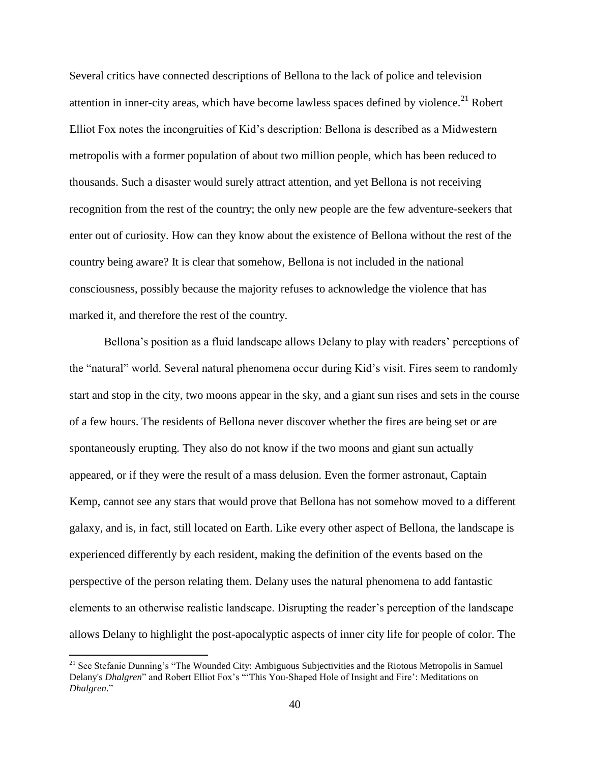Several critics have connected descriptions of Bellona to the lack of police and television attention in inner-city areas, which have become lawless spaces defined by violence.[21] Robert Elliot Fox notes the incongruities of Kid's description: Bellona is described as a Midwestern metropolis with a former population of about two million people, which has been reduced to thousands. Such a disaster would surely attract attention, and yet Bellona is not receiving recognition from the rest of the country; the only new people are the few adventure-seekers that enter out of curiosity. How can they know about the existence of Bellona without the rest of the country being aware? It is clear that somehow, Bellona is not included in the national consciousness, possibly because the majority refuses to acknowledge the violence that has marked it, and therefore the rest of the country.

Bellona's position as a fluid landscape allows Delany to play with readers' perceptions of the "natural" world. Several natural phenomena occur during Kid's visit. Fires seem to randomly start and stop in the city, two moons appear in the sky, and a giant sun rises and sets in the course of a few hours. The residents of Bellona never discover whether the fires are being set or are spontaneously erupting. They also do not know if the two moons and giant sun actually appeared, or if they were the result of a mass delusion. Even the former astronaut, Captain Kemp, cannot see any stars that would prove that Bellona has not somehow moved to a different galaxy, and is, in fact, still located on Earth. Like every other aspect of Bellona, the landscape is experienced differently by each resident, making the definition of the events based on the perspective of the person relating them. Delany uses the natural phenomena to add fantastic elements to an otherwise realistic landscape. Disrupting the reader's perception of the landscape allows Delany to highlight the post-apocalyptic aspects of inner city life for people of color. The

---

[21] See Stefanie Dunning's "The Wounded City: Ambiguous Subjectivities and the Riotous Metropolis in Samuel Delany's *Dhalgren*" and Robert Elliot Fox's "'This You-Shaped Hole of Insight and Fire': Meditations on *Dhalgren*."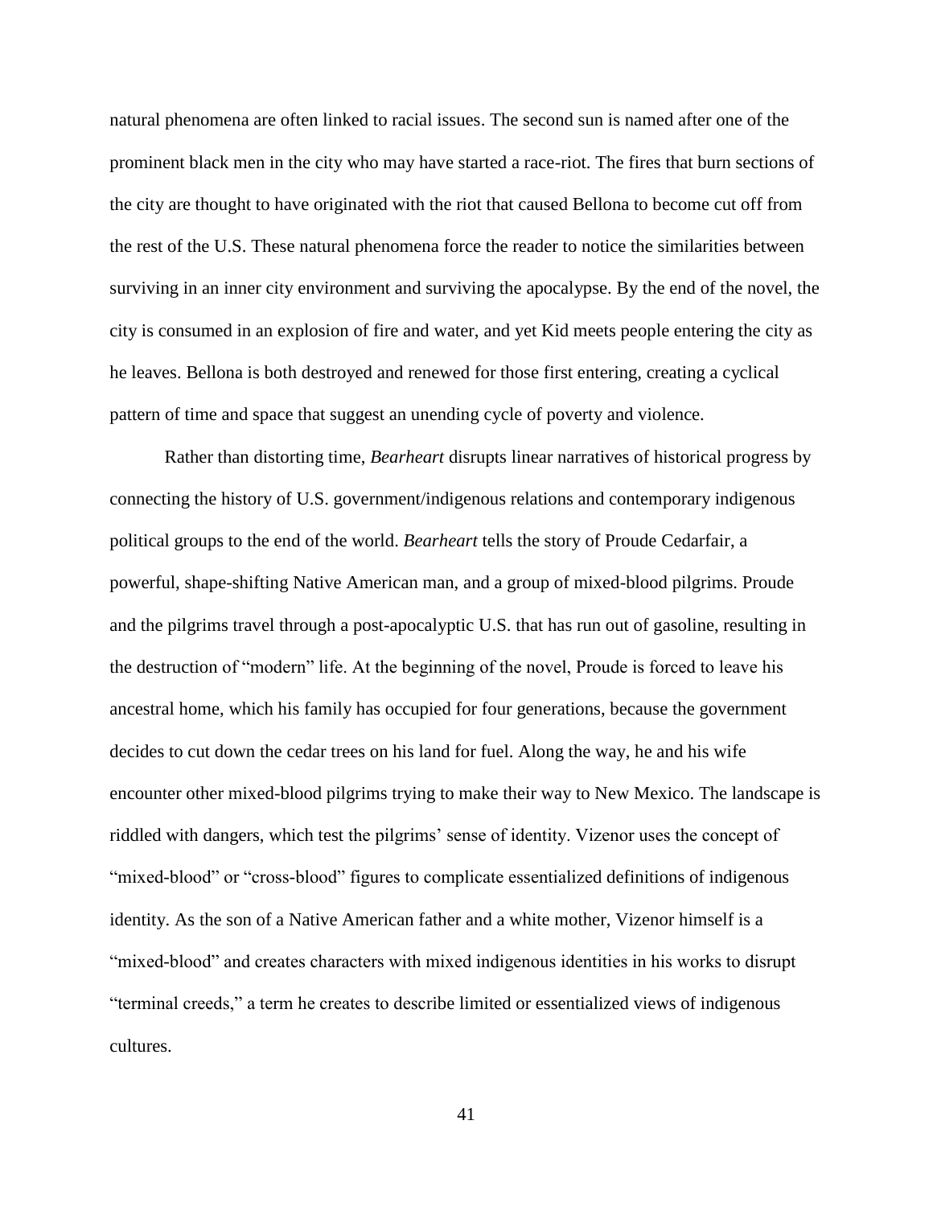natural phenomena are often linked to racial issues. The second sun is named after one of the prominent black men in the city who may have started a race-riot. The fires that burn sections of the city are thought to have originated with the riot that caused Bellona to become cut off from the rest of the U.S. These natural phenomena force the reader to notice the similarities between surviving in an inner city environment and surviving the apocalypse. By the end of the novel, the city is consumed in an explosion of fire and water, and yet Kid meets people entering the city as he leaves. Bellona is both destroyed and renewed for those first entering, creating a cyclical pattern of time and space that suggest an unending cycle of poverty and violence.

Rather than distorting time, *Bearheart* disrupts linear narratives of historical progress by connecting the history of U.S. government/indigenous relations and contemporary indigenous political groups to the end of the world. *Bearheart* tells the story of Proude Cedarfair, a powerful, shape-shifting Native American man, and a group of mixed-blood pilgrims. Proude and the pilgrims travel through a post-apocalyptic U.S. that has run out of gasoline, resulting in the destruction of "modern" life. At the beginning of the novel, Proude is forced to leave his ancestral home, which his family has occupied for four generations, because the government decides to cut down the cedar trees on his land for fuel. Along the way, he and his wife encounter other mixed-blood pilgrims trying to make their way to New Mexico. The landscape is riddled with dangers, which test the pilgrims' sense of identity. Vizenor uses the concept of "mixed-blood" or "cross-blood" figures to complicate essentialized definitions of indigenous identity. As the son of a Native American father and a white mother, Vizenor himself is a "mixed-blood" and creates characters with mixed indigenous identities in his works to disrupt "terminal creeds," a term he creates to describe limited or essentialized views of indigenous cultures.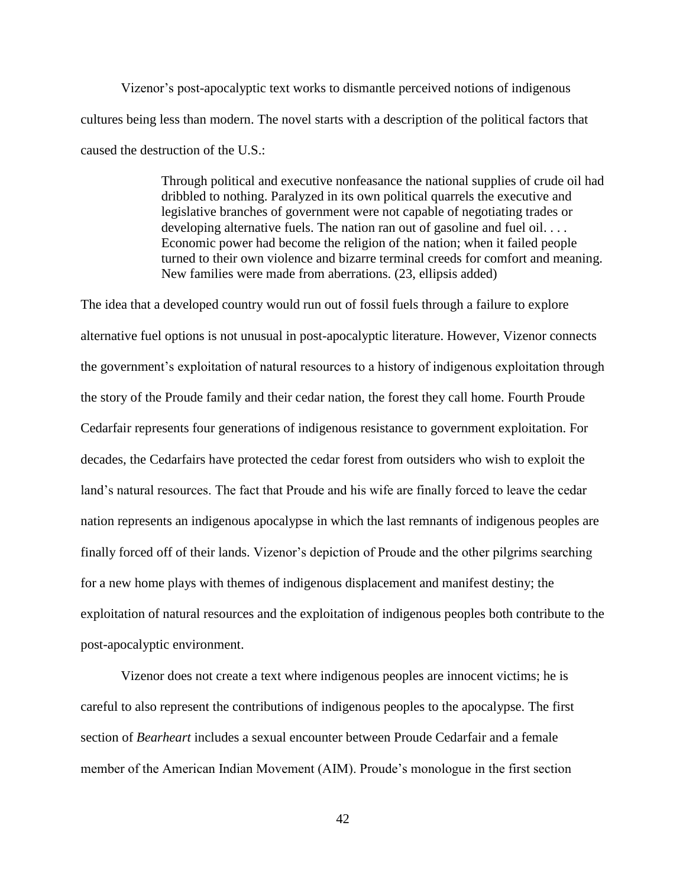Vizenor's post-apocalyptic text works to dismantle perceived notions of indigenous cultures being less than modern. The novel starts with a description of the political factors that caused the destruction of the U.S.:

> Through political and executive nonfeasance the national supplies of crude oil had dribbled to nothing. Paralyzed in its own political quarrels the executive and legislative branches of government were not capable of negotiating trades or developing alternative fuels. The nation ran out of gasoline and fuel oil. . . . Economic power had become the religion of the nation; when it failed people turned to their own violence and bizarre terminal creeds for comfort and meaning. New families were made from aberrations. (23, ellipsis added)

The idea that a developed country would run out of fossil fuels through a failure to explore alternative fuel options is not unusual in post-apocalyptic literature. However, Vizenor connects the government's exploitation of natural resources to a history of indigenous exploitation through the story of the Proude family and their cedar nation, the forest they call home. Fourth Proude Cedarfair represents four generations of indigenous resistance to government exploitation. For decades, the Cedarfairs have protected the cedar forest from outsiders who wish to exploit the land's natural resources. The fact that Proude and his wife are finally forced to leave the cedar nation represents an indigenous apocalypse in which the last remnants of indigenous peoples are finally forced off of their lands. Vizenor's depiction of Proude and the other pilgrims searching for a new home plays with themes of indigenous displacement and manifest destiny; the exploitation of natural resources and the exploitation of indigenous peoples both contribute to the post-apocalyptic environment.

Vizenor does not create a text where indigenous peoples are innocent victims; he is careful to also represent the contributions of indigenous peoples to the apocalypse. The first section of *Bearheart* includes a sexual encounter between Proude Cedarfair and a female member of the American Indian Movement (AIM). Proude's monologue in the first section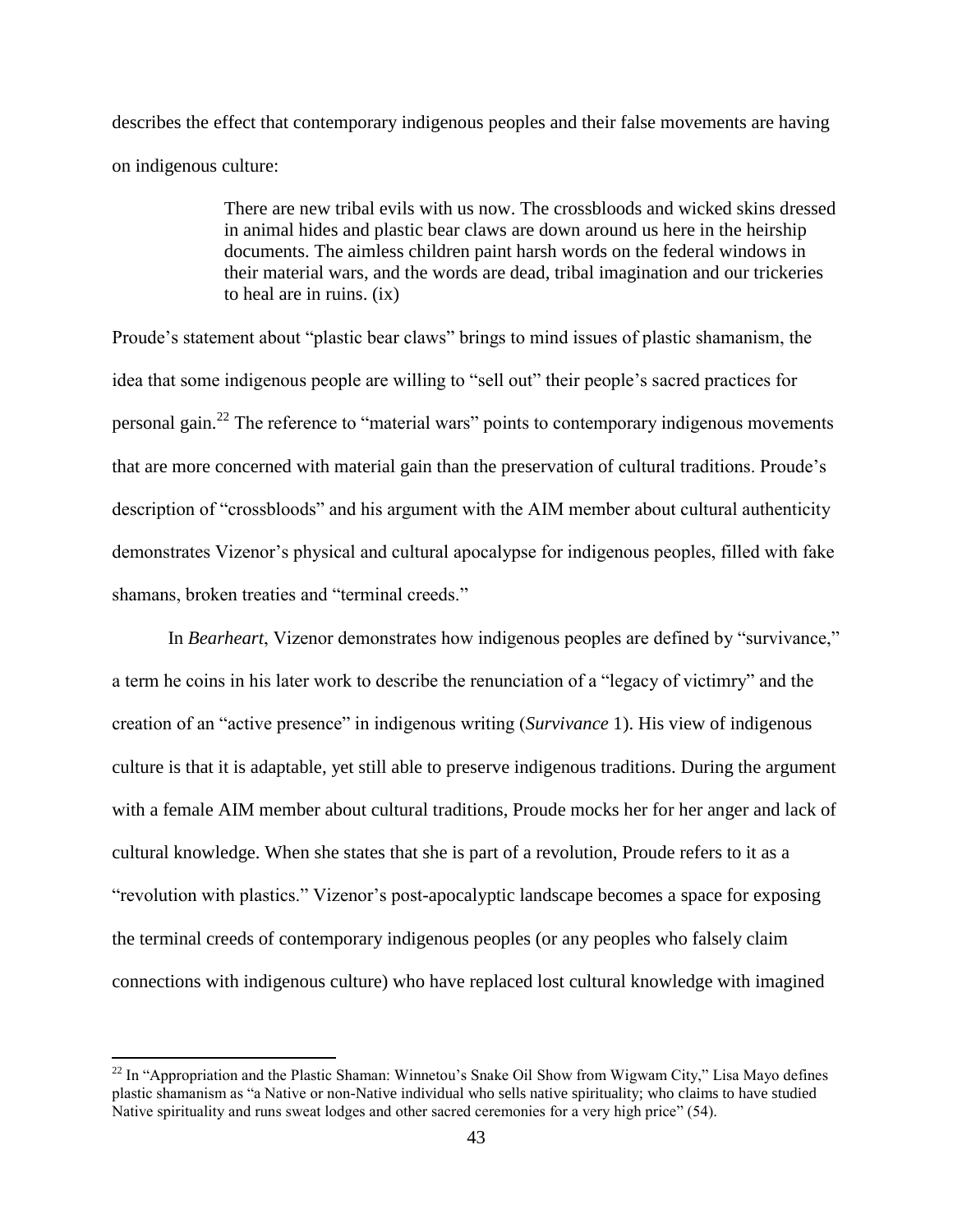describes the effect that contemporary indigenous peoples and their false movements are having on indigenous culture:

> There are new tribal evils with us now. The crossbloods and wicked skins dressed in animal hides and plastic bear claws are down around us here in the heirship documents. The aimless children paint harsh words on the federal windows in their material wars, and the words are dead, tribal imagination and our trickeries to heal are in ruins. (ix)

Proude's statement about "plastic bear claws" brings to mind issues of plastic shamanism, the idea that some indigenous people are willing to "sell out" their people's sacred practices for personal gain.[22] The reference to "material wars" points to contemporary indigenous movements that are more concerned with material gain than the preservation of cultural traditions. Proude's description of "crossbloods" and his argument with the AIM member about cultural authenticity demonstrates Vizenor's physical and cultural apocalypse for indigenous peoples, filled with fake shamans, broken treaties and "terminal creeds."

In *Bearheart*, Vizenor demonstrates how indigenous peoples are defined by "survivance," a term he coins in his later work to describe the renunciation of a "legacy of victimry" and the creation of an "active presence" in indigenous writing (*Survivance* 1). His view of indigenous culture is that it is adaptable, yet still able to preserve indigenous traditions. During the argument with a female AIM member about cultural traditions, Proude mocks her for her anger and lack of cultural knowledge. When she states that she is part of a revolution, Proude refers to it as a "revolution with plastics." Vizenor's post-apocalyptic landscape becomes a space for exposing the terminal creeds of contemporary indigenous peoples (or any peoples who falsely claim connections with indigenous culture) who have replaced lost cultural knowledge with imagined

---

[22] In "Appropriation and the Plastic Shaman: Winnetou's Snake Oil Show from Wigwam City," Lisa Mayo defines plastic shamanism as "a Native or non-Native individual who sells native spirituality; who claims to have studied Native spirituality and runs sweat lodges and other sacred ceremonies for a very high price" (54).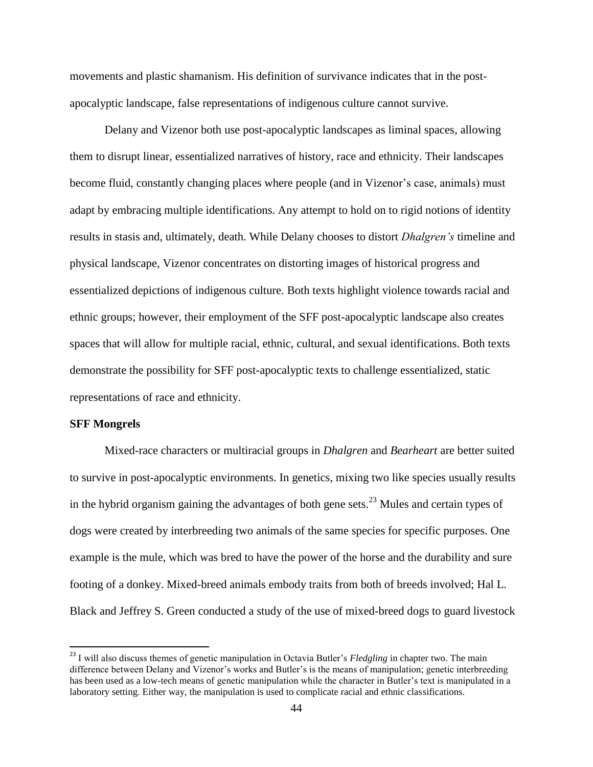movements and plastic shamanism. His definition of survivance indicates that in the post-apocalyptic landscape, false representations of indigenous culture cannot survive.

Delany and Vizenor both use post-apocalyptic landscapes as liminal spaces, allowing them to disrupt linear, essentialized narratives of history, race and ethnicity. Their landscapes become fluid, constantly changing places where people (and in Vizenor's case, animals) must adapt by embracing multiple identifications. Any attempt to hold on to rigid notions of identity results in stasis and, ultimately, death. While Delany chooses to distort *Dhalgren's* timeline and physical landscape, Vizenor concentrates on distorting images of historical progress and essentialized depictions of indigenous culture. Both texts highlight violence towards racial and ethnic groups; however, their employment of the SFF post-apocalyptic landscape also creates spaces that will allow for multiple racial, ethnic, cultural, and sexual identifications. Both texts demonstrate the possibility for SFF post-apocalyptic texts to challenge essentialized, static representations of race and ethnicity.

**SFF Mongrels**

Mixed-race characters or multiracial groups in *Dhalgren* and *Bearheart* are better suited to survive in post-apocalyptic environments. In genetics, mixing two like species usually results in the hybrid organism gaining the advantages of both gene sets.[23] Mules and certain types of dogs were created by interbreeding two animals of the same species for specific purposes. One example is the mule, which was bred to have the power of the horse and the durability and sure footing of a donkey. Mixed-breed animals embody traits from both of breeds involved; Hal L. Black and Jeffrey S. Green conducted a study of the use of mixed-breed dogs to guard livestock

[23] I will also discuss themes of genetic manipulation in Octavia Butler's *Fledgling* in chapter two. The main difference between Delany and Vizenor's works and Butler's is the means of manipulation; genetic interbreeding has been used as a low-tech means of genetic manipulation while the character in Butler's text is manipulated in a laboratory setting. Either way, the manipulation is used to complicate racial and ethnic classifications.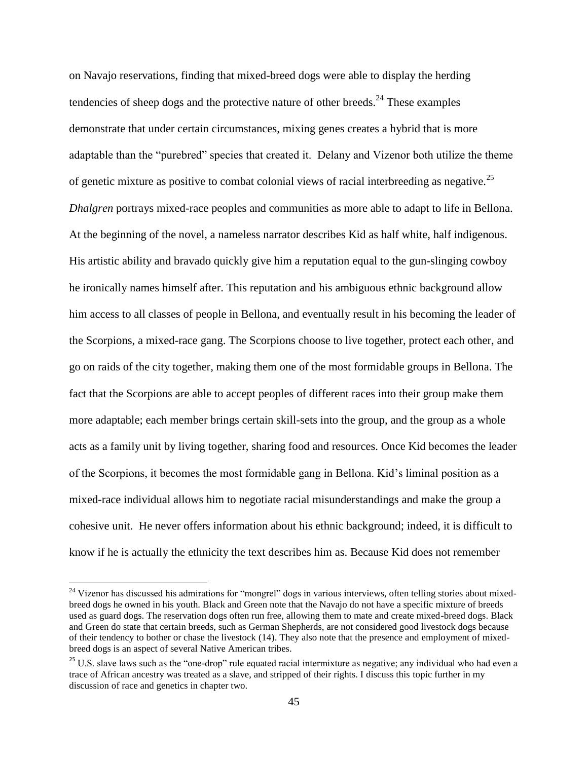on Navajo reservations, finding that mixed-breed dogs were able to display the herding tendencies of sheep dogs and the protective nature of other breeds.[24] These examples demonstrate that under certain circumstances, mixing genes creates a hybrid that is more adaptable than the "purebred" species that created it. Delany and Vizenor both utilize the theme of genetic mixture as positive to combat colonial views of racial interbreeding as negative.[25] *Dhalgren* portrays mixed-race peoples and communities as more able to adapt to life in Bellona. At the beginning of the novel, a nameless narrator describes Kid as half white, half indigenous. His artistic ability and bravado quickly give him a reputation equal to the gun-slinging cowboy he ironically names himself after. This reputation and his ambiguous ethnic background allow him access to all classes of people in Bellona, and eventually result in his becoming the leader of the Scorpions, a mixed-race gang. The Scorpions choose to live together, protect each other, and go on raids of the city together, making them one of the most formidable groups in Bellona. The fact that the Scorpions are able to accept peoples of different races into their group make them more adaptable; each member brings certain skill-sets into the group, and the group as a whole acts as a family unit by living together, sharing food and resources. Once Kid becomes the leader of the Scorpions, it becomes the most formidable gang in Bellona. Kid's liminal position as a mixed-race individual allows him to negotiate racial misunderstandings and make the group a cohesive unit. He never offers information about his ethnic background; indeed, it is difficult to know if he is actually the ethnicity the text describes him as. Because Kid does not remember

[24] Vizenor has discussed his admirations for "mongrel" dogs in various interviews, often telling stories about mixed-breed dogs he owned in his youth. Black and Green note that the Navajo do not have a specific mixture of breeds used as guard dogs. The reservation dogs often run free, allowing them to mate and create mixed-breed dogs. Black and Green do state that certain breeds, such as German Shepherds, are not considered good livestock dogs because of their tendency to bother or chase the livestock (14). They also note that the presence and employment of mixed-breed dogs is an aspect of several Native American tribes.

[25] U.S. slave laws such as the "one-drop" rule equated racial intermixture as negative; any individual who had even a trace of African ancestry was treated as a slave, and stripped of their rights. I discuss this topic further in my discussion of race and genetics in chapter two.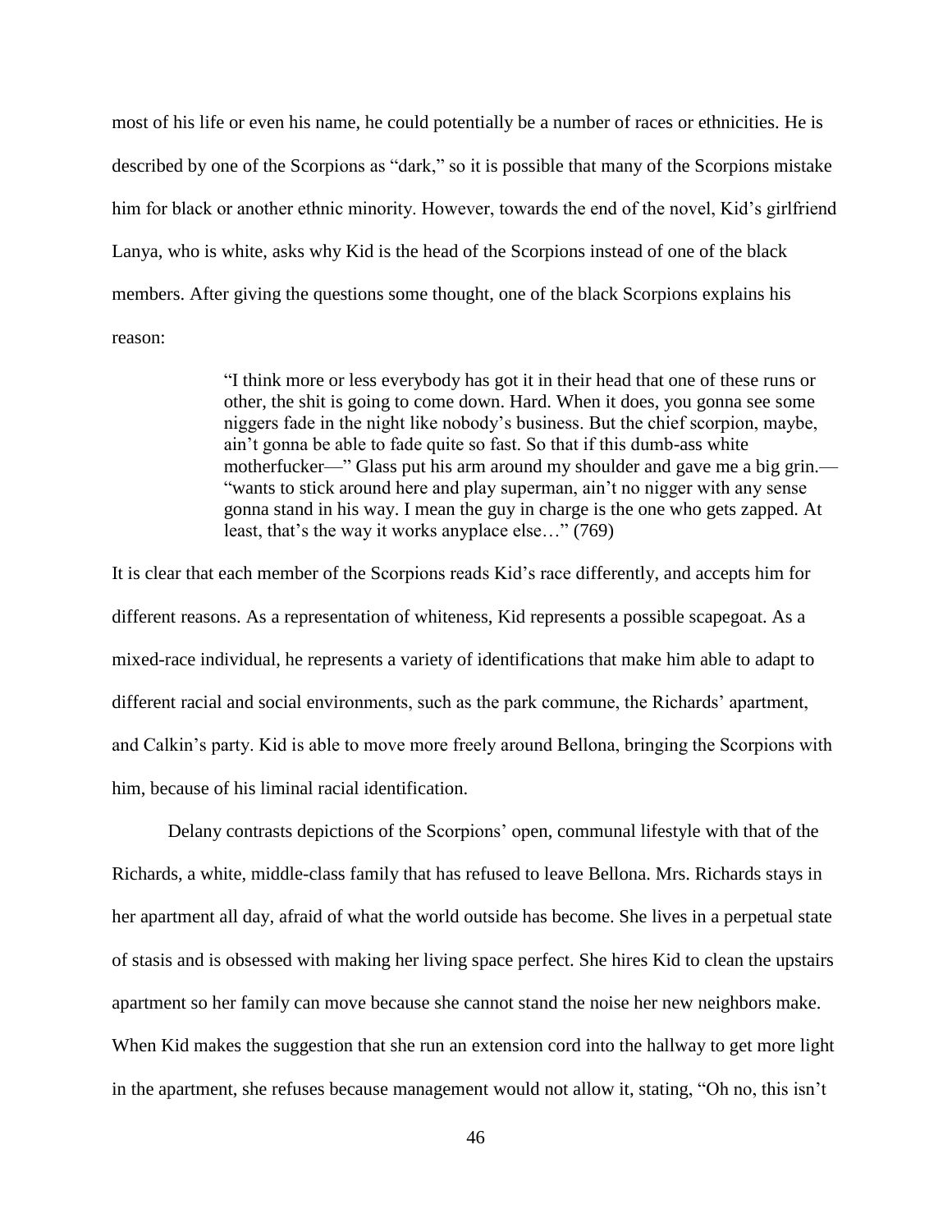most of his life or even his name, he could potentially be a number of races or ethnicities. He is described by one of the Scorpions as "dark," so it is possible that many of the Scorpions mistake him for black or another ethnic minority. However, towards the end of the novel, Kid's girlfriend Lanya, who is white, asks why Kid is the head of the Scorpions instead of one of the black members. After giving the questions some thought, one of the black Scorpions explains his reason:

> "I think more or less everybody has got it in their head that one of these runs or other, the shit is going to come down. Hard. When it does, you gonna see some niggers fade in the night like nobody's business. But the chief scorpion, maybe, ain't gonna be able to fade quite so fast. So that if this dumb-ass white motherfucker—" Glass put his arm around my shoulder and gave me a big grin.—"wants to stick around here and play superman, ain't no nigger with any sense gonna stand in his way. I mean the guy in charge is the one who gets zapped. At least, that's the way it works anyplace else…" (769)

It is clear that each member of the Scorpions reads Kid's race differently, and accepts him for different reasons. As a representation of whiteness, Kid represents a possible scapegoat. As a mixed-race individual, he represents a variety of identifications that make him able to adapt to different racial and social environments, such as the park commune, the Richards' apartment, and Calkin's party. Kid is able to move more freely around Bellona, bringing the Scorpions with him, because of his liminal racial identification.

Delany contrasts depictions of the Scorpions' open, communal lifestyle with that of the Richards, a white, middle-class family that has refused to leave Bellona. Mrs. Richards stays in her apartment all day, afraid of what the world outside has become. She lives in a perpetual state of stasis and is obsessed with making her living space perfect. She hires Kid to clean the upstairs apartment so her family can move because she cannot stand the noise her new neighbors make. When Kid makes the suggestion that she run an extension cord into the hallway to get more light in the apartment, she refuses because management would not allow it, stating, "Oh no, this isn't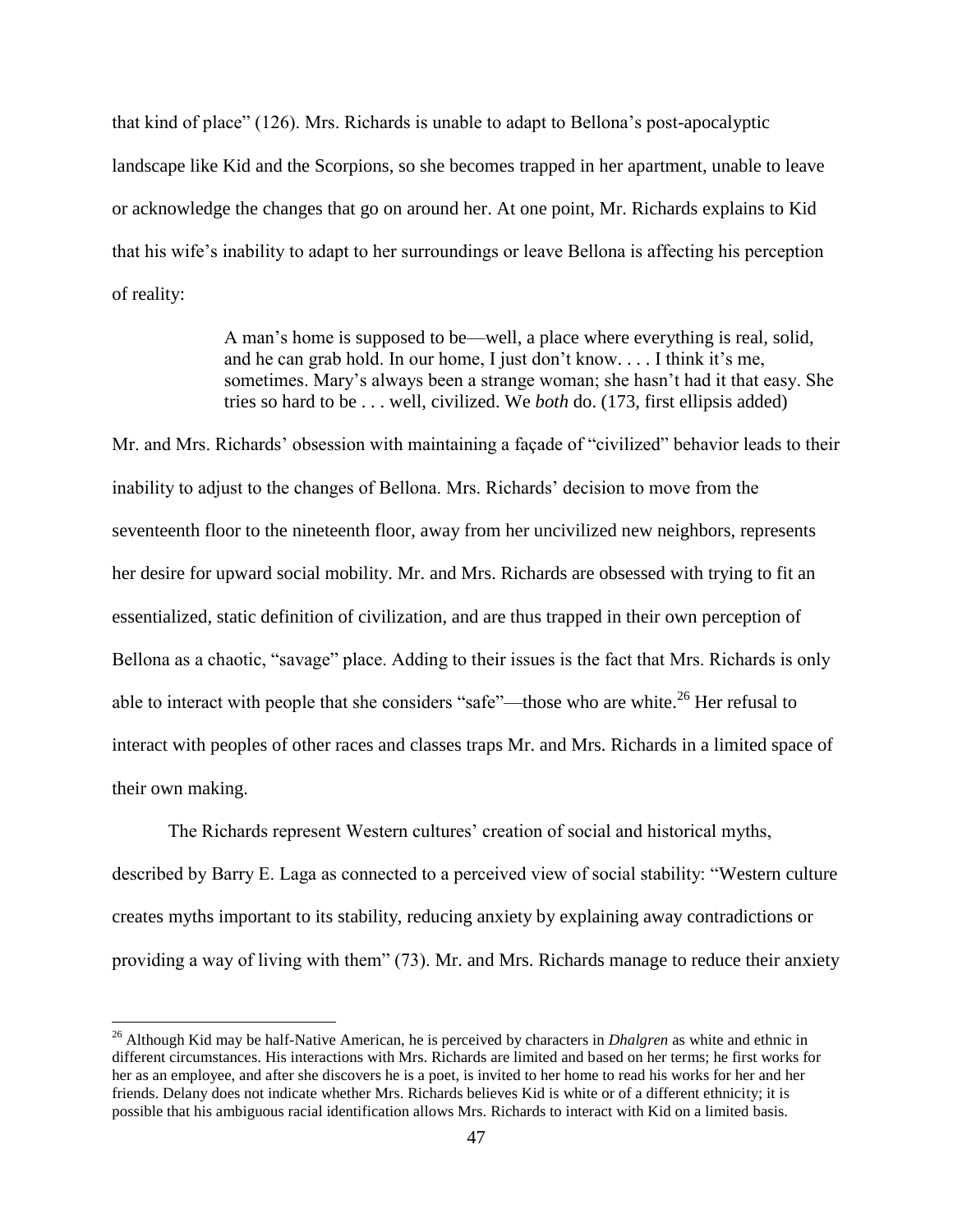that kind of place" (126). Mrs. Richards is unable to adapt to Bellona's post-apocalyptic landscape like Kid and the Scorpions, so she becomes trapped in her apartment, unable to leave or acknowledge the changes that go on around her. At one point, Mr. Richards explains to Kid that his wife's inability to adapt to her surroundings or leave Bellona is affecting his perception of reality:

> A man's home is supposed to be—well, a place where everything is real, solid, and he can grab hold. In our home, I just don't know. . . . I think it's me, sometimes. Mary's always been a strange woman; she hasn't had it that easy. She tries so hard to be . . . well, civilized. We *both* do. (173, first ellipsis added)

Mr. and Mrs. Richards' obsession with maintaining a façade of "civilized" behavior leads to their inability to adjust to the changes of Bellona. Mrs. Richards' decision to move from the seventeenth floor to the nineteenth floor, away from her uncivilized new neighbors, represents her desire for upward social mobility. Mr. and Mrs. Richards are obsessed with trying to fit an essentialized, static definition of civilization, and are thus trapped in their own perception of Bellona as a chaotic, "savage" place. Adding to their issues is the fact that Mrs. Richards is only able to interact with people that she considers "safe"—those who are white.[26] Her refusal to interact with peoples of other races and classes traps Mr. and Mrs. Richards in a limited space of their own making.

The Richards represent Western cultures' creation of social and historical myths, described by Barry E. Laga as connected to a perceived view of social stability: "Western culture creates myths important to its stability, reducing anxiety by explaining away contradictions or providing a way of living with them" (73). Mr. and Mrs. Richards manage to reduce their anxiety

---

[26] Although Kid may be half-Native American, he is perceived by characters in *Dhalgren* as white and ethnic in different circumstances. His interactions with Mrs. Richards are limited and based on her terms; he first works for her as an employee, and after she discovers he is a poet, is invited to her home to read his works for her and her friends. Delany does not indicate whether Mrs. Richards believes Kid is white or of a different ethnicity; it is possible that his ambiguous racial identification allows Mrs. Richards to interact with Kid on a limited basis.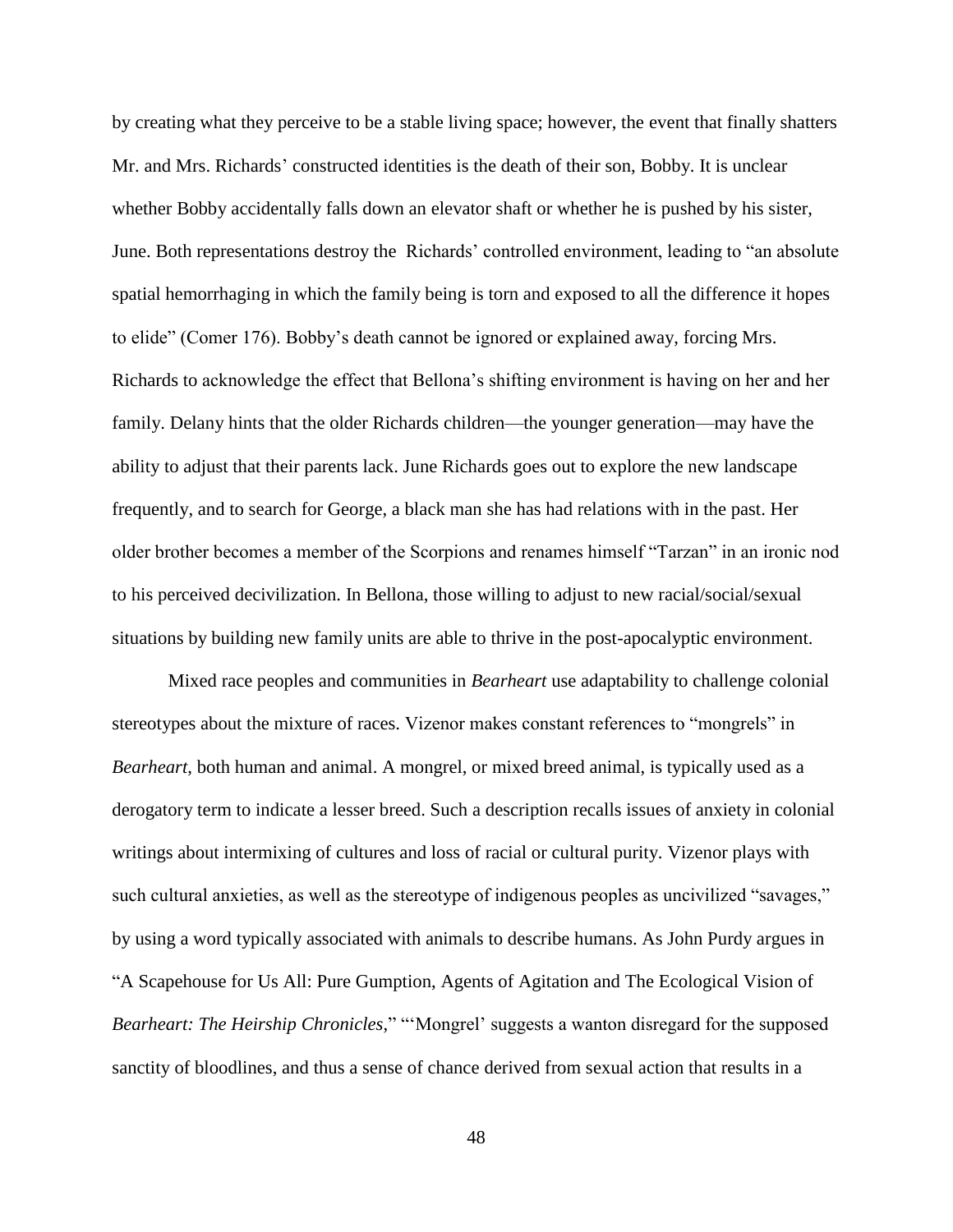by creating what they perceive to be a stable living space; however, the event that finally shatters Mr. and Mrs. Richards' constructed identities is the death of their son, Bobby. It is unclear whether Bobby accidentally falls down an elevator shaft or whether he is pushed by his sister, June. Both representations destroy the Richards' controlled environment, leading to "an absolute spatial hemorrhaging in which the family being is torn and exposed to all the difference it hopes to elide" (Comer 176). Bobby's death cannot be ignored or explained away, forcing Mrs. Richards to acknowledge the effect that Bellona's shifting environment is having on her and her family. Delany hints that the older Richards children—the younger generation—may have the ability to adjust that their parents lack. June Richards goes out to explore the new landscape frequently, and to search for George, a black man she has had relations with in the past. Her older brother becomes a member of the Scorpions and renames himself "Tarzan" in an ironic nod to his perceived decivilization. In Bellona, those willing to adjust to new racial/social/sexual situations by building new family units are able to thrive in the post-apocalyptic environment.

Mixed race peoples and communities in *Bearheart* use adaptability to challenge colonial stereotypes about the mixture of races. Vizenor makes constant references to "mongrels" in *Bearheart*, both human and animal. A mongrel, or mixed breed animal, is typically used as a derogatory term to indicate a lesser breed. Such a description recalls issues of anxiety in colonial writings about intermixing of cultures and loss of racial or cultural purity. Vizenor plays with such cultural anxieties, as well as the stereotype of indigenous peoples as uncivilized "savages," by using a word typically associated with animals to describe humans. As John Purdy argues in "A Scapehouse for Us All: Pure Gumption, Agents of Agitation and The Ecological Vision of *Bearheart: The Heirship Chronicles*," "'Mongrel' suggests a wanton disregard for the supposed sanctity of bloodlines, and thus a sense of chance derived from sexual action that results in a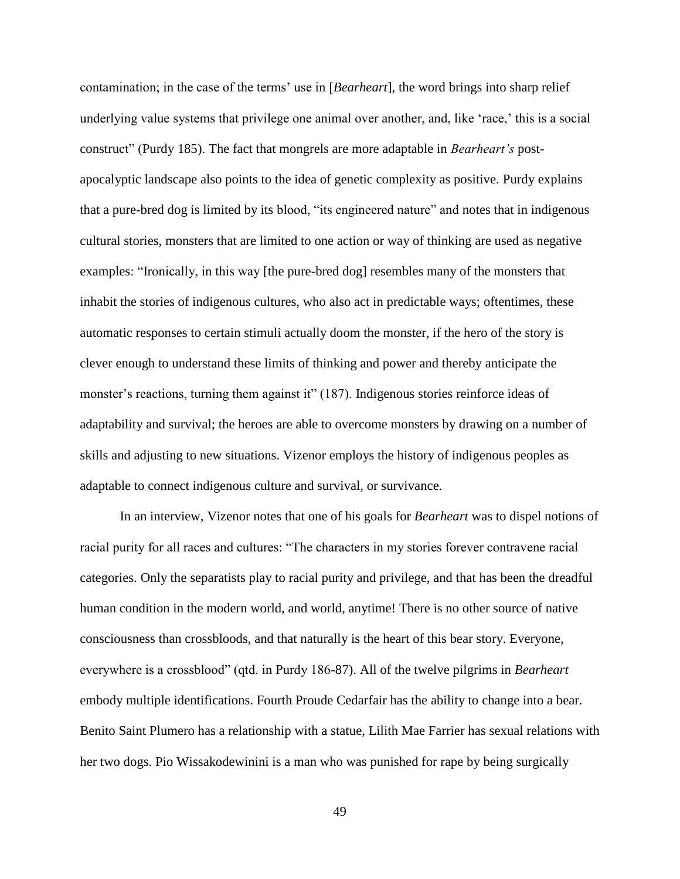contamination; in the case of the terms' use in [*Bearheart*], the word brings into sharp relief underlying value systems that privilege one animal over another, and, like 'race,' this is a social construct" (Purdy 185). The fact that mongrels are more adaptable in *Bearheart's* post-apocalyptic landscape also points to the idea of genetic complexity as positive. Purdy explains that a pure-bred dog is limited by its blood, "its engineered nature" and notes that in indigenous cultural stories, monsters that are limited to one action or way of thinking are used as negative examples: "Ironically, in this way [the pure-bred dog] resembles many of the monsters that inhabit the stories of indigenous cultures, who also act in predictable ways; oftentimes, these automatic responses to certain stimuli actually doom the monster, if the hero of the story is clever enough to understand these limits of thinking and power and thereby anticipate the monster's reactions, turning them against it" (187). Indigenous stories reinforce ideas of adaptability and survival; the heroes are able to overcome monsters by drawing on a number of skills and adjusting to new situations. Vizenor employs the history of indigenous peoples as adaptable to connect indigenous culture and survival, or survivance.

In an interview, Vizenor notes that one of his goals for *Bearheart* was to dispel notions of racial purity for all races and cultures: "The characters in my stories forever contravene racial categories. Only the separatists play to racial purity and privilege, and that has been the dreadful human condition in the modern world, and world, anytime! There is no other source of native consciousness than crossbloods, and that naturally is the heart of this bear story. Everyone, everywhere is a crossblood" (qtd. in Purdy 186-87). All of the twelve pilgrims in *Bearheart* embody multiple identifications. Fourth Proude Cedarfair has the ability to change into a bear. Benito Saint Plumero has a relationship with a statue, Lilith Mae Farrier has sexual relations with her two dogs. Pio Wissakodewinini is a man who was punished for rape by being surgically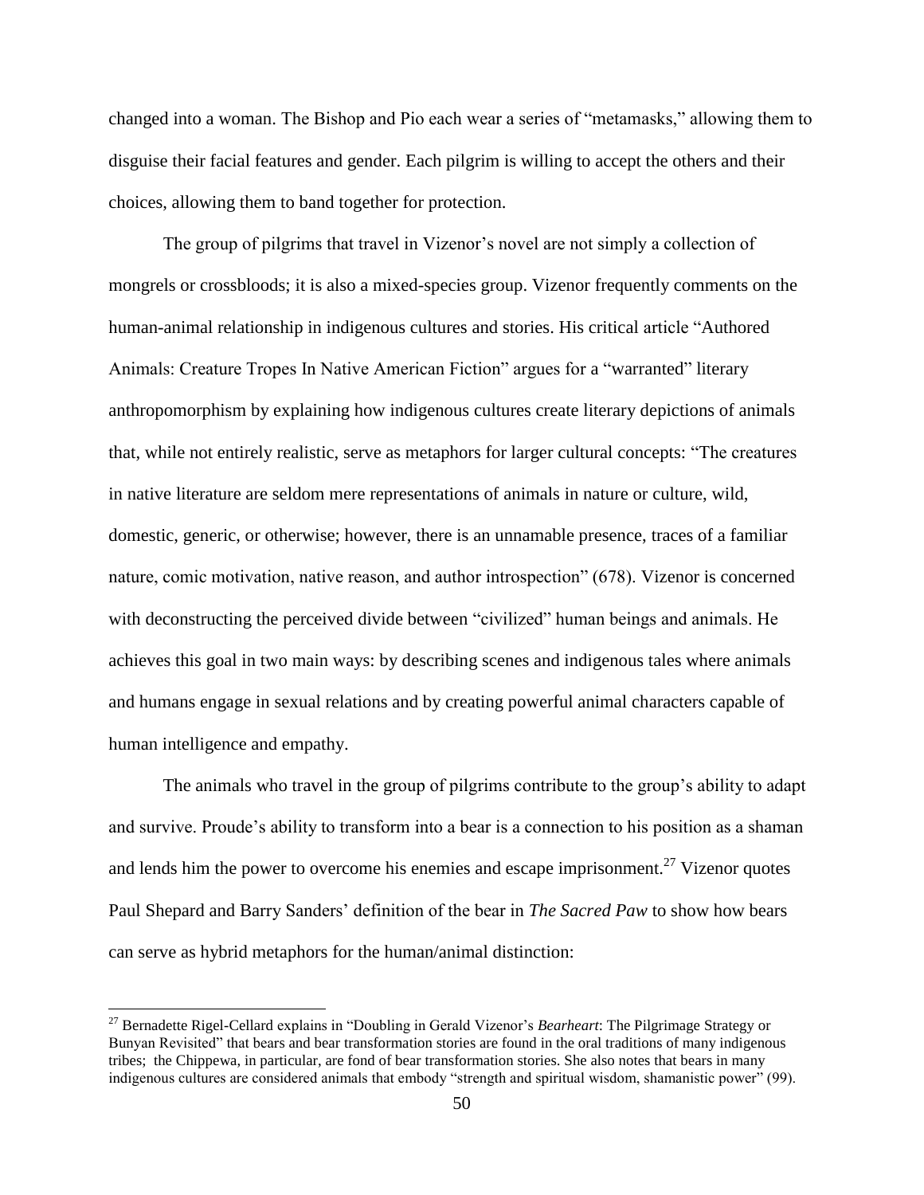changed into a woman. The Bishop and Pio each wear a series of "metamasks," allowing them to disguise their facial features and gender. Each pilgrim is willing to accept the others and their choices, allowing them to band together for protection.

The group of pilgrims that travel in Vizenor's novel are not simply a collection of mongrels or crossbloods; it is also a mixed-species group. Vizenor frequently comments on the human-animal relationship in indigenous cultures and stories. His critical article "Authored Animals: Creature Tropes In Native American Fiction" argues for a "warranted" literary anthropomorphism by explaining how indigenous cultures create literary depictions of animals that, while not entirely realistic, serve as metaphors for larger cultural concepts: "The creatures in native literature are seldom mere representations of animals in nature or culture, wild, domestic, generic, or otherwise; however, there is an unnamable presence, traces of a familiar nature, comic motivation, native reason, and author introspection" (678). Vizenor is concerned with deconstructing the perceived divide between "civilized" human beings and animals. He achieves this goal in two main ways: by describing scenes and indigenous tales where animals and humans engage in sexual relations and by creating powerful animal characters capable of human intelligence and empathy.

The animals who travel in the group of pilgrims contribute to the group's ability to adapt and survive. Proude's ability to transform into a bear is a connection to his position as a shaman and lends him the power to overcome his enemies and escape imprisonment.[27] Vizenor quotes Paul Shepard and Barry Sanders' definition of the bear in *The Sacred Paw* to show how bears can serve as hybrid metaphors for the human/animal distinction:

[27] Bernadette Rigel-Cellard explains in "Doubling in Gerald Vizenor's *Bearheart*: The Pilgrimage Strategy or Bunyan Revisited" that bears and bear transformation stories are found in the oral traditions of many indigenous tribes; the Chippewa, in particular, are fond of bear transformation stories. She also notes that bears in many indigenous cultures are considered animals that embody "strength and spiritual wisdom, shamanistic power" (99).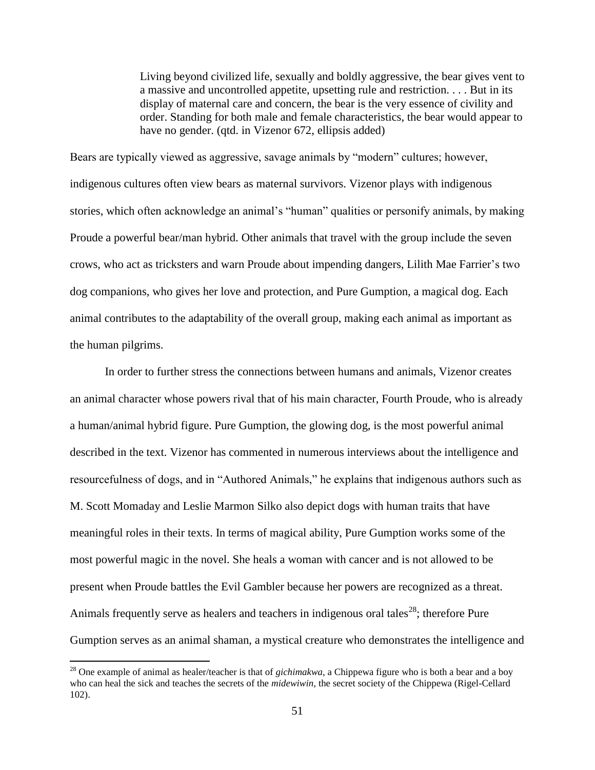> Living beyond civilized life, sexually and boldly aggressive, the bear gives vent to a massive and uncontrolled appetite, upsetting rule and restriction. . . . But in its display of maternal care and concern, the bear is the very essence of civility and order. Standing for both male and female characteristics, the bear would appear to have no gender. (qtd. in Vizenor 672, ellipsis added)

Bears are typically viewed as aggressive, savage animals by "modern" cultures; however, indigenous cultures often view bears as maternal survivors. Vizenor plays with indigenous stories, which often acknowledge an animal's "human" qualities or personify animals, by making Proude a powerful bear/man hybrid. Other animals that travel with the group include the seven crows, who act as tricksters and warn Proude about impending dangers, Lilith Mae Farrier's two dog companions, who gives her love and protection, and Pure Gumption, a magical dog. Each animal contributes to the adaptability of the overall group, making each animal as important as the human pilgrims.

In order to further stress the connections between humans and animals, Vizenor creates an animal character whose powers rival that of his main character, Fourth Proude, who is already a human/animal hybrid figure. Pure Gumption, the glowing dog, is the most powerful animal described in the text. Vizenor has commented in numerous interviews about the intelligence and resourcefulness of dogs, and in "Authored Animals," he explains that indigenous authors such as M. Scott Momaday and Leslie Marmon Silko also depict dogs with human traits that have meaningful roles in their texts. In terms of magical ability, Pure Gumption works some of the most powerful magic in the novel. She heals a woman with cancer and is not allowed to be present when Proude battles the Evil Gambler because her powers are recognized as a threat. Animals frequently serve as healers and teachers in indigenous oral tales[28]; therefore Pure Gumption serves as an animal shaman, a mystical creature who demonstrates the intelligence and

---

[28] One example of animal as healer/teacher is that of *gichimakwa*, a Chippewa figure who is both a bear and a boy who can heal the sick and teaches the secrets of the *midewiwin,* the secret society of the Chippewa (Rigel-Cellard 102).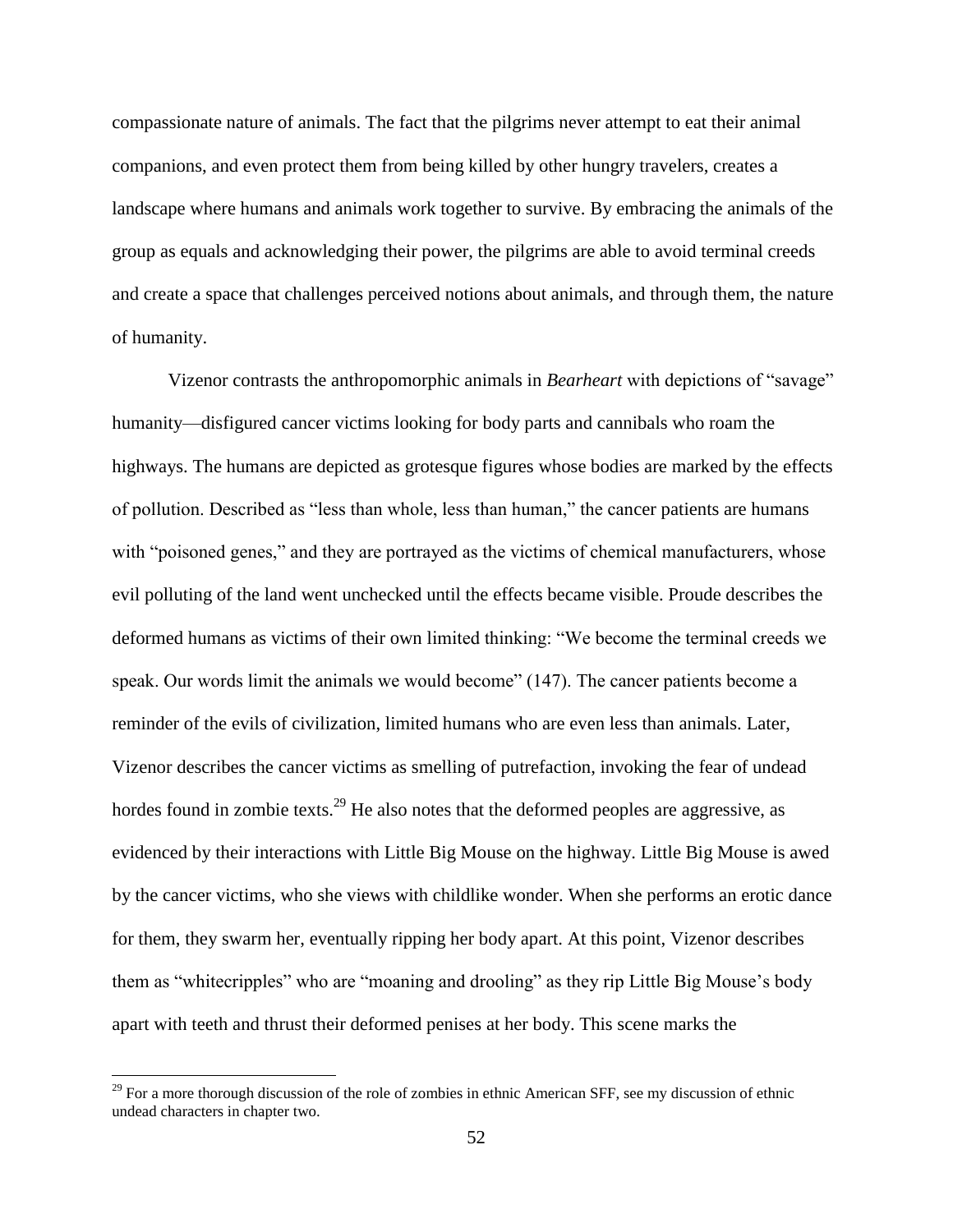compassionate nature of animals. The fact that the pilgrims never attempt to eat their animal companions, and even protect them from being killed by other hungry travelers, creates a landscape where humans and animals work together to survive. By embracing the animals of the group as equals and acknowledging their power, the pilgrims are able to avoid terminal creeds and create a space that challenges perceived notions about animals, and through them, the nature of humanity.

Vizenor contrasts the anthropomorphic animals in *Bearheart* with depictions of "savage" humanity—disfigured cancer victims looking for body parts and cannibals who roam the highways. The humans are depicted as grotesque figures whose bodies are marked by the effects of pollution. Described as "less than whole, less than human," the cancer patients are humans with "poisoned genes," and they are portrayed as the victims of chemical manufacturers, whose evil polluting of the land went unchecked until the effects became visible. Proude describes the deformed humans as victims of their own limited thinking: "We become the terminal creeds we speak. Our words limit the animals we would become" (147). The cancer patients become a reminder of the evils of civilization, limited humans who are even less than animals. Later, Vizenor describes the cancer victims as smelling of putrefaction, invoking the fear of undead hordes found in zombie texts.[29] He also notes that the deformed peoples are aggressive, as evidenced by their interactions with Little Big Mouse on the highway. Little Big Mouse is awed by the cancer victims, who she views with childlike wonder. When she performs an erotic dance for them, they swarm her, eventually ripping her body apart. At this point, Vizenor describes them as "whitecripples" who are "moaning and drooling" as they rip Little Big Mouse's body apart with teeth and thrust their deformed penises at her body. This scene marks the

[29] For a more thorough discussion of the role of zombies in ethnic American SFF, see my discussion of ethnic undead characters in chapter two.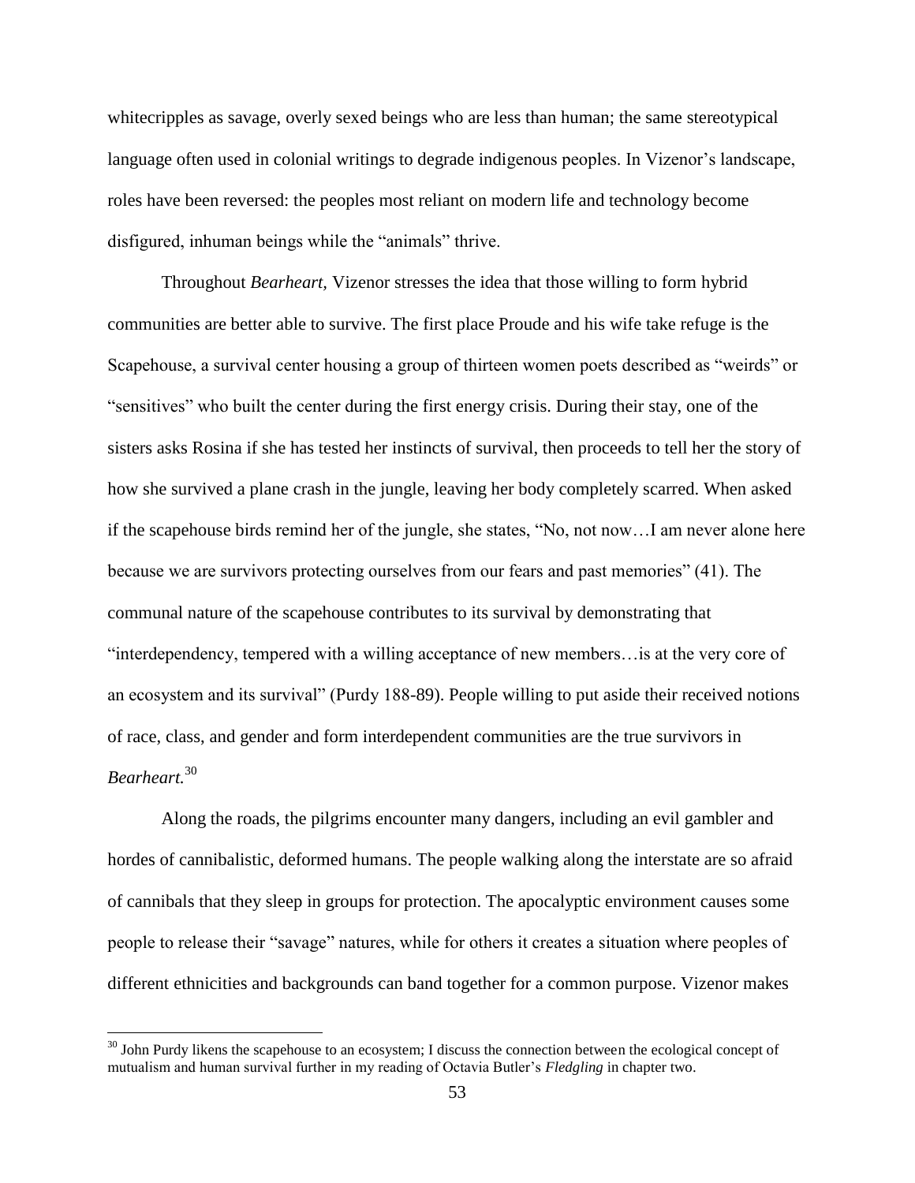whitecripples as savage, overly sexed beings who are less than human; the same stereotypical language often used in colonial writings to degrade indigenous peoples. In Vizenor's landscape, roles have been reversed: the peoples most reliant on modern life and technology become disfigured, inhuman beings while the "animals" thrive.

Throughout *Bearheart,* Vizenor stresses the idea that those willing to form hybrid communities are better able to survive. The first place Proude and his wife take refuge is the Scapehouse, a survival center housing a group of thirteen women poets described as "weirds" or "sensitives" who built the center during the first energy crisis. During their stay, one of the sisters asks Rosina if she has tested her instincts of survival, then proceeds to tell her the story of how she survived a plane crash in the jungle, leaving her body completely scarred. When asked if the scapehouse birds remind her of the jungle, she states, "No, not now…I am never alone here because we are survivors protecting ourselves from our fears and past memories" (41). The communal nature of the scapehouse contributes to its survival by demonstrating that "interdependency, tempered with a willing acceptance of new members…is at the very core of an ecosystem and its survival" (Purdy 188-89). People willing to put aside their received notions of race, class, and gender and form interdependent communities are the true survivors in *Bearheart.*[30]

Along the roads, the pilgrims encounter many dangers, including an evil gambler and hordes of cannibalistic, deformed humans. The people walking along the interstate are so afraid of cannibals that they sleep in groups for protection. The apocalyptic environment causes some people to release their "savage" natures, while for others it creates a situation where peoples of different ethnicities and backgrounds can band together for a common purpose. Vizenor makes

---

[30] John Purdy likens the scapehouse to an ecosystem; I discuss the connection between the ecological concept of mutualism and human survival further in my reading of Octavia Butler's *Fledgling* in chapter two.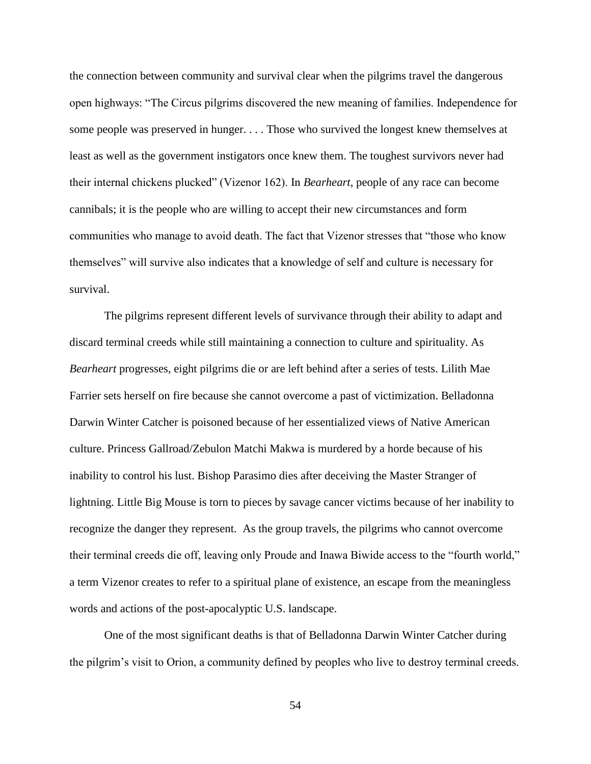the connection between community and survival clear when the pilgrims travel the dangerous open highways: "The Circus pilgrims discovered the new meaning of families. Independence for some people was preserved in hunger. . . . Those who survived the longest knew themselves at least as well as the government instigators once knew them. The toughest survivors never had their internal chickens plucked" (Vizenor 162). In *Bearheart*, people of any race can become cannibals; it is the people who are willing to accept their new circumstances and form communities who manage to avoid death. The fact that Vizenor stresses that "those who know themselves" will survive also indicates that a knowledge of self and culture is necessary for survival.

The pilgrims represent different levels of survivance through their ability to adapt and discard terminal creeds while still maintaining a connection to culture and spirituality. As *Bearheart* progresses, eight pilgrims die or are left behind after a series of tests. Lilith Mae Farrier sets herself on fire because she cannot overcome a past of victimization. Belladonna Darwin Winter Catcher is poisoned because of her essentialized views of Native American culture. Princess Gallroad/Zebulon Matchi Makwa is murdered by a horde because of his inability to control his lust. Bishop Parasimo dies after deceiving the Master Stranger of lightning. Little Big Mouse is torn to pieces by savage cancer victims because of her inability to recognize the danger they represent. As the group travels, the pilgrims who cannot overcome their terminal creeds die off, leaving only Proude and Inawa Biwide access to the "fourth world," a term Vizenor creates to refer to a spiritual plane of existence, an escape from the meaningless words and actions of the post-apocalyptic U.S. landscape.

One of the most significant deaths is that of Belladonna Darwin Winter Catcher during the pilgrim's visit to Orion, a community defined by peoples who live to destroy terminal creeds.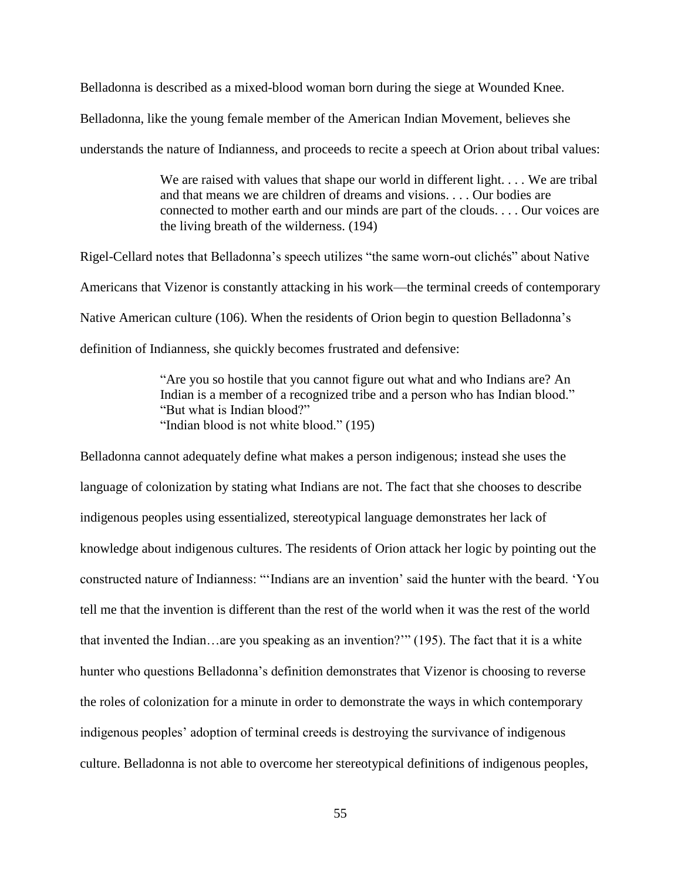Belladonna is described as a mixed-blood woman born during the siege at Wounded Knee. Belladonna, like the young female member of the American Indian Movement, believes she understands the nature of Indianness, and proceeds to recite a speech at Orion about tribal values:

> We are raised with values that shape our world in different light. . . . We are tribal and that means we are children of dreams and visions. . . . Our bodies are connected to mother earth and our minds are part of the clouds. . . . Our voices are the living breath of the wilderness. (194)

Rigel-Cellard notes that Belladonna's speech utilizes "the same worn-out clichés" about Native Americans that Vizenor is constantly attacking in his work—the terminal creeds of contemporary Native American culture (106). When the residents of Orion begin to question Belladonna's definition of Indianness, she quickly becomes frustrated and defensive:

> "Are you so hostile that you cannot figure out what and who Indians are? An Indian is a member of a recognized tribe and a person who has Indian blood."
> "But what is Indian blood?"
> "Indian blood is not white blood." (195)

Belladonna cannot adequately define what makes a person indigenous; instead she uses the language of colonization by stating what Indians are not. The fact that she chooses to describe indigenous peoples using essentialized, stereotypical language demonstrates her lack of knowledge about indigenous cultures. The residents of Orion attack her logic by pointing out the constructed nature of Indianness: "'Indians are an invention' said the hunter with the beard. 'You tell me that the invention is different than the rest of the world when it was the rest of the world that invented the Indian…are you speaking as an invention?'" (195). The fact that it is a white hunter who questions Belladonna's definition demonstrates that Vizenor is choosing to reverse the roles of colonization for a minute in order to demonstrate the ways in which contemporary indigenous peoples' adoption of terminal creeds is destroying the survivance of indigenous culture. Belladonna is not able to overcome her stereotypical definitions of indigenous peoples,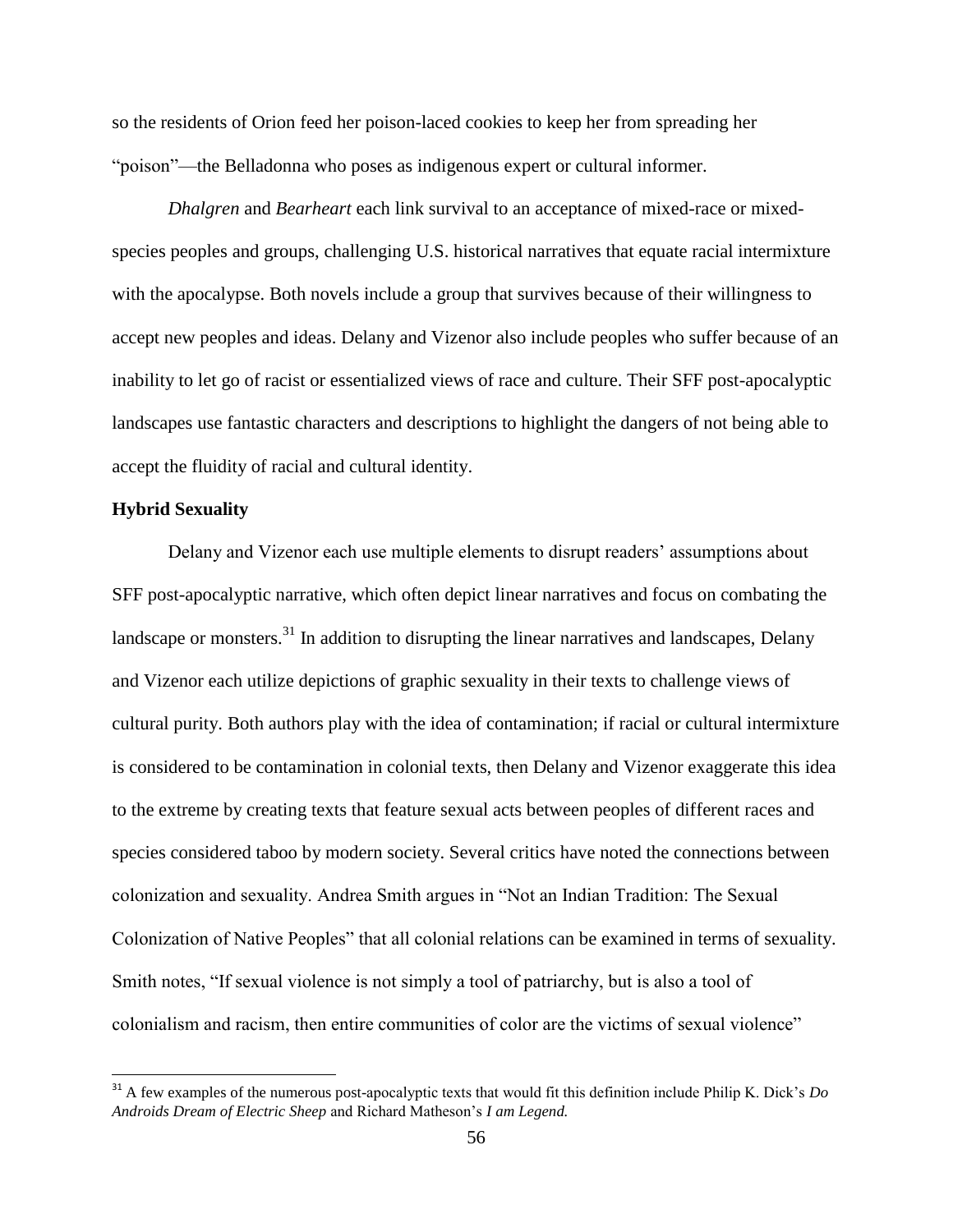so the residents of Orion feed her poison-laced cookies to keep her from spreading her "poison"—the Belladonna who poses as indigenous expert or cultural informer.

*Dhalgren* and *Bearheart* each link survival to an acceptance of mixed-race or mixed-species peoples and groups, challenging U.S. historical narratives that equate racial intermixture with the apocalypse. Both novels include a group that survives because of their willingness to accept new peoples and ideas. Delany and Vizenor also include peoples who suffer because of an inability to let go of racist or essentialized views of race and culture. Their SFF post-apocalyptic landscapes use fantastic characters and descriptions to highlight the dangers of not being able to accept the fluidity of racial and cultural identity.

**Hybrid Sexuality**

Delany and Vizenor each use multiple elements to disrupt readers' assumptions about SFF post-apocalyptic narrative, which often depict linear narratives and focus on combating the landscape or monsters.[31] In addition to disrupting the linear narratives and landscapes, Delany and Vizenor each utilize depictions of graphic sexuality in their texts to challenge views of cultural purity. Both authors play with the idea of contamination; if racial or cultural intermixture is considered to be contamination in colonial texts, then Delany and Vizenor exaggerate this idea to the extreme by creating texts that feature sexual acts between peoples of different races and species considered taboo by modern society. Several critics have noted the connections between colonization and sexuality. Andrea Smith argues in "Not an Indian Tradition: The Sexual Colonization of Native Peoples" that all colonial relations can be examined in terms of sexuality. Smith notes, "If sexual violence is not simply a tool of patriarchy, but is also a tool of colonialism and racism, then entire communities of color are the victims of sexual violence"

[31] A few examples of the numerous post-apocalyptic texts that would fit this definition include Philip K. Dick's *Do Androids Dream of Electric Sheep* and Richard Matheson's *I am Legend.*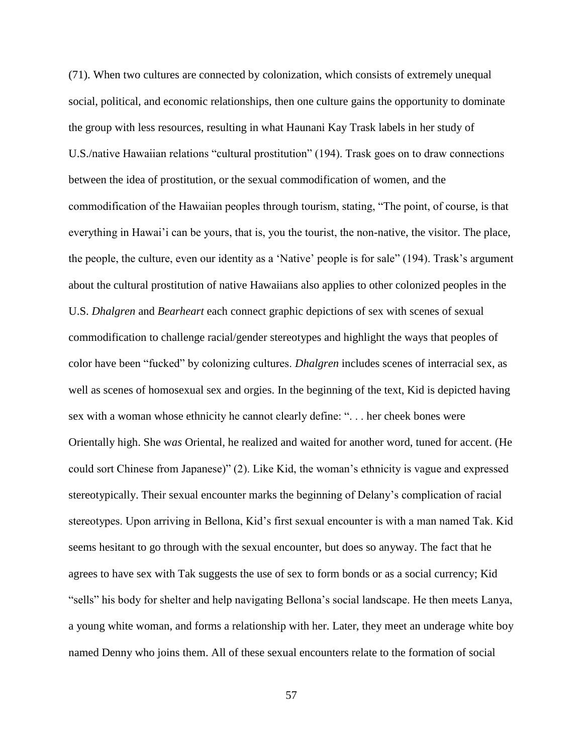(71). When two cultures are connected by colonization, which consists of extremely unequal social, political, and economic relationships, then one culture gains the opportunity to dominate the group with less resources, resulting in what Haunani Kay Trask labels in her study of U.S./native Hawaiian relations "cultural prostitution" (194). Trask goes on to draw connections between the idea of prostitution, or the sexual commodification of women, and the commodification of the Hawaiian peoples through tourism, stating, "The point, of course, is that everything in Hawai'i can be yours, that is, you the tourist, the non-native, the visitor. The place, the people, the culture, even our identity as a 'Native' people is for sale" (194). Trask's argument about the cultural prostitution of native Hawaiians also applies to other colonized peoples in the U.S. *Dhalgren* and *Bearheart* each connect graphic depictions of sex with scenes of sexual commodification to challenge racial/gender stereotypes and highlight the ways that peoples of color have been "fucked" by colonizing cultures. *Dhalgren* includes scenes of interracial sex, as well as scenes of homosexual sex and orgies. In the beginning of the text, Kid is depicted having sex with a woman whose ethnicity he cannot clearly define: ". . . her cheek bones were Orientally high. She w*as* Oriental, he realized and waited for another word, tuned for accent. (He could sort Chinese from Japanese)" (2). Like Kid, the woman's ethnicity is vague and expressed stereotypically. Their sexual encounter marks the beginning of Delany's complication of racial stereotypes. Upon arriving in Bellona, Kid's first sexual encounter is with a man named Tak. Kid seems hesitant to go through with the sexual encounter, but does so anyway. The fact that he agrees to have sex with Tak suggests the use of sex to form bonds or as a social currency; Kid "sells" his body for shelter and help navigating Bellona's social landscape. He then meets Lanya, a young white woman, and forms a relationship with her. Later, they meet an underage white boy named Denny who joins them. All of these sexual encounters relate to the formation of social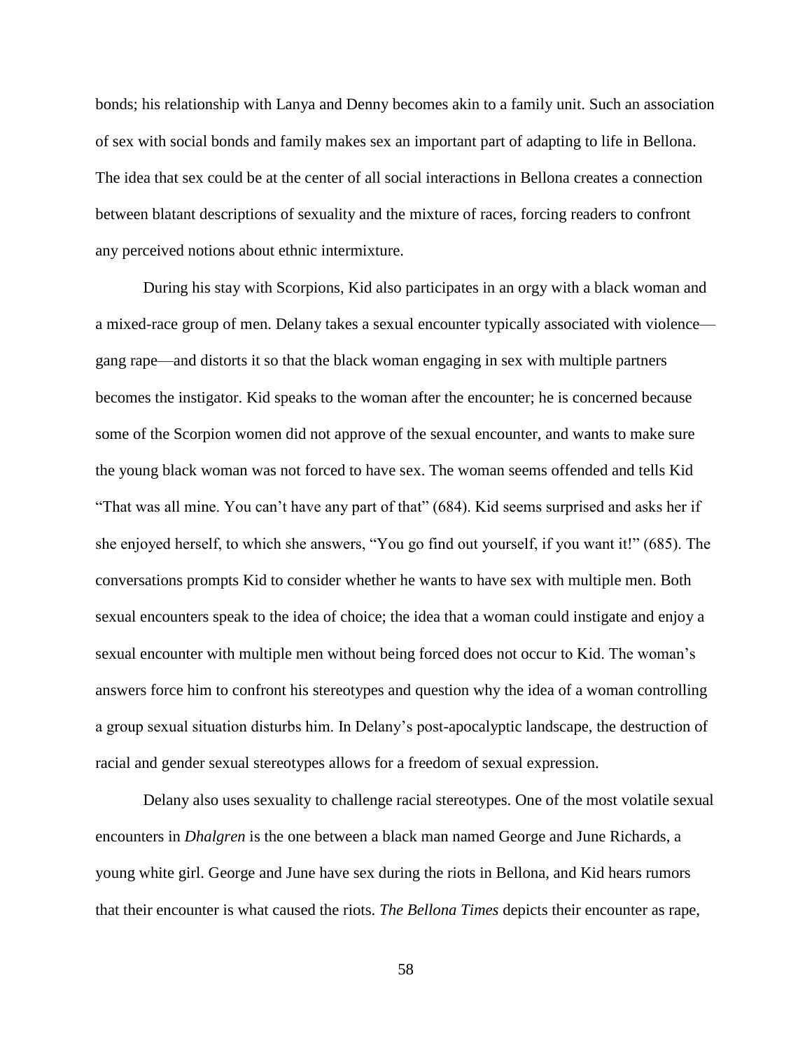bonds; his relationship with Lanya and Denny becomes akin to a family unit. Such an association of sex with social bonds and family makes sex an important part of adapting to life in Bellona. The idea that sex could be at the center of all social interactions in Bellona creates a connection between blatant descriptions of sexuality and the mixture of races, forcing readers to confront any perceived notions about ethnic intermixture.

During his stay with Scorpions, Kid also participates in an orgy with a black woman and a mixed-race group of men. Delany takes a sexual encounter typically associated with violence—gang rape—and distorts it so that the black woman engaging in sex with multiple partners becomes the instigator. Kid speaks to the woman after the encounter; he is concerned because some of the Scorpion women did not approve of the sexual encounter, and wants to make sure the young black woman was not forced to have sex. The woman seems offended and tells Kid "That was all mine. You can't have any part of that" (684). Kid seems surprised and asks her if she enjoyed herself, to which she answers, "You go find out yourself, if you want it!" (685). The conversations prompts Kid to consider whether he wants to have sex with multiple men. Both sexual encounters speak to the idea of choice; the idea that a woman could instigate and enjoy a sexual encounter with multiple men without being forced does not occur to Kid. The woman's answers force him to confront his stereotypes and question why the idea of a woman controlling a group sexual situation disturbs him. In Delany's post-apocalyptic landscape, the destruction of racial and gender sexual stereotypes allows for a freedom of sexual expression.

Delany also uses sexuality to challenge racial stereotypes. One of the most volatile sexual encounters in *Dhalgren* is the one between a black man named George and June Richards, a young white girl. George and June have sex during the riots in Bellona, and Kid hears rumors that their encounter is what caused the riots. *The Bellona Times* depicts their encounter as rape,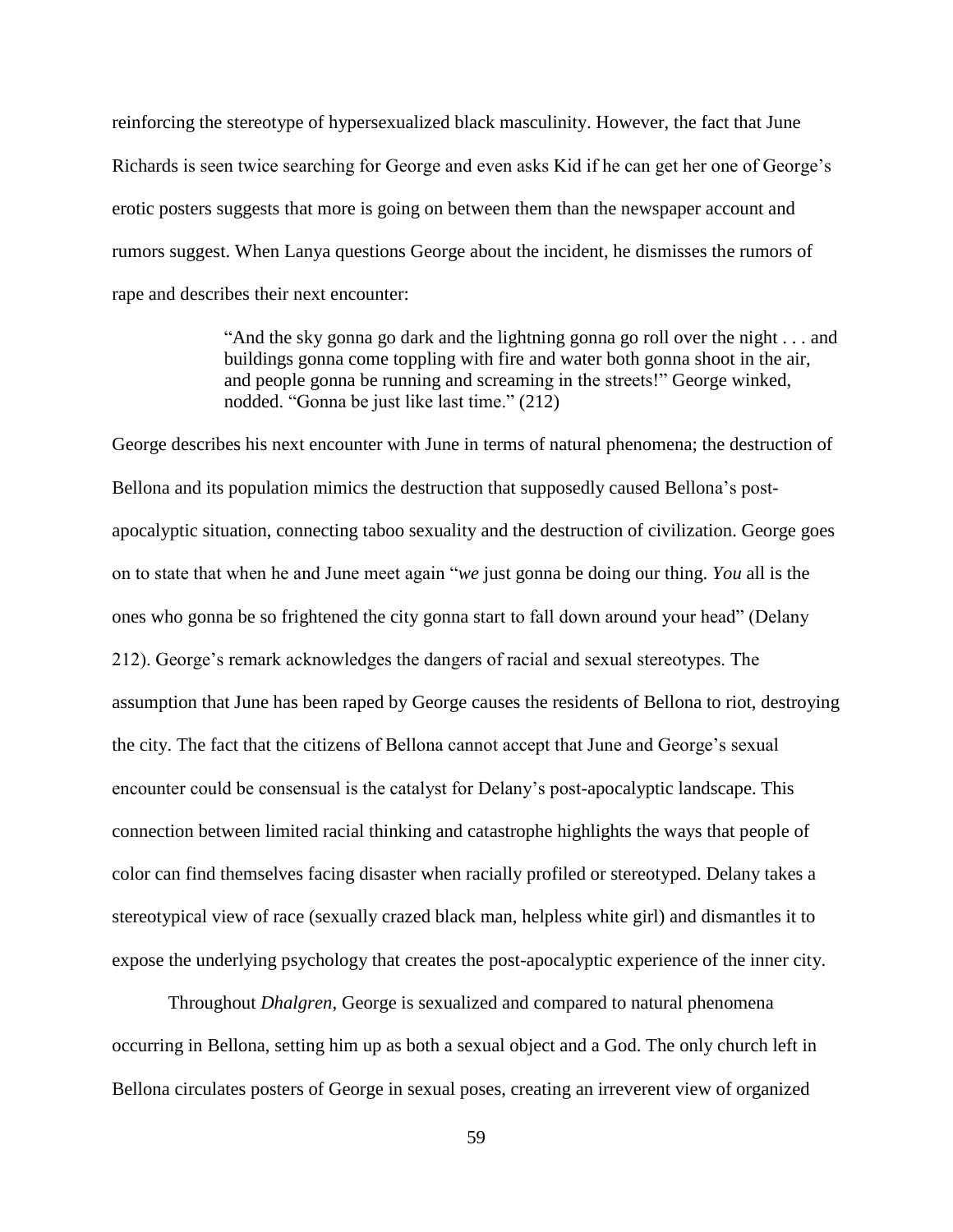reinforcing the stereotype of hypersexualized black masculinity. However, the fact that June Richards is seen twice searching for George and even asks Kid if he can get her one of George's erotic posters suggests that more is going on between them than the newspaper account and rumors suggest. When Lanya questions George about the incident, he dismisses the rumors of rape and describes their next encounter:

> "And the sky gonna go dark and the lightning gonna go roll over the night . . . and buildings gonna come toppling with fire and water both gonna shoot in the air, and people gonna be running and screaming in the streets!" George winked, nodded. "Gonna be just like last time." (212)

George describes his next encounter with June in terms of natural phenomena; the destruction of Bellona and its population mimics the destruction that supposedly caused Bellona's post-apocalyptic situation, connecting taboo sexuality and the destruction of civilization. George goes on to state that when he and June meet again "*we* just gonna be doing our thing. *You* all is the ones who gonna be so frightened the city gonna start to fall down around your head" (Delany 212). George's remark acknowledges the dangers of racial and sexual stereotypes. The assumption that June has been raped by George causes the residents of Bellona to riot, destroying the city. The fact that the citizens of Bellona cannot accept that June and George's sexual encounter could be consensual is the catalyst for Delany's post-apocalyptic landscape. This connection between limited racial thinking and catastrophe highlights the ways that people of color can find themselves facing disaster when racially profiled or stereotyped. Delany takes a stereotypical view of race (sexually crazed black man, helpless white girl) and dismantles it to expose the underlying psychology that creates the post-apocalyptic experience of the inner city.

Throughout *Dhalgren*, George is sexualized and compared to natural phenomena occurring in Bellona, setting him up as both a sexual object and a God. The only church left in Bellona circulates posters of George in sexual poses, creating an irreverent view of organized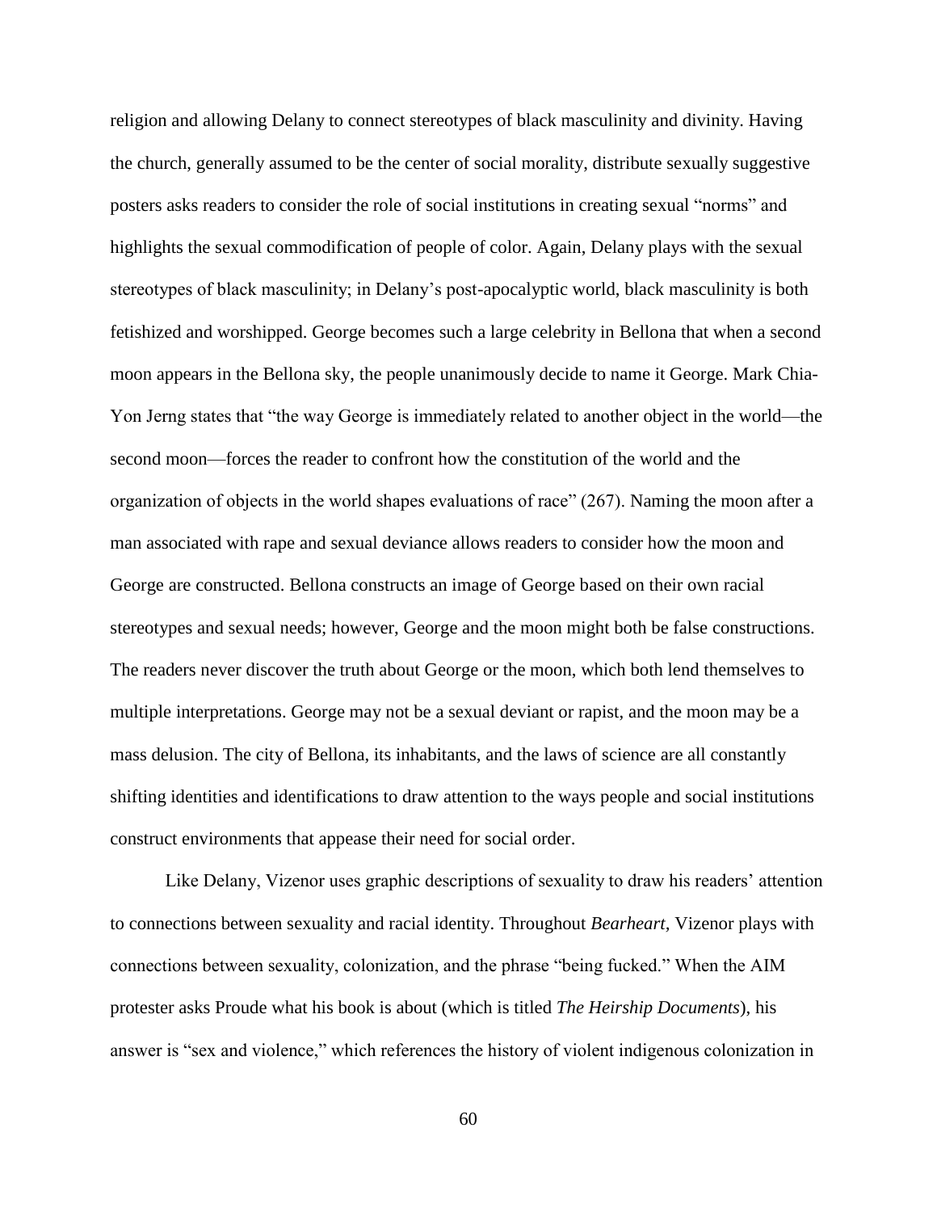religion and allowing Delany to connect stereotypes of black masculinity and divinity. Having the church, generally assumed to be the center of social morality, distribute sexually suggestive posters asks readers to consider the role of social institutions in creating sexual "norms" and highlights the sexual commodification of people of color. Again, Delany plays with the sexual stereotypes of black masculinity; in Delany's post-apocalyptic world, black masculinity is both fetishized and worshipped. George becomes such a large celebrity in Bellona that when a second moon appears in the Bellona sky, the people unanimously decide to name it George. Mark Chia-Yon Jerng states that "the way George is immediately related to another object in the world—the second moon—forces the reader to confront how the constitution of the world and the organization of objects in the world shapes evaluations of race" (267). Naming the moon after a man associated with rape and sexual deviance allows readers to consider how the moon and George are constructed. Bellona constructs an image of George based on their own racial stereotypes and sexual needs; however, George and the moon might both be false constructions. The readers never discover the truth about George or the moon, which both lend themselves to multiple interpretations. George may not be a sexual deviant or rapist, and the moon may be a mass delusion. The city of Bellona, its inhabitants, and the laws of science are all constantly shifting identities and identifications to draw attention to the ways people and social institutions construct environments that appease their need for social order.

Like Delany, Vizenor uses graphic descriptions of sexuality to draw his readers' attention to connections between sexuality and racial identity. Throughout *Bearheart*, Vizenor plays with connections between sexuality, colonization, and the phrase "being fucked." When the AIM protester asks Proude what his book is about (which is titled *The Heirship Documents*), his answer is "sex and violence," which references the history of violent indigenous colonization in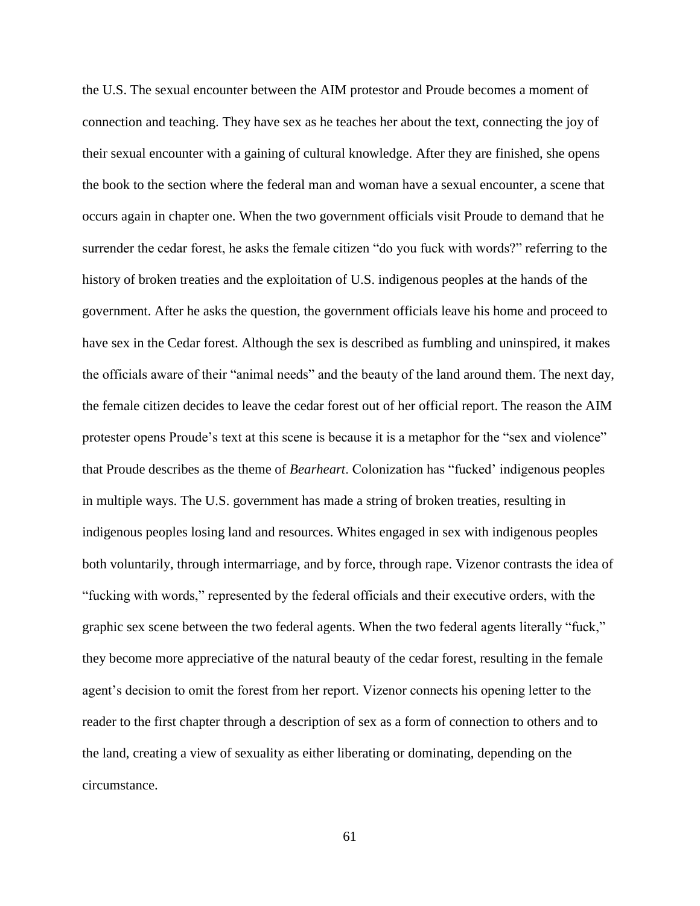the U.S. The sexual encounter between the AIM protestor and Proude becomes a moment of connection and teaching. They have sex as he teaches her about the text, connecting the joy of their sexual encounter with a gaining of cultural knowledge. After they are finished, she opens the book to the section where the federal man and woman have a sexual encounter, a scene that occurs again in chapter one. When the two government officials visit Proude to demand that he surrender the cedar forest, he asks the female citizen "do you fuck with words?" referring to the history of broken treaties and the exploitation of U.S. indigenous peoples at the hands of the government. After he asks the question, the government officials leave his home and proceed to have sex in the Cedar forest. Although the sex is described as fumbling and uninspired, it makes the officials aware of their "animal needs" and the beauty of the land around them. The next day, the female citizen decides to leave the cedar forest out of her official report. The reason the AIM protester opens Proude's text at this scene is because it is a metaphor for the "sex and violence" that Proude describes as the theme of *Bearheart*. Colonization has "fucked' indigenous peoples in multiple ways. The U.S. government has made a string of broken treaties, resulting in indigenous peoples losing land and resources. Whites engaged in sex with indigenous peoples both voluntarily, through intermarriage, and by force, through rape. Vizenor contrasts the idea of "fucking with words," represented by the federal officials and their executive orders, with the graphic sex scene between the two federal agents. When the two federal agents literally "fuck," they become more appreciative of the natural beauty of the cedar forest, resulting in the female agent's decision to omit the forest from her report. Vizenor connects his opening letter to the reader to the first chapter through a description of sex as a form of connection to others and to the land, creating a view of sexuality as either liberating or dominating, depending on the circumstance.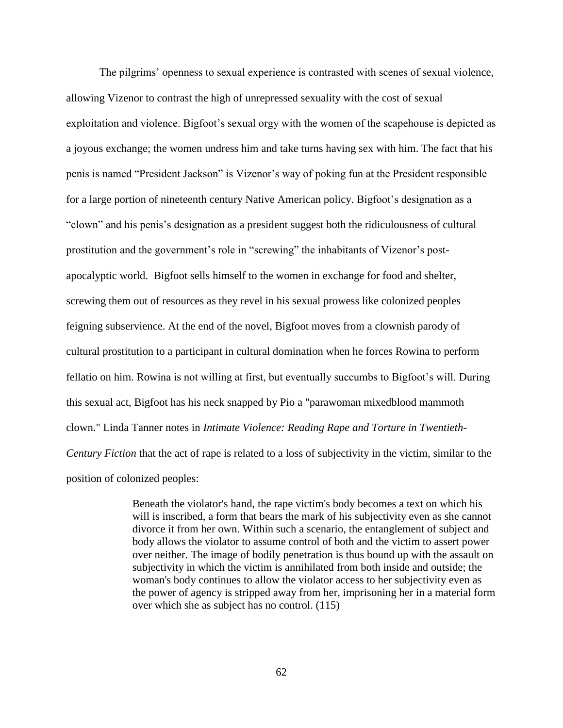The pilgrims' openness to sexual experience is contrasted with scenes of sexual violence, allowing Vizenor to contrast the high of unrepressed sexuality with the cost of sexual exploitation and violence. Bigfoot's sexual orgy with the women of the scapehouse is depicted as a joyous exchange; the women undress him and take turns having sex with him. The fact that his penis is named "President Jackson" is Vizenor's way of poking fun at the President responsible for a large portion of nineteenth century Native American policy. Bigfoot's designation as a "clown" and his penis's designation as a president suggest both the ridiculousness of cultural prostitution and the government's role in "screwing" the inhabitants of Vizenor's post-apocalyptic world. Bigfoot sells himself to the women in exchange for food and shelter, screwing them out of resources as they revel in his sexual prowess like colonized peoples feigning subservience. At the end of the novel, Bigfoot moves from a clownish parody of cultural prostitution to a participant in cultural domination when he forces Rowina to perform fellatio on him. Rowina is not willing at first, but eventually succumbs to Bigfoot's will. During this sexual act, Bigfoot has his neck snapped by Pio a "parawoman mixedblood mammoth clown." Linda Tanner notes in *Intimate Violence: Reading Rape and Torture in Twentieth-Century Fiction* that the act of rape is related to a loss of subjectivity in the victim, similar to the position of colonized peoples:

> Beneath the violator's hand, the rape victim's body becomes a text on which his will is inscribed, a form that bears the mark of his subjectivity even as she cannot divorce it from her own. Within such a scenario, the entanglement of subject and body allows the violator to assume control of both and the victim to assert power over neither. The image of bodily penetration is thus bound up with the assault on subjectivity in which the victim is annihilated from both inside and outside; the woman's body continues to allow the violator access to her subjectivity even as the power of agency is stripped away from her, imprisoning her in a material form over which she as subject has no control. (115)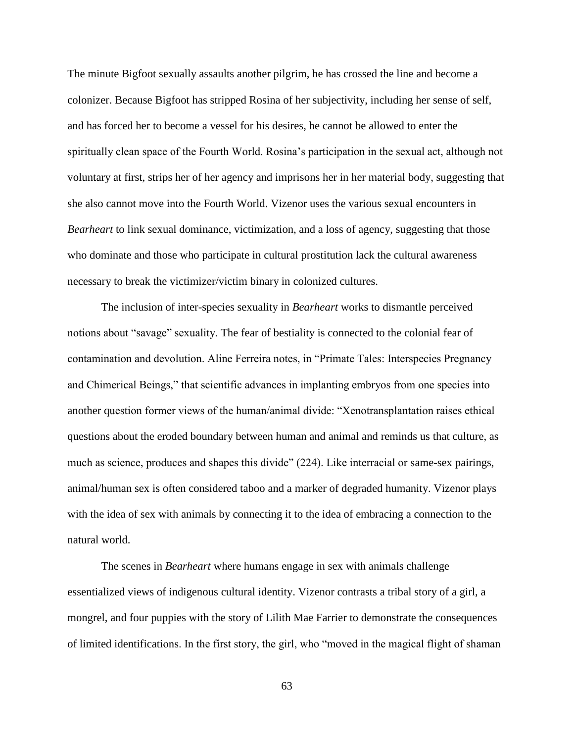The minute Bigfoot sexually assaults another pilgrim, he has crossed the line and become a colonizer. Because Bigfoot has stripped Rosina of her subjectivity, including her sense of self, and has forced her to become a vessel for his desires, he cannot be allowed to enter the spiritually clean space of the Fourth World. Rosina's participation in the sexual act, although not voluntary at first, strips her of her agency and imprisons her in her material body, suggesting that she also cannot move into the Fourth World. Vizenor uses the various sexual encounters in *Bearheart* to link sexual dominance, victimization, and a loss of agency, suggesting that those who dominate and those who participate in cultural prostitution lack the cultural awareness necessary to break the victimizer/victim binary in colonized cultures.

The inclusion of inter-species sexuality in *Bearheart* works to dismantle perceived notions about "savage" sexuality. The fear of bestiality is connected to the colonial fear of contamination and devolution. Aline Ferreira notes, in "Primate Tales: Interspecies Pregnancy and Chimerical Beings," that scientific advances in implanting embryos from one species into another question former views of the human/animal divide: "Xenotransplantation raises ethical questions about the eroded boundary between human and animal and reminds us that culture, as much as science, produces and shapes this divide" (224). Like interracial or same-sex pairings, animal/human sex is often considered taboo and a marker of degraded humanity. Vizenor plays with the idea of sex with animals by connecting it to the idea of embracing a connection to the natural world.

The scenes in *Bearheart* where humans engage in sex with animals challenge essentialized views of indigenous cultural identity. Vizenor contrasts a tribal story of a girl, a mongrel, and four puppies with the story of Lilith Mae Farrier to demonstrate the consequences of limited identifications. In the first story, the girl, who "moved in the magical flight of shaman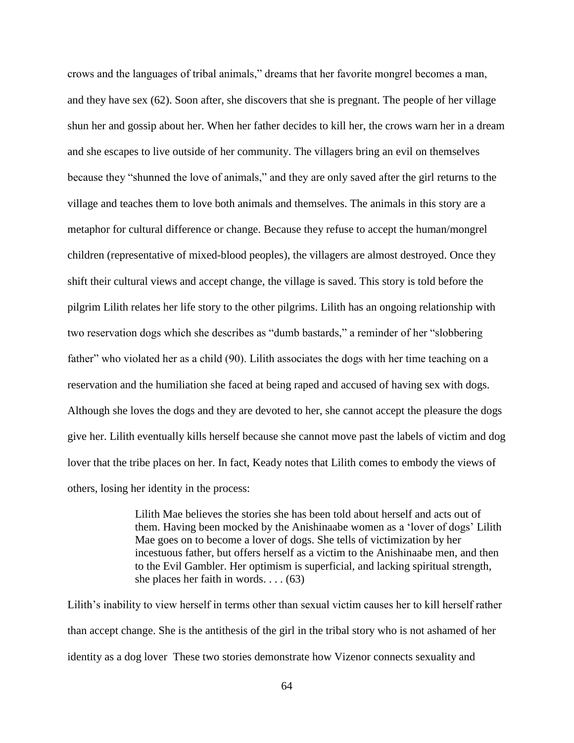crows and the languages of tribal animals," dreams that her favorite mongrel becomes a man, and they have sex (62). Soon after, she discovers that she is pregnant. The people of her village shun her and gossip about her. When her father decides to kill her, the crows warn her in a dream and she escapes to live outside of her community. The villagers bring an evil on themselves because they "shunned the love of animals," and they are only saved after the girl returns to the village and teaches them to love both animals and themselves. The animals in this story are a metaphor for cultural difference or change. Because they refuse to accept the human/mongrel children (representative of mixed-blood peoples), the villagers are almost destroyed. Once they shift their cultural views and accept change, the village is saved. This story is told before the pilgrim Lilith relates her life story to the other pilgrims. Lilith has an ongoing relationship with two reservation dogs which she describes as "dumb bastards," a reminder of her "slobbering father" who violated her as a child (90). Lilith associates the dogs with her time teaching on a reservation and the humiliation she faced at being raped and accused of having sex with dogs. Although she loves the dogs and they are devoted to her, she cannot accept the pleasure the dogs give her. Lilith eventually kills herself because she cannot move past the labels of victim and dog lover that the tribe places on her. In fact, Keady notes that Lilith comes to embody the views of others, losing her identity in the process:

> Lilith Mae believes the stories she has been told about herself and acts out of them. Having been mocked by the Anishinaabe women as a 'lover of dogs' Lilith Mae goes on to become a lover of dogs. She tells of victimization by her incestuous father, but offers herself as a victim to the Anishinaabe men, and then to the Evil Gambler. Her optimism is superficial, and lacking spiritual strength, she places her faith in words. . . . (63)

Lilith's inability to view herself in terms other than sexual victim causes her to kill herself rather than accept change. She is the antithesis of the girl in the tribal story who is not ashamed of her identity as a dog lover These two stories demonstrate how Vizenor connects sexuality and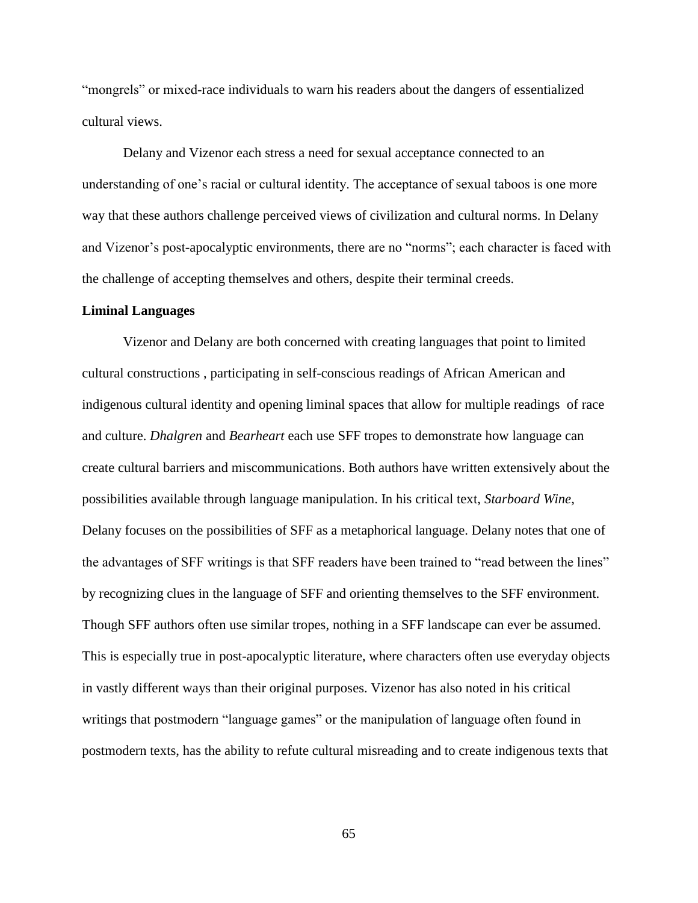"mongrels" or mixed-race individuals to warn his readers about the dangers of essentialized cultural views.

Delany and Vizenor each stress a need for sexual acceptance connected to an understanding of one's racial or cultural identity. The acceptance of sexual taboos is one more way that these authors challenge perceived views of civilization and cultural norms. In Delany and Vizenor's post-apocalyptic environments, there are no "norms"; each character is faced with the challenge of accepting themselves and others, despite their terminal creeds.

**Liminal Languages**

Vizenor and Delany are both concerned with creating languages that point to limited cultural constructions , participating in self-conscious readings of African American and indigenous cultural identity and opening liminal spaces that allow for multiple readings of race and culture. *Dhalgren* and *Bearheart* each use SFF tropes to demonstrate how language can create cultural barriers and miscommunications. Both authors have written extensively about the possibilities available through language manipulation. In his critical text, *Starboard Wine*, Delany focuses on the possibilities of SFF as a metaphorical language. Delany notes that one of the advantages of SFF writings is that SFF readers have been trained to "read between the lines" by recognizing clues in the language of SFF and orienting themselves to the SFF environment. Though SFF authors often use similar tropes, nothing in a SFF landscape can ever be assumed. This is especially true in post-apocalyptic literature, where characters often use everyday objects in vastly different ways than their original purposes. Vizenor has also noted in his critical writings that postmodern "language games" or the manipulation of language often found in postmodern texts, has the ability to refute cultural misreading and to create indigenous texts that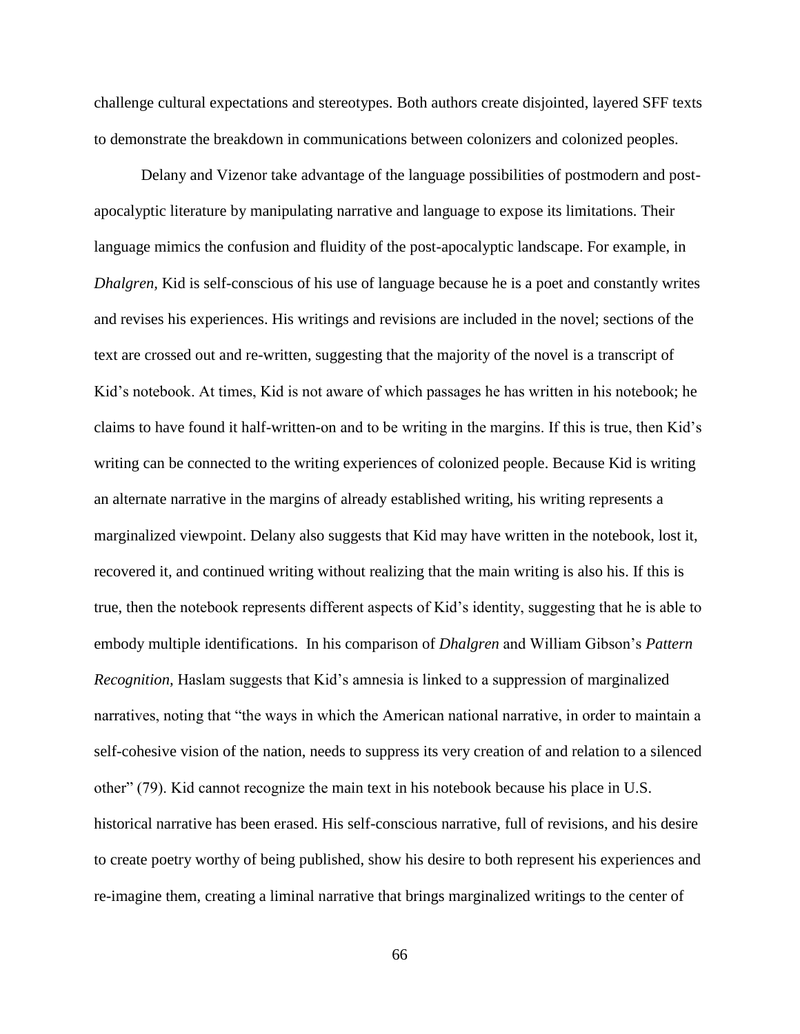challenge cultural expectations and stereotypes. Both authors create disjointed, layered SFF texts to demonstrate the breakdown in communications between colonizers and colonized peoples.

Delany and Vizenor take advantage of the language possibilities of postmodern and post-apocalyptic literature by manipulating narrative and language to expose its limitations. Their language mimics the confusion and fluidity of the post-apocalyptic landscape. For example, in *Dhalgren*, Kid is self-conscious of his use of language because he is a poet and constantly writes and revises his experiences. His writings and revisions are included in the novel; sections of the text are crossed out and re-written, suggesting that the majority of the novel is a transcript of Kid's notebook. At times, Kid is not aware of which passages he has written in his notebook; he claims to have found it half-written-on and to be writing in the margins. If this is true, then Kid's writing can be connected to the writing experiences of colonized people. Because Kid is writing an alternate narrative in the margins of already established writing, his writing represents a marginalized viewpoint. Delany also suggests that Kid may have written in the notebook, lost it, recovered it, and continued writing without realizing that the main writing is also his. If this is true, then the notebook represents different aspects of Kid's identity, suggesting that he is able to embody multiple identifications. In his comparison of *Dhalgren* and William Gibson's *Pattern Recognition*, Haslam suggests that Kid's amnesia is linked to a suppression of marginalized narratives, noting that "the ways in which the American national narrative, in order to maintain a self-cohesive vision of the nation, needs to suppress its very creation of and relation to a silenced other" (79). Kid cannot recognize the main text in his notebook because his place in U.S. historical narrative has been erased. His self-conscious narrative, full of revisions, and his desire to create poetry worthy of being published, show his desire to both represent his experiences and re-imagine them, creating a liminal narrative that brings marginalized writings to the center of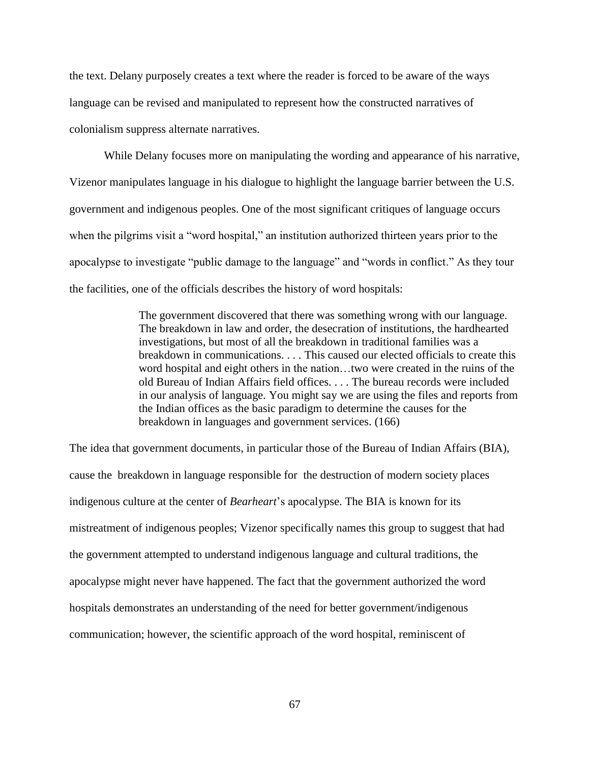the text. Delany purposely creates a text where the reader is forced to be aware of the ways language can be revised and manipulated to represent how the constructed narratives of colonialism suppress alternate narratives.

While Delany focuses more on manipulating the wording and appearance of his narrative, Vizenor manipulates language in his dialogue to highlight the language barrier between the U.S. government and indigenous peoples. One of the most significant critiques of language occurs when the pilgrims visit a "word hospital," an institution authorized thirteen years prior to the apocalypse to investigate "public damage to the language" and "words in conflict." As they tour the facilities, one of the officials describes the history of word hospitals:

> The government discovered that there was something wrong with our language. The breakdown in law and order, the desecration of institutions, the hardhearted investigations, but most of all the breakdown in traditional families was a breakdown in communications. . . . This caused our elected officials to create this word hospital and eight others in the nation…two were created in the ruins of the old Bureau of Indian Affairs field offices. . . . The bureau records were included in our analysis of language. You might say we are using the files and reports from the Indian offices as the basic paradigm to determine the causes for the breakdown in languages and government services. (166)

The idea that government documents, in particular those of the Bureau of Indian Affairs (BIA), cause the breakdown in language responsible for the destruction of modern society places indigenous culture at the center of *Bearheart*'s apocalypse. The BIA is known for its mistreatment of indigenous peoples; Vizenor specifically names this group to suggest that had the government attempted to understand indigenous language and cultural traditions, the apocalypse might never have happened. The fact that the government authorized the word hospitals demonstrates an understanding of the need for better government/indigenous communication; however, the scientific approach of the word hospital, reminiscent of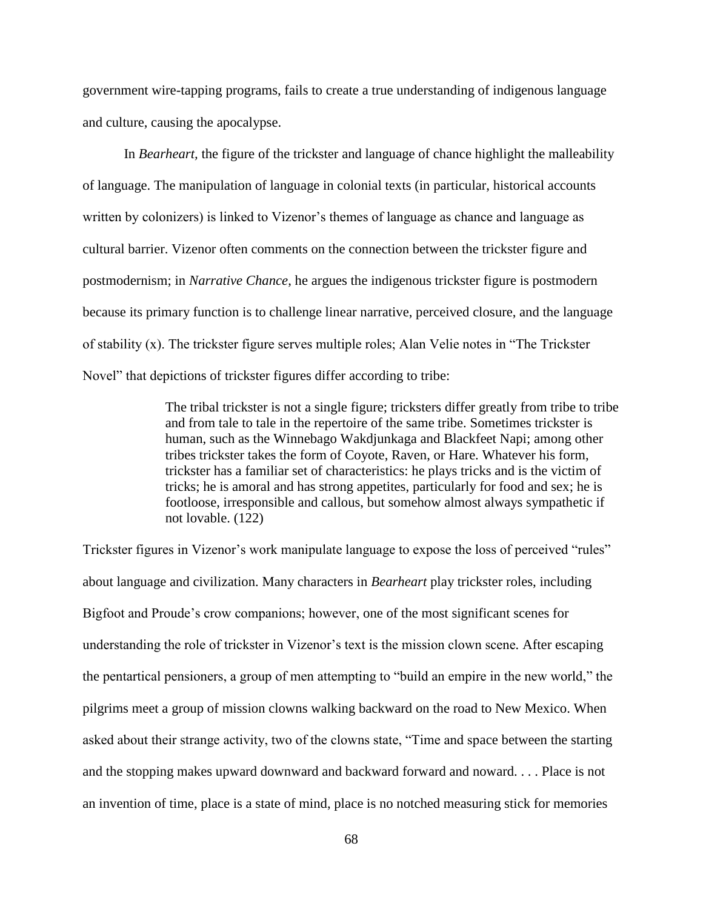government wire-tapping programs, fails to create a true understanding of indigenous language and culture, causing the apocalypse.

In *Bearheart,* the figure of the trickster and language of chance highlight the malleability of language. The manipulation of language in colonial texts (in particular, historical accounts written by colonizers) is linked to Vizenor's themes of language as chance and language as cultural barrier. Vizenor often comments on the connection between the trickster figure and postmodernism; in *Narrative Chance*, he argues the indigenous trickster figure is postmodern because its primary function is to challenge linear narrative, perceived closure, and the language of stability (x). The trickster figure serves multiple roles; Alan Velie notes in "The Trickster Novel" that depictions of trickster figures differ according to tribe:

> The tribal trickster is not a single figure; tricksters differ greatly from tribe to tribe and from tale to tale in the repertoire of the same tribe. Sometimes trickster is human, such as the Winnebago Wakdjunkaga and Blackfeet Napi; among other tribes trickster takes the form of Coyote, Raven, or Hare. Whatever his form, trickster has a familiar set of characteristics: he plays tricks and is the victim of tricks; he is amoral and has strong appetites, particularly for food and sex; he is footloose, irresponsible and callous, but somehow almost always sympathetic if not lovable. (122)

Trickster figures in Vizenor's work manipulate language to expose the loss of perceived "rules" about language and civilization. Many characters in *Bearheart* play trickster roles, including Bigfoot and Proude's crow companions; however, one of the most significant scenes for understanding the role of trickster in Vizenor's text is the mission clown scene. After escaping the pentartical pensioners, a group of men attempting to "build an empire in the new world," the pilgrims meet a group of mission clowns walking backward on the road to New Mexico. When asked about their strange activity, two of the clowns state, "Time and space between the starting and the stopping makes upward downward and backward forward and noward. . . . Place is not an invention of time, place is a state of mind, place is no notched measuring stick for memories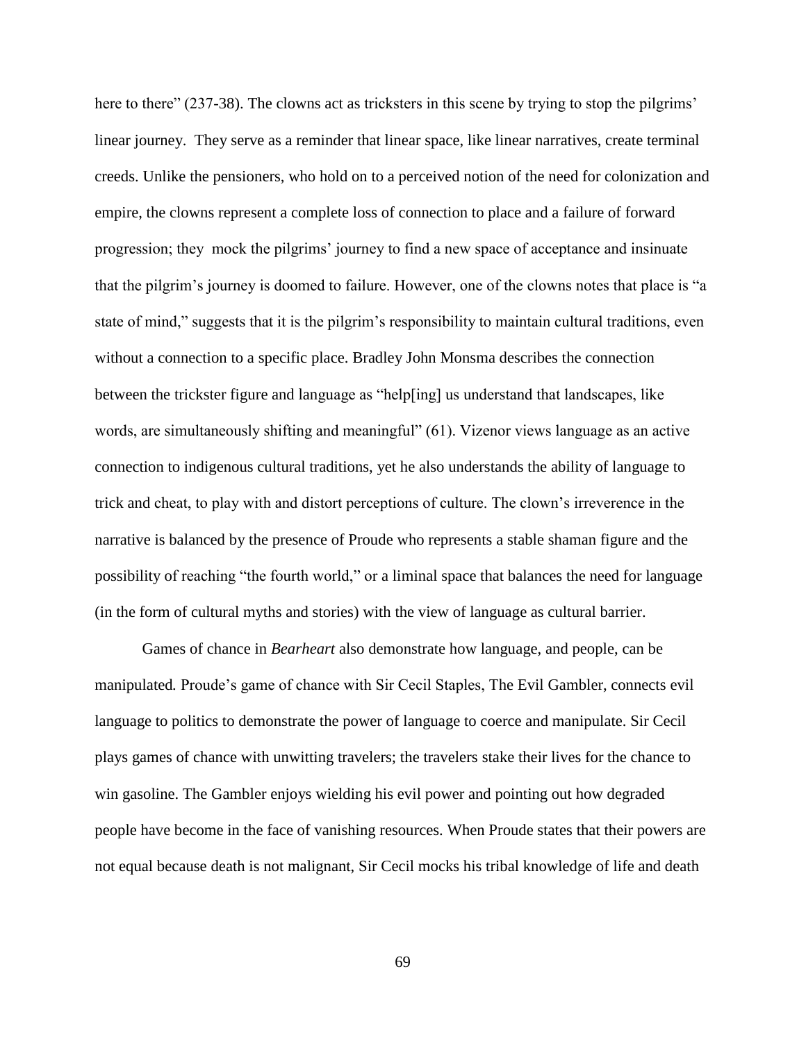here to there" (237-38). The clowns act as tricksters in this scene by trying to stop the pilgrims' linear journey. They serve as a reminder that linear space, like linear narratives, create terminal creeds. Unlike the pensioners, who hold on to a perceived notion of the need for colonization and empire, the clowns represent a complete loss of connection to place and a failure of forward progression; they mock the pilgrims' journey to find a new space of acceptance and insinuate that the pilgrim's journey is doomed to failure. However, one of the clowns notes that place is "a state of mind," suggests that it is the pilgrim's responsibility to maintain cultural traditions, even without a connection to a specific place. Bradley John Monsma describes the connection between the trickster figure and language as "help[ing] us understand that landscapes, like words, are simultaneously shifting and meaningful" (61). Vizenor views language as an active connection to indigenous cultural traditions, yet he also understands the ability of language to trick and cheat, to play with and distort perceptions of culture. The clown's irreverence in the narrative is balanced by the presence of Proude who represents a stable shaman figure and the possibility of reaching "the fourth world," or a liminal space that balances the need for language (in the form of cultural myths and stories) with the view of language as cultural barrier.

Games of chance in *Bearheart* also demonstrate how language, and people, can be manipulated. Proude's game of chance with Sir Cecil Staples, The Evil Gambler, connects evil language to politics to demonstrate the power of language to coerce and manipulate. Sir Cecil plays games of chance with unwitting travelers; the travelers stake their lives for the chance to win gasoline. The Gambler enjoys wielding his evil power and pointing out how degraded people have become in the face of vanishing resources. When Proude states that their powers are not equal because death is not malignant, Sir Cecil mocks his tribal knowledge of life and death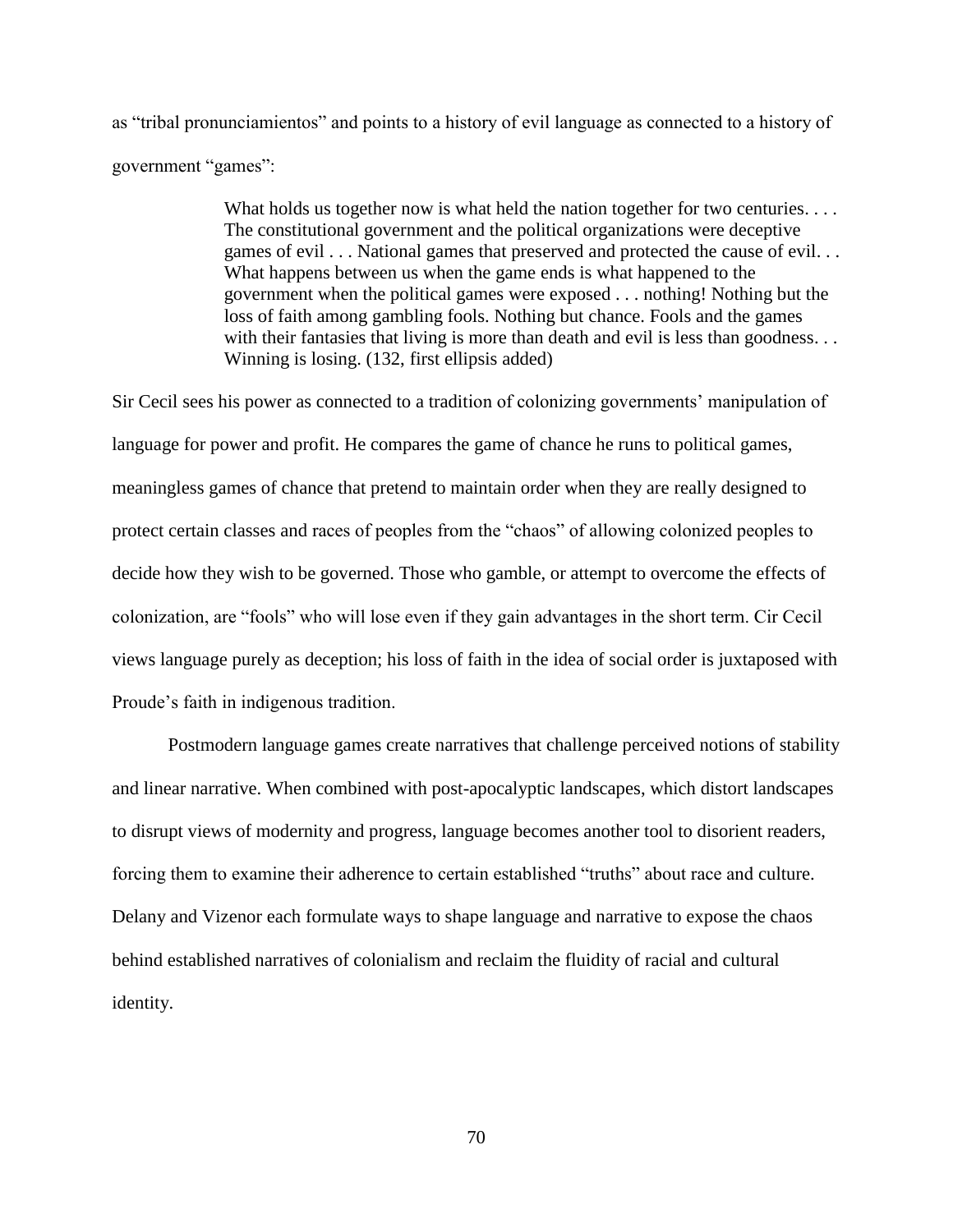as "tribal pronunciamientos" and points to a history of evil language as connected to a history of government "games":

> What holds us together now is what held the nation together for two centuries. . . . The constitutional government and the political organizations were deceptive games of evil . . . National games that preserved and protected the cause of evil. . . What happens between us when the game ends is what happened to the government when the political games were exposed . . . nothing! Nothing but the loss of faith among gambling fools. Nothing but chance. Fools and the games with their fantasies that living is more than death and evil is less than goodness. . . Winning is losing. (132, first ellipsis added)

Sir Cecil sees his power as connected to a tradition of colonizing governments' manipulation of language for power and profit. He compares the game of chance he runs to political games, meaningless games of chance that pretend to maintain order when they are really designed to protect certain classes and races of peoples from the "chaos" of allowing colonized peoples to decide how they wish to be governed. Those who gamble, or attempt to overcome the effects of colonization, are "fools" who will lose even if they gain advantages in the short term. Cir Cecil views language purely as deception; his loss of faith in the idea of social order is juxtaposed with Proude's faith in indigenous tradition.

Postmodern language games create narratives that challenge perceived notions of stability and linear narrative. When combined with post-apocalyptic landscapes, which distort landscapes to disrupt views of modernity and progress, language becomes another tool to disorient readers, forcing them to examine their adherence to certain established "truths" about race and culture. Delany and Vizenor each formulate ways to shape language and narrative to expose the chaos behind established narratives of colonialism and reclaim the fluidity of racial and cultural identity.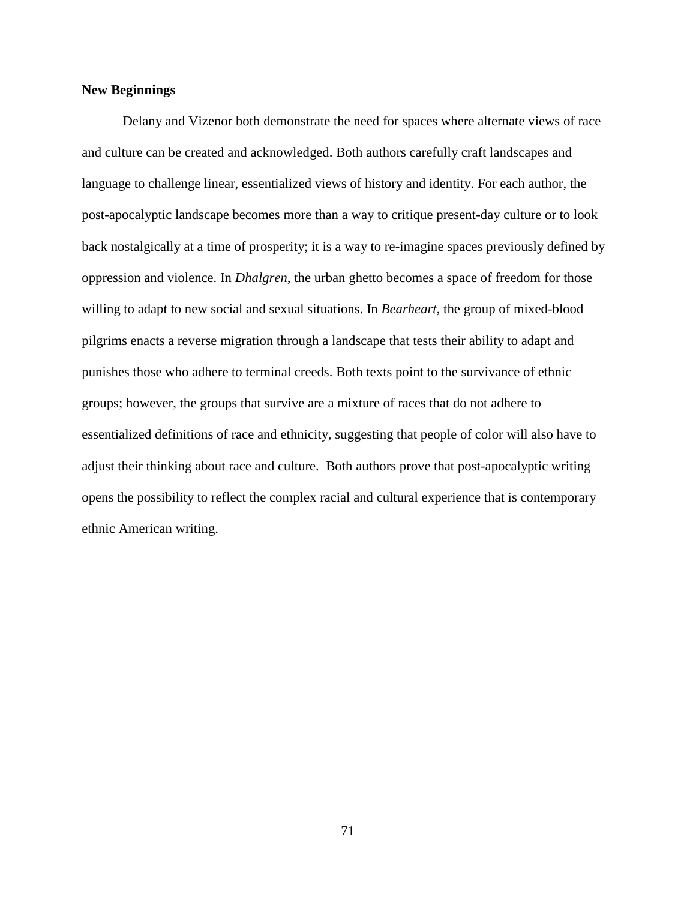**New Beginnings**

Delany and Vizenor both demonstrate the need for spaces where alternate views of race and culture can be created and acknowledged. Both authors carefully craft landscapes and language to challenge linear, essentialized views of history and identity. For each author, the post-apocalyptic landscape becomes more than a way to critique present-day culture or to look back nostalgically at a time of prosperity; it is a way to re-imagine spaces previously defined by oppression and violence. In *Dhalgren*, the urban ghetto becomes a space of freedom for those willing to adapt to new social and sexual situations. In *Bearheart*, the group of mixed-blood pilgrims enacts a reverse migration through a landscape that tests their ability to adapt and punishes those who adhere to terminal creeds. Both texts point to the survivance of ethnic groups; however, the groups that survive are a mixture of races that do not adhere to essentialized definitions of race and ethnicity, suggesting that people of color will also have to adjust their thinking about race and culture. Both authors prove that post-apocalyptic writing opens the possibility to reflect the complex racial and cultural experience that is contemporary ethnic American writing.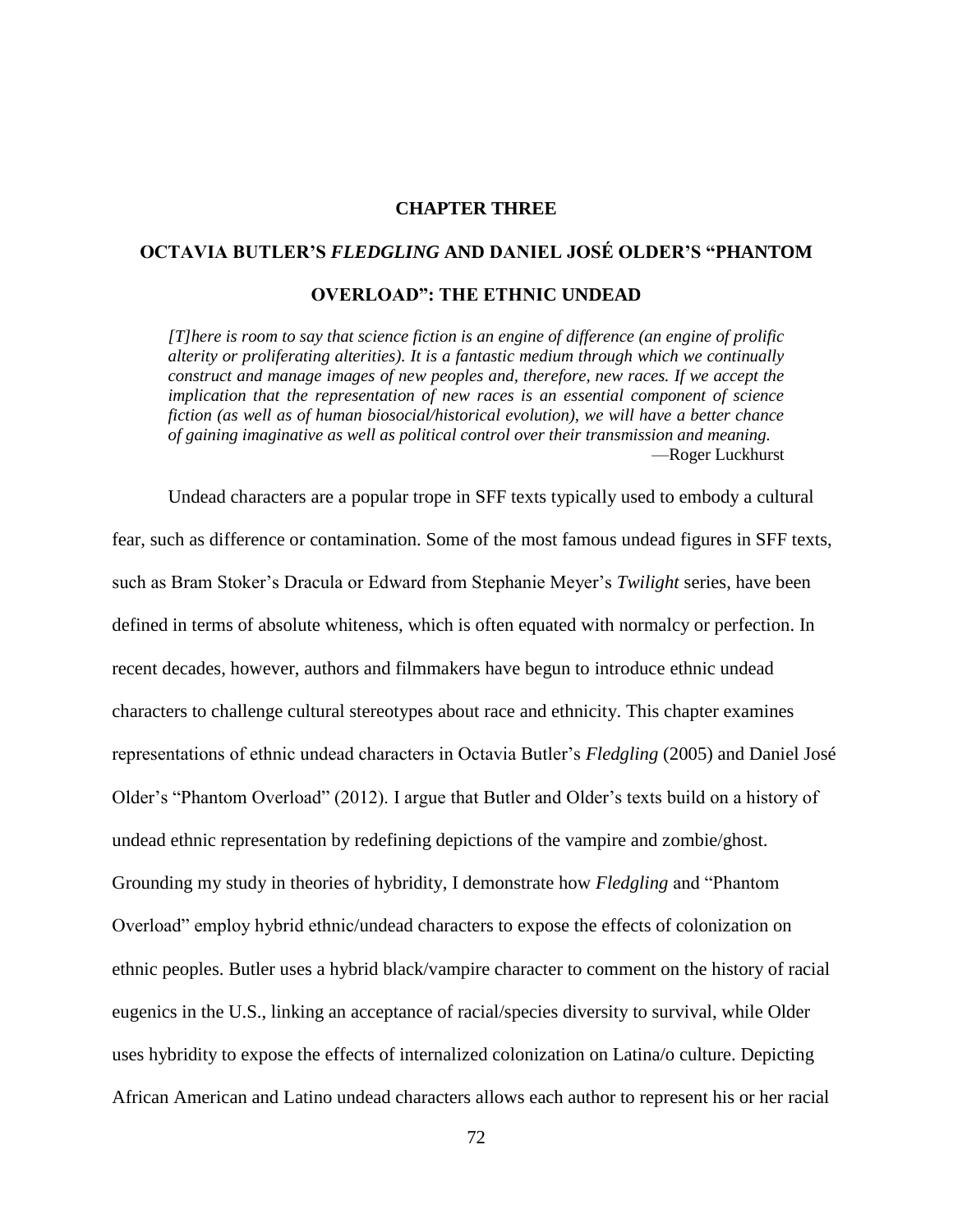# CHAPTER THREE

## OCTAVIA BUTLER'S *FLEDGLING* AND DANIEL JOSÉ OLDER'S "PHANTOM OVERLOAD": THE ETHNIC UNDEAD

> *[T]here is room to say that science fiction is an engine of difference (an engine of prolific alterity or proliferating alterities). It is a fantastic medium through which we continually construct and manage images of new peoples and, therefore, new races. If we accept the implication that the representation of new races is an essential component of science fiction (as well as of human biosocial/historical evolution), we will have a better chance of gaining imaginative as well as political control over their transmission and meaning.*
>
> —Roger Luckhurst

Undead characters are a popular trope in SFF texts typically used to embody a cultural fear, such as difference or contamination. Some of the most famous undead figures in SFF texts, such as Bram Stoker's Dracula or Edward from Stephanie Meyer's *Twilight* series, have been defined in terms of absolute whiteness, which is often equated with normalcy or perfection. In recent decades, however, authors and filmmakers have begun to introduce ethnic undead characters to challenge cultural stereotypes about race and ethnicity. This chapter examines representations of ethnic undead characters in Octavia Butler's *Fledgling* (2005) and Daniel José Older's "Phantom Overload" (2012). I argue that Butler and Older's texts build on a history of undead ethnic representation by redefining depictions of the vampire and zombie/ghost. Grounding my study in theories of hybridity, I demonstrate how *Fledgling* and "Phantom Overload" employ hybrid ethnic/undead characters to expose the effects of colonization on ethnic peoples. Butler uses a hybrid black/vampire character to comment on the history of racial eugenics in the U.S., linking an acceptance of racial/species diversity to survival, while Older uses hybridity to expose the effects of internalized colonization on Latina/o culture. Depicting African American and Latino undead characters allows each author to represent his or her racial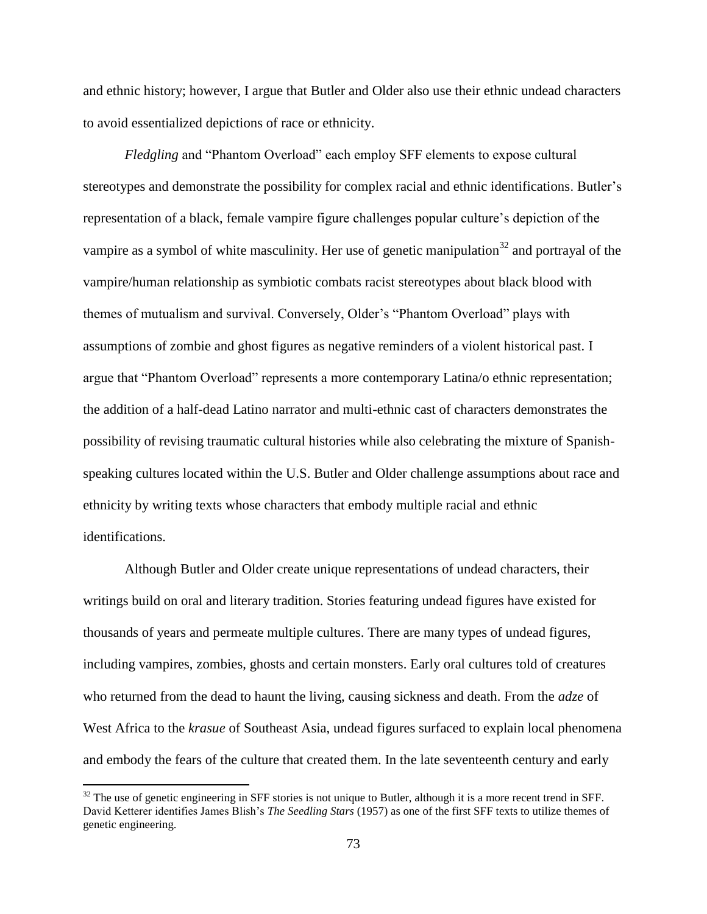and ethnic history; however, I argue that Butler and Older also use their ethnic undead characters to avoid essentialized depictions of race or ethnicity.

*Fledgling* and "Phantom Overload" each employ SFF elements to expose cultural stereotypes and demonstrate the possibility for complex racial and ethnic identifications. Butler's representation of a black, female vampire figure challenges popular culture's depiction of the vampire as a symbol of white masculinity. Her use of genetic manipulation[32] and portrayal of the vampire/human relationship as symbiotic combats racist stereotypes about black blood with themes of mutualism and survival. Conversely, Older's "Phantom Overload" plays with assumptions of zombie and ghost figures as negative reminders of a violent historical past. I argue that "Phantom Overload" represents a more contemporary Latina/o ethnic representation; the addition of a half-dead Latino narrator and multi-ethnic cast of characters demonstrates the possibility of revising traumatic cultural histories while also celebrating the mixture of Spanish-speaking cultures located within the U.S. Butler and Older challenge assumptions about race and ethnicity by writing texts whose characters that embody multiple racial and ethnic identifications.

Although Butler and Older create unique representations of undead characters, their writings build on oral and literary tradition. Stories featuring undead figures have existed for thousands of years and permeate multiple cultures. There are many types of undead figures, including vampires, zombies, ghosts and certain monsters. Early oral cultures told of creatures who returned from the dead to haunt the living, causing sickness and death. From the *adze* of West Africa to the *krasue* of Southeast Asia, undead figures surfaced to explain local phenomena and embody the fears of the culture that created them. In the late seventeenth century and early

---

[32] The use of genetic engineering in SFF stories is not unique to Butler, although it is a more recent trend in SFF. David Ketterer identifies James Blish's *The Seedling Stars* (1957) as one of the first SFF texts to utilize themes of genetic engineering.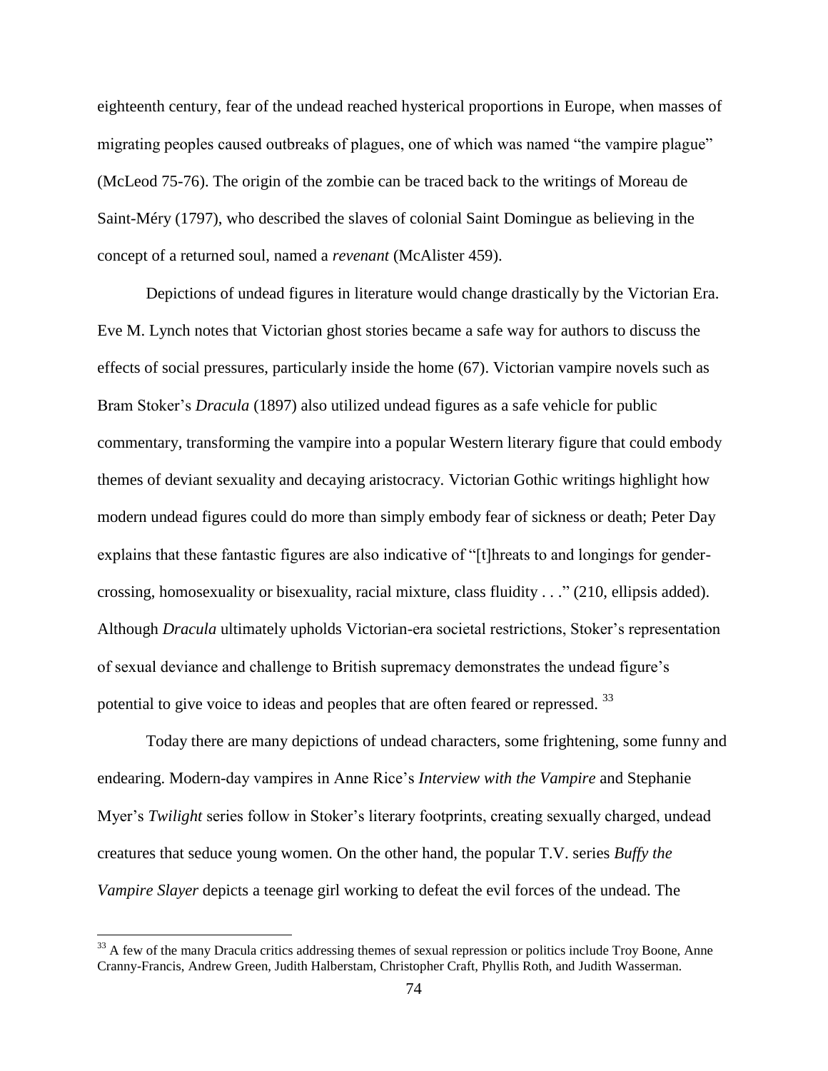eighteenth century, fear of the undead reached hysterical proportions in Europe, when masses of migrating peoples caused outbreaks of plagues, one of which was named "the vampire plague" (McLeod 75-76). The origin of the zombie can be traced back to the writings of Moreau de Saint-Méry (1797), who described the slaves of colonial Saint Domingue as believing in the concept of a returned soul, named a *revenant* (McAlister 459).

Depictions of undead figures in literature would change drastically by the Victorian Era. Eve M. Lynch notes that Victorian ghost stories became a safe way for authors to discuss the effects of social pressures, particularly inside the home (67). Victorian vampire novels such as Bram Stoker's *Dracula* (1897) also utilized undead figures as a safe vehicle for public commentary, transforming the vampire into a popular Western literary figure that could embody themes of deviant sexuality and decaying aristocracy. Victorian Gothic writings highlight how modern undead figures could do more than simply embody fear of sickness or death; Peter Day explains that these fantastic figures are also indicative of "[t]hreats to and longings for gender-crossing, homosexuality or bisexuality, racial mixture, class fluidity . . ." (210, ellipsis added). Although *Dracula* ultimately upholds Victorian-era societal restrictions, Stoker's representation of sexual deviance and challenge to British supremacy demonstrates the undead figure's potential to give voice to ideas and peoples that are often feared or repressed. [33]

Today there are many depictions of undead characters, some frightening, some funny and endearing. Modern-day vampires in Anne Rice's *Interview with the Vampire* and Stephanie Myer's *Twilight* series follow in Stoker's literary footprints, creating sexually charged, undead creatures that seduce young women. On the other hand, the popular T.V. series *Buffy the Vampire Slayer* depicts a teenage girl working to defeat the evil forces of the undead. The

---

[33] A few of the many Dracula critics addressing themes of sexual repression or politics include Troy Boone, Anne Cranny-Francis, Andrew Green, Judith Halberstam, Christopher Craft, Phyllis Roth, and Judith Wasserman.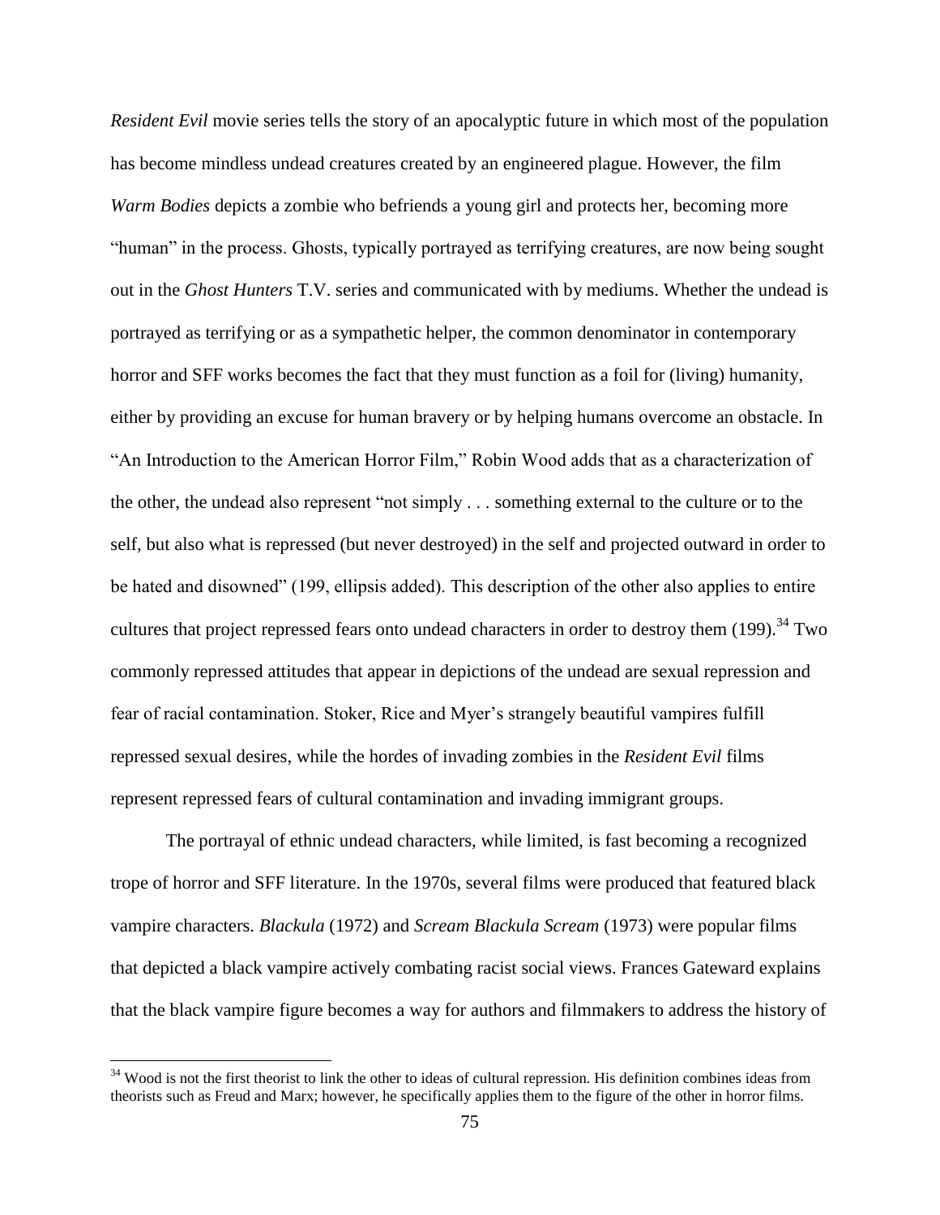*Resident Evil* movie series tells the story of an apocalyptic future in which most of the population has become mindless undead creatures created by an engineered plague. However, the film *Warm Bodies* depicts a zombie who befriends a young girl and protects her, becoming more "human" in the process. Ghosts, typically portrayed as terrifying creatures, are now being sought out in the *Ghost Hunters* T.V. series and communicated with by mediums. Whether the undead is portrayed as terrifying or as a sympathetic helper, the common denominator in contemporary horror and SFF works becomes the fact that they must function as a foil for (living) humanity, either by providing an excuse for human bravery or by helping humans overcome an obstacle. In "An Introduction to the American Horror Film," Robin Wood adds that as a characterization of the other, the undead also represent "not simply . . . something external to the culture or to the self, but also what is repressed (but never destroyed) in the self and projected outward in order to be hated and disowned" (199, ellipsis added). This description of the other also applies to entire cultures that project repressed fears onto undead characters in order to destroy them (199).[34] Two commonly repressed attitudes that appear in depictions of the undead are sexual repression and fear of racial contamination. Stoker, Rice and Myer's strangely beautiful vampires fulfill repressed sexual desires, while the hordes of invading zombies in the *Resident Evil* films represent repressed fears of cultural contamination and invading immigrant groups.

The portrayal of ethnic undead characters, while limited, is fast becoming a recognized trope of horror and SFF literature. In the 1970s, several films were produced that featured black vampire characters. *Blackula* (1972) and *Scream Blackula Scream* (1973) were popular films that depicted a black vampire actively combating racist social views. Frances Gateward explains that the black vampire figure becomes a way for authors and filmmakers to address the history of

[34] Wood is not the first theorist to link the other to ideas of cultural repression. His definition combines ideas from theorists such as Freud and Marx; however, he specifically applies them to the figure of the other in horror films.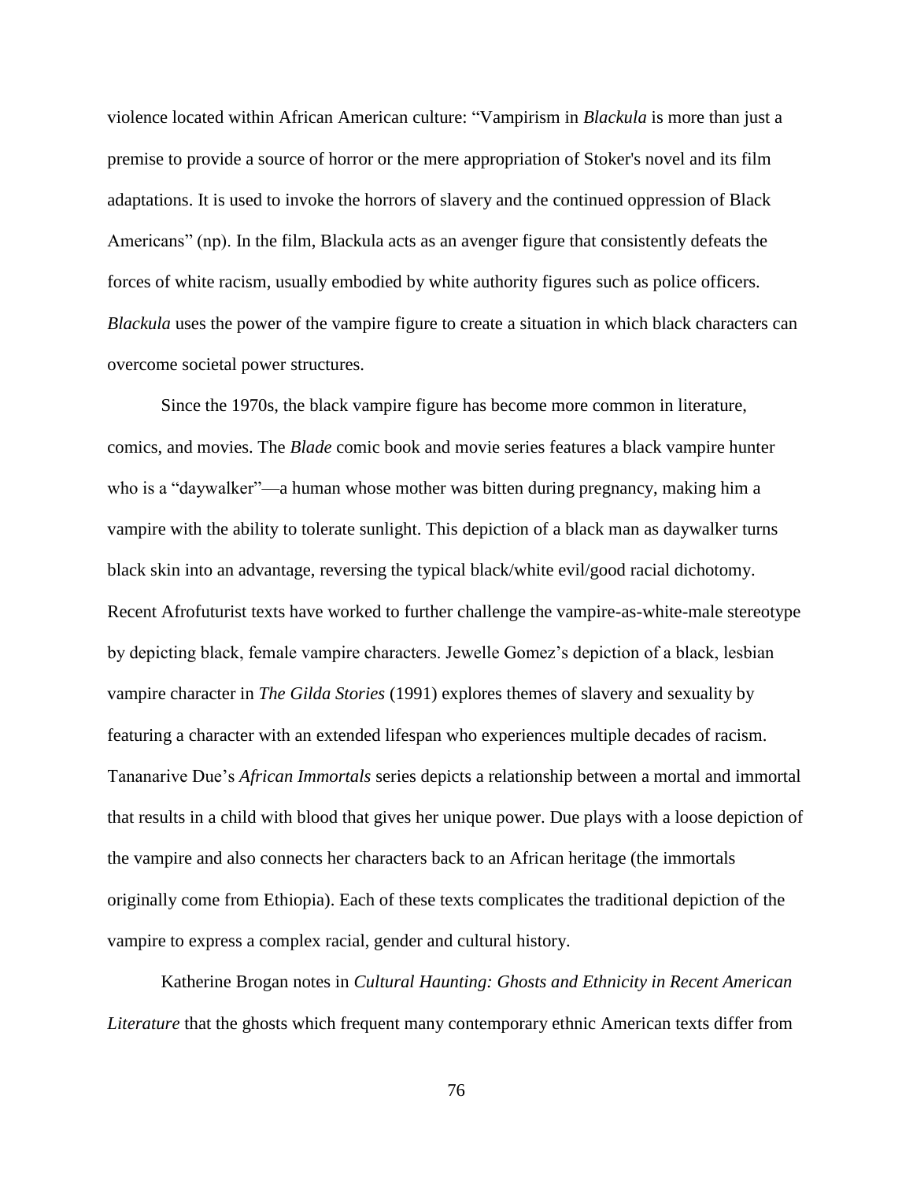violence located within African American culture: “Vampirism in *Blackula* is more than just a premise to provide a source of horror or the mere appropriation of Stoker's novel and its film adaptations. It is used to invoke the horrors of slavery and the continued oppression of Black Americans” (np). In the film, Blackula acts as an avenger figure that consistently defeats the forces of white racism, usually embodied by white authority figures such as police officers. *Blackula* uses the power of the vampire figure to create a situation in which black characters can overcome societal power structures.

Since the 1970s, the black vampire figure has become more common in literature, comics, and movies. The *Blade* comic book and movie series features a black vampire hunter who is a “daywalker”—a human whose mother was bitten during pregnancy, making him a vampire with the ability to tolerate sunlight. This depiction of a black man as daywalker turns black skin into an advantage, reversing the typical black/white evil/good racial dichotomy. Recent Afrofuturist texts have worked to further challenge the vampire-as-white-male stereotype by depicting black, female vampire characters. Jewelle Gomez’s depiction of a black, lesbian vampire character in *The Gilda Stories* (1991) explores themes of slavery and sexuality by featuring a character with an extended lifespan who experiences multiple decades of racism. Tananarive Due’s *African Immortals* series depicts a relationship between a mortal and immortal that results in a child with blood that gives her unique power. Due plays with a loose depiction of the vampire and also connects her characters back to an African heritage (the immortals originally come from Ethiopia). Each of these texts complicates the traditional depiction of the vampire to express a complex racial, gender and cultural history.

Katherine Brogan notes in *Cultural Haunting: Ghosts and Ethnicity in Recent American Literature* that the ghosts which frequent many contemporary ethnic American texts differ from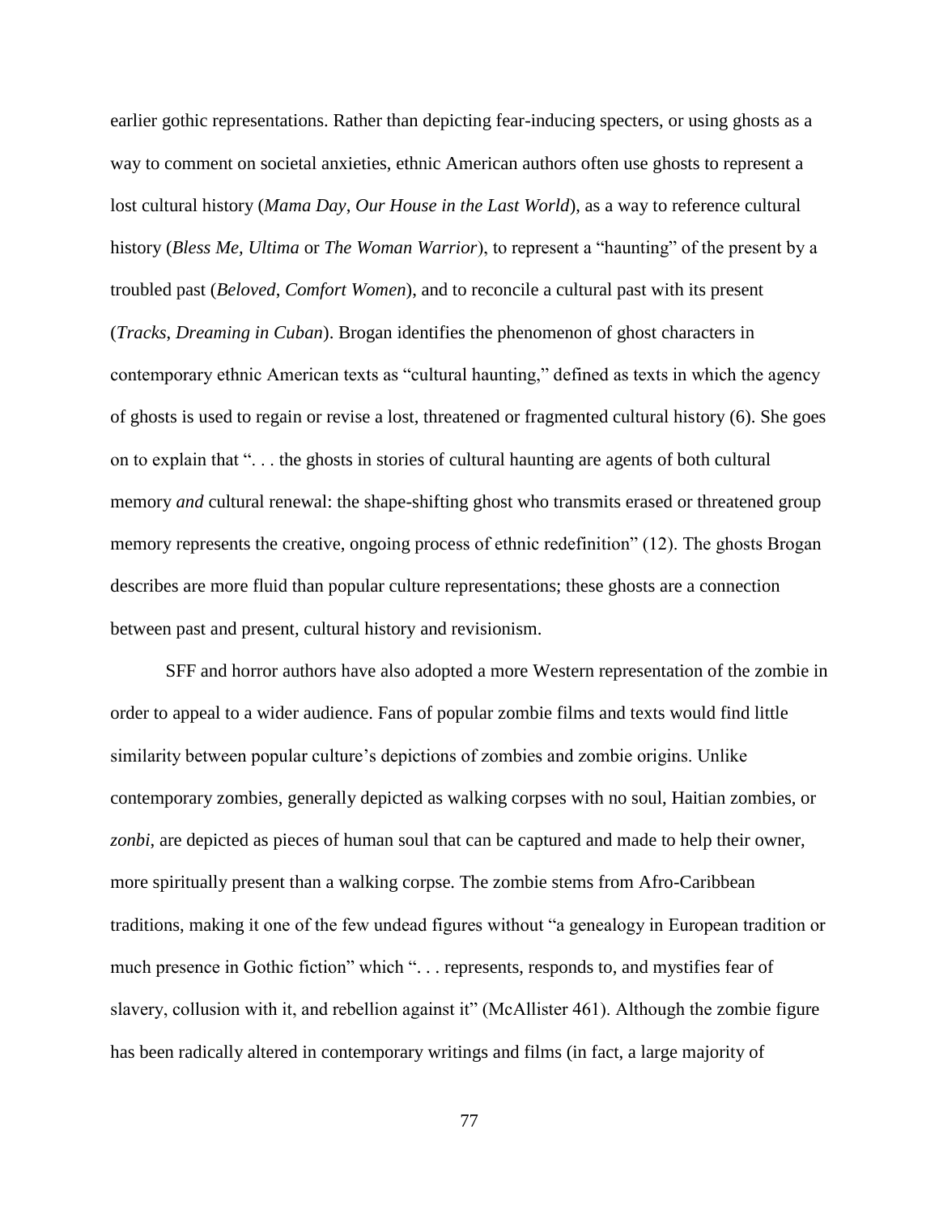earlier gothic representations. Rather than depicting fear-inducing specters, or using ghosts as a way to comment on societal anxieties, ethnic American authors often use ghosts to represent a lost cultural history (*Mama Day*, *Our House in the Last World*), as a way to reference cultural history (*Bless Me, Ultima* or *The Woman Warrior*), to represent a "haunting" of the present by a troubled past (*Beloved*, *Comfort Women*), and to reconcile a cultural past with its present (*Tracks*, *Dreaming in Cuban*). Brogan identifies the phenomenon of ghost characters in contemporary ethnic American texts as "cultural haunting," defined as texts in which the agency of ghosts is used to regain or revise a lost, threatened or fragmented cultural history (6). She goes on to explain that ". . . the ghosts in stories of cultural haunting are agents of both cultural memory *and* cultural renewal: the shape-shifting ghost who transmits erased or threatened group memory represents the creative, ongoing process of ethnic redefinition" (12). The ghosts Brogan describes are more fluid than popular culture representations; these ghosts are a connection between past and present, cultural history and revisionism.

SFF and horror authors have also adopted a more Western representation of the zombie in order to appeal to a wider audience. Fans of popular zombie films and texts would find little similarity between popular culture's depictions of zombies and zombie origins. Unlike contemporary zombies, generally depicted as walking corpses with no soul, Haitian zombies, or *zonbi*, are depicted as pieces of human soul that can be captured and made to help their owner, more spiritually present than a walking corpse. The zombie stems from Afro-Caribbean traditions, making it one of the few undead figures without "a genealogy in European tradition or much presence in Gothic fiction" which ". . . represents, responds to, and mystifies fear of slavery, collusion with it, and rebellion against it" (McAllister 461). Although the zombie figure has been radically altered in contemporary writings and films (in fact, a large majority of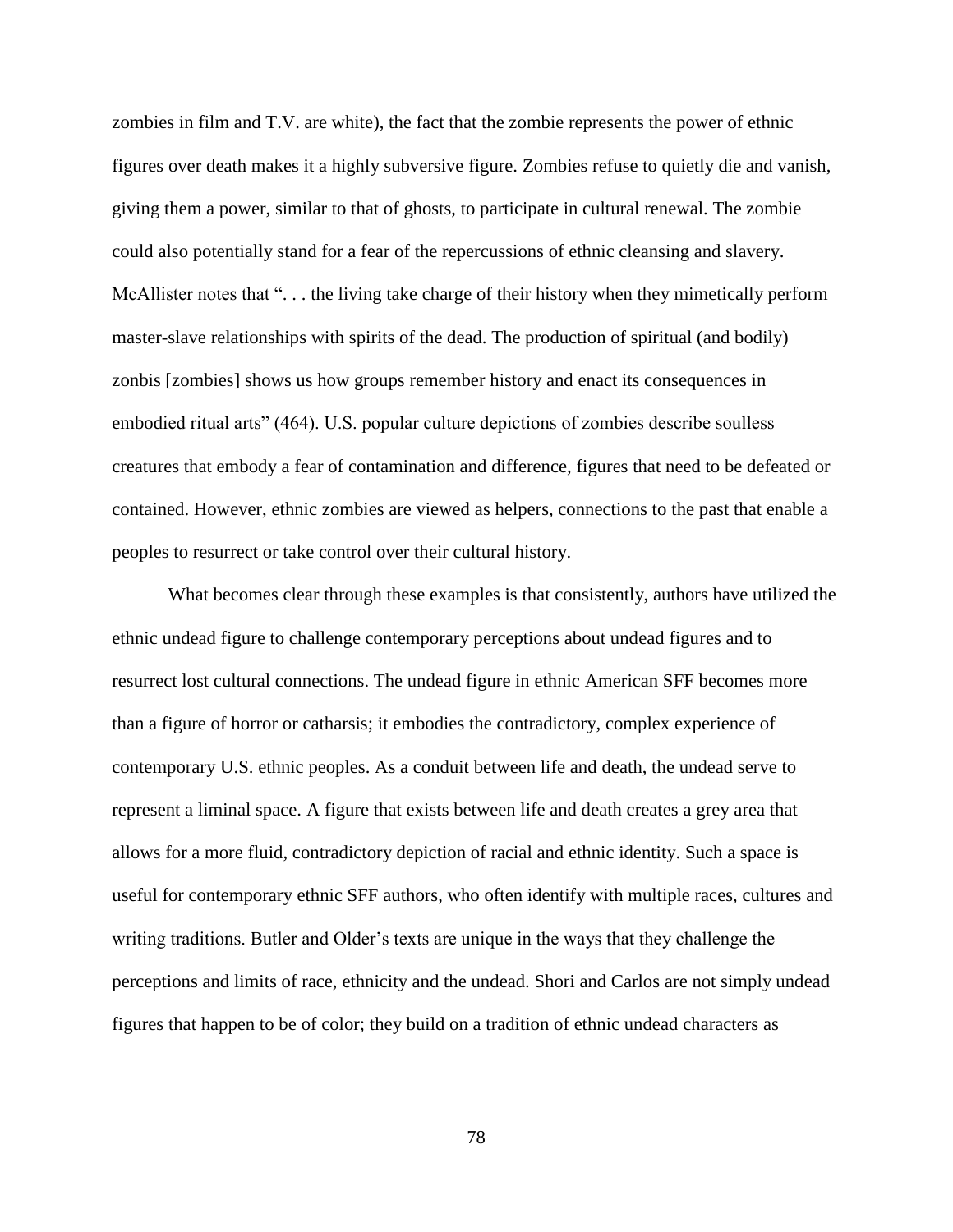zombies in film and T.V. are white), the fact that the zombie represents the power of ethnic figures over death makes it a highly subversive figure. Zombies refuse to quietly die and vanish, giving them a power, similar to that of ghosts, to participate in cultural renewal. The zombie could also potentially stand for a fear of the repercussions of ethnic cleansing and slavery. McAllister notes that ". . . the living take charge of their history when they mimetically perform master-slave relationships with spirits of the dead. The production of spiritual (and bodily) zonbis [zombies] shows us how groups remember history and enact its consequences in embodied ritual arts" (464). U.S. popular culture depictions of zombies describe soulless creatures that embody a fear of contamination and difference, figures that need to be defeated or contained. However, ethnic zombies are viewed as helpers, connections to the past that enable a peoples to resurrect or take control over their cultural history.

What becomes clear through these examples is that consistently, authors have utilized the ethnic undead figure to challenge contemporary perceptions about undead figures and to resurrect lost cultural connections. The undead figure in ethnic American SFF becomes more than a figure of horror or catharsis; it embodies the contradictory, complex experience of contemporary U.S. ethnic peoples. As a conduit between life and death, the undead serve to represent a liminal space. A figure that exists between life and death creates a grey area that allows for a more fluid, contradictory depiction of racial and ethnic identity. Such a space is useful for contemporary ethnic SFF authors, who often identify with multiple races, cultures and writing traditions. Butler and Older's texts are unique in the ways that they challenge the perceptions and limits of race, ethnicity and the undead. Shori and Carlos are not simply undead figures that happen to be of color; they build on a tradition of ethnic undead characters as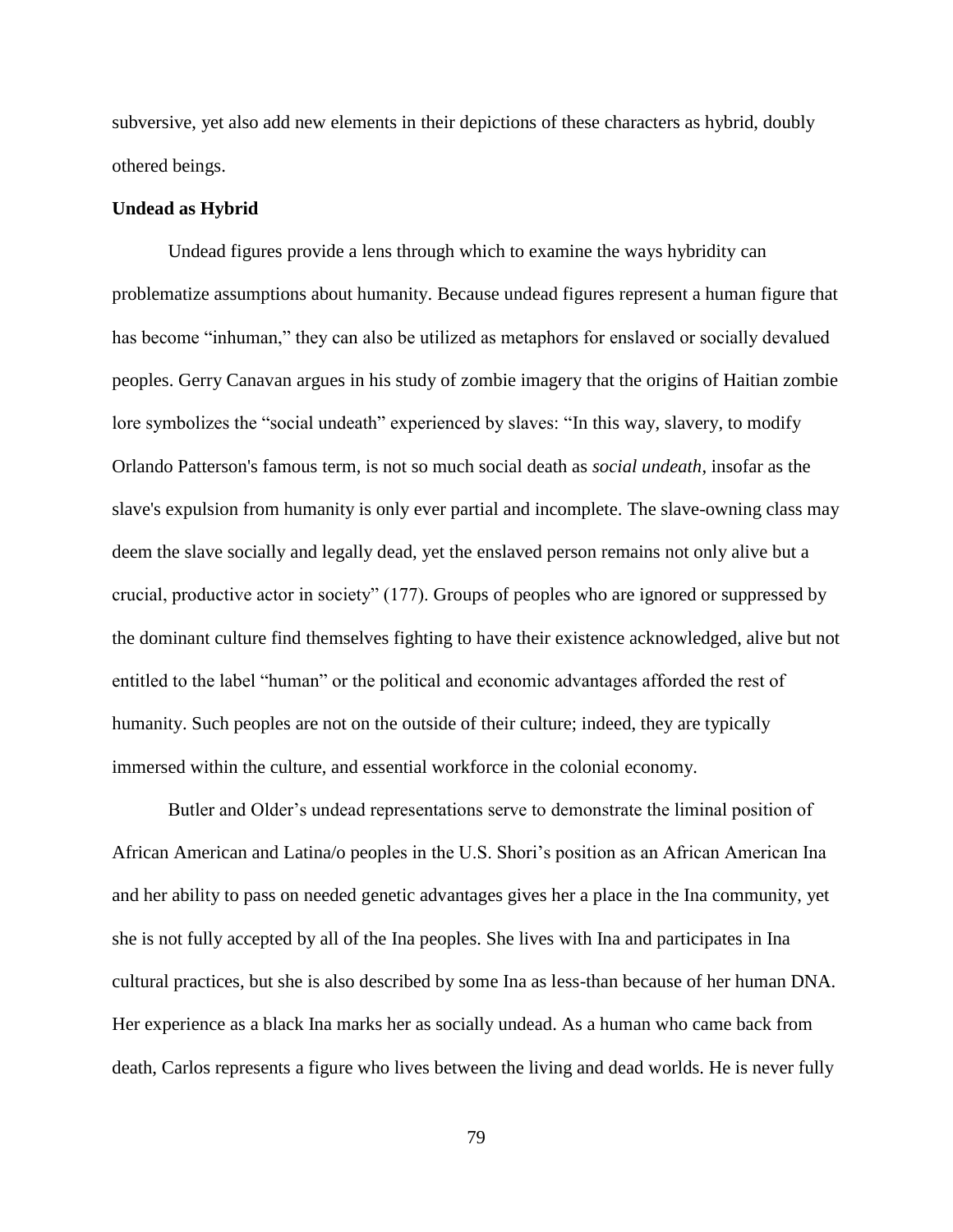subversive, yet also add new elements in their depictions of these characters as hybrid, doubly othered beings.

### Undead as Hybrid

Undead figures provide a lens through which to examine the ways hybridity can problematize assumptions about humanity. Because undead figures represent a human figure that has become "inhuman," they can also be utilized as metaphors for enslaved or socially devalued peoples. Gerry Canavan argues in his study of zombie imagery that the origins of Haitian zombie lore symbolizes the "social undeath" experienced by slaves: "In this way, slavery, to modify Orlando Patterson's famous term, is not so much social death as *social undeath*, insofar as the slave's expulsion from humanity is only ever partial and incomplete. The slave-owning class may deem the slave socially and legally dead, yet the enslaved person remains not only alive but a crucial, productive actor in society" (177). Groups of peoples who are ignored or suppressed by the dominant culture find themselves fighting to have their existence acknowledged, alive but not entitled to the label "human" or the political and economic advantages afforded the rest of humanity. Such peoples are not on the outside of their culture; indeed, they are typically immersed within the culture, and essential workforce in the colonial economy.

Butler and Older's undead representations serve to demonstrate the liminal position of African American and Latina/o peoples in the U.S. Shori's position as an African American Ina and her ability to pass on needed genetic advantages gives her a place in the Ina community, yet she is not fully accepted by all of the Ina peoples. She lives with Ina and participates in Ina cultural practices, but she is also described by some Ina as less-than because of her human DNA. Her experience as a black Ina marks her as socially undead. As a human who came back from death, Carlos represents a figure who lives between the living and dead worlds. He is never fully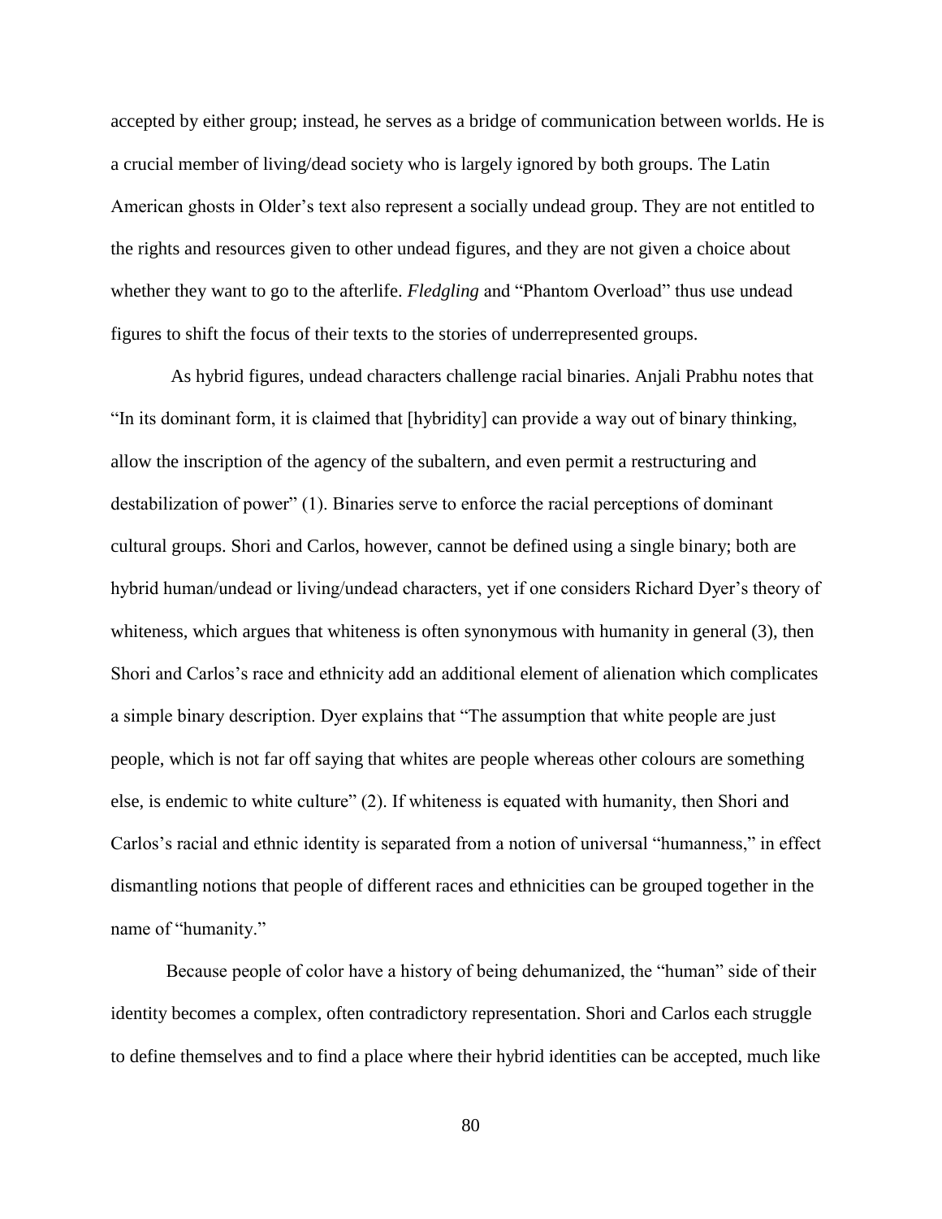accepted by either group; instead, he serves as a bridge of communication between worlds. He is a crucial member of living/dead society who is largely ignored by both groups. The Latin American ghosts in Older's text also represent a socially undead group. They are not entitled to the rights and resources given to other undead figures, and they are not given a choice about whether they want to go to the afterlife. *Fledgling* and "Phantom Overload" thus use undead figures to shift the focus of their texts to the stories of underrepresented groups.

As hybrid figures, undead characters challenge racial binaries. Anjali Prabhu notes that "In its dominant form, it is claimed that [hybridity] can provide a way out of binary thinking, allow the inscription of the agency of the subaltern, and even permit a restructuring and destabilization of power" (1). Binaries serve to enforce the racial perceptions of dominant cultural groups. Shori and Carlos, however, cannot be defined using a single binary; both are hybrid human/undead or living/undead characters, yet if one considers Richard Dyer's theory of whiteness, which argues that whiteness is often synonymous with humanity in general (3), then Shori and Carlos's race and ethnicity add an additional element of alienation which complicates a simple binary description. Dyer explains that "The assumption that white people are just people, which is not far off saying that whites are people whereas other colours are something else, is endemic to white culture" (2). If whiteness is equated with humanity, then Shori and Carlos's racial and ethnic identity is separated from a notion of universal "humanness," in effect dismantling notions that people of different races and ethnicities can be grouped together in the name of "humanity."

Because people of color have a history of being dehumanized, the "human" side of their identity becomes a complex, often contradictory representation. Shori and Carlos each struggle to define themselves and to find a place where their hybrid identities can be accepted, much like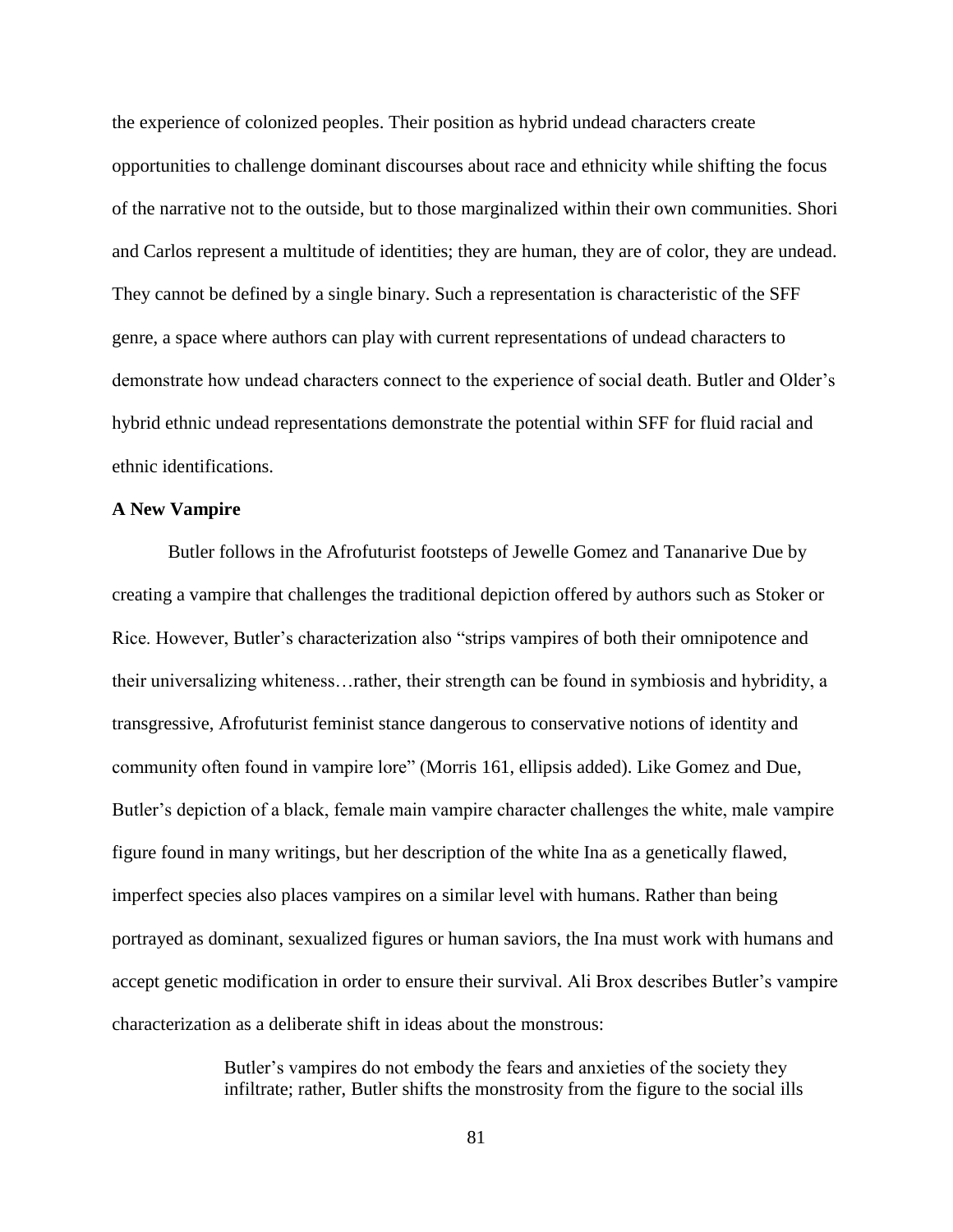the experience of colonized peoples. Their position as hybrid undead characters create opportunities to challenge dominant discourses about race and ethnicity while shifting the focus of the narrative not to the outside, but to those marginalized within their own communities. Shori and Carlos represent a multitude of identities; they are human, they are of color, they are undead. They cannot be defined by a single binary. Such a representation is characteristic of the SFF genre, a space where authors can play with current representations of undead characters to demonstrate how undead characters connect to the experience of social death. Butler and Older's hybrid ethnic undead representations demonstrate the potential within SFF for fluid racial and ethnic identifications.

**A New Vampire**

Butler follows in the Afrofuturist footsteps of Jewelle Gomez and Tananarive Due by creating a vampire that challenges the traditional depiction offered by authors such as Stoker or Rice. However, Butler's characterization also "strips vampires of both their omnipotence and their universalizing whiteness…rather, their strength can be found in symbiosis and hybridity, a transgressive, Afrofuturist feminist stance dangerous to conservative notions of identity and community often found in vampire lore" (Morris 161, ellipsis added). Like Gomez and Due, Butler's depiction of a black, female main vampire character challenges the white, male vampire figure found in many writings, but her description of the white Ina as a genetically flawed, imperfect species also places vampires on a similar level with humans. Rather than being portrayed as dominant, sexualized figures or human saviors, the Ina must work with humans and accept genetic modification in order to ensure their survival. Ali Brox describes Butler's vampire characterization as a deliberate shift in ideas about the monstrous:

> Butler's vampires do not embody the fears and anxieties of the society they infiltrate; rather, Butler shifts the monstrosity from the figure to the social ills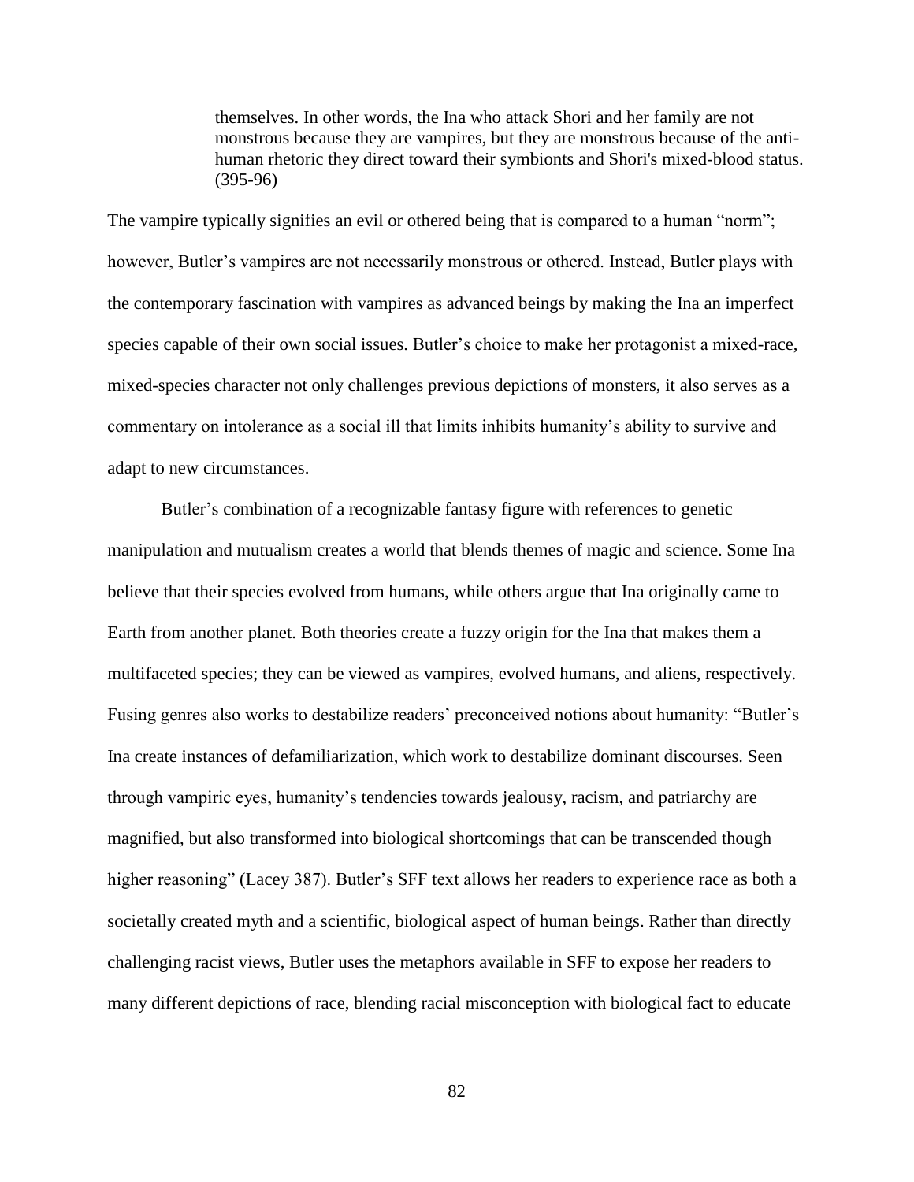> themselves. In other words, the Ina who attack Shori and her family are not monstrous because they are vampires, but they are monstrous because of the anti-human rhetoric they direct toward their symbionts and Shori's mixed-blood status. (395-96)

The vampire typically signifies an evil or othered being that is compared to a human "norm"; however, Butler's vampires are not necessarily monstrous or othered. Instead, Butler plays with the contemporary fascination with vampires as advanced beings by making the Ina an imperfect species capable of their own social issues. Butler's choice to make her protagonist a mixed-race, mixed-species character not only challenges previous depictions of monsters, it also serves as a commentary on intolerance as a social ill that limits inhibits humanity's ability to survive and adapt to new circumstances.

Butler's combination of a recognizable fantasy figure with references to genetic manipulation and mutualism creates a world that blends themes of magic and science. Some Ina believe that their species evolved from humans, while others argue that Ina originally came to Earth from another planet. Both theories create a fuzzy origin for the Ina that makes them a multifaceted species; they can be viewed as vampires, evolved humans, and aliens, respectively. Fusing genres also works to destabilize readers' preconceived notions about humanity: "Butler's Ina create instances of defamiliarization, which work to destabilize dominant discourses. Seen through vampiric eyes, humanity's tendencies towards jealousy, racism, and patriarchy are magnified, but also transformed into biological shortcomings that can be transcended though higher reasoning" (Lacey 387). Butler's SFF text allows her readers to experience race as both a societally created myth and a scientific, biological aspect of human beings. Rather than directly challenging racist views, Butler uses the metaphors available in SFF to expose her readers to many different depictions of race, blending racial misconception with biological fact to educate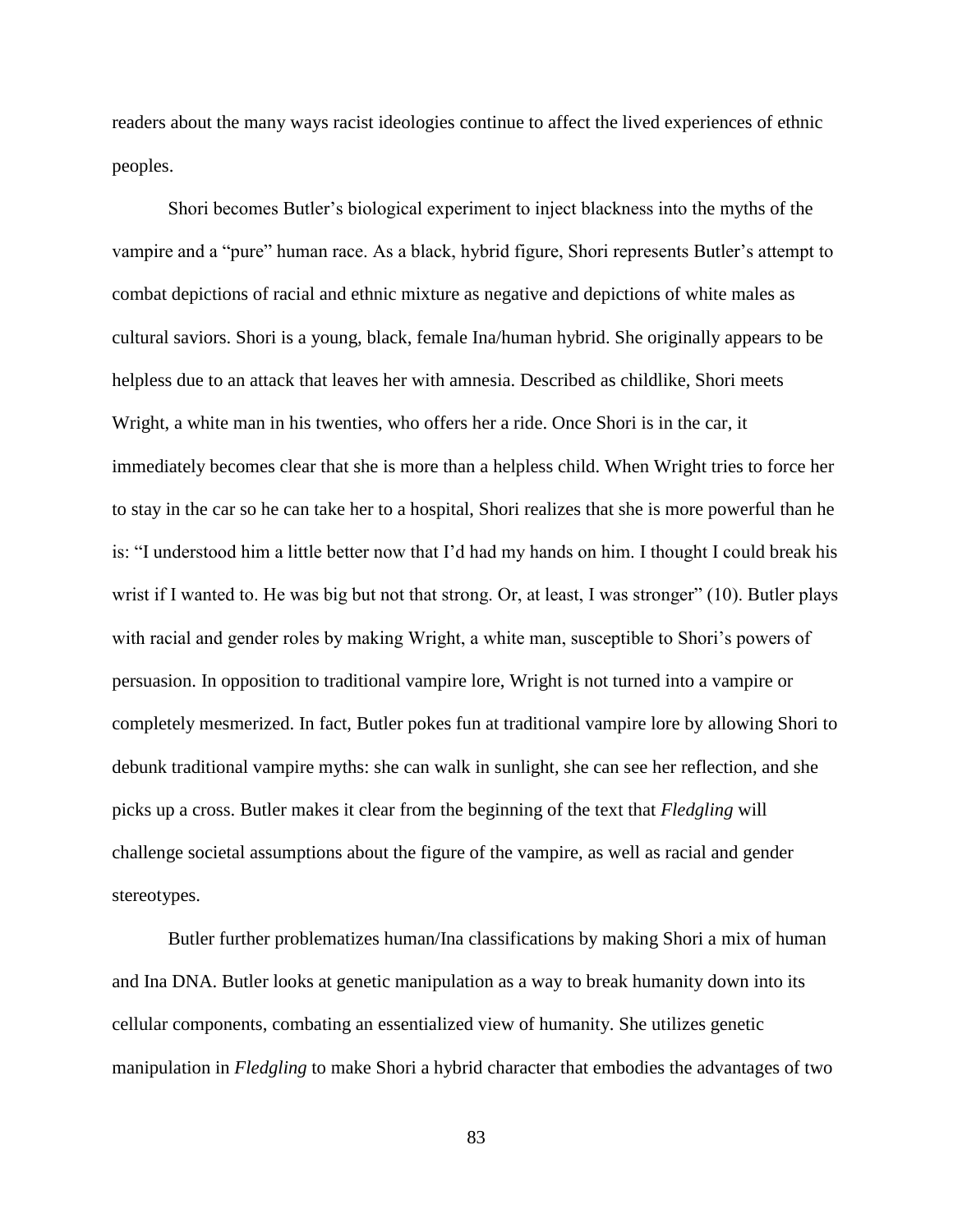readers about the many ways racist ideologies continue to affect the lived experiences of ethnic peoples.

Shori becomes Butler's biological experiment to inject blackness into the myths of the vampire and a "pure" human race. As a black, hybrid figure, Shori represents Butler's attempt to combat depictions of racial and ethnic mixture as negative and depictions of white males as cultural saviors. Shori is a young, black, female Ina/human hybrid. She originally appears to be helpless due to an attack that leaves her with amnesia. Described as childlike, Shori meets Wright, a white man in his twenties, who offers her a ride. Once Shori is in the car, it immediately becomes clear that she is more than a helpless child. When Wright tries to force her to stay in the car so he can take her to a hospital, Shori realizes that she is more powerful than he is: "I understood him a little better now that I'd had my hands on him. I thought I could break his wrist if I wanted to. He was big but not that strong. Or, at least, I was stronger" (10). Butler plays with racial and gender roles by making Wright, a white man, susceptible to Shori's powers of persuasion. In opposition to traditional vampire lore, Wright is not turned into a vampire or completely mesmerized. In fact, Butler pokes fun at traditional vampire lore by allowing Shori to debunk traditional vampire myths: she can walk in sunlight, she can see her reflection, and she picks up a cross. Butler makes it clear from the beginning of the text that *Fledgling* will challenge societal assumptions about the figure of the vampire, as well as racial and gender stereotypes.

Butler further problematizes human/Ina classifications by making Shori a mix of human and Ina DNA. Butler looks at genetic manipulation as a way to break humanity down into its cellular components, combating an essentialized view of humanity. She utilizes genetic manipulation in *Fledgling* to make Shori a hybrid character that embodies the advantages of two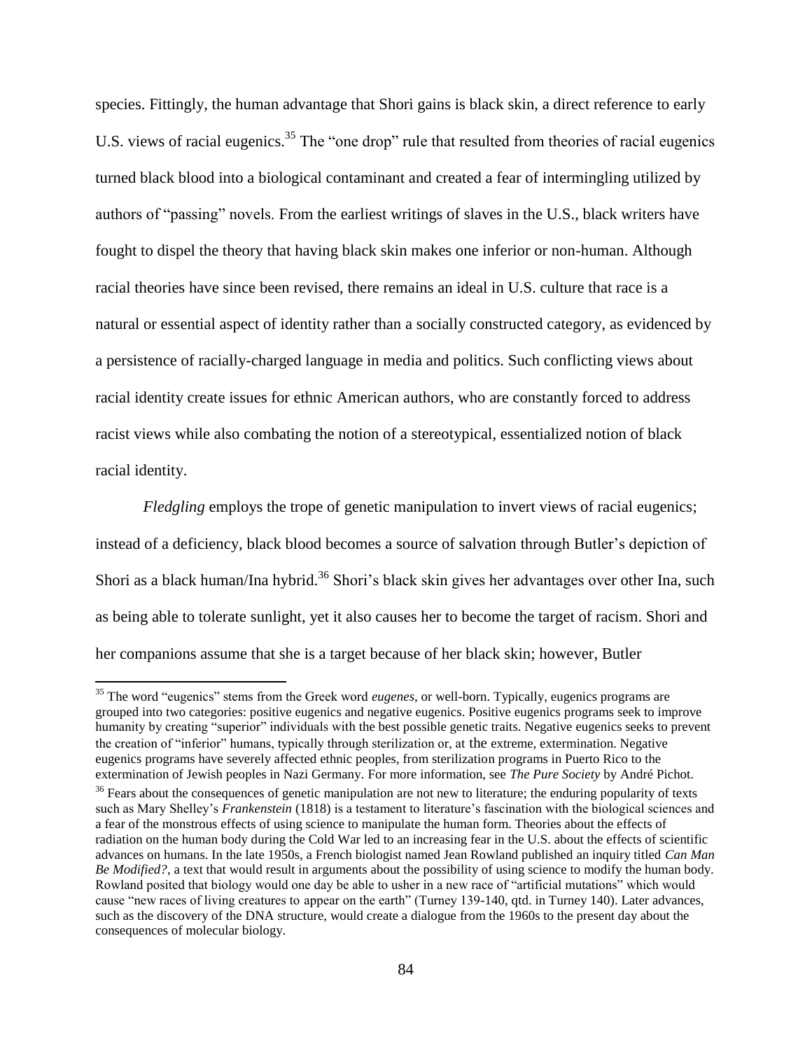species. Fittingly, the human advantage that Shori gains is black skin, a direct reference to early U.S. views of racial eugenics.[35] The "one drop" rule that resulted from theories of racial eugenics turned black blood into a biological contaminant and created a fear of intermingling utilized by authors of "passing" novels. From the earliest writings of slaves in the U.S., black writers have fought to dispel the theory that having black skin makes one inferior or non-human. Although racial theories have since been revised, there remains an ideal in U.S. culture that race is a natural or essential aspect of identity rather than a socially constructed category, as evidenced by a persistence of racially-charged language in media and politics. Such conflicting views about racial identity create issues for ethnic American authors, who are constantly forced to address racist views while also combating the notion of a stereotypical, essentialized notion of black racial identity.

*Fledgling* employs the trope of genetic manipulation to invert views of racial eugenics; instead of a deficiency, black blood becomes a source of salvation through Butler's depiction of Shori as a black human/Ina hybrid.[36] Shori's black skin gives her advantages over other Ina, such as being able to tolerate sunlight, yet it also causes her to become the target of racism. Shori and her companions assume that she is a target because of her black skin; however, Butler

---

[35] The word "eugenics" stems from the Greek word *eugenes*, or well-born. Typically, eugenics programs are grouped into two categories: positive eugenics and negative eugenics. Positive eugenics programs seek to improve humanity by creating "superior" individuals with the best possible genetic traits. Negative eugenics seeks to prevent the creation of "inferior" humans, typically through sterilization or, at the extreme, extermination. Negative eugenics programs have severely affected ethnic peoples, from sterilization programs in Puerto Rico to the extermination of Jewish peoples in Nazi Germany. For more information, see *The Pure Society* by André Pichot.

[36] Fears about the consequences of genetic manipulation are not new to literature; the enduring popularity of texts such as Mary Shelley's *Frankenstein* (1818) is a testament to literature's fascination with the biological sciences and a fear of the monstrous effects of using science to manipulate the human form. Theories about the effects of radiation on the human body during the Cold War led to an increasing fear in the U.S. about the effects of scientific advances on humans. In the late 1950s, a French biologist named Jean Rowland published an inquiry titled *Can Man Be Modified?*, a text that would result in arguments about the possibility of using science to modify the human body. Rowland posited that biology would one day be able to usher in a new race of "artificial mutations" which would cause "new races of living creatures to appear on the earth" (Turney 139-140, qtd. in Turney 140). Later advances, such as the discovery of the DNA structure, would create a dialogue from the 1960s to the present day about the consequences of molecular biology.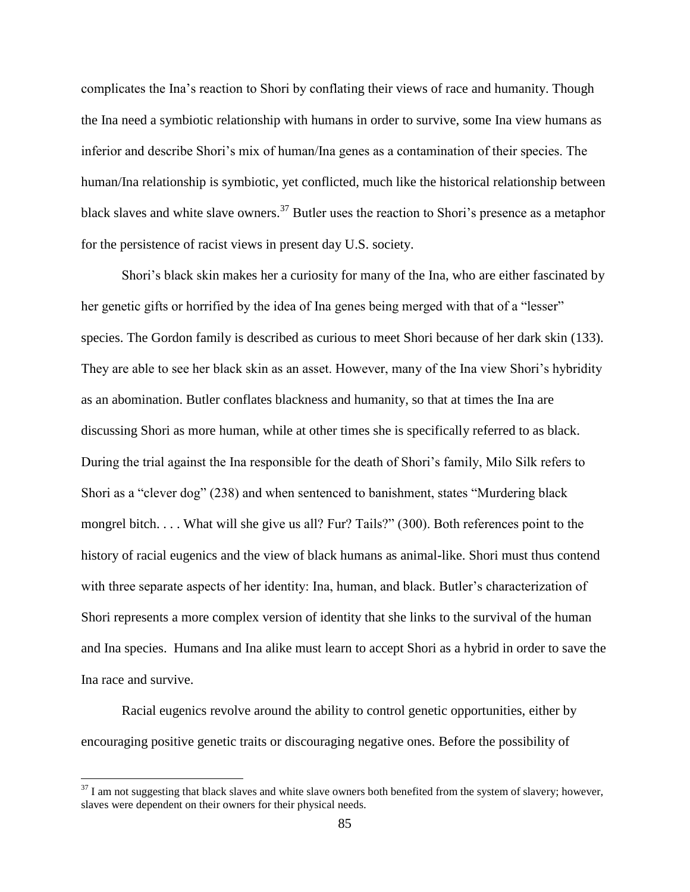complicates the Ina's reaction to Shori by conflating their views of race and humanity. Though the Ina need a symbiotic relationship with humans in order to survive, some Ina view humans as inferior and describe Shori's mix of human/Ina genes as a contamination of their species. The human/Ina relationship is symbiotic, yet conflicted, much like the historical relationship between black slaves and white slave owners.[37] Butler uses the reaction to Shori's presence as a metaphor for the persistence of racist views in present day U.S. society.

Shori's black skin makes her a curiosity for many of the Ina, who are either fascinated by her genetic gifts or horrified by the idea of Ina genes being merged with that of a "lesser" species. The Gordon family is described as curious to meet Shori because of her dark skin (133). They are able to see her black skin as an asset. However, many of the Ina view Shori's hybridity as an abomination. Butler conflates blackness and humanity, so that at times the Ina are discussing Shori as more human, while at other times she is specifically referred to as black. During the trial against the Ina responsible for the death of Shori's family, Milo Silk refers to Shori as a "clever dog" (238) and when sentenced to banishment, states "Murdering black mongrel bitch. . . . What will she give us all? Fur? Tails?" (300). Both references point to the history of racial eugenics and the view of black humans as animal-like. Shori must thus contend with three separate aspects of her identity: Ina, human, and black. Butler's characterization of Shori represents a more complex version of identity that she links to the survival of the human and Ina species. Humans and Ina alike must learn to accept Shori as a hybrid in order to save the Ina race and survive.

Racial eugenics revolve around the ability to control genetic opportunities, either by encouraging positive genetic traits or discouraging negative ones. Before the possibility of

---

[37] I am not suggesting that black slaves and white slave owners both benefited from the system of slavery; however, slaves were dependent on their owners for their physical needs.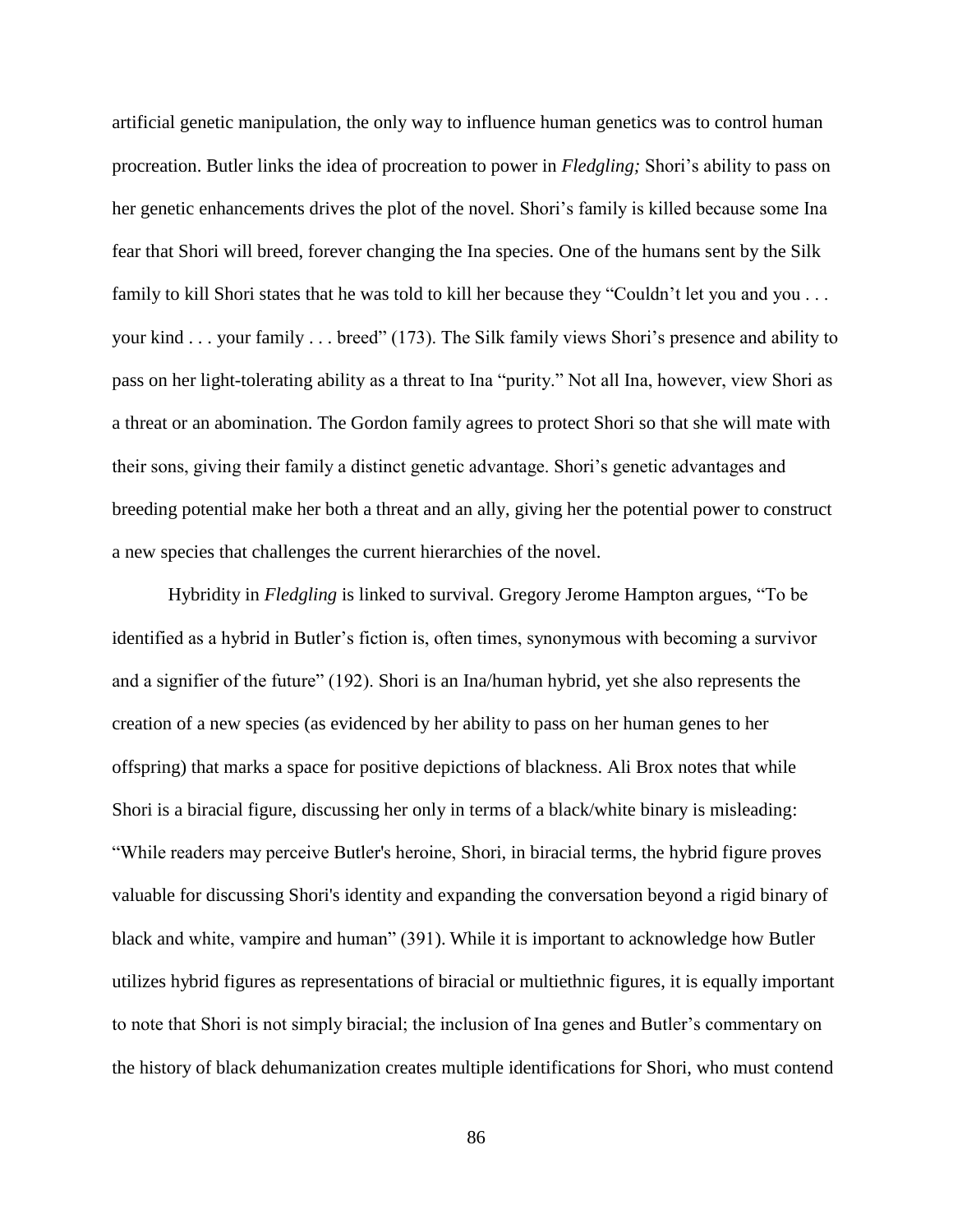artificial genetic manipulation, the only way to influence human genetics was to control human procreation. Butler links the idea of procreation to power in *Fledgling;* Shori's ability to pass on her genetic enhancements drives the plot of the novel. Shori's family is killed because some Ina fear that Shori will breed, forever changing the Ina species. One of the humans sent by the Silk family to kill Shori states that he was told to kill her because they "Couldn't let you and you . . . your kind . . . your family . . . breed" (173). The Silk family views Shori's presence and ability to pass on her light-tolerating ability as a threat to Ina "purity." Not all Ina, however, view Shori as a threat or an abomination. The Gordon family agrees to protect Shori so that she will mate with their sons, giving their family a distinct genetic advantage. Shori's genetic advantages and breeding potential make her both a threat and an ally, giving her the potential power to construct a new species that challenges the current hierarchies of the novel.

Hybridity in *Fledgling* is linked to survival. Gregory Jerome Hampton argues, "To be identified as a hybrid in Butler's fiction is, often times, synonymous with becoming a survivor and a signifier of the future" (192). Shori is an Ina/human hybrid, yet she also represents the creation of a new species (as evidenced by her ability to pass on her human genes to her offspring) that marks a space for positive depictions of blackness. Ali Brox notes that while Shori is a biracial figure, discussing her only in terms of a black/white binary is misleading: "While readers may perceive Butler's heroine, Shori, in biracial terms, the hybrid figure proves valuable for discussing Shori's identity and expanding the conversation beyond a rigid binary of black and white, vampire and human" (391). While it is important to acknowledge how Butler utilizes hybrid figures as representations of biracial or multiethnic figures, it is equally important to note that Shori is not simply biracial; the inclusion of Ina genes and Butler's commentary on the history of black dehumanization creates multiple identifications for Shori, who must contend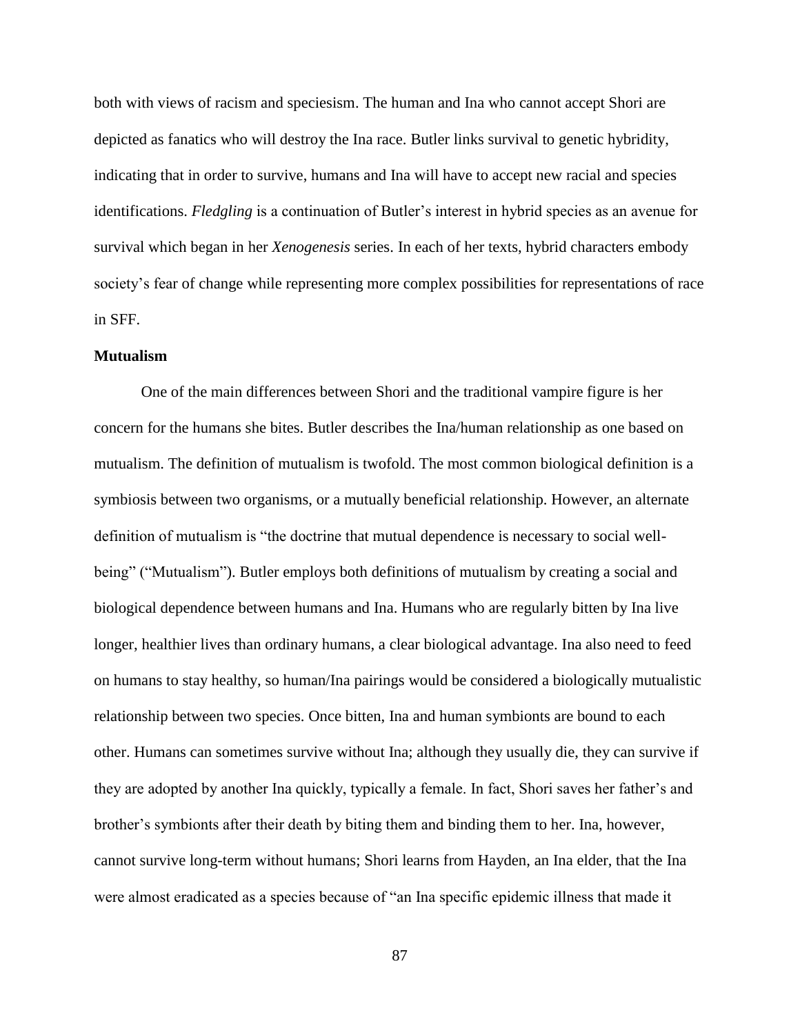both with views of racism and speciesism. The human and Ina who cannot accept Shori are depicted as fanatics who will destroy the Ina race. Butler links survival to genetic hybridity, indicating that in order to survive, humans and Ina will have to accept new racial and species identifications. *Fledgling* is a continuation of Butler's interest in hybrid species as an avenue for survival which began in her *Xenogenesis* series. In each of her texts, hybrid characters embody society's fear of change while representing more complex possibilities for representations of race in SFF.

**Mutualism**

One of the main differences between Shori and the traditional vampire figure is her concern for the humans she bites. Butler describes the Ina/human relationship as one based on mutualism. The definition of mutualism is twofold. The most common biological definition is a symbiosis between two organisms, or a mutually beneficial relationship. However, an alternate definition of mutualism is "the doctrine that mutual dependence is necessary to social well-being" ("Mutualism"). Butler employs both definitions of mutualism by creating a social and biological dependence between humans and Ina. Humans who are regularly bitten by Ina live longer, healthier lives than ordinary humans, a clear biological advantage. Ina also need to feed on humans to stay healthy, so human/Ina pairings would be considered a biologically mutualistic relationship between two species. Once bitten, Ina and human symbionts are bound to each other. Humans can sometimes survive without Ina; although they usually die, they can survive if they are adopted by another Ina quickly, typically a female. In fact, Shori saves her father's and brother's symbionts after their death by biting them and binding them to her. Ina, however, cannot survive long-term without humans; Shori learns from Hayden, an Ina elder, that the Ina were almost eradicated as a species because of "an Ina specific epidemic illness that made it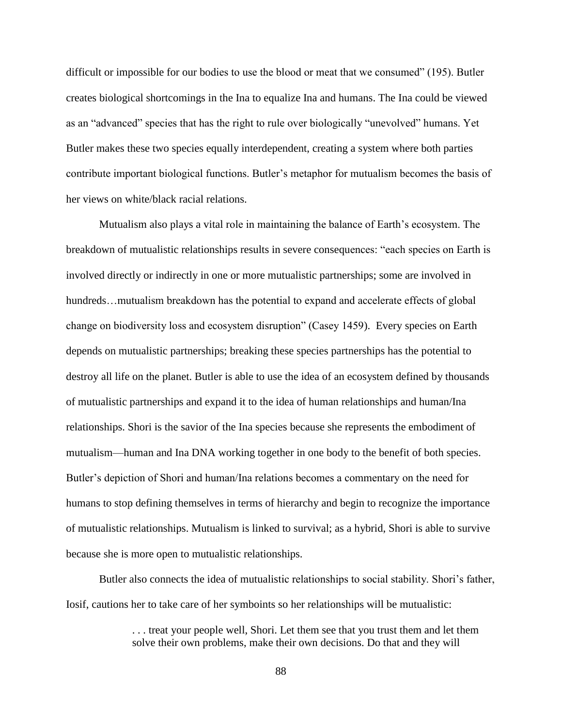difficult or impossible for our bodies to use the blood or meat that we consumed" (195). Butler creates biological shortcomings in the Ina to equalize Ina and humans. The Ina could be viewed as an "advanced" species that has the right to rule over biologically "unevolved" humans. Yet Butler makes these two species equally interdependent, creating a system where both parties contribute important biological functions. Butler's metaphor for mutualism becomes the basis of her views on white/black racial relations.

Mutualism also plays a vital role in maintaining the balance of Earth's ecosystem. The breakdown of mutualistic relationships results in severe consequences: "each species on Earth is involved directly or indirectly in one or more mutualistic partnerships; some are involved in hundreds…mutualism breakdown has the potential to expand and accelerate effects of global change on biodiversity loss and ecosystem disruption" (Casey 1459). Every species on Earth depends on mutualistic partnerships; breaking these species partnerships has the potential to destroy all life on the planet. Butler is able to use the idea of an ecosystem defined by thousands of mutualistic partnerships and expand it to the idea of human relationships and human/Ina relationships. Shori is the savior of the Ina species because she represents the embodiment of mutualism—human and Ina DNA working together in one body to the benefit of both species. Butler's depiction of Shori and human/Ina relations becomes a commentary on the need for humans to stop defining themselves in terms of hierarchy and begin to recognize the importance of mutualistic relationships. Mutualism is linked to survival; as a hybrid, Shori is able to survive because she is more open to mutualistic relationships.

Butler also connects the idea of mutualistic relationships to social stability. Shori's father, Iosif, cautions her to take care of her symboints so her relationships will be mutualistic:

> . . . treat your people well, Shori. Let them see that you trust them and let them solve their own problems, make their own decisions. Do that and they will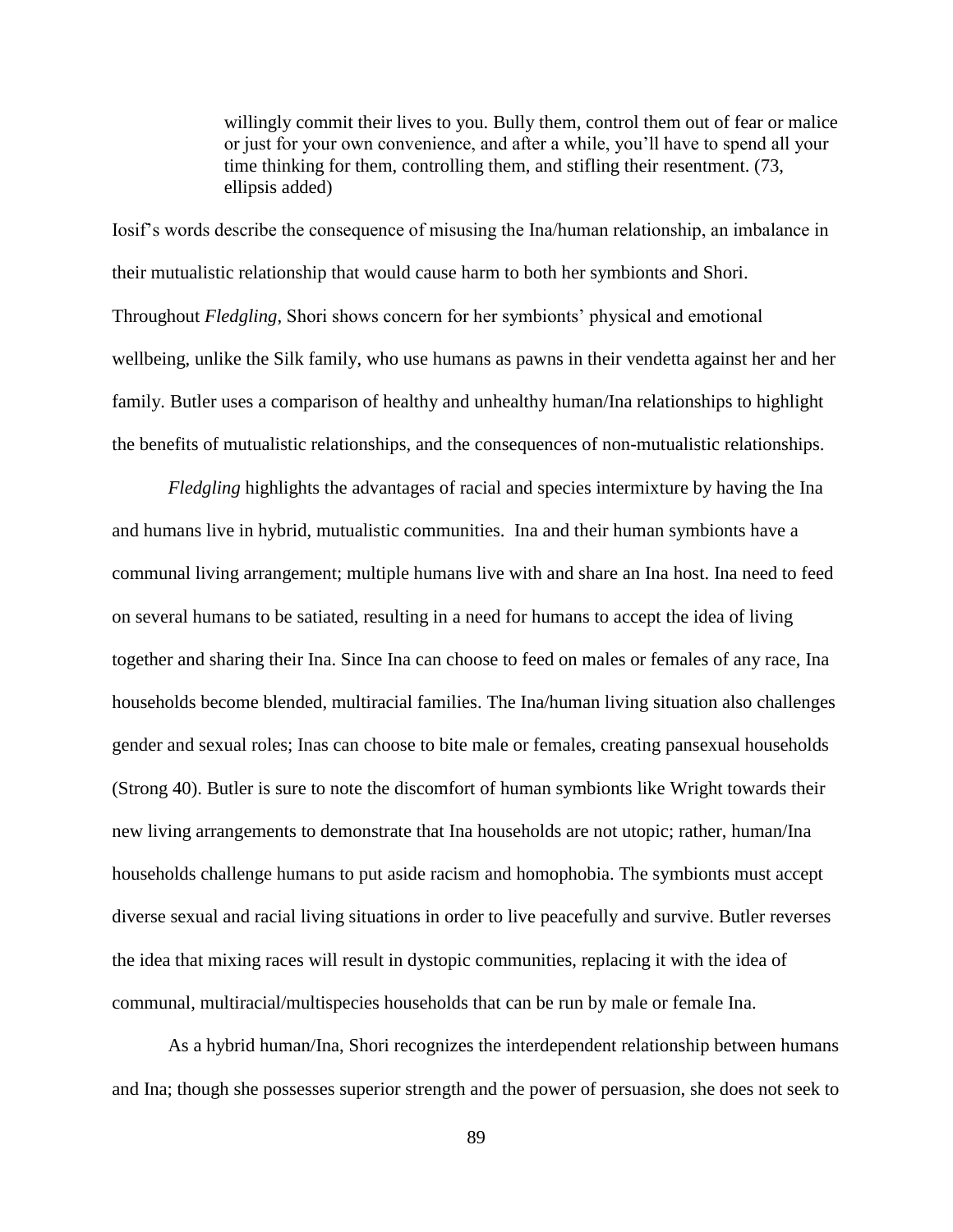> willingly commit their lives to you. Bully them, control them out of fear or malice or just for your own convenience, and after a while, you'll have to spend all your time thinking for them, controlling them, and stifling their resentment. (73, ellipsis added)

Iosif's words describe the consequence of misusing the Ina/human relationship, an imbalance in their mutualistic relationship that would cause harm to both her symbionts and Shori. Throughout *Fledgling*, Shori shows concern for her symbionts' physical and emotional wellbeing, unlike the Silk family, who use humans as pawns in their vendetta against her and her family. Butler uses a comparison of healthy and unhealthy human/Ina relationships to highlight the benefits of mutualistic relationships, and the consequences of non-mutualistic relationships.

*Fledgling* highlights the advantages of racial and species intermixture by having the Ina and humans live in hybrid, mutualistic communities. Ina and their human symbionts have a communal living arrangement; multiple humans live with and share an Ina host. Ina need to feed on several humans to be satiated, resulting in a need for humans to accept the idea of living together and sharing their Ina. Since Ina can choose to feed on males or females of any race, Ina households become blended, multiracial families. The Ina/human living situation also challenges gender and sexual roles; Inas can choose to bite male or females, creating pansexual households (Strong 40). Butler is sure to note the discomfort of human symbionts like Wright towards their new living arrangements to demonstrate that Ina households are not utopic; rather, human/Ina households challenge humans to put aside racism and homophobia. The symbionts must accept diverse sexual and racial living situations in order to live peacefully and survive. Butler reverses the idea that mixing races will result in dystopic communities, replacing it with the idea of communal, multiracial/multispecies households that can be run by male or female Ina.

As a hybrid human/Ina, Shori recognizes the interdependent relationship between humans and Ina; though she possesses superior strength and the power of persuasion, she does not seek to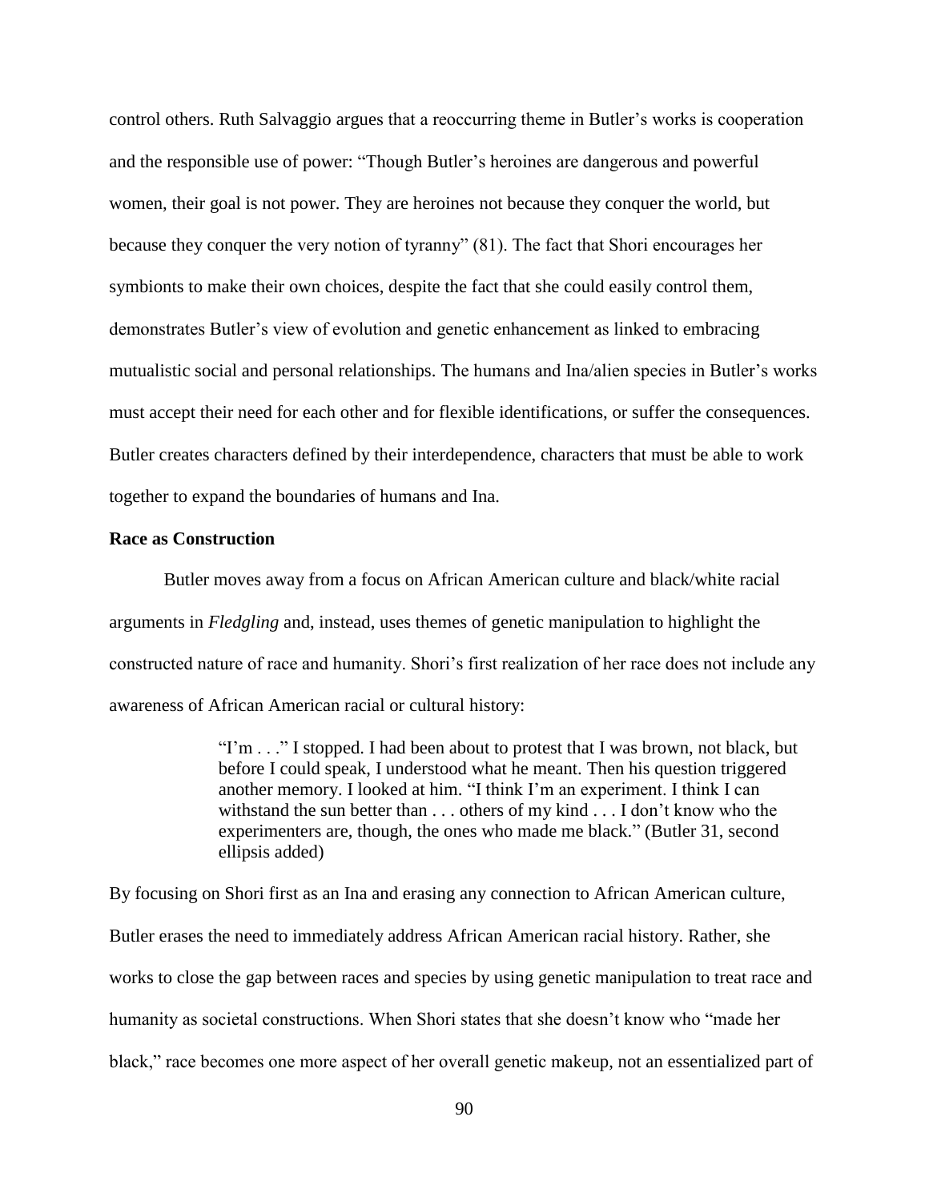control others. Ruth Salvaggio argues that a reoccurring theme in Butler's works is cooperation and the responsible use of power: "Though Butler's heroines are dangerous and powerful women, their goal is not power. They are heroines not because they conquer the world, but because they conquer the very notion of tyranny" (81). The fact that Shori encourages her symbionts to make their own choices, despite the fact that she could easily control them, demonstrates Butler's view of evolution and genetic enhancement as linked to embracing mutualistic social and personal relationships. The humans and Ina/alien species in Butler's works must accept their need for each other and for flexible identifications, or suffer the consequences. Butler creates characters defined by their interdependence, characters that must be able to work together to expand the boundaries of humans and Ina.

**Race as Construction**

Butler moves away from a focus on African American culture and black/white racial arguments in *Fledgling* and, instead, uses themes of genetic manipulation to highlight the constructed nature of race and humanity. Shori's first realization of her race does not include any awareness of African American racial or cultural history:

> "I'm . . ." I stopped. I had been about to protest that I was brown, not black, but before I could speak, I understood what he meant. Then his question triggered another memory. I looked at him. "I think I'm an experiment. I think I can withstand the sun better than . . . others of my kind . . . I don't know who the experimenters are, though, the ones who made me black." (Butler 31, second ellipsis added)

By focusing on Shori first as an Ina and erasing any connection to African American culture, Butler erases the need to immediately address African American racial history. Rather, she works to close the gap between races and species by using genetic manipulation to treat race and humanity as societal constructions. When Shori states that she doesn't know who "made her black," race becomes one more aspect of her overall genetic makeup, not an essentialized part of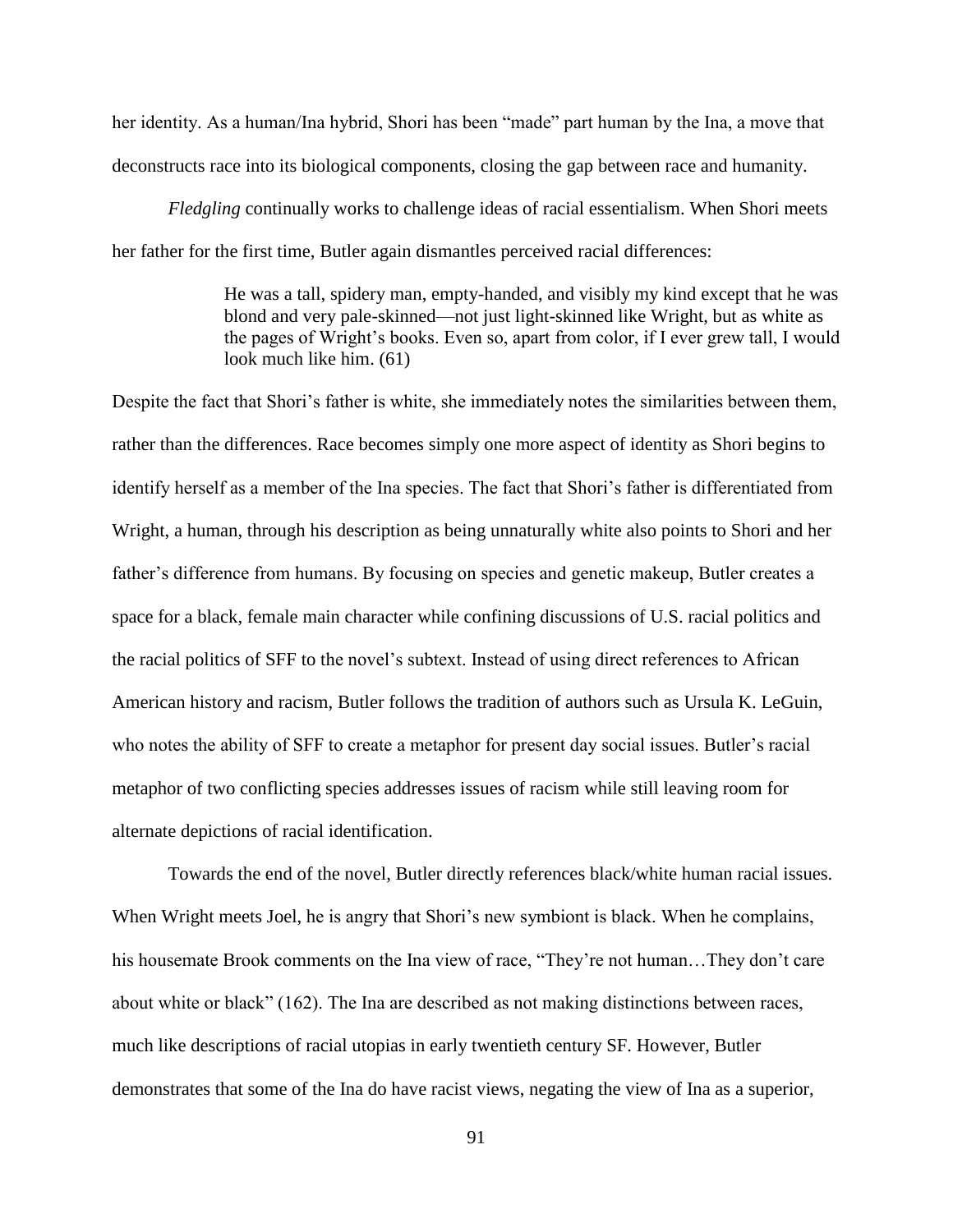her identity. As a human/Ina hybrid, Shori has been "made" part human by the Ina, a move that deconstructs race into its biological components, closing the gap between race and humanity.

*Fledgling* continually works to challenge ideas of racial essentialism. When Shori meets her father for the first time, Butler again dismantles perceived racial differences:

> He was a tall, spidery man, empty-handed, and visibly my kind except that he was blond and very pale-skinned—not just light-skinned like Wright, but as white as the pages of Wright's books. Even so, apart from color, if I ever grew tall, I would look much like him. (61)

Despite the fact that Shori's father is white, she immediately notes the similarities between them, rather than the differences. Race becomes simply one more aspect of identity as Shori begins to identify herself as a member of the Ina species. The fact that Shori's father is differentiated from Wright, a human, through his description as being unnaturally white also points to Shori and her father's difference from humans. By focusing on species and genetic makeup, Butler creates a space for a black, female main character while confining discussions of U.S. racial politics and the racial politics of SFF to the novel's subtext. Instead of using direct references to African American history and racism, Butler follows the tradition of authors such as Ursula K. LeGuin, who notes the ability of SFF to create a metaphor for present day social issues. Butler's racial metaphor of two conflicting species addresses issues of racism while still leaving room for alternate depictions of racial identification.

Towards the end of the novel, Butler directly references black/white human racial issues. When Wright meets Joel, he is angry that Shori's new symbiont is black. When he complains, his housemate Brook comments on the Ina view of race, "They're not human…They don't care about white or black" (162). The Ina are described as not making distinctions between races, much like descriptions of racial utopias in early twentieth century SF. However, Butler demonstrates that some of the Ina do have racist views, negating the view of Ina as a superior,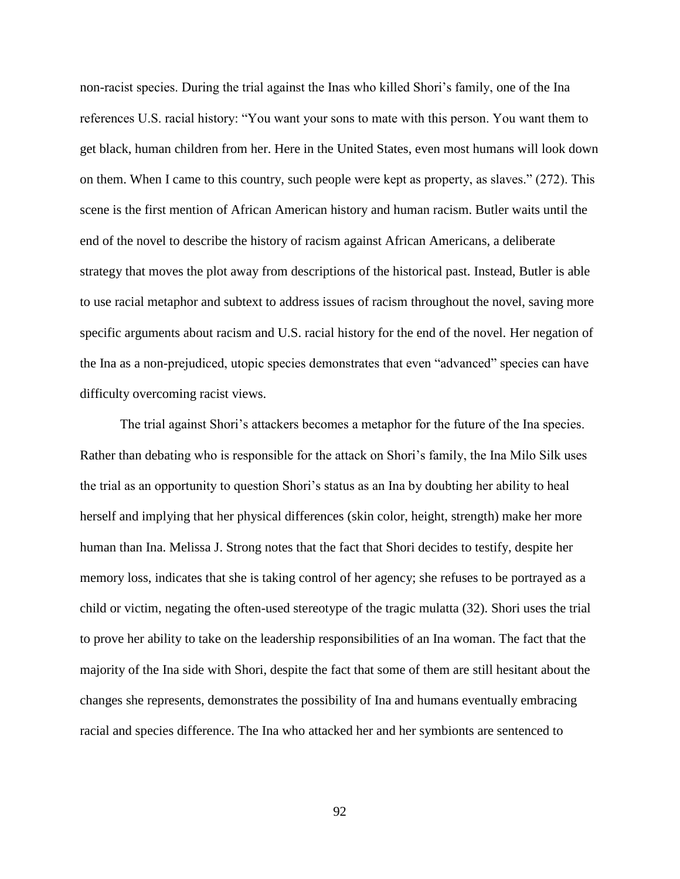non-racist species. During the trial against the Inas who killed Shori's family, one of the Ina references U.S. racial history: "You want your sons to mate with this person. You want them to get black, human children from her. Here in the United States, even most humans will look down on them. When I came to this country, such people were kept as property, as slaves." (272). This scene is the first mention of African American history and human racism. Butler waits until the end of the novel to describe the history of racism against African Americans, a deliberate strategy that moves the plot away from descriptions of the historical past. Instead, Butler is able to use racial metaphor and subtext to address issues of racism throughout the novel, saving more specific arguments about racism and U.S. racial history for the end of the novel. Her negation of the Ina as a non-prejudiced, utopic species demonstrates that even "advanced" species can have difficulty overcoming racist views.

The trial against Shori's attackers becomes a metaphor for the future of the Ina species. Rather than debating who is responsible for the attack on Shori's family, the Ina Milo Silk uses the trial as an opportunity to question Shori's status as an Ina by doubting her ability to heal herself and implying that her physical differences (skin color, height, strength) make her more human than Ina. Melissa J. Strong notes that the fact that Shori decides to testify, despite her memory loss, indicates that she is taking control of her agency; she refuses to be portrayed as a child or victim, negating the often-used stereotype of the tragic mulatta (32). Shori uses the trial to prove her ability to take on the leadership responsibilities of an Ina woman. The fact that the majority of the Ina side with Shori, despite the fact that some of them are still hesitant about the changes she represents, demonstrates the possibility of Ina and humans eventually embracing racial and species difference. The Ina who attacked her and her symbionts are sentenced to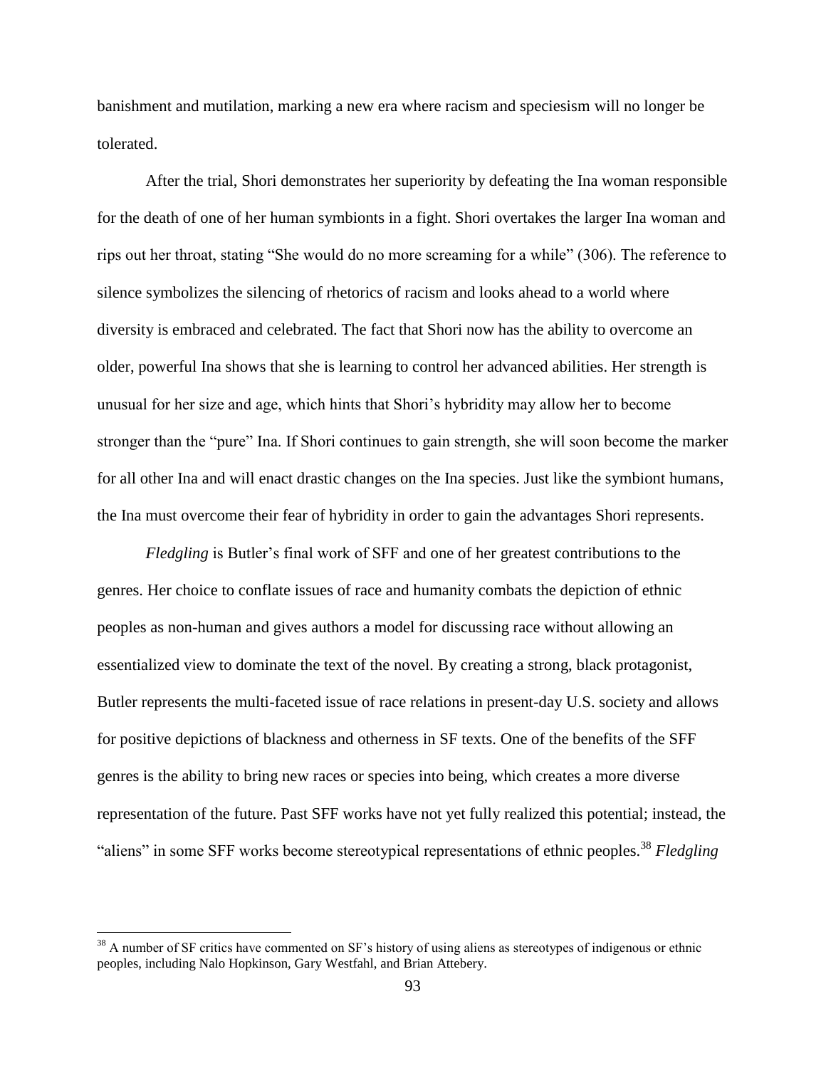banishment and mutilation, marking a new era where racism and speciesism will no longer be tolerated.

After the trial, Shori demonstrates her superiority by defeating the Ina woman responsible for the death of one of her human symbionts in a fight. Shori overtakes the larger Ina woman and rips out her throat, stating "She would do no more screaming for a while" (306). The reference to silence symbolizes the silencing of rhetorics of racism and looks ahead to a world where diversity is embraced and celebrated. The fact that Shori now has the ability to overcome an older, powerful Ina shows that she is learning to control her advanced abilities. Her strength is unusual for her size and age, which hints that Shori's hybridity may allow her to become stronger than the "pure" Ina. If Shori continues to gain strength, she will soon become the marker for all other Ina and will enact drastic changes on the Ina species. Just like the symbiont humans, the Ina must overcome their fear of hybridity in order to gain the advantages Shori represents.

*Fledgling* is Butler's final work of SFF and one of her greatest contributions to the genres. Her choice to conflate issues of race and humanity combats the depiction of ethnic peoples as non-human and gives authors a model for discussing race without allowing an essentialized view to dominate the text of the novel. By creating a strong, black protagonist, Butler represents the multi-faceted issue of race relations in present-day U.S. society and allows for positive depictions of blackness and otherness in SF texts. One of the benefits of the SFF genres is the ability to bring new races or species into being, which creates a more diverse representation of the future. Past SFF works have not yet fully realized this potential; instead, the "aliens" in some SFF works become stereotypical representations of ethnic peoples.[38] *Fledgling*

[38] A number of SF critics have commented on SF's history of using aliens as stereotypes of indigenous or ethnic peoples, including Nalo Hopkinson, Gary Westfahl, and Brian Attebery.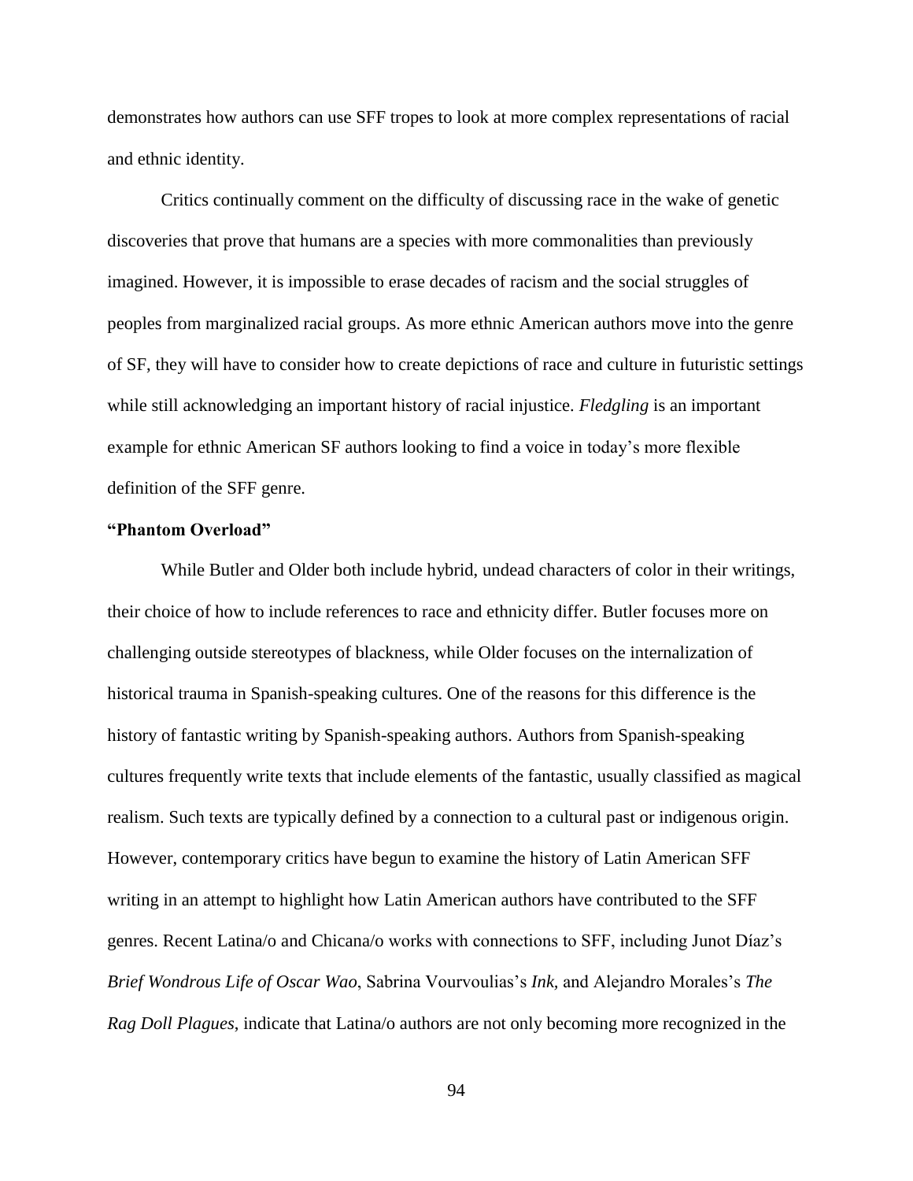demonstrates how authors can use SFF tropes to look at more complex representations of racial and ethnic identity.

Critics continually comment on the difficulty of discussing race in the wake of genetic discoveries that prove that humans are a species with more commonalities than previously imagined. However, it is impossible to erase decades of racism and the social struggles of peoples from marginalized racial groups. As more ethnic American authors move into the genre of SF, they will have to consider how to create depictions of race and culture in futuristic settings while still acknowledging an important history of racial injustice. *Fledgling* is an important example for ethnic American SF authors looking to find a voice in today's more flexible definition of the SFF genre.

**"Phantom Overload"**

While Butler and Older both include hybrid, undead characters of color in their writings, their choice of how to include references to race and ethnicity differ. Butler focuses more on challenging outside stereotypes of blackness, while Older focuses on the internalization of historical trauma in Spanish-speaking cultures. One of the reasons for this difference is the history of fantastic writing by Spanish-speaking authors. Authors from Spanish-speaking cultures frequently write texts that include elements of the fantastic, usually classified as magical realism. Such texts are typically defined by a connection to a cultural past or indigenous origin. However, contemporary critics have begun to examine the history of Latin American SFF writing in an attempt to highlight how Latin American authors have contributed to the SFF genres. Recent Latina/o and Chicana/o works with connections to SFF, including Junot Díaz's *Brief Wondrous Life of Oscar Wao*, Sabrina Vourvoulias's *Ink*, and Alejandro Morales's *The Rag Doll Plagues*, indicate that Latina/o authors are not only becoming more recognized in the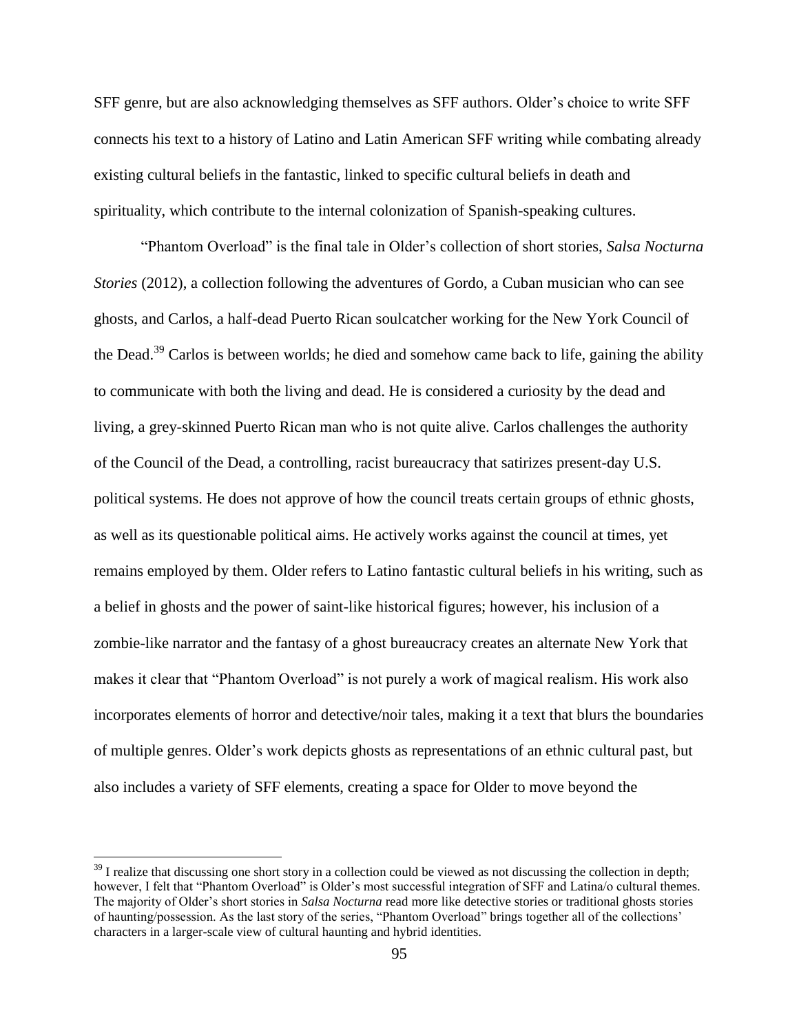SFF genre, but are also acknowledging themselves as SFF authors. Older's choice to write SFF connects his text to a history of Latino and Latin American SFF writing while combating already existing cultural beliefs in the fantastic, linked to specific cultural beliefs in death and spirituality, which contribute to the internal colonization of Spanish-speaking cultures.

"Phantom Overload" is the final tale in Older's collection of short stories, *Salsa Nocturna Stories* (2012), a collection following the adventures of Gordo, a Cuban musician who can see ghosts, and Carlos, a half-dead Puerto Rican soulcatcher working for the New York Council of the Dead.[39] Carlos is between worlds; he died and somehow came back to life, gaining the ability to communicate with both the living and dead. He is considered a curiosity by the dead and living, a grey-skinned Puerto Rican man who is not quite alive. Carlos challenges the authority of the Council of the Dead, a controlling, racist bureaucracy that satirizes present-day U.S. political systems. He does not approve of how the council treats certain groups of ethnic ghosts, as well as its questionable political aims. He actively works against the council at times, yet remains employed by them. Older refers to Latino fantastic cultural beliefs in his writing, such as a belief in ghosts and the power of saint-like historical figures; however, his inclusion of a zombie-like narrator and the fantasy of a ghost bureaucracy creates an alternate New York that makes it clear that "Phantom Overload" is not purely a work of magical realism. His work also incorporates elements of horror and detective/noir tales, making it a text that blurs the boundaries of multiple genres. Older's work depicts ghosts as representations of an ethnic cultural past, but also includes a variety of SFF elements, creating a space for Older to move beyond the

[39] I realize that discussing one short story in a collection could be viewed as not discussing the collection in depth; however, I felt that "Phantom Overload" is Older's most successful integration of SFF and Latina/o cultural themes. The majority of Older's short stories in *Salsa Nocturna* read more like detective stories or traditional ghosts stories of haunting/possession. As the last story of the series, "Phantom Overload" brings together all of the collections' characters in a larger-scale view of cultural haunting and hybrid identities.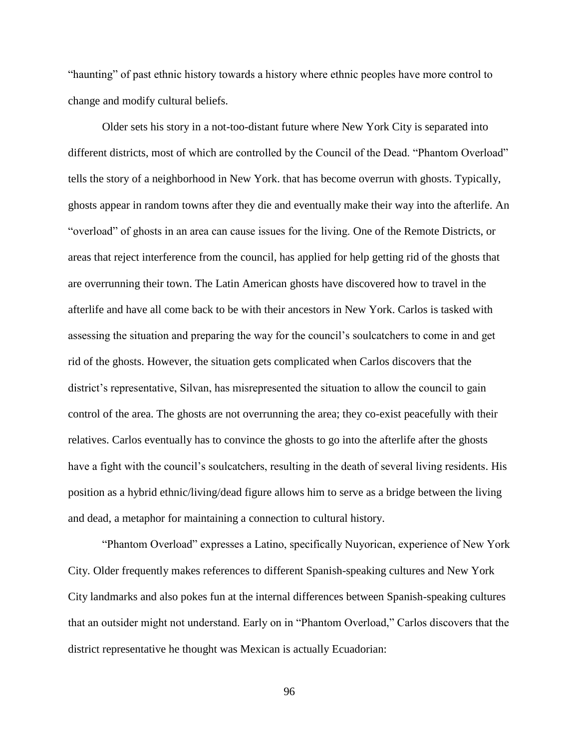"haunting" of past ethnic history towards a history where ethnic peoples have more control to change and modify cultural beliefs.

Older sets his story in a not-too-distant future where New York City is separated into different districts, most of which are controlled by the Council of the Dead. "Phantom Overload" tells the story of a neighborhood in New York. that has become overrun with ghosts. Typically, ghosts appear in random towns after they die and eventually make their way into the afterlife. An "overload" of ghosts in an area can cause issues for the living. One of the Remote Districts, or areas that reject interference from the council, has applied for help getting rid of the ghosts that are overrunning their town. The Latin American ghosts have discovered how to travel in the afterlife and have all come back to be with their ancestors in New York. Carlos is tasked with assessing the situation and preparing the way for the council's soulcatchers to come in and get rid of the ghosts. However, the situation gets complicated when Carlos discovers that the district's representative, Silvan, has misrepresented the situation to allow the council to gain control of the area. The ghosts are not overrunning the area; they co-exist peacefully with their relatives. Carlos eventually has to convince the ghosts to go into the afterlife after the ghosts have a fight with the council's soulcatchers, resulting in the death of several living residents. His position as a hybrid ethnic/living/dead figure allows him to serve as a bridge between the living and dead, a metaphor for maintaining a connection to cultural history.

"Phantom Overload" expresses a Latino, specifically Nuyorican, experience of New York City. Older frequently makes references to different Spanish-speaking cultures and New York City landmarks and also pokes fun at the internal differences between Spanish-speaking cultures that an outsider might not understand. Early on in "Phantom Overload," Carlos discovers that the district representative he thought was Mexican is actually Ecuadorian: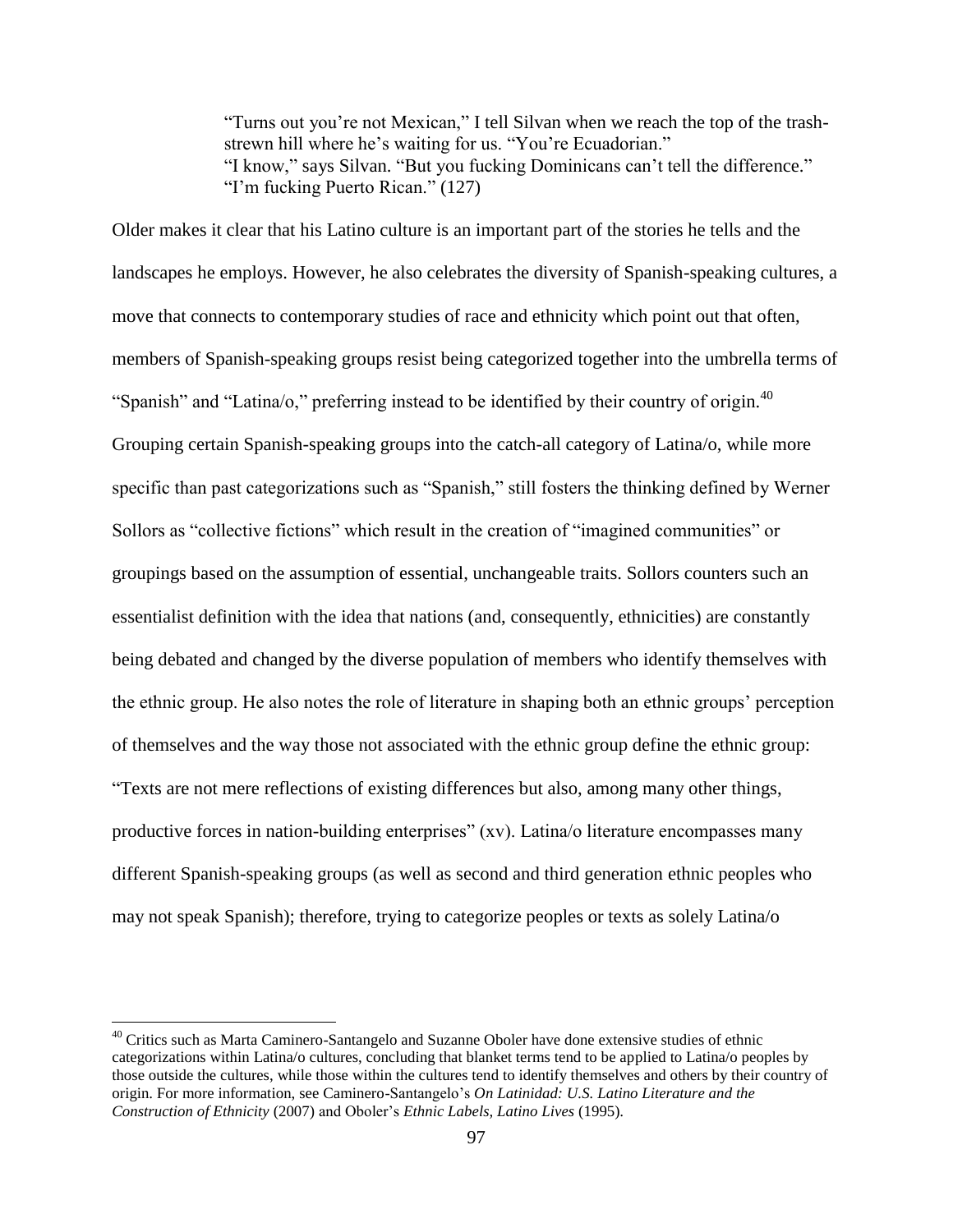> "Turns out you're not Mexican," I tell Silvan when we reach the top of the trash-strewn hill where he's waiting for us. "You're Ecuadorian."
> "I know," says Silvan. "But you fucking Dominicans can't tell the difference."
> "I'm fucking Puerto Rican." (127)

Older makes it clear that his Latino culture is an important part of the stories he tells and the landscapes he employs. However, he also celebrates the diversity of Spanish-speaking cultures, a move that connects to contemporary studies of race and ethnicity which point out that often, members of Spanish-speaking groups resist being categorized together into the umbrella terms of "Spanish" and "Latina/o," preferring instead to be identified by their country of origin.[40] Grouping certain Spanish-speaking groups into the catch-all category of Latina/o, while more specific than past categorizations such as "Spanish," still fosters the thinking defined by Werner Sollors as "collective fictions" which result in the creation of "imagined communities" or groupings based on the assumption of essential, unchangeable traits. Sollors counters such an essentialist definition with the idea that nations (and, consequently, ethnicities) are constantly being debated and changed by the diverse population of members who identify themselves with the ethnic group. He also notes the role of literature in shaping both an ethnic groups' perception of themselves and the way those not associated with the ethnic group define the ethnic group: "Texts are not mere reflections of existing differences but also, among many other things, productive forces in nation-building enterprises" (xv). Latina/o literature encompasses many different Spanish-speaking groups (as well as second and third generation ethnic peoples who may not speak Spanish); therefore, trying to categorize peoples or texts as solely Latina/o

[40] Critics such as Marta Caminero-Santangelo and Suzanne Oboler have done extensive studies of ethnic categorizations within Latina/o cultures, concluding that blanket terms tend to be applied to Latina/o peoples by those outside the cultures, while those within the cultures tend to identify themselves and others by their country of origin. For more information, see Caminero-Santangelo's *On Latinidad: U.S. Latino Literature and the Construction of Ethnicity* (2007) and Oboler's *Ethnic Labels, Latino Lives* (1995).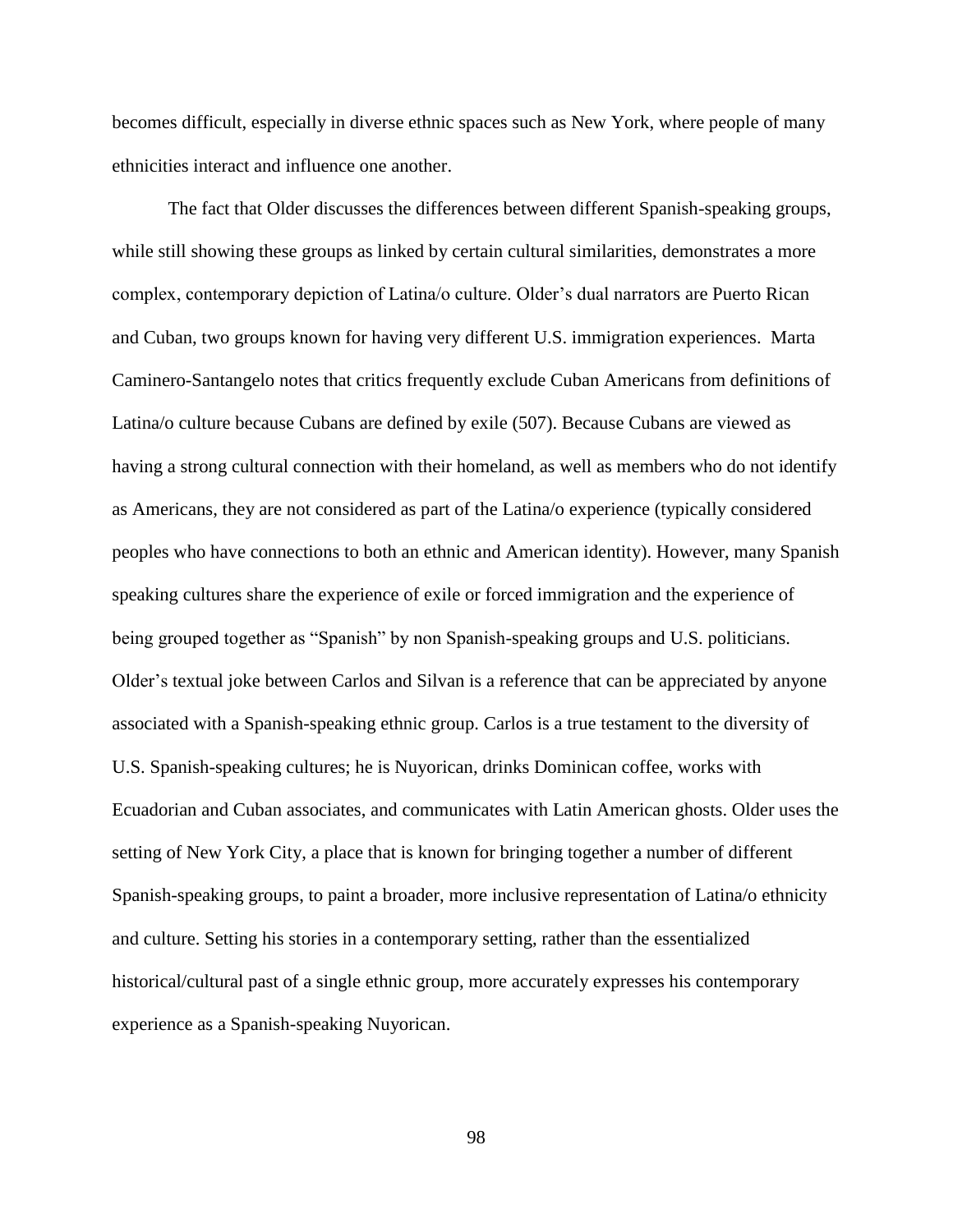becomes difficult, especially in diverse ethnic spaces such as New York, where people of many ethnicities interact and influence one another.

The fact that Older discusses the differences between different Spanish-speaking groups, while still showing these groups as linked by certain cultural similarities, demonstrates a more complex, contemporary depiction of Latina/o culture. Older's dual narrators are Puerto Rican and Cuban, two groups known for having very different U.S. immigration experiences. Marta Caminero-Santangelo notes that critics frequently exclude Cuban Americans from definitions of Latina/o culture because Cubans are defined by exile (507). Because Cubans are viewed as having a strong cultural connection with their homeland, as well as members who do not identify as Americans, they are not considered as part of the Latina/o experience (typically considered peoples who have connections to both an ethnic and American identity). However, many Spanish speaking cultures share the experience of exile or forced immigration and the experience of being grouped together as "Spanish" by non Spanish-speaking groups and U.S. politicians. Older's textual joke between Carlos and Silvan is a reference that can be appreciated by anyone associated with a Spanish-speaking ethnic group. Carlos is a true testament to the diversity of U.S. Spanish-speaking cultures; he is Nuyorican, drinks Dominican coffee, works with Ecuadorian and Cuban associates, and communicates with Latin American ghosts. Older uses the setting of New York City, a place that is known for bringing together a number of different Spanish-speaking groups, to paint a broader, more inclusive representation of Latina/o ethnicity and culture. Setting his stories in a contemporary setting, rather than the essentialized historical/cultural past of a single ethnic group, more accurately expresses his contemporary experience as a Spanish-speaking Nuyorican.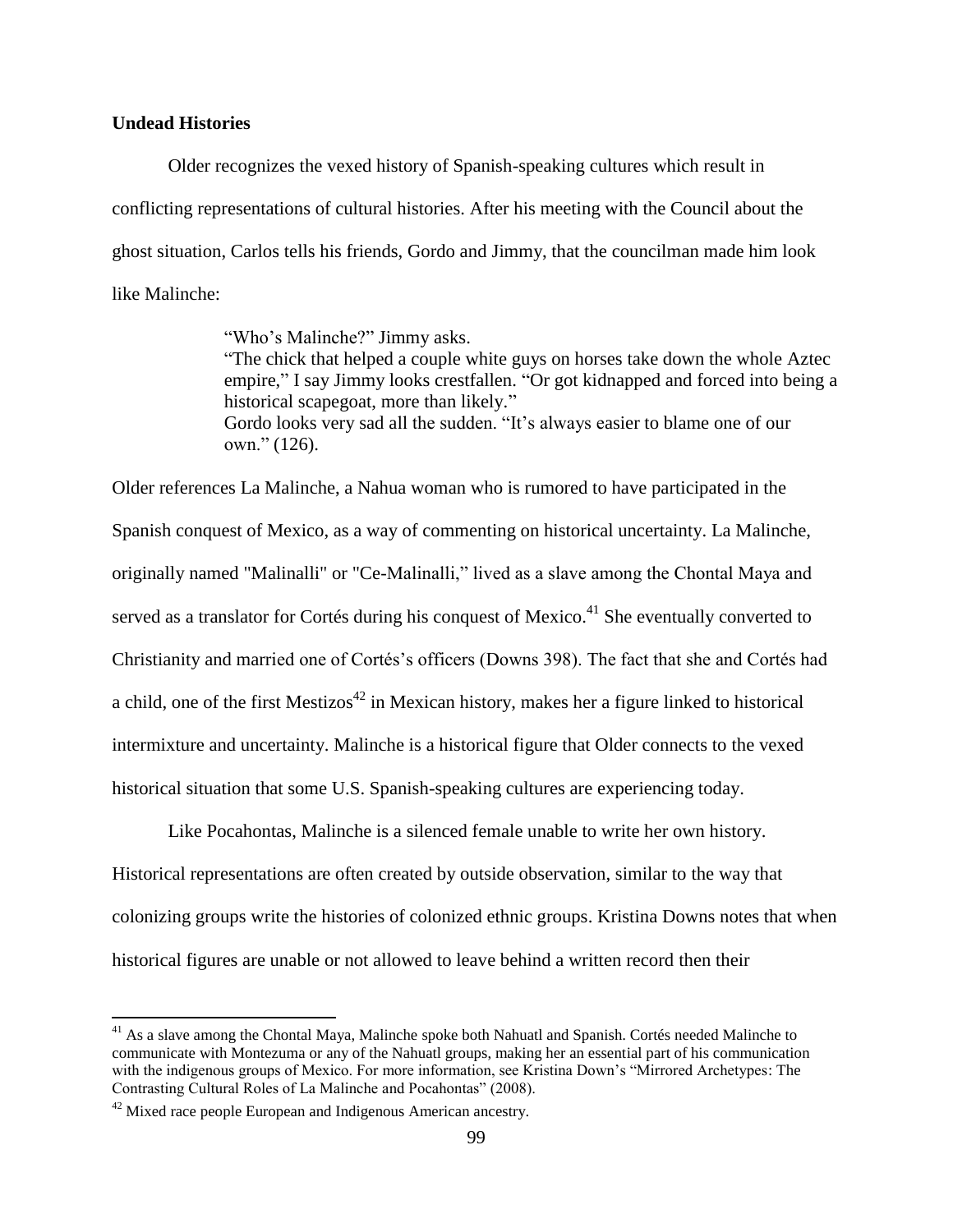**Undead Histories**

Older recognizes the vexed history of Spanish-speaking cultures which result in conflicting representations of cultural histories. After his meeting with the Council about the ghost situation, Carlos tells his friends, Gordo and Jimmy, that the councilman made him look like Malinche:

> "Who's Malinche?" Jimmy asks.
> "The chick that helped a couple white guys on horses take down the whole Aztec empire," I say Jimmy looks crestfallen. "Or got kidnapped and forced into being a historical scapegoat, more than likely."
> Gordo looks very sad all the sudden. "It's always easier to blame one of our own." (126).

Older references La Malinche, a Nahua woman who is rumored to have participated in the Spanish conquest of Mexico, as a way of commenting on historical uncertainty. La Malinche, originally named "Malinalli" or "Ce-Malinalli," lived as a slave among the Chontal Maya and served as a translator for Cortés during his conquest of Mexico.[41] She eventually converted to Christianity and married one of Cortés's officers (Downs 398). The fact that she and Cortés had a child, one of the first Mestizos[42] in Mexican history, makes her a figure linked to historical intermixture and uncertainty. Malinche is a historical figure that Older connects to the vexed historical situation that some U.S. Spanish-speaking cultures are experiencing today.

Like Pocahontas, Malinche is a silenced female unable to write her own history. Historical representations are often created by outside observation, similar to the way that colonizing groups write the histories of colonized ethnic groups. Kristina Downs notes that when historical figures are unable or not allowed to leave behind a written record then their

[41] As a slave among the Chontal Maya, Malinche spoke both Nahuatl and Spanish. Cortés needed Malinche to communicate with Montezuma or any of the Nahuatl groups, making her an essential part of his communication with the indigenous groups of Mexico. For more information, see Kristina Down's "Mirrored Archetypes: The Contrasting Cultural Roles of La Malinche and Pocahontas" (2008).

[42] Mixed race people European and Indigenous American ancestry.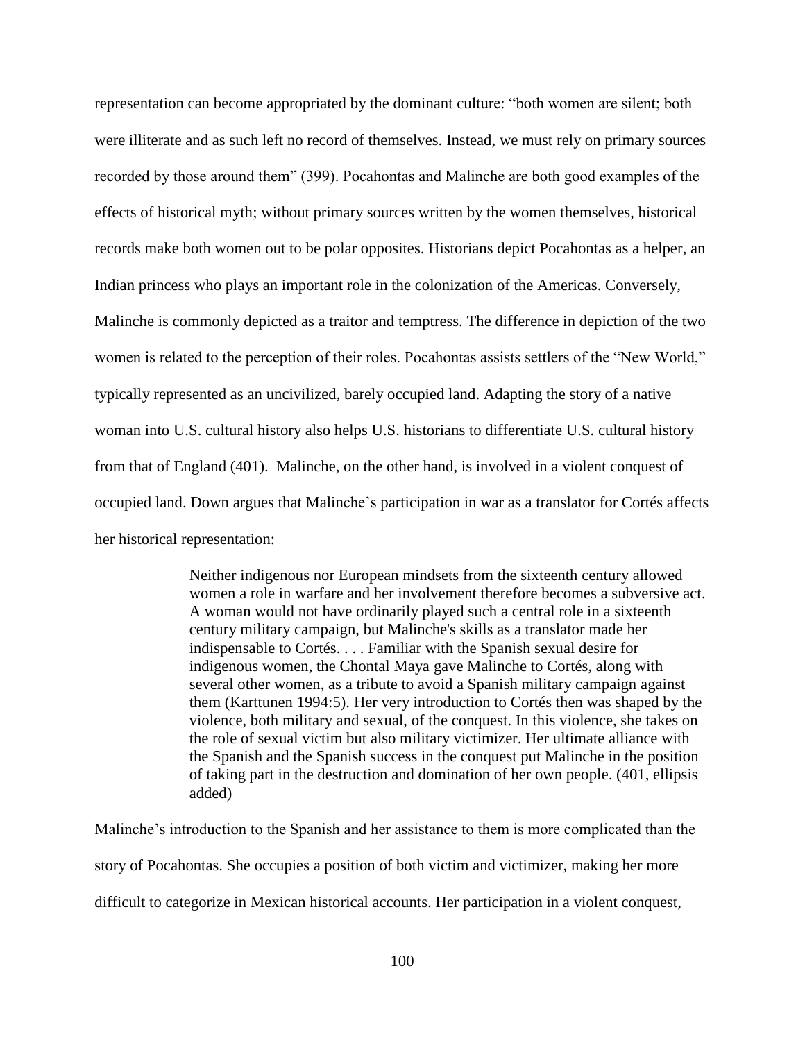representation can become appropriated by the dominant culture: "both women are silent; both were illiterate and as such left no record of themselves. Instead, we must rely on primary sources recorded by those around them" (399). Pocahontas and Malinche are both good examples of the effects of historical myth; without primary sources written by the women themselves, historical records make both women out to be polar opposites. Historians depict Pocahontas as a helper, an Indian princess who plays an important role in the colonization of the Americas. Conversely, Malinche is commonly depicted as a traitor and temptress. The difference in depiction of the two women is related to the perception of their roles. Pocahontas assists settlers of the "New World," typically represented as an uncivilized, barely occupied land. Adapting the story of a native woman into U.S. cultural history also helps U.S. historians to differentiate U.S. cultural history from that of England (401). Malinche, on the other hand, is involved in a violent conquest of occupied land. Down argues that Malinche's participation in war as a translator for Cortés affects her historical representation:

> Neither indigenous nor European mindsets from the sixteenth century allowed women a role in warfare and her involvement therefore becomes a subversive act. A woman would not have ordinarily played such a central role in a sixteenth century military campaign, but Malinche's skills as a translator made her indispensable to Cortés. . . . Familiar with the Spanish sexual desire for indigenous women, the Chontal Maya gave Malinche to Cortés, along with several other women, as a tribute to avoid a Spanish military campaign against them (Karttunen 1994:5). Her very introduction to Cortés then was shaped by the violence, both military and sexual, of the conquest. In this violence, she takes on the role of sexual victim but also military victimizer. Her ultimate alliance with the Spanish and the Spanish success in the conquest put Malinche in the position of taking part in the destruction and domination of her own people. (401, ellipsis added)

Malinche's introduction to the Spanish and her assistance to them is more complicated than the story of Pocahontas. She occupies a position of both victim and victimizer, making her more difficult to categorize in Mexican historical accounts. Her participation in a violent conquest,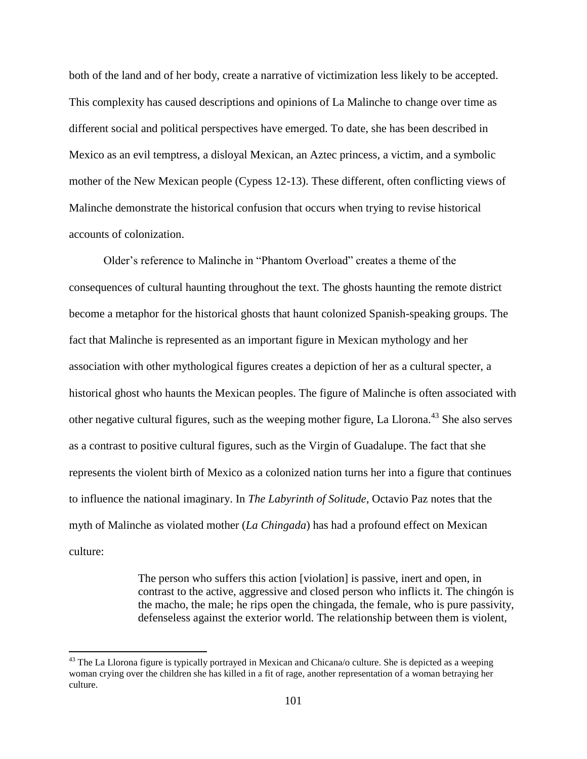both of the land and of her body, create a narrative of victimization less likely to be accepted. This complexity has caused descriptions and opinions of La Malinche to change over time as different social and political perspectives have emerged. To date, she has been described in Mexico as an evil temptress, a disloyal Mexican, an Aztec princess, a victim, and a symbolic mother of the New Mexican people (Cypess 12-13). These different, often conflicting views of Malinche demonstrate the historical confusion that occurs when trying to revise historical accounts of colonization.

Older's reference to Malinche in "Phantom Overload" creates a theme of the consequences of cultural haunting throughout the text. The ghosts haunting the remote district become a metaphor for the historical ghosts that haunt colonized Spanish-speaking groups. The fact that Malinche is represented as an important figure in Mexican mythology and her association with other mythological figures creates a depiction of her as a cultural specter, a historical ghost who haunts the Mexican peoples. The figure of Malinche is often associated with other negative cultural figures, such as the weeping mother figure, La Llorona.[43] She also serves as a contrast to positive cultural figures, such as the Virgin of Guadalupe. The fact that she represents the violent birth of Mexico as a colonized nation turns her into a figure that continues to influence the national imaginary. In *The Labyrinth of Solitude*, Octavio Paz notes that the myth of Malinche as violated mother (*La Chingada*) has had a profound effect on Mexican culture:

> The person who suffers this action [violation] is passive, inert and open, in contrast to the active, aggressive and closed person who inflicts it. The chingón is the macho, the male; he rips open the chingada, the female, who is pure passivity, defenseless against the exterior world. The relationship between them is violent,

[43] The La Llorona figure is typically portrayed in Mexican and Chicana/o culture. She is depicted as a weeping woman crying over the children she has killed in a fit of rage, another representation of a woman betraying her culture.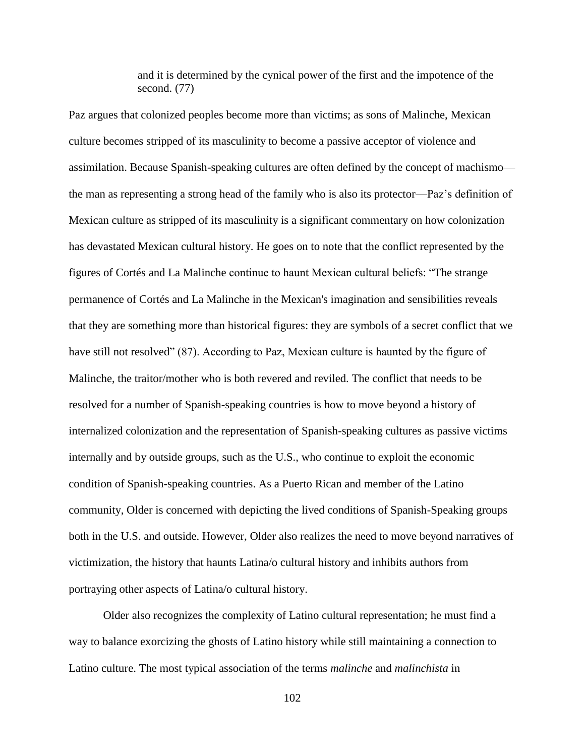> and it is determined by the cynical power of the first and the impotence of the second. (77)

Paz argues that colonized peoples become more than victims; as sons of Malinche, Mexican culture becomes stripped of its masculinity to become a passive acceptor of violence and assimilation. Because Spanish-speaking cultures are often defined by the concept of machismo—the man as representing a strong head of the family who is also its protector—Paz's definition of Mexican culture as stripped of its masculinity is a significant commentary on how colonization has devastated Mexican cultural history. He goes on to note that the conflict represented by the figures of Cortés and La Malinche continue to haunt Mexican cultural beliefs: "The strange permanence of Cortés and La Malinche in the Mexican's imagination and sensibilities reveals that they are something more than historical figures: they are symbols of a secret conflict that we have still not resolved" (87). According to Paz, Mexican culture is haunted by the figure of Malinche, the traitor/mother who is both revered and reviled. The conflict that needs to be resolved for a number of Spanish-speaking countries is how to move beyond a history of internalized colonization and the representation of Spanish-speaking cultures as passive victims internally and by outside groups, such as the U.S., who continue to exploit the economic condition of Spanish-speaking countries. As a Puerto Rican and member of the Latino community, Older is concerned with depicting the lived conditions of Spanish-Speaking groups both in the U.S. and outside. However, Older also realizes the need to move beyond narratives of victimization, the history that haunts Latina/o cultural history and inhibits authors from portraying other aspects of Latina/o cultural history.

Older also recognizes the complexity of Latino cultural representation; he must find a way to balance exorcizing the ghosts of Latino history while still maintaining a connection to Latino culture. The most typical association of the terms *malinche* and *malinchista* in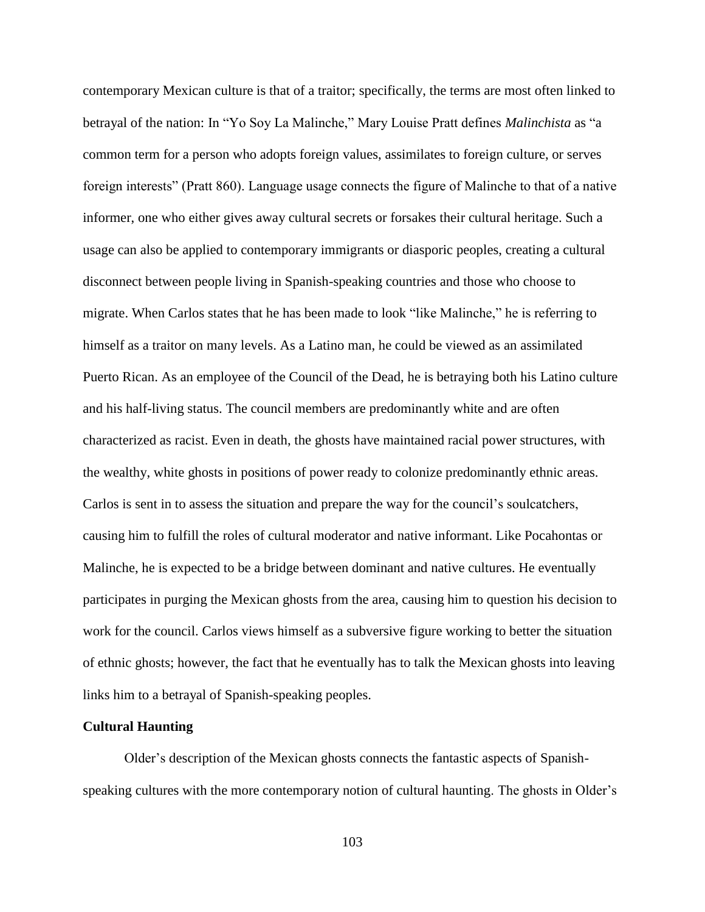contemporary Mexican culture is that of a traitor; specifically, the terms are most often linked to betrayal of the nation: In "Yo Soy La Malinche," Mary Louise Pratt defines *Malinchista* as "a common term for a person who adopts foreign values, assimilates to foreign culture, or serves foreign interests" (Pratt 860). Language usage connects the figure of Malinche to that of a native informer, one who either gives away cultural secrets or forsakes their cultural heritage. Such a usage can also be applied to contemporary immigrants or diasporic peoples, creating a cultural disconnect between people living in Spanish-speaking countries and those who choose to migrate. When Carlos states that he has been made to look "like Malinche," he is referring to himself as a traitor on many levels. As a Latino man, he could be viewed as an assimilated Puerto Rican. As an employee of the Council of the Dead, he is betraying both his Latino culture and his half-living status. The council members are predominantly white and are often characterized as racist. Even in death, the ghosts have maintained racial power structures, with the wealthy, white ghosts in positions of power ready to colonize predominantly ethnic areas. Carlos is sent in to assess the situation and prepare the way for the council's soulcatchers, causing him to fulfill the roles of cultural moderator and native informant. Like Pocahontas or Malinche, he is expected to be a bridge between dominant and native cultures. He eventually participates in purging the Mexican ghosts from the area, causing him to question his decision to work for the council. Carlos views himself as a subversive figure working to better the situation of ethnic ghosts; however, the fact that he eventually has to talk the Mexican ghosts into leaving links him to a betrayal of Spanish-speaking peoples.

**Cultural Haunting**

Older's description of the Mexican ghosts connects the fantastic aspects of Spanish-speaking cultures with the more contemporary notion of cultural haunting. The ghosts in Older's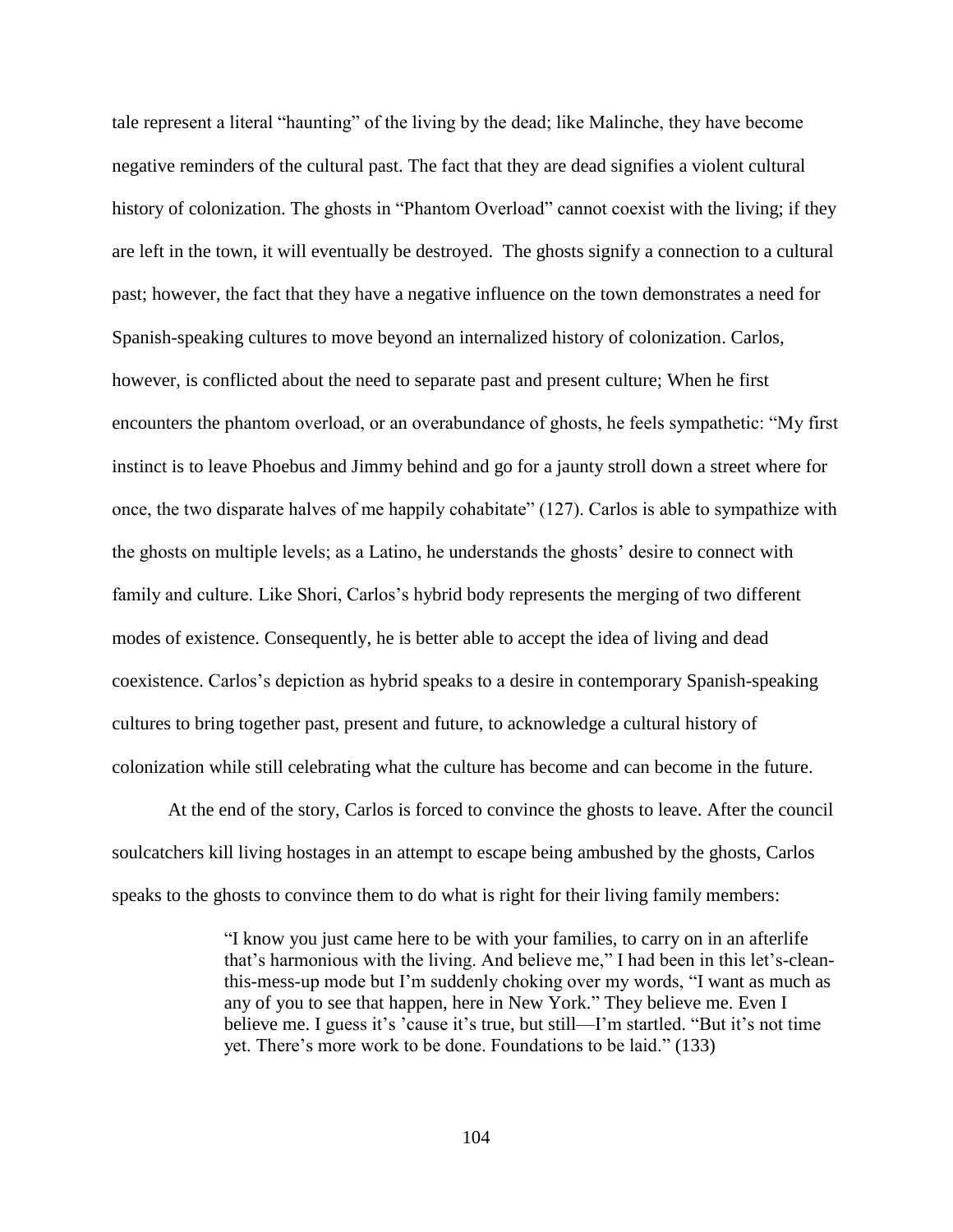tale represent a literal "haunting" of the living by the dead; like Malinche, they have become negative reminders of the cultural past. The fact that they are dead signifies a violent cultural history of colonization. The ghosts in "Phantom Overload" cannot coexist with the living; if they are left in the town, it will eventually be destroyed. The ghosts signify a connection to a cultural past; however, the fact that they have a negative influence on the town demonstrates a need for Spanish-speaking cultures to move beyond an internalized history of colonization. Carlos, however, is conflicted about the need to separate past and present culture; When he first encounters the phantom overload, or an overabundance of ghosts, he feels sympathetic: "My first instinct is to leave Phoebus and Jimmy behind and go for a jaunty stroll down a street where for once, the two disparate halves of me happily cohabitate" (127). Carlos is able to sympathize with the ghosts on multiple levels; as a Latino, he understands the ghosts' desire to connect with family and culture. Like Shori, Carlos's hybrid body represents the merging of two different modes of existence. Consequently, he is better able to accept the idea of living and dead coexistence. Carlos's depiction as hybrid speaks to a desire in contemporary Spanish-speaking cultures to bring together past, present and future, to acknowledge a cultural history of colonization while still celebrating what the culture has become and can become in the future.

At the end of the story, Carlos is forced to convince the ghosts to leave. After the council soulcatchers kill living hostages in an attempt to escape being ambushed by the ghosts, Carlos speaks to the ghosts to convince them to do what is right for their living family members:

> "I know you just came here to be with your families, to carry on in an afterlife that's harmonious with the living. And believe me," I had been in this let's-clean-this-mess-up mode but I'm suddenly choking over my words, "I want as much as any of you to see that happen, here in New York." They believe me. Even I believe me. I guess it's 'cause it's true, but still—I'm startled. "But it's not time yet. There's more work to be done. Foundations to be laid." (133)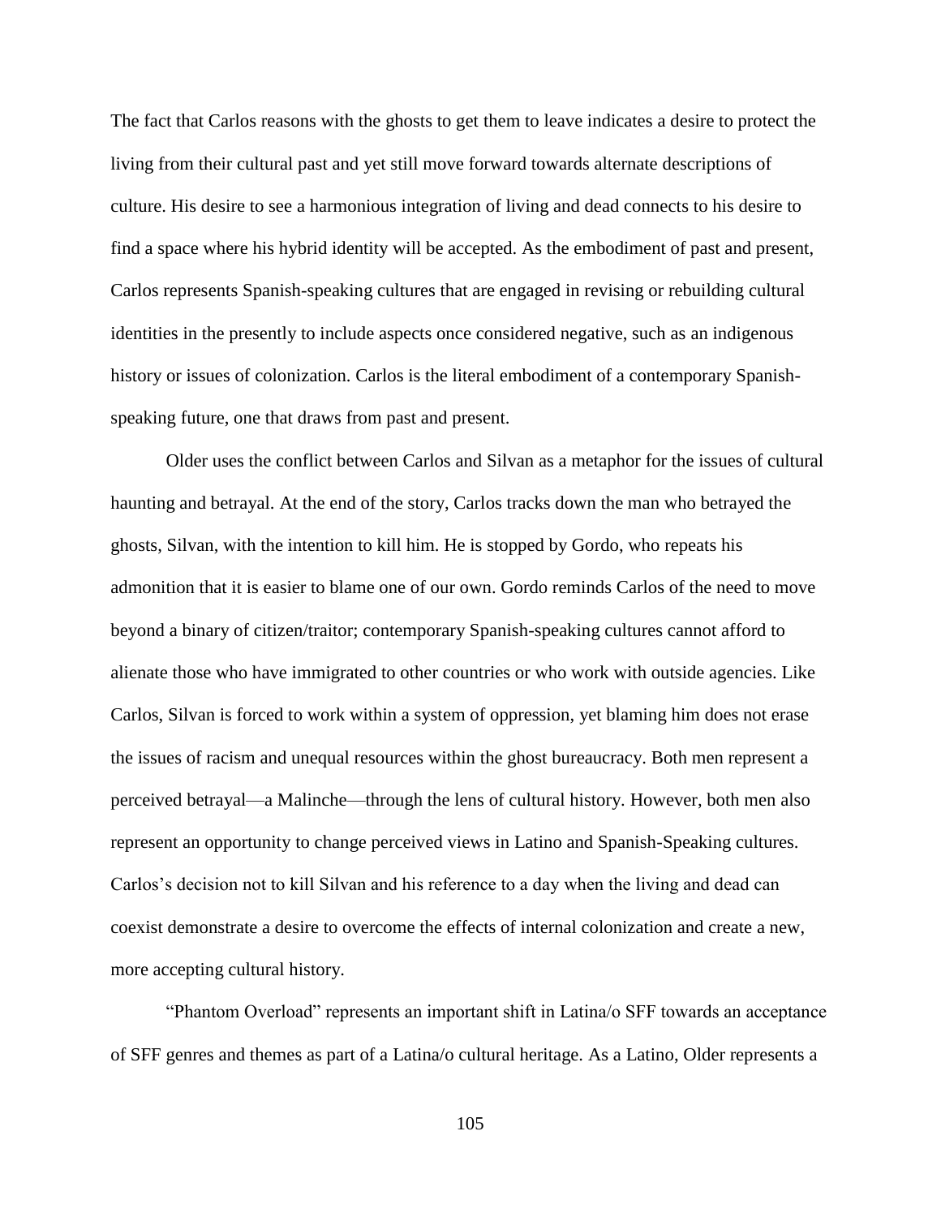The fact that Carlos reasons with the ghosts to get them to leave indicates a desire to protect the living from their cultural past and yet still move forward towards alternate descriptions of culture. His desire to see a harmonious integration of living and dead connects to his desire to find a space where his hybrid identity will be accepted. As the embodiment of past and present, Carlos represents Spanish-speaking cultures that are engaged in revising or rebuilding cultural identities in the presently to include aspects once considered negative, such as an indigenous history or issues of colonization. Carlos is the literal embodiment of a contemporary Spanish-speaking future, one that draws from past and present.

Older uses the conflict between Carlos and Silvan as a metaphor for the issues of cultural haunting and betrayal. At the end of the story, Carlos tracks down the man who betrayed the ghosts, Silvan, with the intention to kill him. He is stopped by Gordo, who repeats his admonition that it is easier to blame one of our own. Gordo reminds Carlos of the need to move beyond a binary of citizen/traitor; contemporary Spanish-speaking cultures cannot afford to alienate those who have immigrated to other countries or who work with outside agencies. Like Carlos, Silvan is forced to work within a system of oppression, yet blaming him does not erase the issues of racism and unequal resources within the ghost bureaucracy. Both men represent a perceived betrayal—a Malinche—through the lens of cultural history. However, both men also represent an opportunity to change perceived views in Latino and Spanish-Speaking cultures. Carlos's decision not to kill Silvan and his reference to a day when the living and dead can coexist demonstrate a desire to overcome the effects of internal colonization and create a new, more accepting cultural history.

"Phantom Overload" represents an important shift in Latina/o SFF towards an acceptance of SFF genres and themes as part of a Latina/o cultural heritage. As a Latino, Older represents a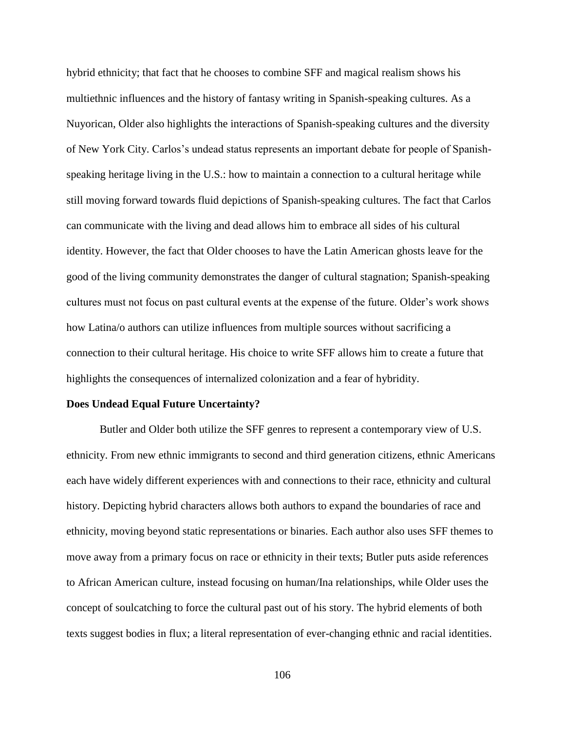hybrid ethnicity; that fact that he chooses to combine SFF and magical realism shows his multiethnic influences and the history of fantasy writing in Spanish-speaking cultures. As a Nuyorican, Older also highlights the interactions of Spanish-speaking cultures and the diversity of New York City. Carlos's undead status represents an important debate for people of Spanish-speaking heritage living in the U.S.: how to maintain a connection to a cultural heritage while still moving forward towards fluid depictions of Spanish-speaking cultures. The fact that Carlos can communicate with the living and dead allows him to embrace all sides of his cultural identity. However, the fact that Older chooses to have the Latin American ghosts leave for the good of the living community demonstrates the danger of cultural stagnation; Spanish-speaking cultures must not focus on past cultural events at the expense of the future. Older's work shows how Latina/o authors can utilize influences from multiple sources without sacrificing a connection to their cultural heritage. His choice to write SFF allows him to create a future that highlights the consequences of internalized colonization and a fear of hybridity.

**Does Undead Equal Future Uncertainty?**

Butler and Older both utilize the SFF genres to represent a contemporary view of U.S. ethnicity. From new ethnic immigrants to second and third generation citizens, ethnic Americans each have widely different experiences with and connections to their race, ethnicity and cultural history. Depicting hybrid characters allows both authors to expand the boundaries of race and ethnicity, moving beyond static representations or binaries. Each author also uses SFF themes to move away from a primary focus on race or ethnicity in their texts; Butler puts aside references to African American culture, instead focusing on human/Ina relationships, while Older uses the concept of soulcatching to force the cultural past out of his story. The hybrid elements of both texts suggest bodies in flux; a literal representation of ever-changing ethnic and racial identities.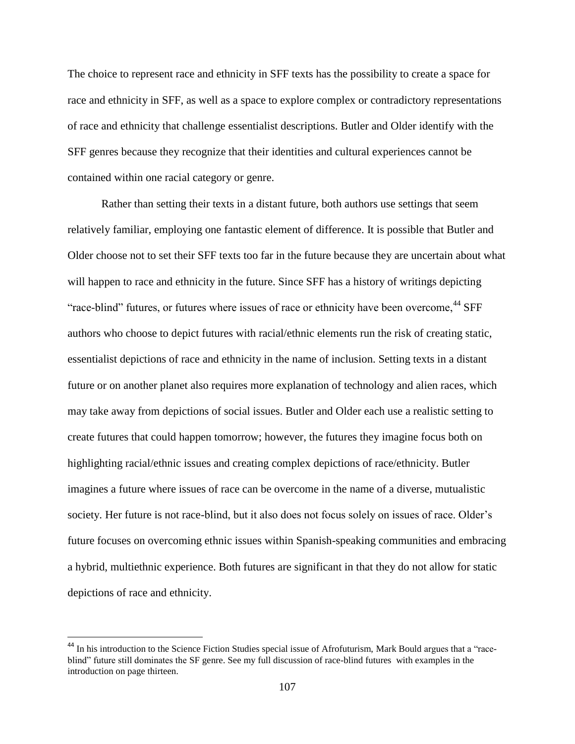The choice to represent race and ethnicity in SFF texts has the possibility to create a space for race and ethnicity in SFF, as well as a space to explore complex or contradictory representations of race and ethnicity that challenge essentialist descriptions. Butler and Older identify with the SFF genres because they recognize that their identities and cultural experiences cannot be contained within one racial category or genre.

Rather than setting their texts in a distant future, both authors use settings that seem relatively familiar, employing one fantastic element of difference. It is possible that Butler and Older choose not to set their SFF texts too far in the future because they are uncertain about what will happen to race and ethnicity in the future. Since SFF has a history of writings depicting "race-blind" futures, or futures where issues of race or ethnicity have been overcome,[44] SFF authors who choose to depict futures with racial/ethnic elements run the risk of creating static, essentialist depictions of race and ethnicity in the name of inclusion. Setting texts in a distant future or on another planet also requires more explanation of technology and alien races, which may take away from depictions of social issues. Butler and Older each use a realistic setting to create futures that could happen tomorrow; however, the futures they imagine focus both on highlighting racial/ethnic issues and creating complex depictions of race/ethnicity. Butler imagines a future where issues of race can be overcome in the name of a diverse, mutualistic society. Her future is not race-blind, but it also does not focus solely on issues of race. Older's future focuses on overcoming ethnic issues within Spanish-speaking communities and embracing a hybrid, multiethnic experience. Both futures are significant in that they do not allow for static depictions of race and ethnicity.

---

[44] In his introduction to the Science Fiction Studies special issue of Afrofuturism, Mark Bould argues that a "race-blind" future still dominates the SF genre. See my full discussion of race-blind futures with examples in the introduction on page thirteen.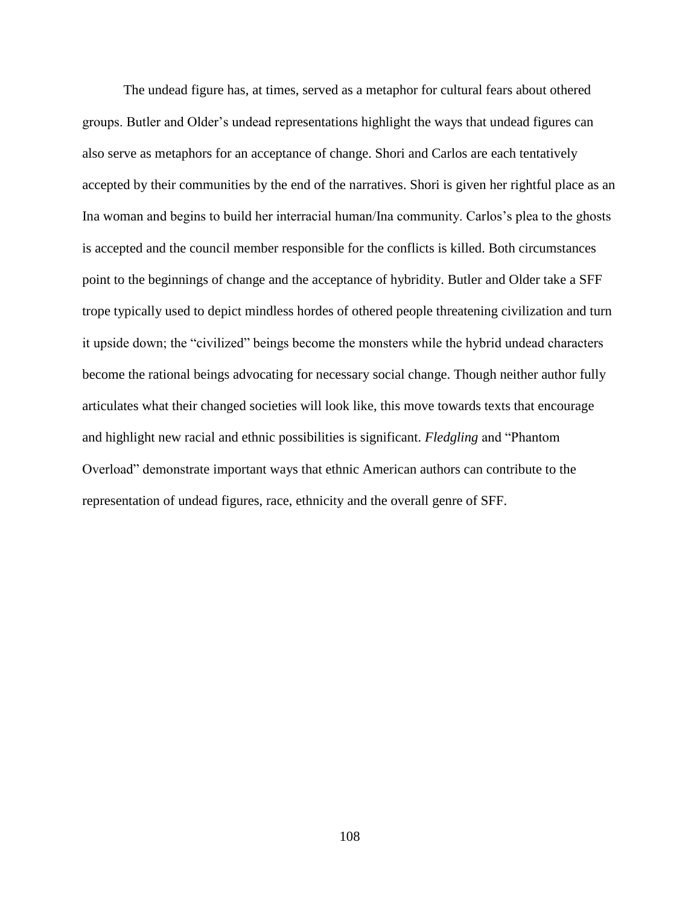The undead figure has, at times, served as a metaphor for cultural fears about othered groups. Butler and Older's undead representations highlight the ways that undead figures can also serve as metaphors for an acceptance of change. Shori and Carlos are each tentatively accepted by their communities by the end of the narratives. Shori is given her rightful place as an Ina woman and begins to build her interracial human/Ina community. Carlos's plea to the ghosts is accepted and the council member responsible for the conflicts is killed. Both circumstances point to the beginnings of change and the acceptance of hybridity. Butler and Older take a SFF trope typically used to depict mindless hordes of othered people threatening civilization and turn it upside down; the "civilized" beings become the monsters while the hybrid undead characters become the rational beings advocating for necessary social change. Though neither author fully articulates what their changed societies will look like, this move towards texts that encourage and highlight new racial and ethnic possibilities is significant. *Fledgling* and "Phantom Overload" demonstrate important ways that ethnic American authors can contribute to the representation of undead figures, race, ethnicity and the overall genre of SFF.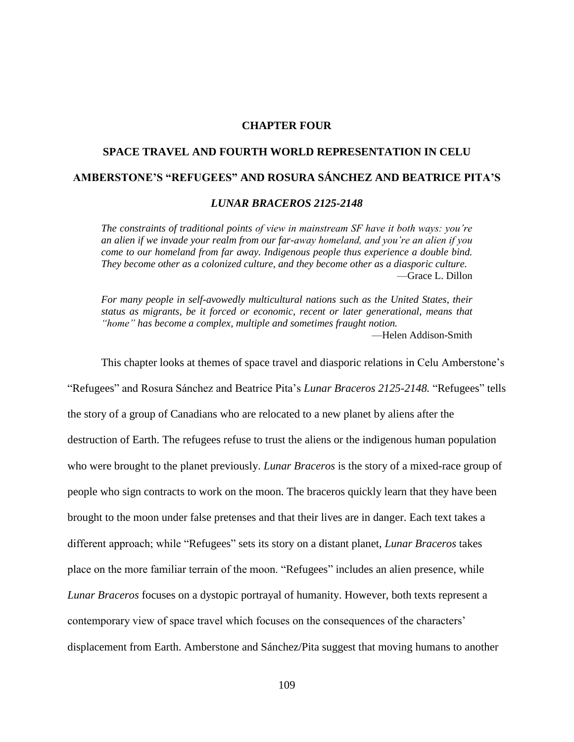# CHAPTER FOUR

## SPACE TRAVEL AND FOURTH WORLD REPRESENTATION IN CELU AMBERSTONE'S "REFUGEES" AND ROSURA SÁNCHEZ AND BEATRICE PITA'S *LUNAR BRACEROS 2125-2148*

> *The constraints of traditional points of view in mainstream SF have it both ways: you're an alien if we invade your realm from our far-away homeland, and you're an alien if you come to our homeland from far away. Indigenous people thus experience a double bind. They become other as a colonized culture, and they become other as a diasporic culture.*
>
> —Grace L. Dillon

> *For many people in self-avowedly multicultural nations such as the United States, their status as migrants, be it forced or economic, recent or later generational, means that "home" has become a complex, multiple and sometimes fraught notion.*
>
> —Helen Addison-Smith

This chapter looks at themes of space travel and diasporic relations in Celu Amberstone's "Refugees" and Rosura Sánchez and Beatrice Pita's *Lunar Braceros 2125-2148.* "Refugees" tells the story of a group of Canadians who are relocated to a new planet by aliens after the destruction of Earth. The refugees refuse to trust the aliens or the indigenous human population who were brought to the planet previously. *Lunar Braceros* is the story of a mixed-race group of people who sign contracts to work on the moon. The braceros quickly learn that they have been brought to the moon under false pretenses and that their lives are in danger. Each text takes a different approach; while "Refugees" sets its story on a distant planet, *Lunar Braceros* takes place on the more familiar terrain of the moon. "Refugees" includes an alien presence, while *Lunar Braceros* focuses on a dystopic portrayal of humanity. However, both texts represent a contemporary view of space travel which focuses on the consequences of the characters' displacement from Earth. Amberstone and Sánchez/Pita suggest that moving humans to another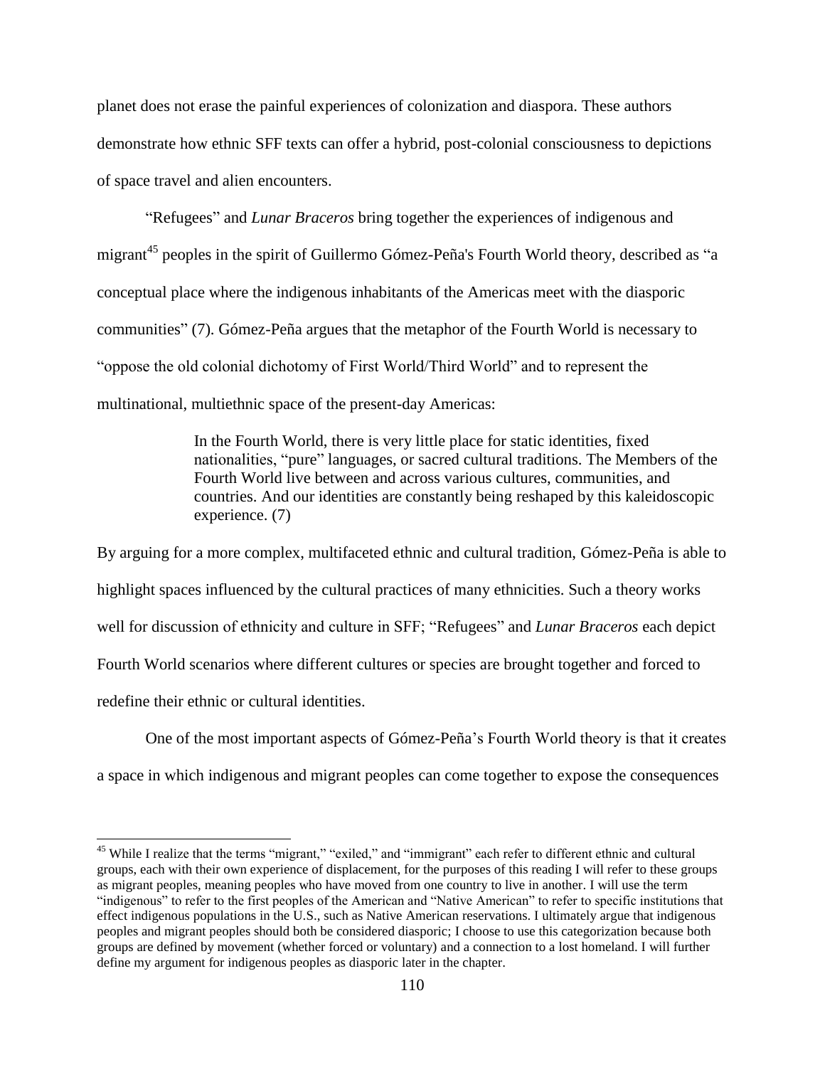planet does not erase the painful experiences of colonization and diaspora. These authors demonstrate how ethnic SFF texts can offer a hybrid, post-colonial consciousness to depictions of space travel and alien encounters.

"Refugees" and *Lunar Braceros* bring together the experiences of indigenous and migrant[45] peoples in the spirit of Guillermo Gómez-Peña's Fourth World theory, described as "a conceptual place where the indigenous inhabitants of the Americas meet with the diasporic communities" (7). Gómez-Peña argues that the metaphor of the Fourth World is necessary to "oppose the old colonial dichotomy of First World/Third World" and to represent the multinational, multiethnic space of the present-day Americas:

> In the Fourth World, there is very little place for static identities, fixed nationalities, "pure" languages, or sacred cultural traditions. The Members of the Fourth World live between and across various cultures, communities, and countries. And our identities are constantly being reshaped by this kaleidoscopic experience. (7)

By arguing for a more complex, multifaceted ethnic and cultural tradition, Gómez-Peña is able to highlight spaces influenced by the cultural practices of many ethnicities. Such a theory works well for discussion of ethnicity and culture in SFF; "Refugees" and *Lunar Braceros* each depict Fourth World scenarios where different cultures or species are brought together and forced to redefine their ethnic or cultural identities.

One of the most important aspects of Gómez-Peña's Fourth World theory is that it creates a space in which indigenous and migrant peoples can come together to expose the consequences

[45] While I realize that the terms "migrant," "exiled," and "immigrant" each refer to different ethnic and cultural groups, each with their own experience of displacement, for the purposes of this reading I will refer to these groups as migrant peoples, meaning peoples who have moved from one country to live in another. I will use the term "indigenous" to refer to the first peoples of the American and "Native American" to refer to specific institutions that effect indigenous populations in the U.S., such as Native American reservations. I ultimately argue that indigenous peoples and migrant peoples should both be considered diasporic; I choose to use this categorization because both groups are defined by movement (whether forced or voluntary) and a connection to a lost homeland. I will further define my argument for indigenous peoples as diasporic later in the chapter.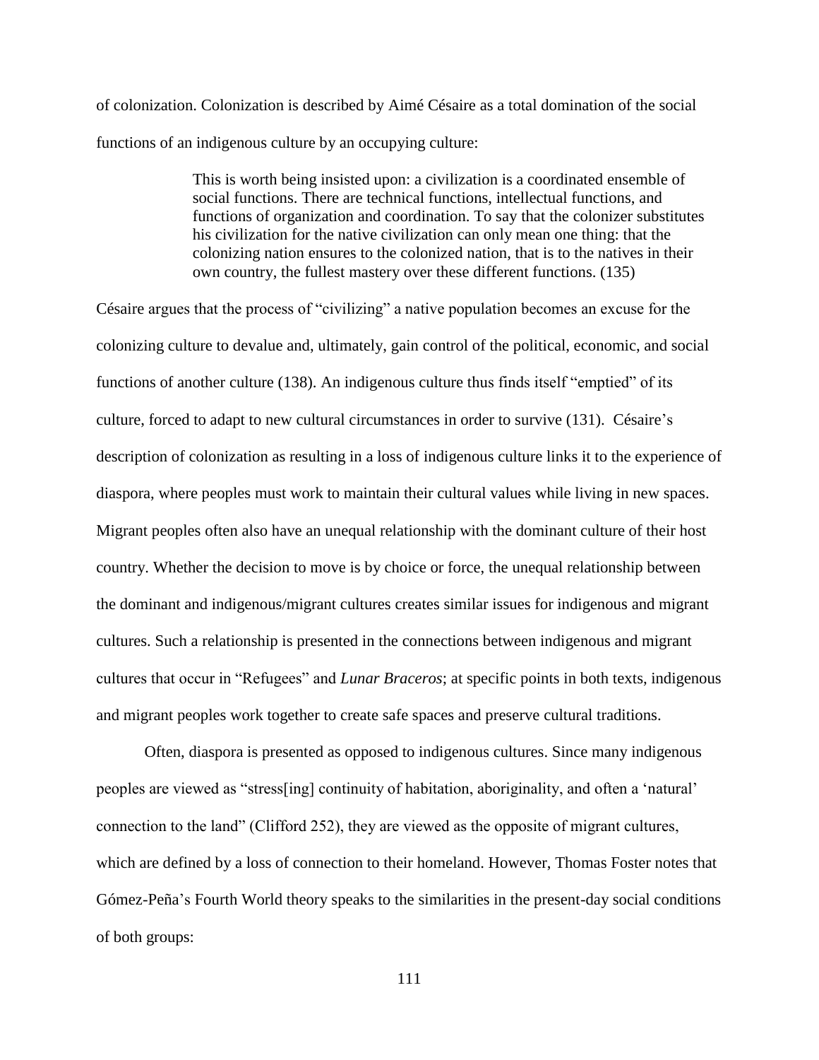of colonization. Colonization is described by Aimé Césaire as a total domination of the social functions of an indigenous culture by an occupying culture:

> This is worth being insisted upon: a civilization is a coordinated ensemble of social functions. There are technical functions, intellectual functions, and functions of organization and coordination. To say that the colonizer substitutes his civilization for the native civilization can only mean one thing: that the colonizing nation ensures to the colonized nation, that is to the natives in their own country, the fullest mastery over these different functions. (135)

Césaire argues that the process of "civilizing" a native population becomes an excuse for the colonizing culture to devalue and, ultimately, gain control of the political, economic, and social functions of another culture (138). An indigenous culture thus finds itself "emptied" of its culture, forced to adapt to new cultural circumstances in order to survive (131). Césaire's description of colonization as resulting in a loss of indigenous culture links it to the experience of diaspora, where peoples must work to maintain their cultural values while living in new spaces. Migrant peoples often also have an unequal relationship with the dominant culture of their host country. Whether the decision to move is by choice or force, the unequal relationship between the dominant and indigenous/migrant cultures creates similar issues for indigenous and migrant cultures. Such a relationship is presented in the connections between indigenous and migrant cultures that occur in "Refugees" and *Lunar Braceros*; at specific points in both texts, indigenous and migrant peoples work together to create safe spaces and preserve cultural traditions.

Often, diaspora is presented as opposed to indigenous cultures. Since many indigenous peoples are viewed as "stress[ing] continuity of habitation, aboriginality, and often a 'natural' connection to the land" (Clifford 252), they are viewed as the opposite of migrant cultures, which are defined by a loss of connection to their homeland. However, Thomas Foster notes that Gómez-Peña's Fourth World theory speaks to the similarities in the present-day social conditions of both groups: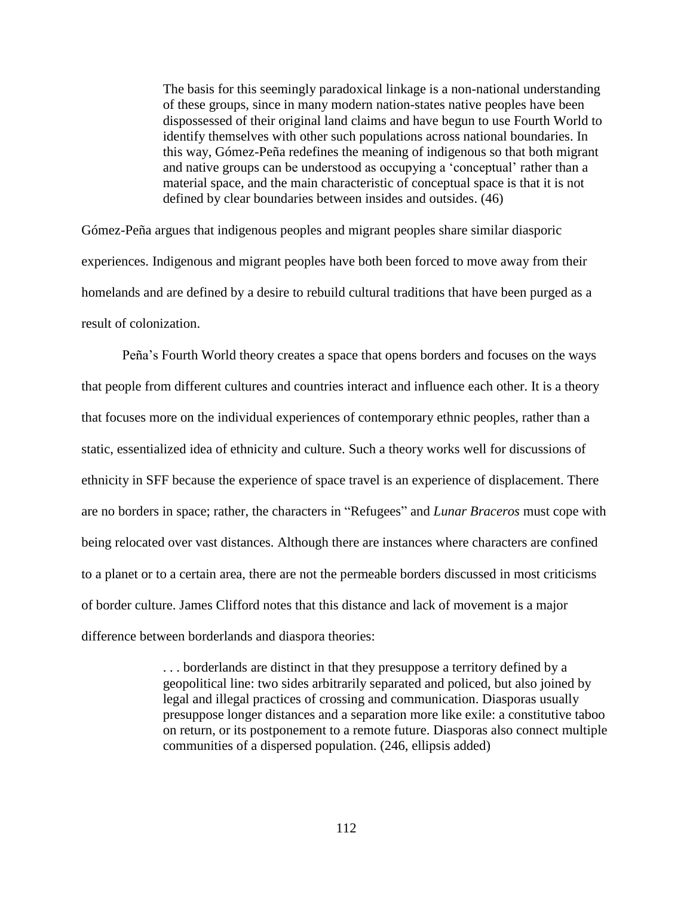> The basis for this seemingly paradoxical linkage is a non-national understanding of these groups, since in many modern nation-states native peoples have been dispossessed of their original land claims and have begun to use Fourth World to identify themselves with other such populations across national boundaries. In this way, Gómez-Peña redefines the meaning of indigenous so that both migrant and native groups can be understood as occupying a 'conceptual' rather than a material space, and the main characteristic of conceptual space is that it is not defined by clear boundaries between insides and outsides. (46)

Gómez-Peña argues that indigenous peoples and migrant peoples share similar diasporic experiences. Indigenous and migrant peoples have both been forced to move away from their homelands and are defined by a desire to rebuild cultural traditions that have been purged as a result of colonization.

Peña's Fourth World theory creates a space that opens borders and focuses on the ways that people from different cultures and countries interact and influence each other. It is a theory that focuses more on the individual experiences of contemporary ethnic peoples, rather than a static, essentialized idea of ethnicity and culture. Such a theory works well for discussions of ethnicity in SFF because the experience of space travel is an experience of displacement. There are no borders in space; rather, the characters in "Refugees" and *Lunar Braceros* must cope with being relocated over vast distances. Although there are instances where characters are confined to a planet or to a certain area, there are not the permeable borders discussed in most criticisms of border culture. James Clifford notes that this distance and lack of movement is a major difference between borderlands and diaspora theories:

> . . . borderlands are distinct in that they presuppose a territory defined by a geopolitical line: two sides arbitrarily separated and policed, but also joined by legal and illegal practices of crossing and communication. Diasporas usually presuppose longer distances and a separation more like exile: a constitutive taboo on return, or its postponement to a remote future. Diasporas also connect multiple communities of a dispersed population. (246, ellipsis added)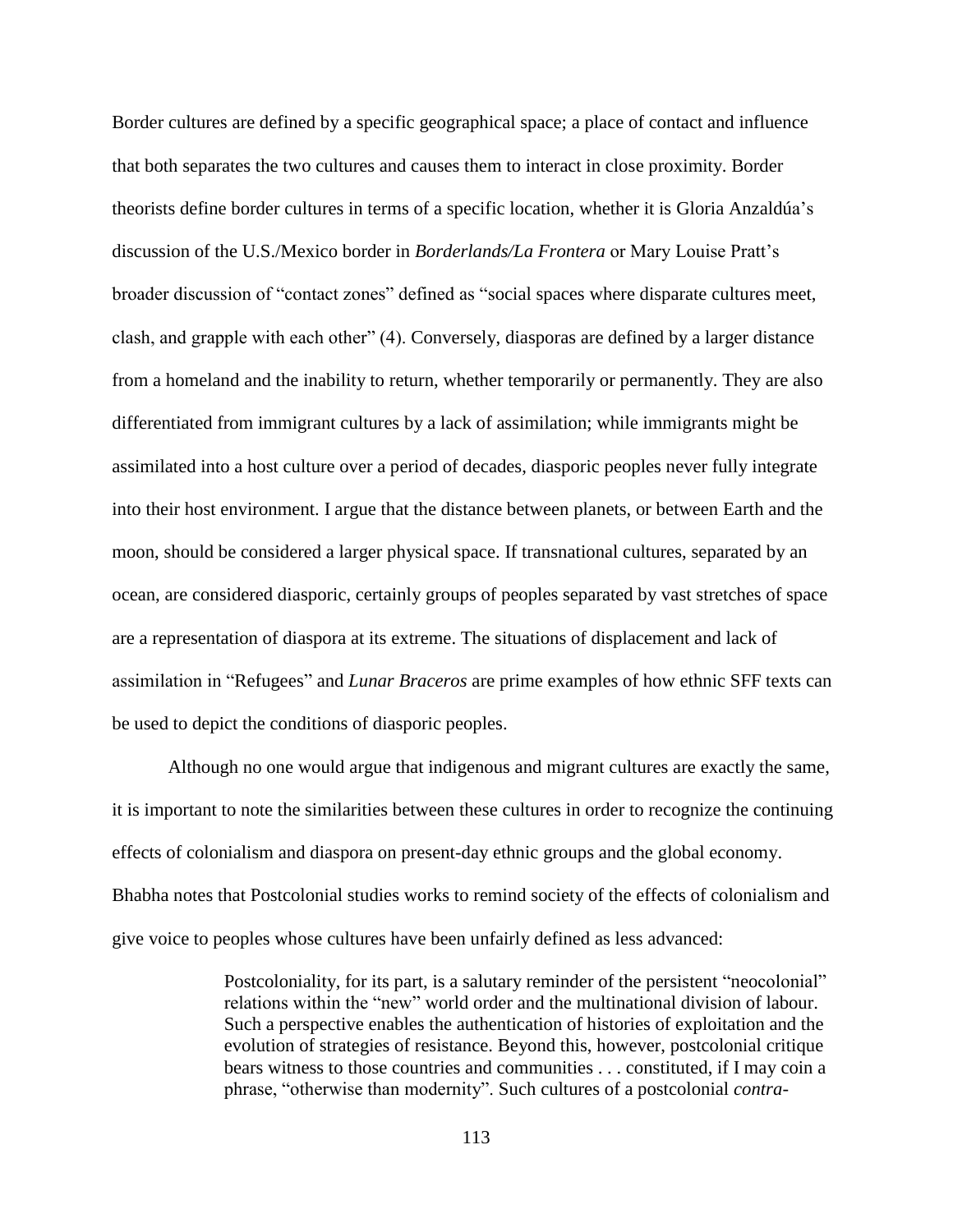Border cultures are defined by a specific geographical space; a place of contact and influence that both separates the two cultures and causes them to interact in close proximity. Border theorists define border cultures in terms of a specific location, whether it is Gloria Anzaldúa's discussion of the U.S./Mexico border in *Borderlands/La Frontera* or Mary Louise Pratt's broader discussion of "contact zones" defined as "social spaces where disparate cultures meet, clash, and grapple with each other" (4). Conversely, diasporas are defined by a larger distance from a homeland and the inability to return, whether temporarily or permanently. They are also differentiated from immigrant cultures by a lack of assimilation; while immigrants might be assimilated into a host culture over a period of decades, diasporic peoples never fully integrate into their host environment. I argue that the distance between planets, or between Earth and the moon, should be considered a larger physical space. If transnational cultures, separated by an ocean, are considered diasporic, certainly groups of peoples separated by vast stretches of space are a representation of diaspora at its extreme. The situations of displacement and lack of assimilation in "Refugees" and *Lunar Braceros* are prime examples of how ethnic SFF texts can be used to depict the conditions of diasporic peoples.

Although no one would argue that indigenous and migrant cultures are exactly the same, it is important to note the similarities between these cultures in order to recognize the continuing effects of colonialism and diaspora on present-day ethnic groups and the global economy. Bhabha notes that Postcolonial studies works to remind society of the effects of colonialism and give voice to peoples whose cultures have been unfairly defined as less advanced:

> Postcoloniality, for its part, is a salutary reminder of the persistent "neocolonial" relations within the "new" world order and the multinational division of labour. Such a perspective enables the authentication of histories of exploitation and the evolution of strategies of resistance. Beyond this, however, postcolonial critique bears witness to those countries and communities . . . constituted, if I may coin a phrase, "otherwise than modernity". Such cultures of a postcolonial *contra-*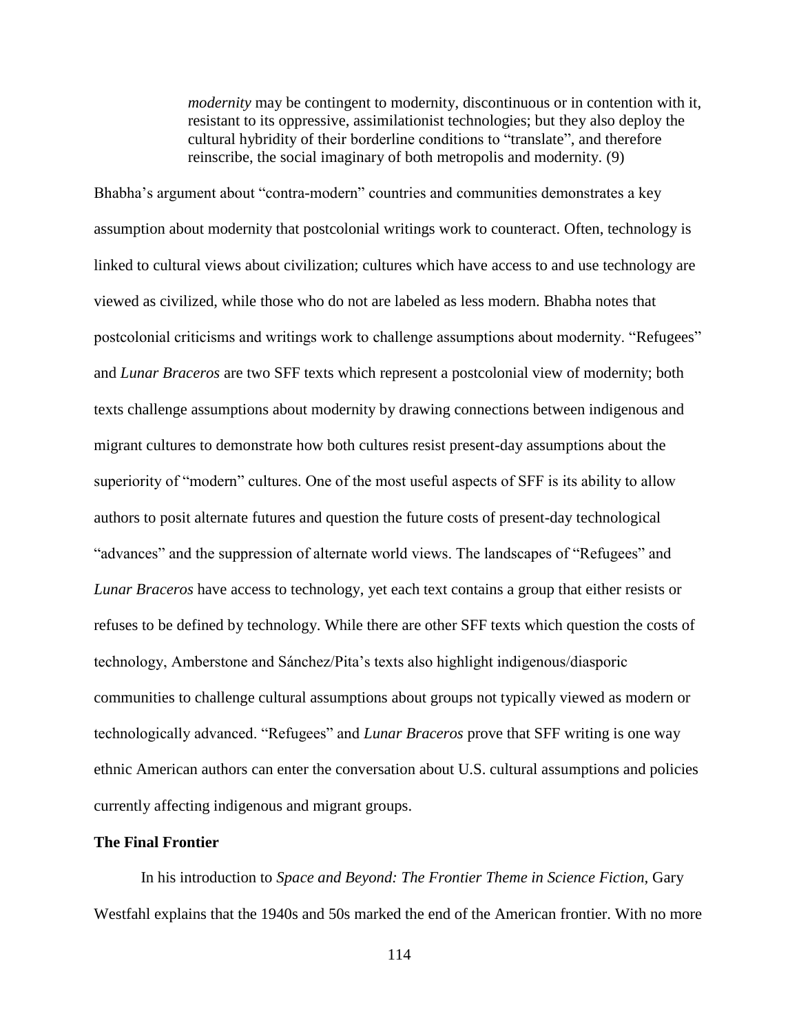> *modernity* may be contingent to modernity, discontinuous or in contention with it, resistant to its oppressive, assimilationist technologies; but they also deploy the cultural hybridity of their borderline conditions to "translate", and therefore reinscribe, the social imaginary of both metropolis and modernity. (9)

Bhabha's argument about "contra-modern" countries and communities demonstrates a key assumption about modernity that postcolonial writings work to counteract. Often, technology is linked to cultural views about civilization; cultures which have access to and use technology are viewed as civilized, while those who do not are labeled as less modern. Bhabha notes that postcolonial criticisms and writings work to challenge assumptions about modernity. "Refugees" and *Lunar Braceros* are two SFF texts which represent a postcolonial view of modernity; both texts challenge assumptions about modernity by drawing connections between indigenous and migrant cultures to demonstrate how both cultures resist present-day assumptions about the superiority of "modern" cultures. One of the most useful aspects of SFF is its ability to allow authors to posit alternate futures and question the future costs of present-day technological "advances" and the suppression of alternate world views. The landscapes of "Refugees" and *Lunar Braceros* have access to technology, yet each text contains a group that either resists or refuses to be defined by technology. While there are other SFF texts which question the costs of technology, Amberstone and Sánchez/Pita's texts also highlight indigenous/diasporic communities to challenge cultural assumptions about groups not typically viewed as modern or technologically advanced. "Refugees" and *Lunar Braceros* prove that SFF writing is one way ethnic American authors can enter the conversation about U.S. cultural assumptions and policies currently affecting indigenous and migrant groups.

**The Final Frontier**

In his introduction to *Space and Beyond: The Frontier Theme in Science Fiction*, Gary Westfahl explains that the 1940s and 50s marked the end of the American frontier. With no more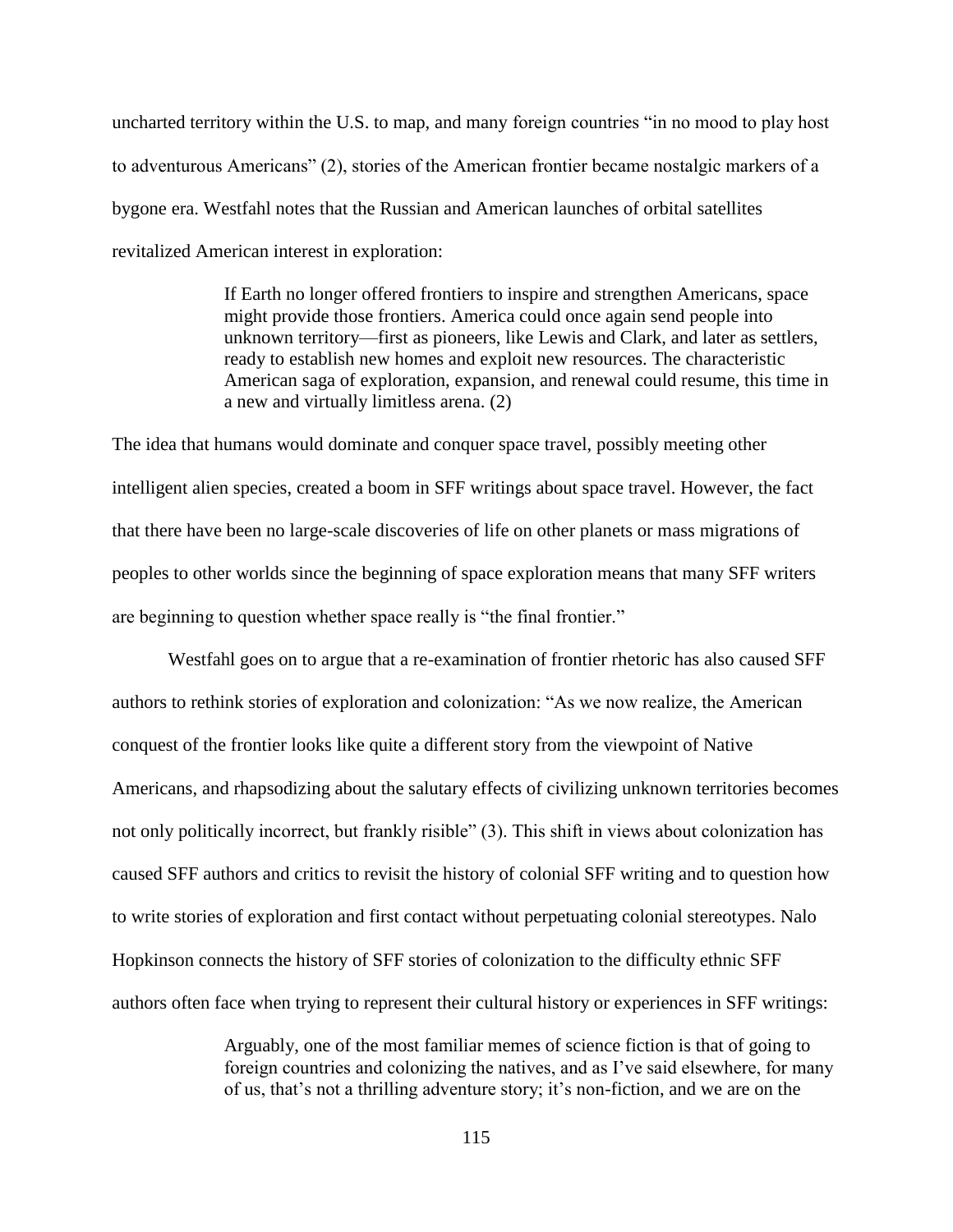uncharted territory within the U.S. to map, and many foreign countries "in no mood to play host to adventurous Americans" (2), stories of the American frontier became nostalgic markers of a bygone era. Westfahl notes that the Russian and American launches of orbital satellites revitalized American interest in exploration:

> If Earth no longer offered frontiers to inspire and strengthen Americans, space might provide those frontiers. America could once again send people into unknown territory—first as pioneers, like Lewis and Clark, and later as settlers, ready to establish new homes and exploit new resources. The characteristic American saga of exploration, expansion, and renewal could resume, this time in a new and virtually limitless arena. (2)

The idea that humans would dominate and conquer space travel, possibly meeting other intelligent alien species, created a boom in SFF writings about space travel. However, the fact that there have been no large-scale discoveries of life on other planets or mass migrations of peoples to other worlds since the beginning of space exploration means that many SFF writers are beginning to question whether space really is "the final frontier."

Westfahl goes on to argue that a re-examination of frontier rhetoric has also caused SFF authors to rethink stories of exploration and colonization: "As we now realize, the American conquest of the frontier looks like quite a different story from the viewpoint of Native Americans, and rhapsodizing about the salutary effects of civilizing unknown territories becomes not only politically incorrect, but frankly risible" (3). This shift in views about colonization has caused SFF authors and critics to revisit the history of colonial SFF writing and to question how to write stories of exploration and first contact without perpetuating colonial stereotypes. Nalo Hopkinson connects the history of SFF stories of colonization to the difficulty ethnic SFF authors often face when trying to represent their cultural history or experiences in SFF writings:

> Arguably, one of the most familiar memes of science fiction is that of going to foreign countries and colonizing the natives, and as I've said elsewhere, for many of us, that's not a thrilling adventure story; it's non-fiction, and we are on the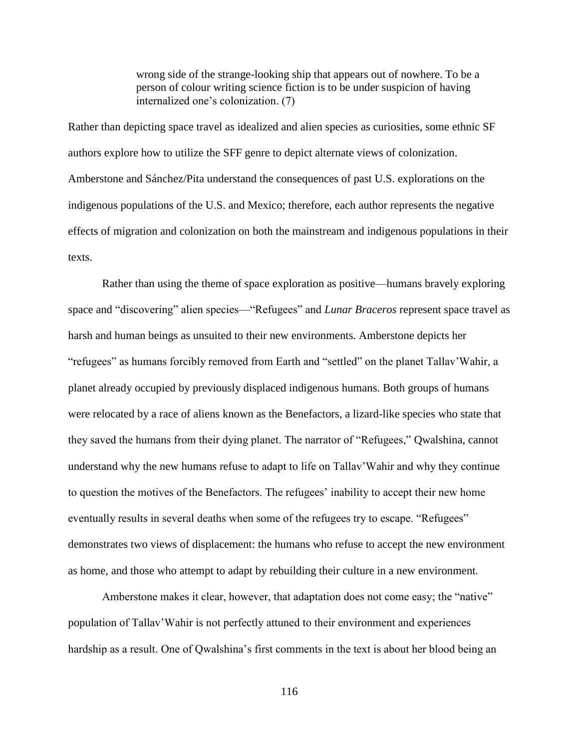> wrong side of the strange-looking ship that appears out of nowhere. To be a person of colour writing science fiction is to be under suspicion of having internalized one's colonization. (7)

Rather than depicting space travel as idealized and alien species as curiosities, some ethnic SF authors explore how to utilize the SFF genre to depict alternate views of colonization. Amberstone and Sánchez/Pita understand the consequences of past U.S. explorations on the indigenous populations of the U.S. and Mexico; therefore, each author represents the negative effects of migration and colonization on both the mainstream and indigenous populations in their texts.

Rather than using the theme of space exploration as positive—humans bravely exploring space and "discovering" alien species—"Refugees" and *Lunar Braceros* represent space travel as harsh and human beings as unsuited to their new environments. Amberstone depicts her "refugees" as humans forcibly removed from Earth and "settled" on the planet Tallav'Wahir, a planet already occupied by previously displaced indigenous humans. Both groups of humans were relocated by a race of aliens known as the Benefactors, a lizard-like species who state that they saved the humans from their dying planet. The narrator of "Refugees," Qwalshina, cannot understand why the new humans refuse to adapt to life on Tallav'Wahir and why they continue to question the motives of the Benefactors. The refugees' inability to accept their new home eventually results in several deaths when some of the refugees try to escape. "Refugees" demonstrates two views of displacement: the humans who refuse to accept the new environment as home, and those who attempt to adapt by rebuilding their culture in a new environment.

Amberstone makes it clear, however, that adaptation does not come easy; the "native" population of Tallav'Wahir is not perfectly attuned to their environment and experiences hardship as a result. One of Qwalshina's first comments in the text is about her blood being an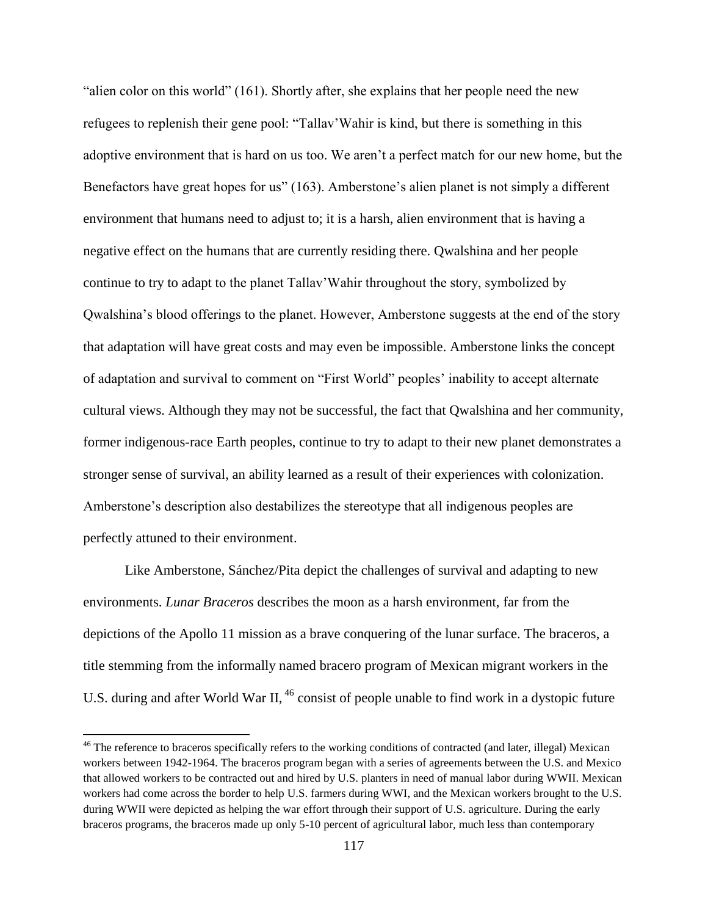"alien color on this world" (161). Shortly after, she explains that her people need the new refugees to replenish their gene pool: "Tallav'Wahir is kind, but there is something in this adoptive environment that is hard on us too. We aren't a perfect match for our new home, but the Benefactors have great hopes for us" (163). Amberstone's alien planet is not simply a different environment that humans need to adjust to; it is a harsh, alien environment that is having a negative effect on the humans that are currently residing there. Qwalshina and her people continue to try to adapt to the planet Tallav'Wahir throughout the story, symbolized by Qwalshina's blood offerings to the planet. However, Amberstone suggests at the end of the story that adaptation will have great costs and may even be impossible. Amberstone links the concept of adaptation and survival to comment on "First World" peoples' inability to accept alternate cultural views. Although they may not be successful, the fact that Qwalshina and her community, former indigenous-race Earth peoples, continue to try to adapt to their new planet demonstrates a stronger sense of survival, an ability learned as a result of their experiences with colonization. Amberstone's description also destabilizes the stereotype that all indigenous peoples are perfectly attuned to their environment.

Like Amberstone, Sánchez/Pita depict the challenges of survival and adapting to new environments. *Lunar Braceros* describes the moon as a harsh environment, far from the depictions of the Apollo 11 mission as a brave conquering of the lunar surface. The braceros, a title stemming from the informally named bracero program of Mexican migrant workers in the U.S. during and after World War II,[46] consist of people unable to find work in a dystopic future

[46] The reference to braceros specifically refers to the working conditions of contracted (and later, illegal) Mexican workers between 1942-1964. The braceros program began with a series of agreements between the U.S. and Mexico that allowed workers to be contracted out and hired by U.S. planters in need of manual labor during WWII. Mexican workers had come across the border to help U.S. farmers during WWI, and the Mexican workers brought to the U.S. during WWII were depicted as helping the war effort through their support of U.S. agriculture. During the early braceros programs, the braceros made up only 5-10 percent of agricultural labor, much less than contemporary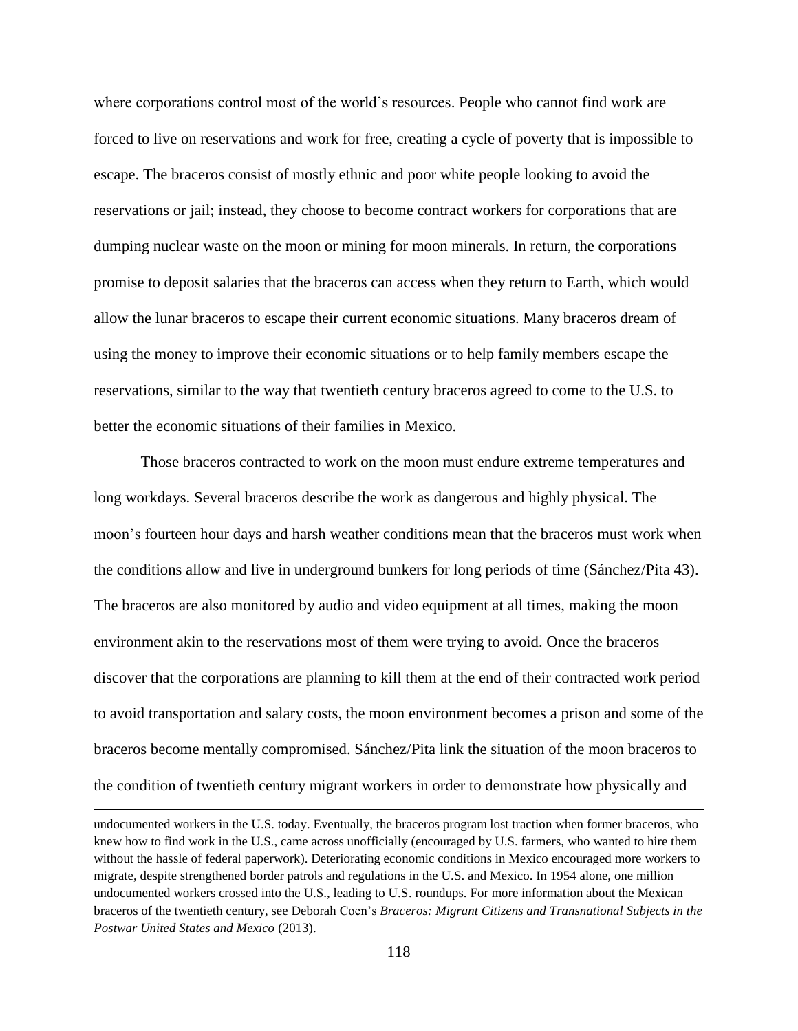where corporations control most of the world's resources. People who cannot find work are forced to live on reservations and work for free, creating a cycle of poverty that is impossible to escape. The braceros consist of mostly ethnic and poor white people looking to avoid the reservations or jail; instead, they choose to become contract workers for corporations that are dumping nuclear waste on the moon or mining for moon minerals. In return, the corporations promise to deposit salaries that the braceros can access when they return to Earth, which would allow the lunar braceros to escape their current economic situations. Many braceros dream of using the money to improve their economic situations or to help family members escape the reservations, similar to the way that twentieth century braceros agreed to come to the U.S. to better the economic situations of their families in Mexico.

Those braceros contracted to work on the moon must endure extreme temperatures and long workdays. Several braceros describe the work as dangerous and highly physical. The moon's fourteen hour days and harsh weather conditions mean that the braceros must work when the conditions allow and live in underground bunkers for long periods of time (Sánchez/Pita 43). The braceros are also monitored by audio and video equipment at all times, making the moon environment akin to the reservations most of them were trying to avoid. Once the braceros discover that the corporations are planning to kill them at the end of their contracted work period to avoid transportation and salary costs, the moon environment becomes a prison and some of the braceros become mentally compromised. Sánchez/Pita link the situation of the moon braceros to the condition of twentieth century migrant workers in order to demonstrate how physically and

undocumented workers in the U.S. today. Eventually, the braceros program lost traction when former braceros, who knew how to find work in the U.S., came across unofficially (encouraged by U.S. farmers, who wanted to hire them without the hassle of federal paperwork). Deteriorating economic conditions in Mexico encouraged more workers to migrate, despite strengthened border patrols and regulations in the U.S. and Mexico. In 1954 alone, one million undocumented workers crossed into the U.S., leading to U.S. roundups. For more information about the Mexican braceros of the twentieth century, see Deborah Coen's *Braceros: Migrant Citizens and Transnational Subjects in the Postwar United States and Mexico* (2013).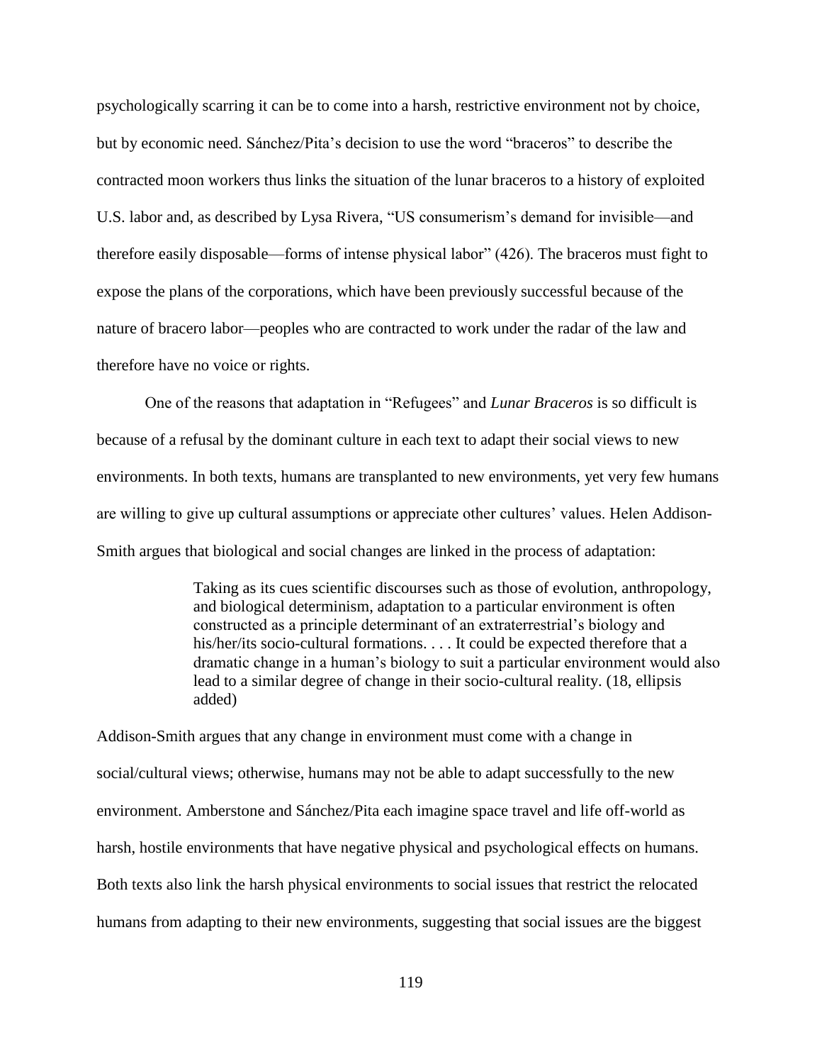psychologically scarring it can be to come into a harsh, restrictive environment not by choice, but by economic need. Sánchez/Pita's decision to use the word "braceros" to describe the contracted moon workers thus links the situation of the lunar braceros to a history of exploited U.S. labor and, as described by Lysa Rivera, "US consumerism's demand for invisible—and therefore easily disposable—forms of intense physical labor" (426). The braceros must fight to expose the plans of the corporations, which have been previously successful because of the nature of bracero labor—peoples who are contracted to work under the radar of the law and therefore have no voice or rights.

One of the reasons that adaptation in "Refugees" and *Lunar Braceros* is so difficult is because of a refusal by the dominant culture in each text to adapt their social views to new environments. In both texts, humans are transplanted to new environments, yet very few humans are willing to give up cultural assumptions or appreciate other cultures' values. Helen Addison-Smith argues that biological and social changes are linked in the process of adaptation:

> Taking as its cues scientific discourses such as those of evolution, anthropology, and biological determinism, adaptation to a particular environment is often constructed as a principle determinant of an extraterrestrial's biology and his/her/its socio-cultural formations. . . . It could be expected therefore that a dramatic change in a human's biology to suit a particular environment would also lead to a similar degree of change in their socio-cultural reality. (18, ellipsis added)

Addison-Smith argues that any change in environment must come with a change in social/cultural views; otherwise, humans may not be able to adapt successfully to the new environment. Amberstone and Sánchez/Pita each imagine space travel and life off-world as harsh, hostile environments that have negative physical and psychological effects on humans. Both texts also link the harsh physical environments to social issues that restrict the relocated humans from adapting to their new environments, suggesting that social issues are the biggest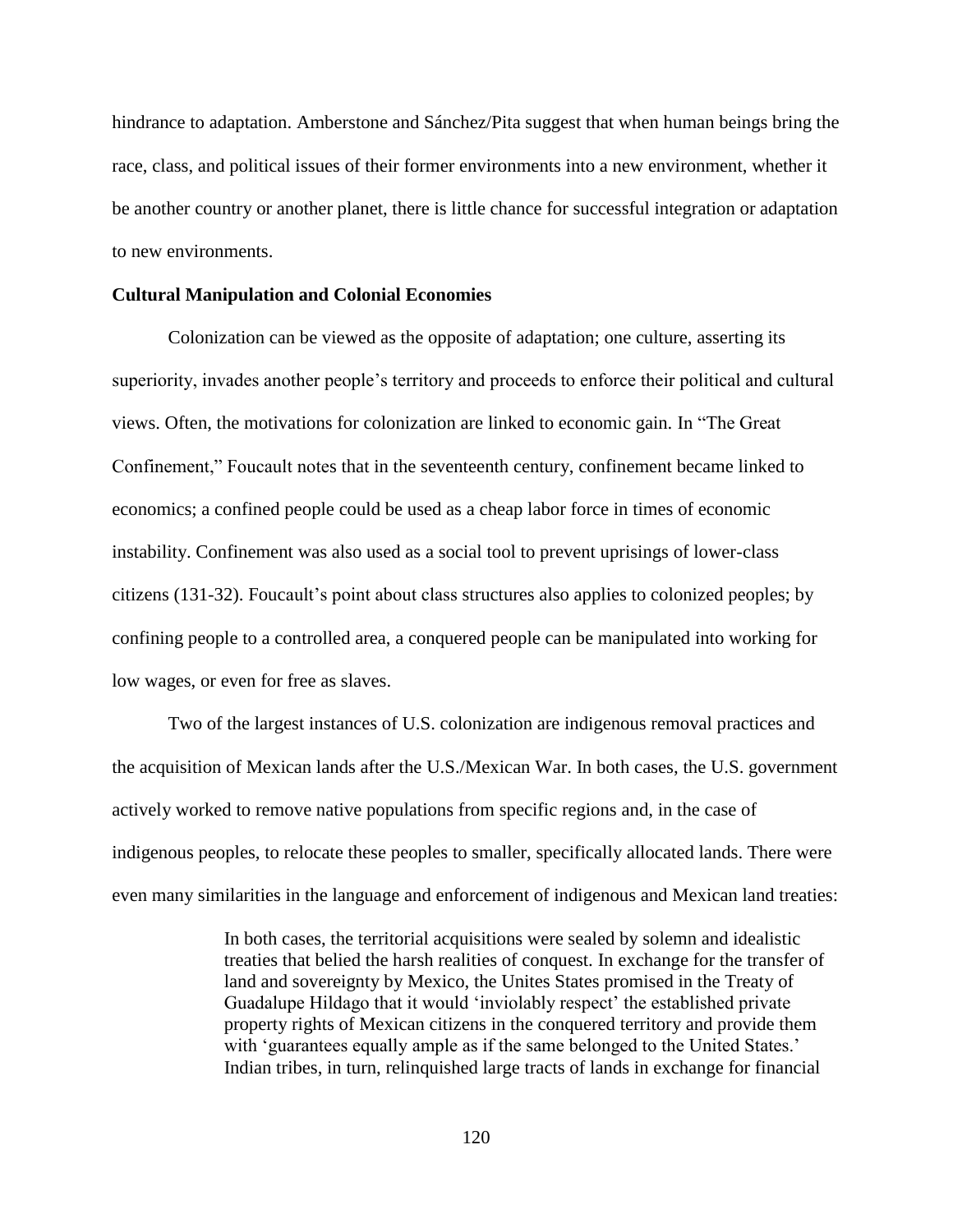hindrance to adaptation. Amberstone and Sánchez/Pita suggest that when human beings bring the race, class, and political issues of their former environments into a new environment, whether it be another country or another planet, there is little chance for successful integration or adaptation to new environments.

### Cultural Manipulation and Colonial Economies

Colonization can be viewed as the opposite of adaptation; one culture, asserting its superiority, invades another people's territory and proceeds to enforce their political and cultural views. Often, the motivations for colonization are linked to economic gain. In "The Great Confinement," Foucault notes that in the seventeenth century, confinement became linked to economics; a confined people could be used as a cheap labor force in times of economic instability. Confinement was also used as a social tool to prevent uprisings of lower-class citizens (131-32). Foucault's point about class structures also applies to colonized peoples; by confining people to a controlled area, a conquered people can be manipulated into working for low wages, or even for free as slaves.

Two of the largest instances of U.S. colonization are indigenous removal practices and the acquisition of Mexican lands after the U.S./Mexican War. In both cases, the U.S. government actively worked to remove native populations from specific regions and, in the case of indigenous peoples, to relocate these peoples to smaller, specifically allocated lands. There were even many similarities in the language and enforcement of indigenous and Mexican land treaties:

> In both cases, the territorial acquisitions were sealed by solemn and idealistic treaties that belied the harsh realities of conquest. In exchange for the transfer of land and sovereignty by Mexico, the Unites States promised in the Treaty of Guadalupe Hildago that it would 'inviolably respect' the established private property rights of Mexican citizens in the conquered territory and provide them with 'guarantees equally ample as if the same belonged to the United States.' Indian tribes, in turn, relinquished large tracts of lands in exchange for financial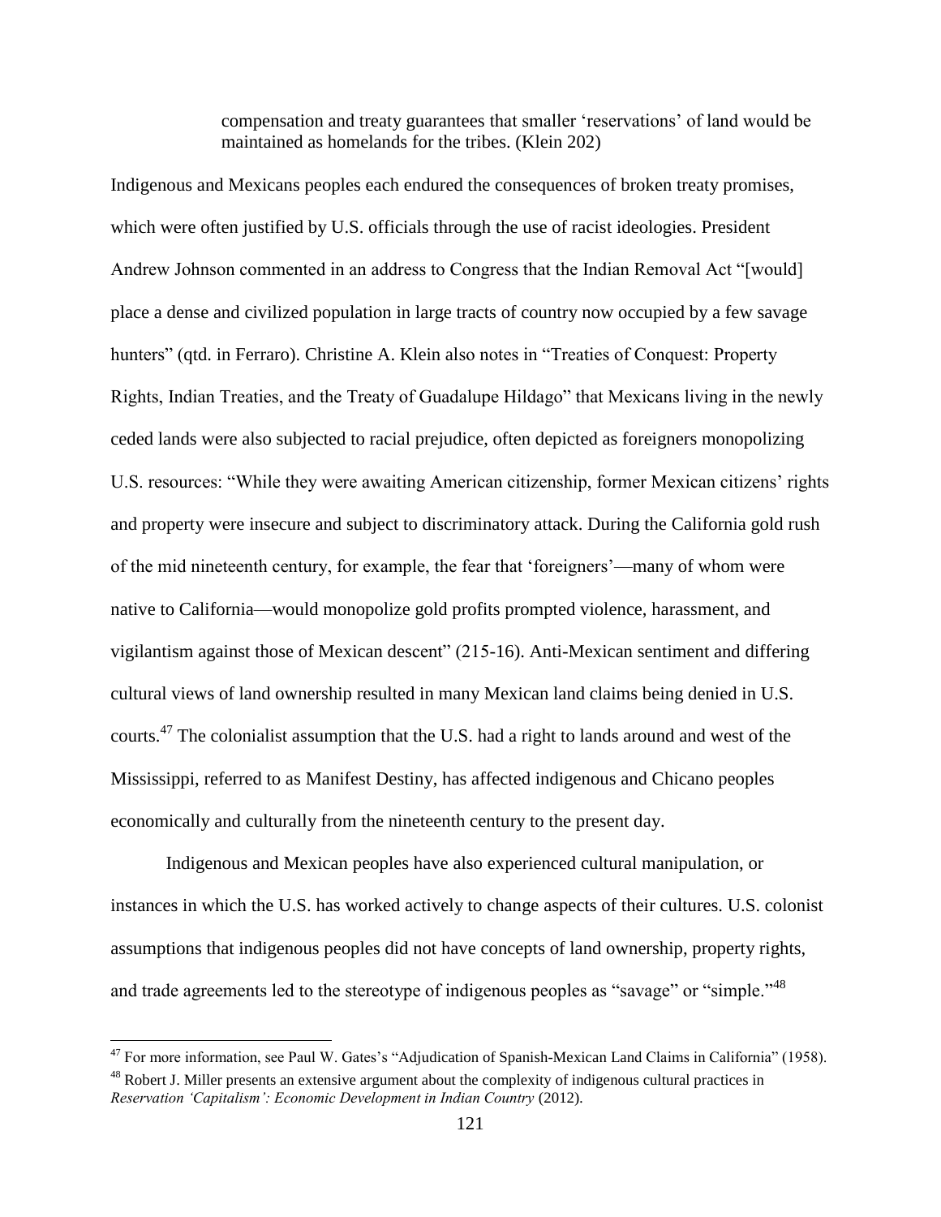> compensation and treaty guarantees that smaller 'reservations' of land would be maintained as homelands for the tribes. (Klein 202)

Indigenous and Mexicans peoples each endured the consequences of broken treaty promises, which were often justified by U.S. officials through the use of racist ideologies. President Andrew Johnson commented in an address to Congress that the Indian Removal Act "[would] place a dense and civilized population in large tracts of country now occupied by a few savage hunters" (qtd. in Ferraro). Christine A. Klein also notes in "Treaties of Conquest: Property Rights, Indian Treaties, and the Treaty of Guadalupe Hildago" that Mexicans living in the newly ceded lands were also subjected to racial prejudice, often depicted as foreigners monopolizing U.S. resources: "While they were awaiting American citizenship, former Mexican citizens' rights and property were insecure and subject to discriminatory attack. During the California gold rush of the mid nineteenth century, for example, the fear that 'foreigners'—many of whom were native to California—would monopolize gold profits prompted violence, harassment, and vigilantism against those of Mexican descent" (215-16). Anti-Mexican sentiment and differing cultural views of land ownership resulted in many Mexican land claims being denied in U.S. courts.[47] The colonialist assumption that the U.S. had a right to lands around and west of the Mississippi, referred to as Manifest Destiny, has affected indigenous and Chicano peoples economically and culturally from the nineteenth century to the present day.

Indigenous and Mexican peoples have also experienced cultural manipulation, or instances in which the U.S. has worked actively to change aspects of their cultures. U.S. colonist assumptions that indigenous peoples did not have concepts of land ownership, property rights, and trade agreements led to the stereotype of indigenous peoples as "savage" or "simple."[48]

---

[47] For more information, see Paul W. Gates's "Adjudication of Spanish-Mexican Land Claims in California" (1958).

[48] Robert J. Miller presents an extensive argument about the complexity of indigenous cultural practices in *Reservation 'Capitalism': Economic Development in Indian Country* (2012).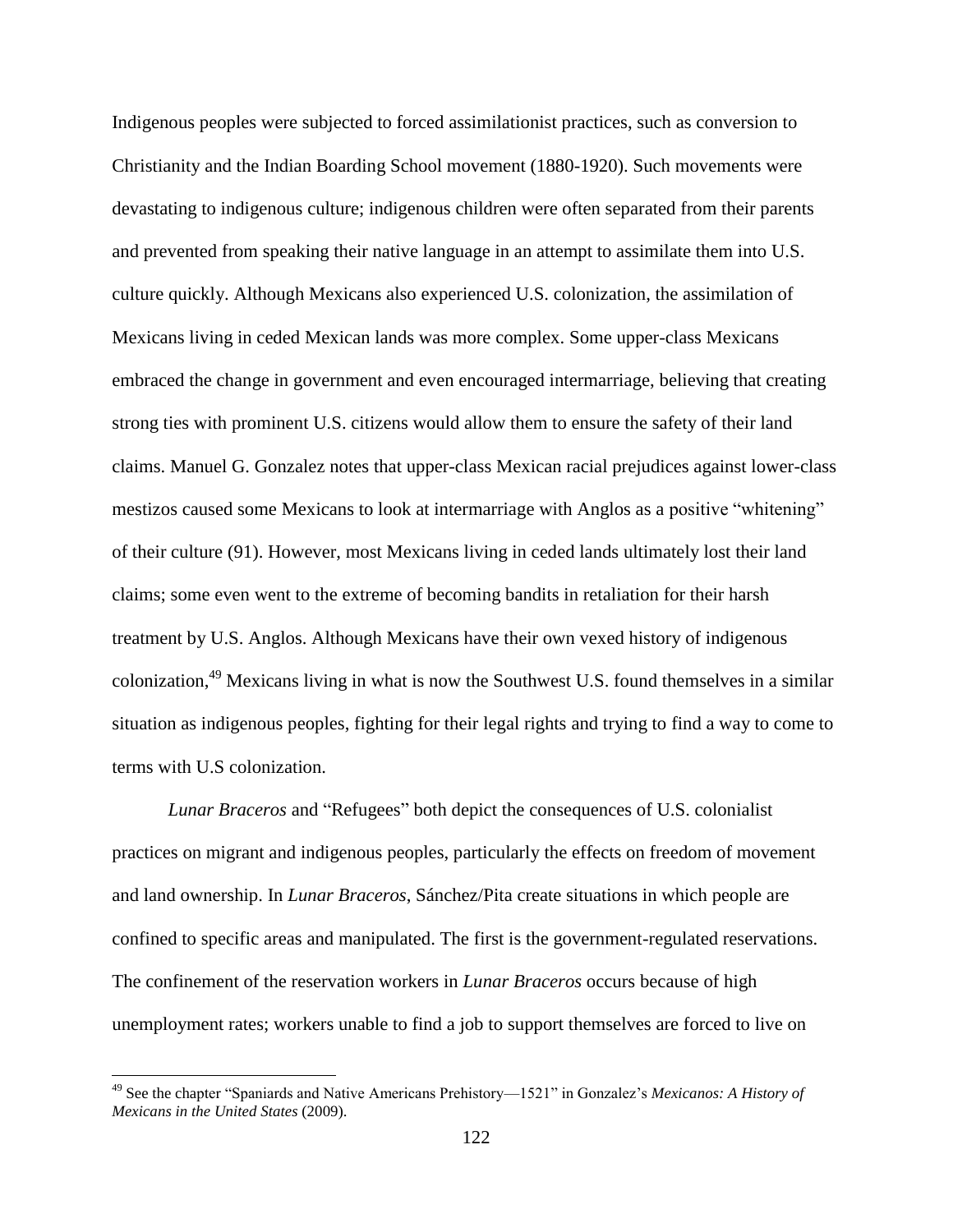Indigenous peoples were subjected to forced assimilationist practices, such as conversion to Christianity and the Indian Boarding School movement (1880-1920). Such movements were devastating to indigenous culture; indigenous children were often separated from their parents and prevented from speaking their native language in an attempt to assimilate them into U.S. culture quickly. Although Mexicans also experienced U.S. colonization, the assimilation of Mexicans living in ceded Mexican lands was more complex. Some upper-class Mexicans embraced the change in government and even encouraged intermarriage, believing that creating strong ties with prominent U.S. citizens would allow them to ensure the safety of their land claims. Manuel G. Gonzalez notes that upper-class Mexican racial prejudices against lower-class mestizos caused some Mexicans to look at intermarriage with Anglos as a positive "whitening" of their culture (91). However, most Mexicans living in ceded lands ultimately lost their land claims; some even went to the extreme of becoming bandits in retaliation for their harsh treatment by U.S. Anglos. Although Mexicans have their own vexed history of indigenous colonization,[49] Mexicans living in what is now the Southwest U.S. found themselves in a similar situation as indigenous peoples, fighting for their legal rights and trying to find a way to come to terms with U.S colonization.

*Lunar Braceros* and "Refugees" both depict the consequences of U.S. colonialist practices on migrant and indigenous peoples, particularly the effects on freedom of movement and land ownership. In *Lunar Braceros*, Sánchez/Pita create situations in which people are confined to specific areas and manipulated. The first is the government-regulated reservations. The confinement of the reservation workers in *Lunar Braceros* occurs because of high unemployment rates; workers unable to find a job to support themselves are forced to live on

[49] See the chapter "Spaniards and Native Americans Prehistory—1521" in Gonzalez's *Mexicanos: A History of Mexicans in the United States* (2009).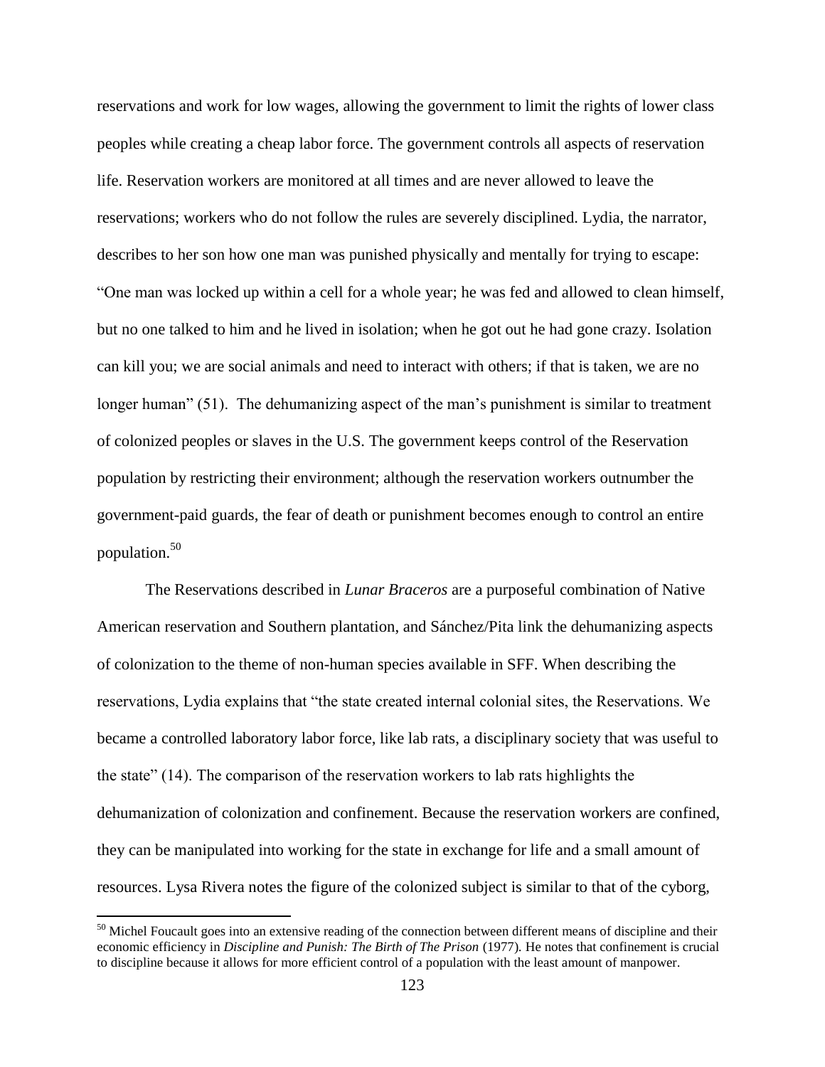reservations and work for low wages, allowing the government to limit the rights of lower class peoples while creating a cheap labor force. The government controls all aspects of reservation life. Reservation workers are monitored at all times and are never allowed to leave the reservations; workers who do not follow the rules are severely disciplined. Lydia, the narrator, describes to her son how one man was punished physically and mentally for trying to escape: "One man was locked up within a cell for a whole year; he was fed and allowed to clean himself, but no one talked to him and he lived in isolation; when he got out he had gone crazy. Isolation can kill you; we are social animals and need to interact with others; if that is taken, we are no longer human" (51). The dehumanizing aspect of the man's punishment is similar to treatment of colonized peoples or slaves in the U.S. The government keeps control of the Reservation population by restricting their environment; although the reservation workers outnumber the government-paid guards, the fear of death or punishment becomes enough to control an entire population.[50]

The Reservations described in *Lunar Braceros* are a purposeful combination of Native American reservation and Southern plantation, and Sánchez/Pita link the dehumanizing aspects of colonization to the theme of non-human species available in SFF. When describing the reservations, Lydia explains that "the state created internal colonial sites, the Reservations. We became a controlled laboratory labor force, like lab rats, a disciplinary society that was useful to the state" (14). The comparison of the reservation workers to lab rats highlights the dehumanization of colonization and confinement. Because the reservation workers are confined, they can be manipulated into working for the state in exchange for life and a small amount of resources. Lysa Rivera notes the figure of the colonized subject is similar to that of the cyborg,

[50] Michel Foucault goes into an extensive reading of the connection between different means of discipline and their economic efficiency in *Discipline and Punish: The Birth of The Prison* (1977). He notes that confinement is crucial to discipline because it allows for more efficient control of a population with the least amount of manpower.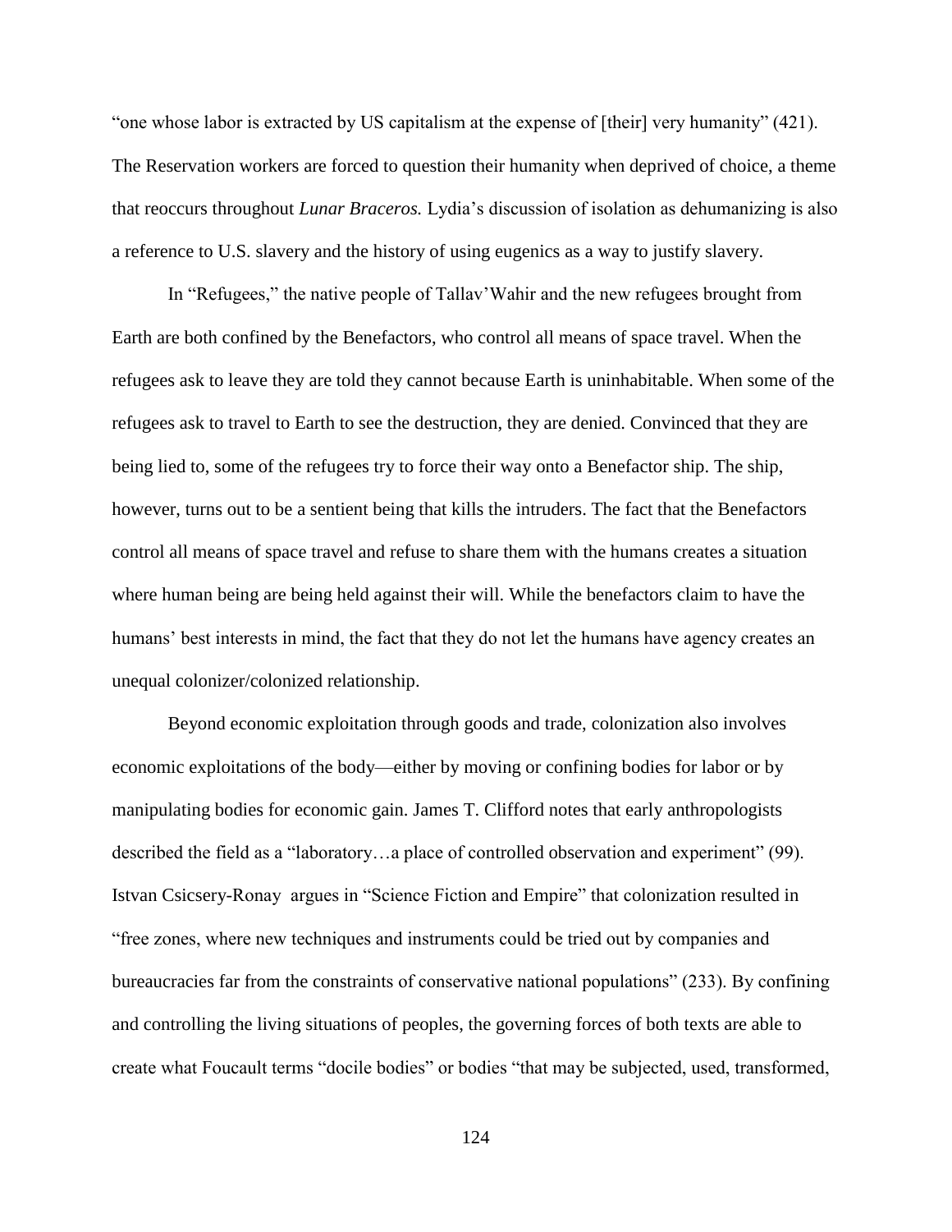"one whose labor is extracted by US capitalism at the expense of [their] very humanity" (421). The Reservation workers are forced to question their humanity when deprived of choice, a theme that reoccurs throughout *Lunar Braceros.* Lydia's discussion of isolation as dehumanizing is also a reference to U.S. slavery and the history of using eugenics as a way to justify slavery.

In "Refugees," the native people of Tallav'Wahir and the new refugees brought from Earth are both confined by the Benefactors, who control all means of space travel. When the refugees ask to leave they are told they cannot because Earth is uninhabitable. When some of the refugees ask to travel to Earth to see the destruction, they are denied. Convinced that they are being lied to, some of the refugees try to force their way onto a Benefactor ship. The ship, however, turns out to be a sentient being that kills the intruders. The fact that the Benefactors control all means of space travel and refuse to share them with the humans creates a situation where human being are being held against their will. While the benefactors claim to have the humans' best interests in mind, the fact that they do not let the humans have agency creates an unequal colonizer/colonized relationship.

Beyond economic exploitation through goods and trade, colonization also involves economic exploitations of the body—either by moving or confining bodies for labor or by manipulating bodies for economic gain. James T. Clifford notes that early anthropologists described the field as a "laboratory…a place of controlled observation and experiment" (99). Istvan Csicsery-Ronay argues in "Science Fiction and Empire" that colonization resulted in "free zones, where new techniques and instruments could be tried out by companies and bureaucracies far from the constraints of conservative national populations" (233). By confining and controlling the living situations of peoples, the governing forces of both texts are able to create what Foucault terms "docile bodies" or bodies "that may be subjected, used, transformed,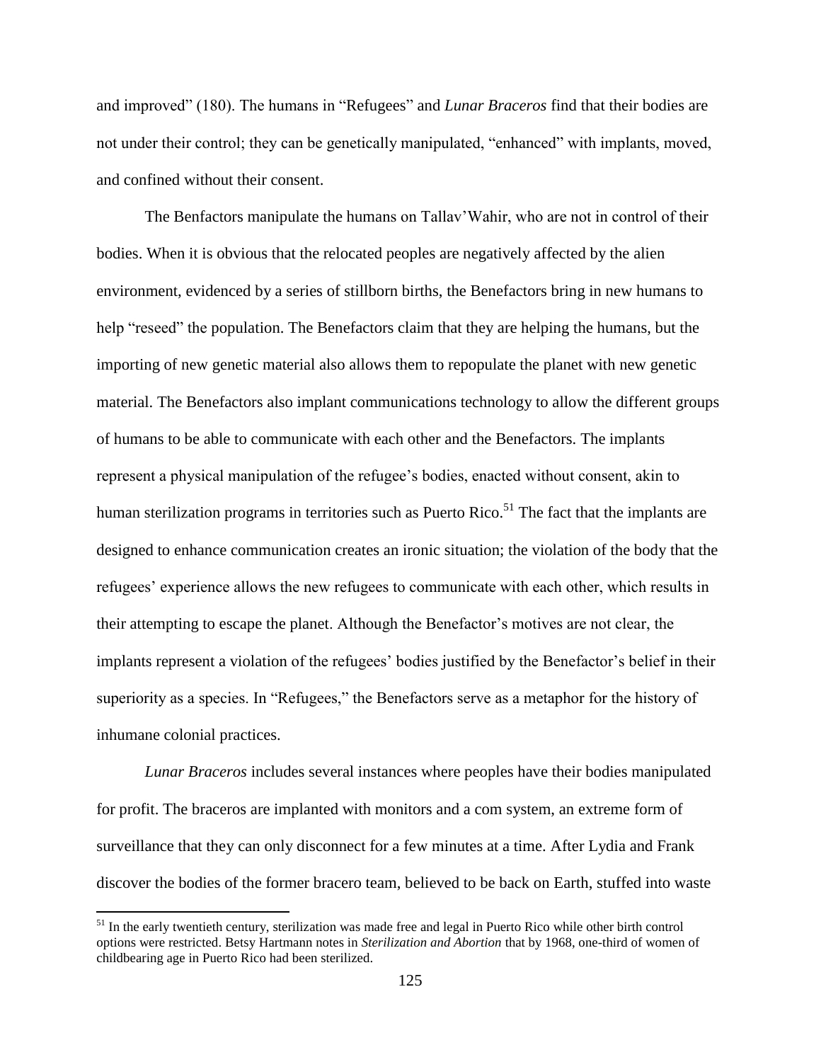and improved" (180). The humans in "Refugees" and *Lunar Braceros* find that their bodies are not under their control; they can be genetically manipulated, "enhanced" with implants, moved, and confined without their consent.

The Benfactors manipulate the humans on Tallav'Wahir, who are not in control of their bodies. When it is obvious that the relocated peoples are negatively affected by the alien environment, evidenced by a series of stillborn births, the Benefactors bring in new humans to help "reseed" the population. The Benefactors claim that they are helping the humans, but the importing of new genetic material also allows them to repopulate the planet with new genetic material. The Benefactors also implant communications technology to allow the different groups of humans to be able to communicate with each other and the Benefactors. The implants represent a physical manipulation of the refugee's bodies, enacted without consent, akin to human sterilization programs in territories such as Puerto Rico.[51] The fact that the implants are designed to enhance communication creates an ironic situation; the violation of the body that the refugees' experience allows the new refugees to communicate with each other, which results in their attempting to escape the planet. Although the Benefactor's motives are not clear, the implants represent a violation of the refugees' bodies justified by the Benefactor's belief in their superiority as a species. In "Refugees," the Benefactors serve as a metaphor for the history of inhumane colonial practices.

*Lunar Braceros* includes several instances where peoples have their bodies manipulated for profit. The braceros are implanted with monitors and a com system, an extreme form of surveillance that they can only disconnect for a few minutes at a time. After Lydia and Frank discover the bodies of the former bracero team, believed to be back on Earth, stuffed into waste

---

[51] In the early twentieth century, sterilization was made free and legal in Puerto Rico while other birth control options were restricted. Betsy Hartmann notes in *Sterilization and Abortion* that by 1968, one-third of women of childbearing age in Puerto Rico had been sterilized.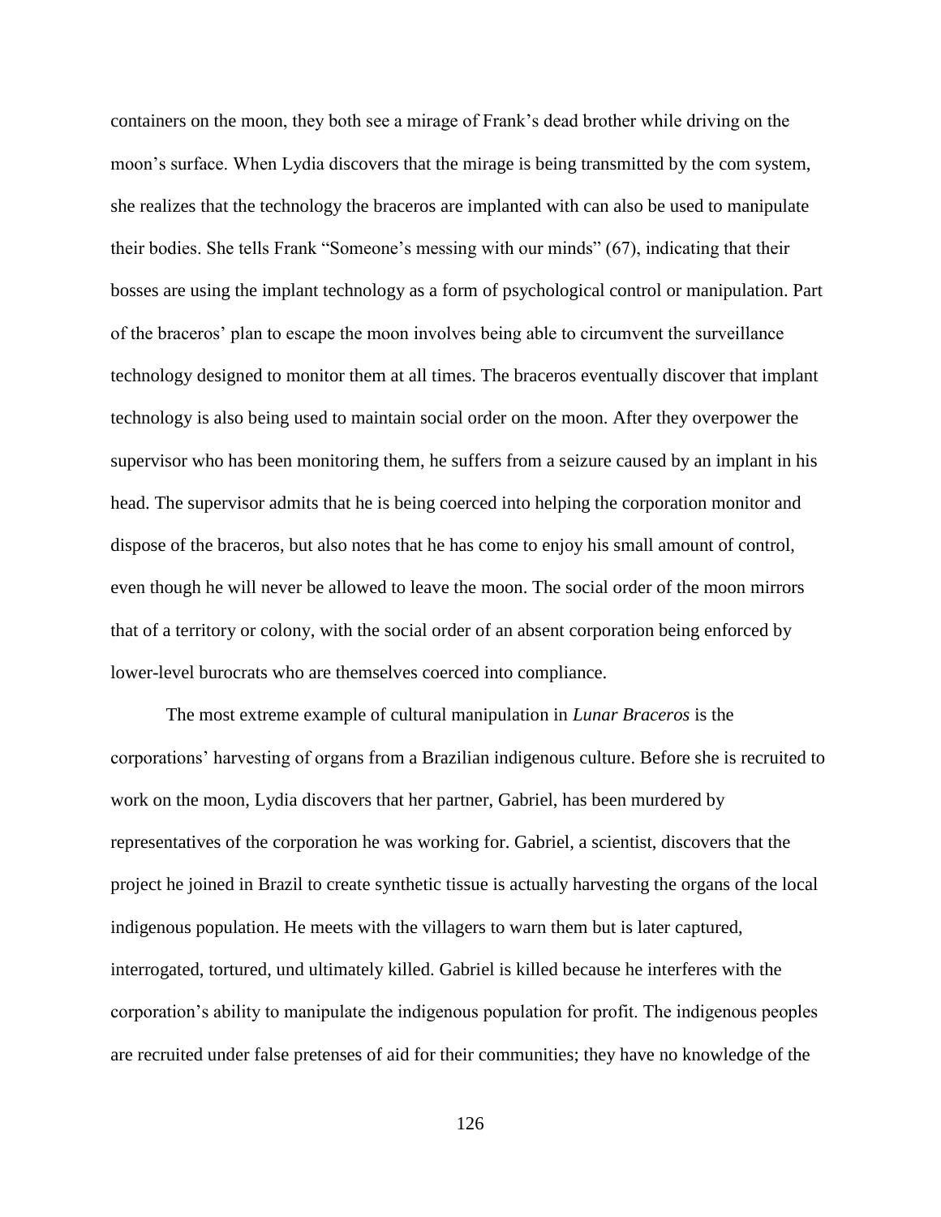containers on the moon, they both see a mirage of Frank's dead brother while driving on the moon's surface. When Lydia discovers that the mirage is being transmitted by the com system, she realizes that the technology the braceros are implanted with can also be used to manipulate their bodies. She tells Frank "Someone's messing with our minds" (67), indicating that their bosses are using the implant technology as a form of psychological control or manipulation. Part of the braceros' plan to escape the moon involves being able to circumvent the surveillance technology designed to monitor them at all times. The braceros eventually discover that implant technology is also being used to maintain social order on the moon. After they overpower the supervisor who has been monitoring them, he suffers from a seizure caused by an implant in his head. The supervisor admits that he is being coerced into helping the corporation monitor and dispose of the braceros, but also notes that he has come to enjoy his small amount of control, even though he will never be allowed to leave the moon. The social order of the moon mirrors that of a territory or colony, with the social order of an absent corporation being enforced by lower-level burocrats who are themselves coerced into compliance.

The most extreme example of cultural manipulation in *Lunar Braceros* is the corporations' harvesting of organs from a Brazilian indigenous culture. Before she is recruited to work on the moon, Lydia discovers that her partner, Gabriel, has been murdered by representatives of the corporation he was working for. Gabriel, a scientist, discovers that the project he joined in Brazil to create synthetic tissue is actually harvesting the organs of the local indigenous population. He meets with the villagers to warn them but is later captured, interrogated, tortured, und ultimately killed. Gabriel is killed because he interferes with the corporation's ability to manipulate the indigenous population for profit. The indigenous peoples are recruited under false pretenses of aid for their communities; they have no knowledge of the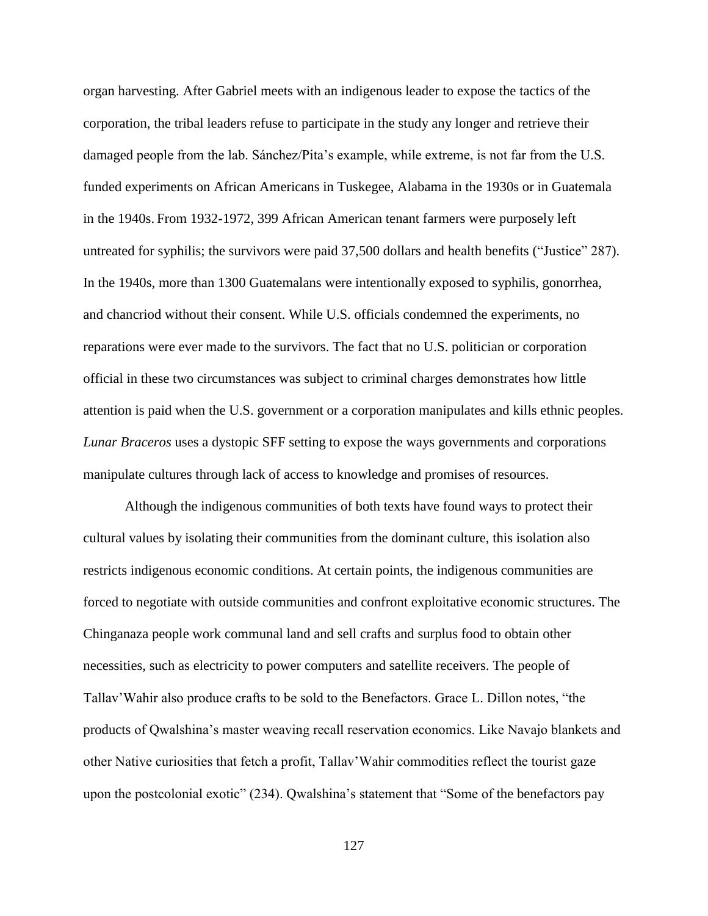organ harvesting. After Gabriel meets with an indigenous leader to expose the tactics of the corporation, the tribal leaders refuse to participate in the study any longer and retrieve their damaged people from the lab. Sánchez/Pita's example, while extreme, is not far from the U.S. funded experiments on African Americans in Tuskegee, Alabama in the 1930s or in Guatemala in the 1940s. From 1932-1972, 399 African American tenant farmers were purposely left untreated for syphilis; the survivors were paid 37,500 dollars and health benefits ("Justice" 287). In the 1940s, more than 1300 Guatemalans were intentionally exposed to syphilis, gonorrhea, and chancriod without their consent. While U.S. officials condemned the experiments, no reparations were ever made to the survivors. The fact that no U.S. politician or corporation official in these two circumstances was subject to criminal charges demonstrates how little attention is paid when the U.S. government or a corporation manipulates and kills ethnic peoples. *Lunar Braceros* uses a dystopic SFF setting to expose the ways governments and corporations manipulate cultures through lack of access to knowledge and promises of resources.

Although the indigenous communities of both texts have found ways to protect their cultural values by isolating their communities from the dominant culture, this isolation also restricts indigenous economic conditions. At certain points, the indigenous communities are forced to negotiate with outside communities and confront exploitative economic structures. The Chinganaza people work communal land and sell crafts and surplus food to obtain other necessities, such as electricity to power computers and satellite receivers. The people of Tallav'Wahir also produce crafts to be sold to the Benefactors. Grace L. Dillon notes, "the products of Qwalshina's master weaving recall reservation economics. Like Navajo blankets and other Native curiosities that fetch a profit, Tallav'Wahir commodities reflect the tourist gaze upon the postcolonial exotic" (234). Qwalshina's statement that "Some of the benefactors pay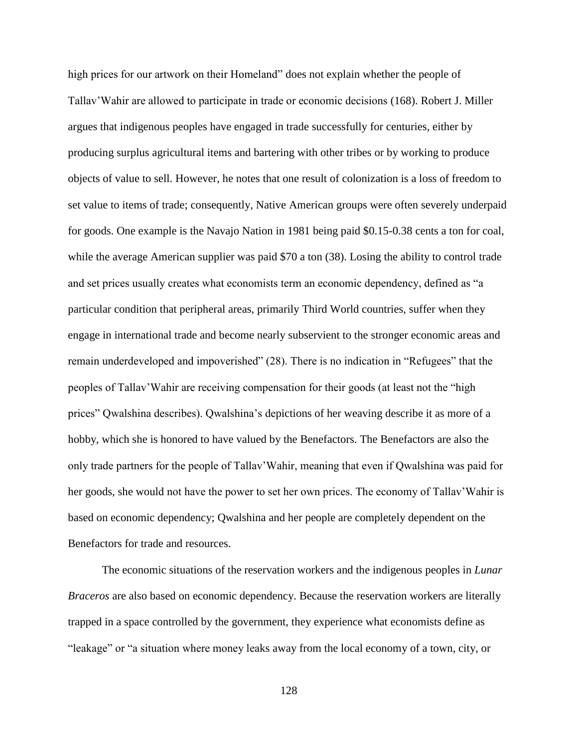high prices for our artwork on their Homeland" does not explain whether the people of Tallav'Wahir are allowed to participate in trade or economic decisions (168). Robert J. Miller argues that indigenous peoples have engaged in trade successfully for centuries, either by producing surplus agricultural items and bartering with other tribes or by working to produce objects of value to sell. However, he notes that one result of colonization is a loss of freedom to set value to items of trade; consequently, Native American groups were often severely underpaid for goods. One example is the Navajo Nation in 1981 being paid $0.15-0.38 cents a ton for coal, while the average American supplier was paid $70 a ton (38). Losing the ability to control trade and set prices usually creates what economists term an economic dependency, defined as "a particular condition that peripheral areas, primarily Third World countries, suffer when they engage in international trade and become nearly subservient to the stronger economic areas and remain underdeveloped and impoverished" (28). There is no indication in "Refugees" that the peoples of Tallav'Wahir are receiving compensation for their goods (at least not the "high prices" Qwalshina describes). Qwalshina's depictions of her weaving describe it as more of a hobby, which she is honored to have valued by the Benefactors. The Benefactors are also the only trade partners for the people of Tallav'Wahir, meaning that even if Qwalshina was paid for her goods, she would not have the power to set her own prices. The economy of Tallav'Wahir is based on economic dependency; Qwalshina and her people are completely dependent on the Benefactors for trade and resources.

The economic situations of the reservation workers and the indigenous peoples in *Lunar Braceros* are also based on economic dependency. Because the reservation workers are literally trapped in a space controlled by the government, they experience what economists define as "leakage" or "a situation where money leaks away from the local economy of a town, city, or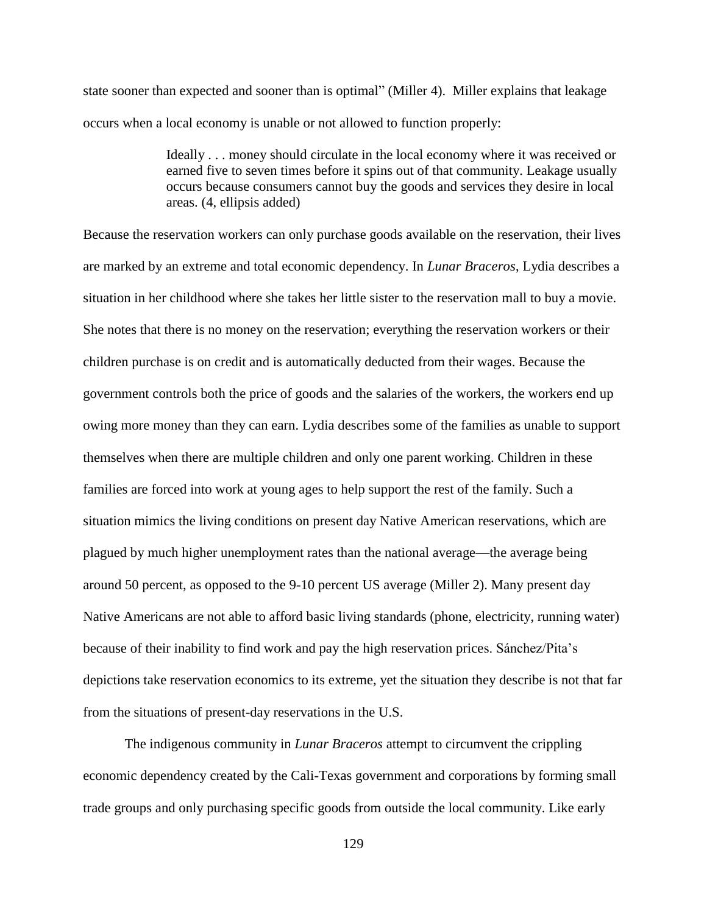state sooner than expected and sooner than is optimal" (Miller 4). Miller explains that leakage occurs when a local economy is unable or not allowed to function properly:

> Ideally . . . money should circulate in the local economy where it was received or earned five to seven times before it spins out of that community. Leakage usually occurs because consumers cannot buy the goods and services they desire in local areas. (4, ellipsis added)

Because the reservation workers can only purchase goods available on the reservation, their lives are marked by an extreme and total economic dependency. In *Lunar Braceros*, Lydia describes a situation in her childhood where she takes her little sister to the reservation mall to buy a movie. She notes that there is no money on the reservation; everything the reservation workers or their children purchase is on credit and is automatically deducted from their wages. Because the government controls both the price of goods and the salaries of the workers, the workers end up owing more money than they can earn. Lydia describes some of the families as unable to support themselves when there are multiple children and only one parent working. Children in these families are forced into work at young ages to help support the rest of the family. Such a situation mimics the living conditions on present day Native American reservations, which are plagued by much higher unemployment rates than the national average—the average being around 50 percent, as opposed to the 9-10 percent US average (Miller 2). Many present day Native Americans are not able to afford basic living standards (phone, electricity, running water) because of their inability to find work and pay the high reservation prices. Sánchez/Pita's depictions take reservation economics to its extreme, yet the situation they describe is not that far from the situations of present-day reservations in the U.S.

The indigenous community in *Lunar Braceros* attempt to circumvent the crippling economic dependency created by the Cali-Texas government and corporations by forming small trade groups and only purchasing specific goods from outside the local community. Like early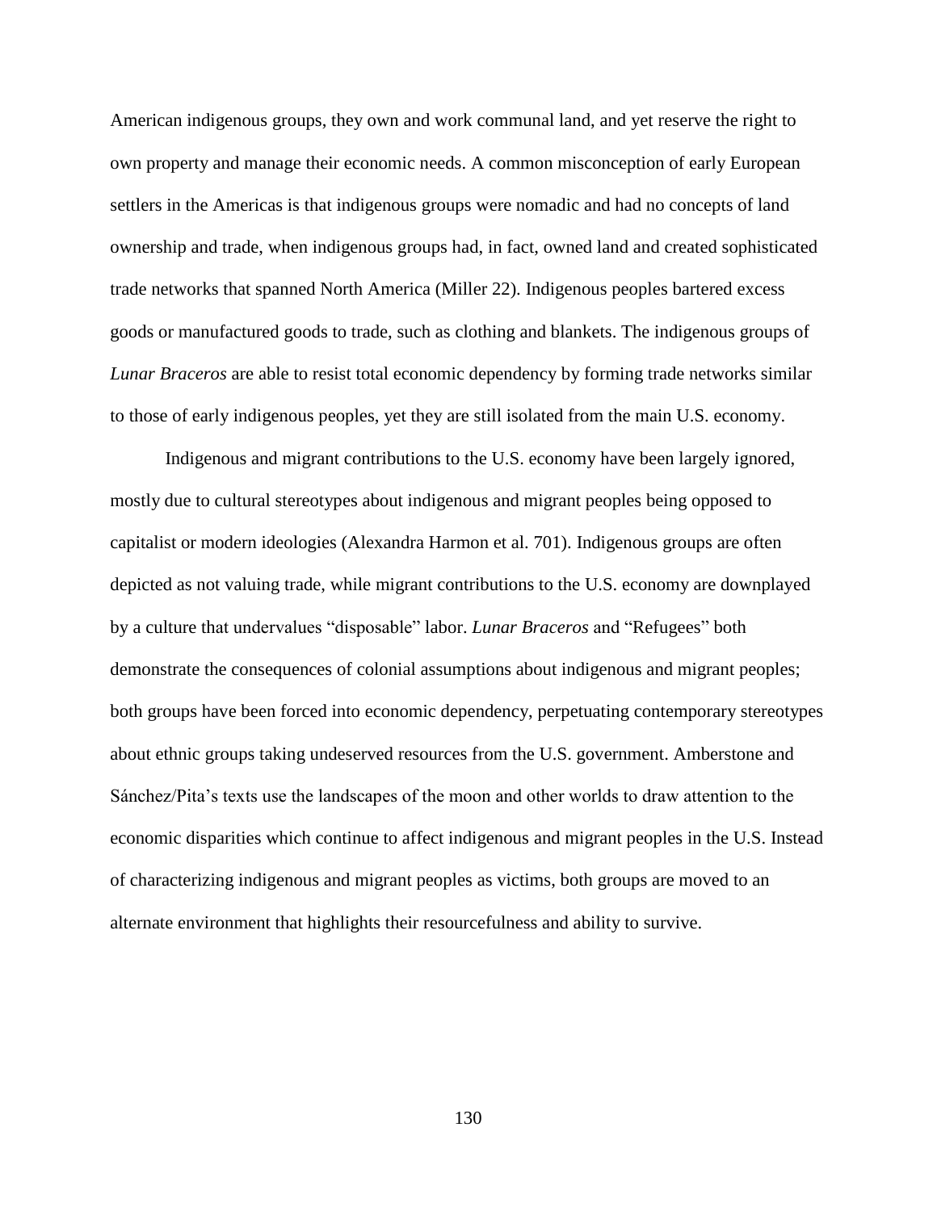American indigenous groups, they own and work communal land, and yet reserve the right to own property and manage their economic needs. A common misconception of early European settlers in the Americas is that indigenous groups were nomadic and had no concepts of land ownership and trade, when indigenous groups had, in fact, owned land and created sophisticated trade networks that spanned North America (Miller 22). Indigenous peoples bartered excess goods or manufactured goods to trade, such as clothing and blankets. The indigenous groups of *Lunar Braceros* are able to resist total economic dependency by forming trade networks similar to those of early indigenous peoples, yet they are still isolated from the main U.S. economy.

Indigenous and migrant contributions to the U.S. economy have been largely ignored, mostly due to cultural stereotypes about indigenous and migrant peoples being opposed to capitalist or modern ideologies (Alexandra Harmon et al. 701). Indigenous groups are often depicted as not valuing trade, while migrant contributions to the U.S. economy are downplayed by a culture that undervalues "disposable" labor. *Lunar Braceros* and "Refugees" both demonstrate the consequences of colonial assumptions about indigenous and migrant peoples; both groups have been forced into economic dependency, perpetuating contemporary stereotypes about ethnic groups taking undeserved resources from the U.S. government. Amberstone and Sánchez/Pita's texts use the landscapes of the moon and other worlds to draw attention to the economic disparities which continue to affect indigenous and migrant peoples in the U.S. Instead of characterizing indigenous and migrant peoples as victims, both groups are moved to an alternate environment that highlights their resourcefulness and ability to survive.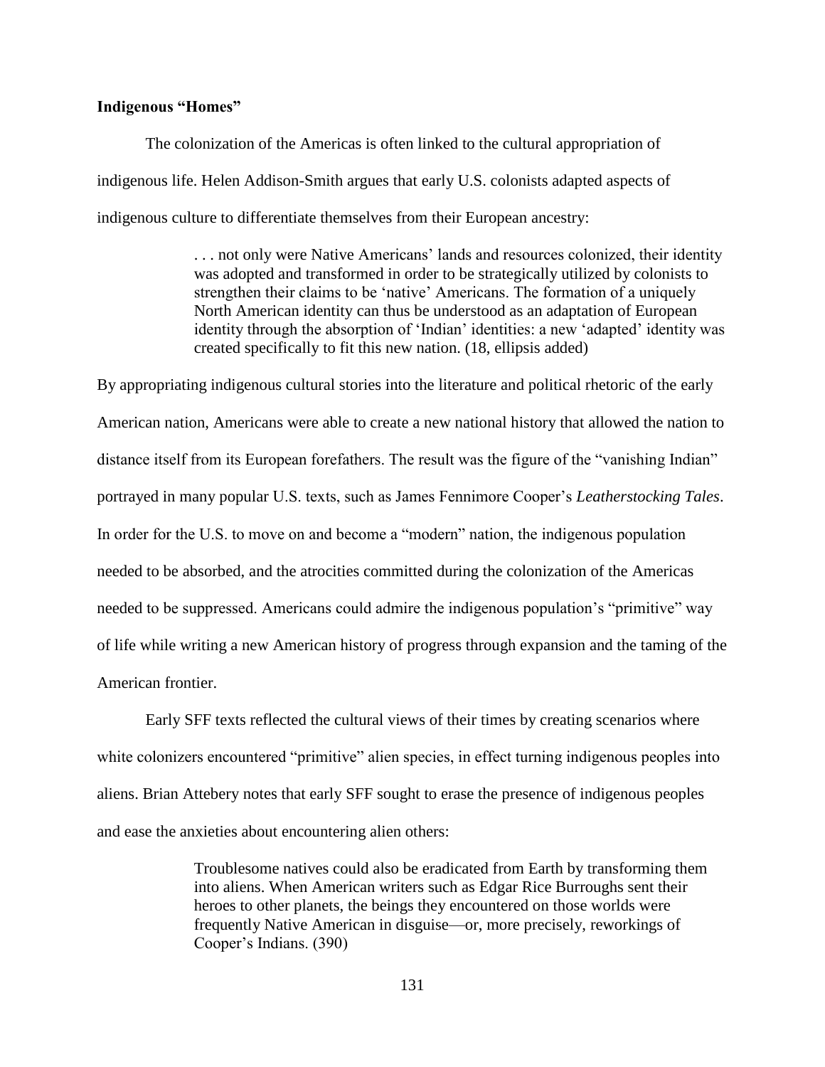**Indigenous "Homes"**

The colonization of the Americas is often linked to the cultural appropriation of indigenous life. Helen Addison-Smith argues that early U.S. colonists adapted aspects of indigenous culture to differentiate themselves from their European ancestry:

> . . . not only were Native Americans' lands and resources colonized, their identity was adopted and transformed in order to be strategically utilized by colonists to strengthen their claims to be 'native' Americans. The formation of a uniquely North American identity can thus be understood as an adaptation of European identity through the absorption of 'Indian' identities: a new 'adapted' identity was created specifically to fit this new nation. (18, ellipsis added)

By appropriating indigenous cultural stories into the literature and political rhetoric of the early American nation, Americans were able to create a new national history that allowed the nation to distance itself from its European forefathers. The result was the figure of the "vanishing Indian" portrayed in many popular U.S. texts, such as James Fennimore Cooper's *Leatherstocking Tales*. In order for the U.S. to move on and become a "modern" nation, the indigenous population needed to be absorbed, and the atrocities committed during the colonization of the Americas needed to be suppressed. Americans could admire the indigenous population's "primitive" way of life while writing a new American history of progress through expansion and the taming of the American frontier.

Early SFF texts reflected the cultural views of their times by creating scenarios where white colonizers encountered "primitive" alien species, in effect turning indigenous peoples into aliens. Brian Attebery notes that early SFF sought to erase the presence of indigenous peoples and ease the anxieties about encountering alien others:

> Troublesome natives could also be eradicated from Earth by transforming them into aliens. When American writers such as Edgar Rice Burroughs sent their heroes to other planets, the beings they encountered on those worlds were frequently Native American in disguise—or, more precisely, reworkings of Cooper's Indians. (390)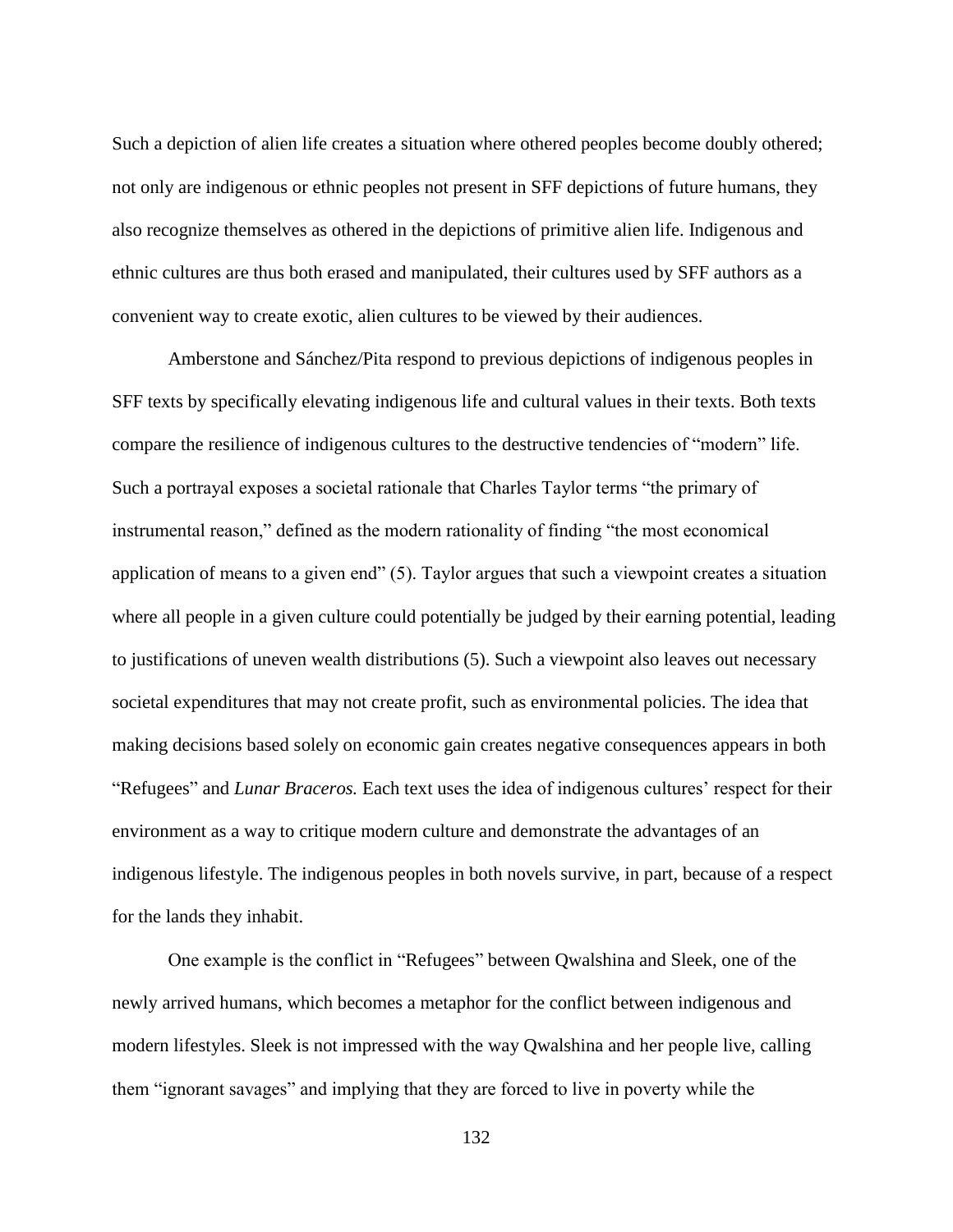Such a depiction of alien life creates a situation where othered peoples become doubly othered; not only are indigenous or ethnic peoples not present in SFF depictions of future humans, they also recognize themselves as othered in the depictions of primitive alien life. Indigenous and ethnic cultures are thus both erased and manipulated, their cultures used by SFF authors as a convenient way to create exotic, alien cultures to be viewed by their audiences.

Amberstone and Sánchez/Pita respond to previous depictions of indigenous peoples in SFF texts by specifically elevating indigenous life and cultural values in their texts. Both texts compare the resilience of indigenous cultures to the destructive tendencies of "modern" life. Such a portrayal exposes a societal rationale that Charles Taylor terms "the primary of instrumental reason," defined as the modern rationality of finding "the most economical application of means to a given end" (5). Taylor argues that such a viewpoint creates a situation where all people in a given culture could potentially be judged by their earning potential, leading to justifications of uneven wealth distributions (5). Such a viewpoint also leaves out necessary societal expenditures that may not create profit, such as environmental policies. The idea that making decisions based solely on economic gain creates negative consequences appears in both "Refugees" and *Lunar Braceros.* Each text uses the idea of indigenous cultures' respect for their environment as a way to critique modern culture and demonstrate the advantages of an indigenous lifestyle. The indigenous peoples in both novels survive, in part, because of a respect for the lands they inhabit.

One example is the conflict in "Refugees" between Qwalshina and Sleek, one of the newly arrived humans, which becomes a metaphor for the conflict between indigenous and modern lifestyles. Sleek is not impressed with the way Qwalshina and her people live, calling them "ignorant savages" and implying that they are forced to live in poverty while the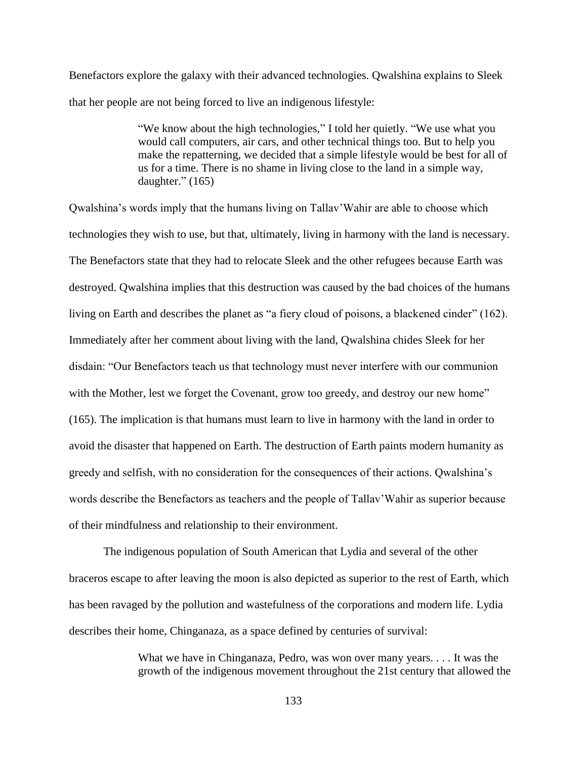Benefactors explore the galaxy with their advanced technologies. Qwalshina explains to Sleek that her people are not being forced to live an indigenous lifestyle:

> "We know about the high technologies," I told her quietly. "We use what you would call computers, air cars, and other technical things too. But to help you make the repatterning, we decided that a simple lifestyle would be best for all of us for a time. There is no shame in living close to the land in a simple way, daughter." (165)

Qwalshina's words imply that the humans living on Tallav'Wahir are able to choose which technologies they wish to use, but that, ultimately, living in harmony with the land is necessary. The Benefactors state that they had to relocate Sleek and the other refugees because Earth was destroyed. Qwalshina implies that this destruction was caused by the bad choices of the humans living on Earth and describes the planet as "a fiery cloud of poisons, a blackened cinder" (162). Immediately after her comment about living with the land, Qwalshina chides Sleek for her disdain: "Our Benefactors teach us that technology must never interfere with our communion with the Mother, lest we forget the Covenant, grow too greedy, and destroy our new home" (165). The implication is that humans must learn to live in harmony with the land in order to avoid the disaster that happened on Earth. The destruction of Earth paints modern humanity as greedy and selfish, with no consideration for the consequences of their actions. Qwalshina's words describe the Benefactors as teachers and the people of Tallav'Wahir as superior because of their mindfulness and relationship to their environment.

The indigenous population of South American that Lydia and several of the other braceros escape to after leaving the moon is also depicted as superior to the rest of Earth, which has been ravaged by the pollution and wastefulness of the corporations and modern life. Lydia describes their home, Chinganaza, as a space defined by centuries of survival:

> What we have in Chinganaza, Pedro, was won over many years. . . . It was the growth of the indigenous movement throughout the 21st century that allowed the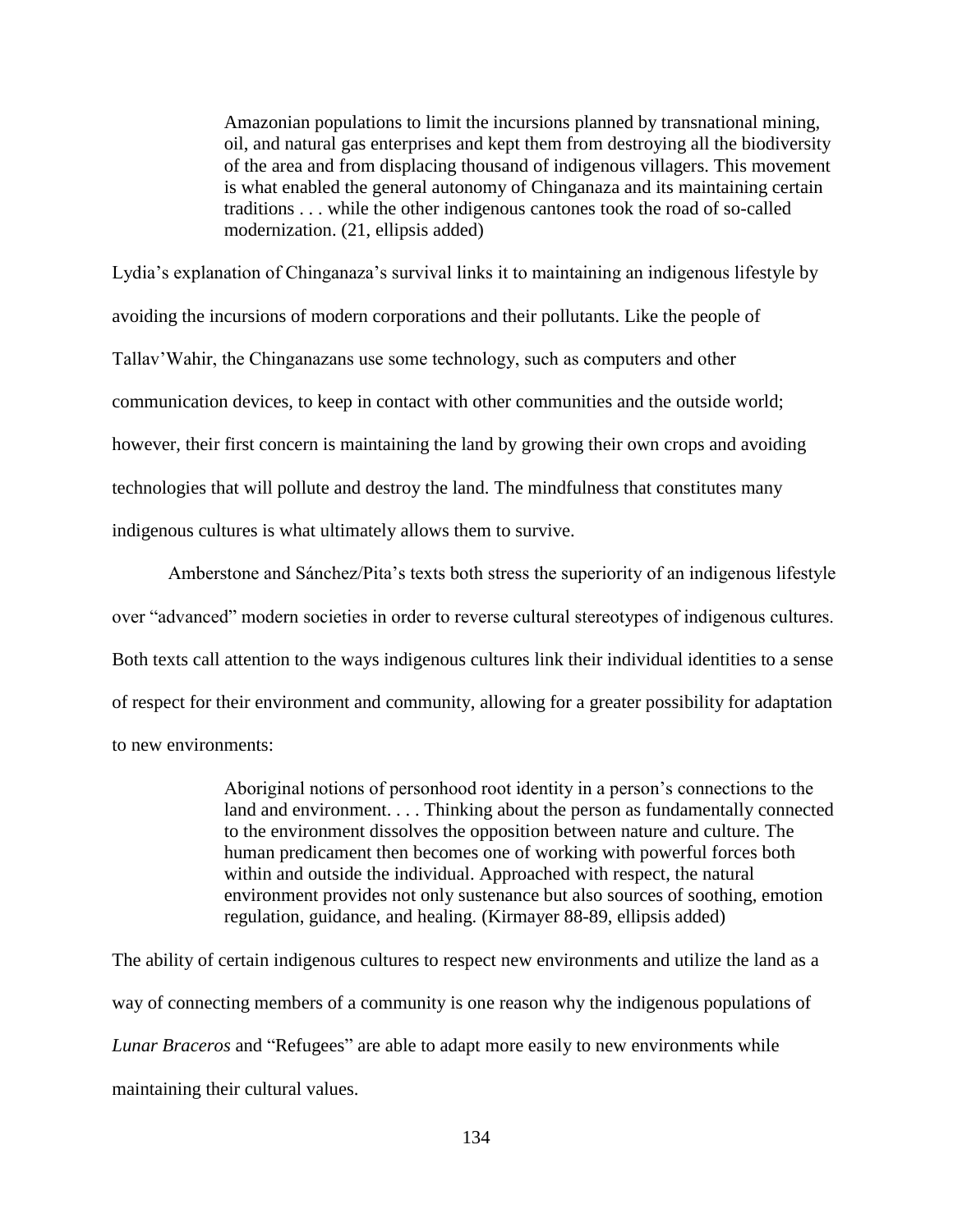> Amazonian populations to limit the incursions planned by transnational mining, oil, and natural gas enterprises and kept them from destroying all the biodiversity of the area and from displacing thousand of indigenous villagers. This movement is what enabled the general autonomy of Chinganaza and its maintaining certain traditions . . . while the other indigenous cantones took the road of so-called modernization. (21, ellipsis added)

Lydia's explanation of Chinganaza's survival links it to maintaining an indigenous lifestyle by avoiding the incursions of modern corporations and their pollutants. Like the people of Tallav'Wahir, the Chinganazans use some technology, such as computers and other communication devices, to keep in contact with other communities and the outside world; however, their first concern is maintaining the land by growing their own crops and avoiding technologies that will pollute and destroy the land. The mindfulness that constitutes many indigenous cultures is what ultimately allows them to survive.

Amberstone and Sánchez/Pita's texts both stress the superiority of an indigenous lifestyle over "advanced" modern societies in order to reverse cultural stereotypes of indigenous cultures. Both texts call attention to the ways indigenous cultures link their individual identities to a sense of respect for their environment and community, allowing for a greater possibility for adaptation to new environments:

> Aboriginal notions of personhood root identity in a person's connections to the land and environment. . . . Thinking about the person as fundamentally connected to the environment dissolves the opposition between nature and culture. The human predicament then becomes one of working with powerful forces both within and outside the individual. Approached with respect, the natural environment provides not only sustenance but also sources of soothing, emotion regulation, guidance, and healing. (Kirmayer 88-89, ellipsis added)

The ability of certain indigenous cultures to respect new environments and utilize the land as a way of connecting members of a community is one reason why the indigenous populations of *Lunar Braceros* and "Refugees" are able to adapt more easily to new environments while maintaining their cultural values.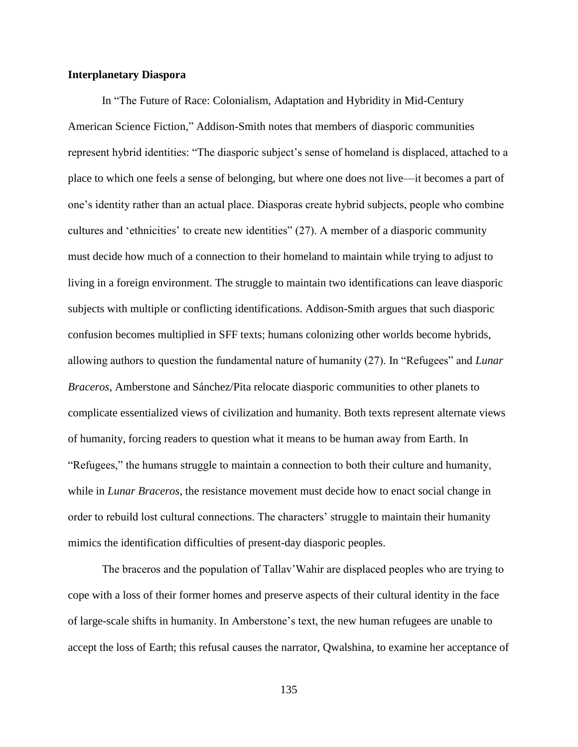**Interplanetary Diaspora**

In "The Future of Race: Colonialism, Adaptation and Hybridity in Mid-Century American Science Fiction," Addison-Smith notes that members of diasporic communities represent hybrid identities: "The diasporic subject's sense of homeland is displaced, attached to a place to which one feels a sense of belonging, but where one does not live—it becomes a part of one's identity rather than an actual place. Diasporas create hybrid subjects, people who combine cultures and 'ethnicities' to create new identities" (27). A member of a diasporic community must decide how much of a connection to their homeland to maintain while trying to adjust to living in a foreign environment. The struggle to maintain two identifications can leave diasporic subjects with multiple or conflicting identifications. Addison-Smith argues that such diasporic confusion becomes multiplied in SFF texts; humans colonizing other worlds become hybrids, allowing authors to question the fundamental nature of humanity (27). In "Refugees" and *Lunar Braceros*, Amberstone and Sánchez/Pita relocate diasporic communities to other planets to complicate essentialized views of civilization and humanity. Both texts represent alternate views of humanity, forcing readers to question what it means to be human away from Earth. In "Refugees," the humans struggle to maintain a connection to both their culture and humanity, while in *Lunar Braceros*, the resistance movement must decide how to enact social change in order to rebuild lost cultural connections. The characters' struggle to maintain their humanity mimics the identification difficulties of present-day diasporic peoples.

The braceros and the population of Tallav'Wahir are displaced peoples who are trying to cope with a loss of their former homes and preserve aspects of their cultural identity in the face of large-scale shifts in humanity. In Amberstone's text, the new human refugees are unable to accept the loss of Earth; this refusal causes the narrator, Qwalshina, to examine her acceptance of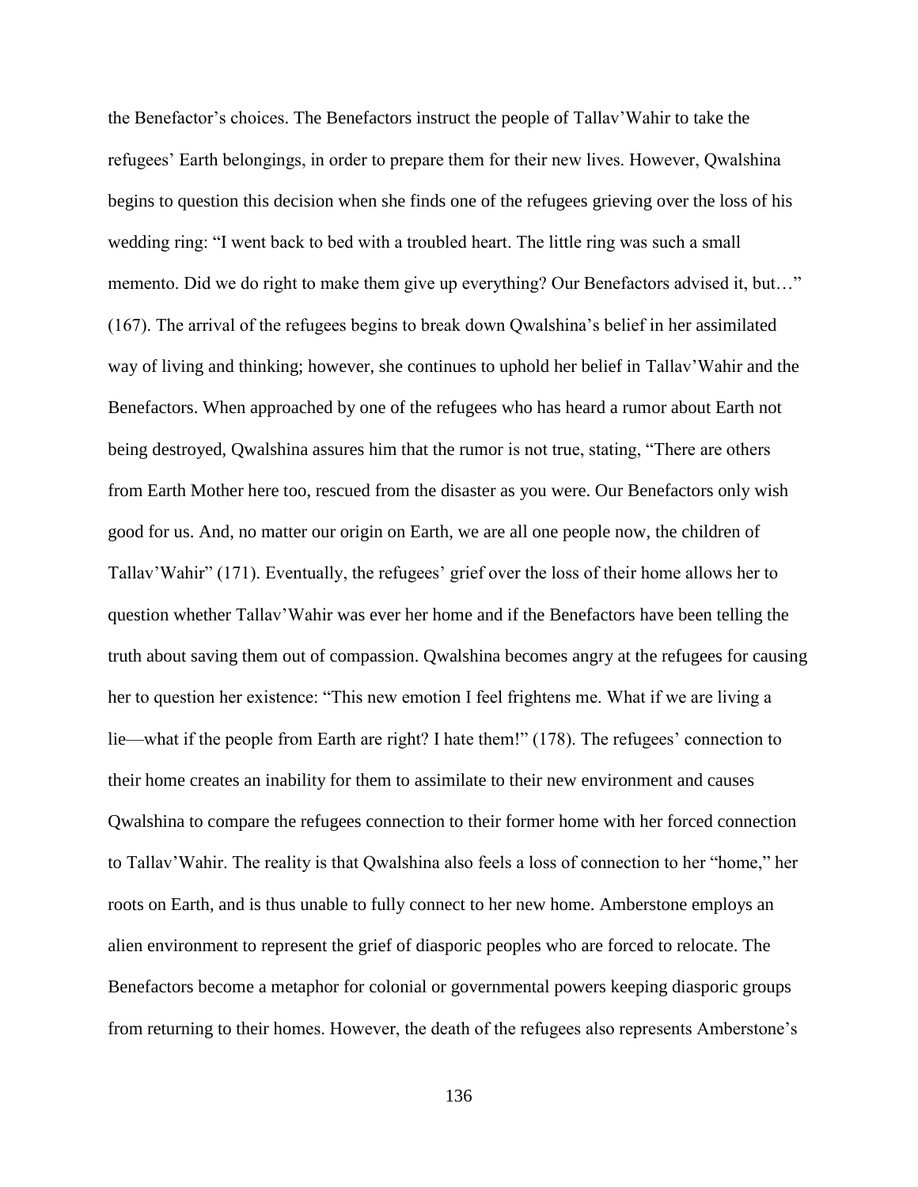the Benefactor's choices. The Benefactors instruct the people of Tallav'Wahir to take the refugees' Earth belongings, in order to prepare them for their new lives. However, Qwalshina begins to question this decision when she finds one of the refugees grieving over the loss of his wedding ring: "I went back to bed with a troubled heart. The little ring was such a small memento. Did we do right to make them give up everything? Our Benefactors advised it, but…" (167). The arrival of the refugees begins to break down Qwalshina's belief in her assimilated way of living and thinking; however, she continues to uphold her belief in Tallav'Wahir and the Benefactors. When approached by one of the refugees who has heard a rumor about Earth not being destroyed, Qwalshina assures him that the rumor is not true, stating, "There are others from Earth Mother here too, rescued from the disaster as you were. Our Benefactors only wish good for us. And, no matter our origin on Earth, we are all one people now, the children of Tallav'Wahir" (171). Eventually, the refugees' grief over the loss of their home allows her to question whether Tallav'Wahir was ever her home and if the Benefactors have been telling the truth about saving them out of compassion. Qwalshina becomes angry at the refugees for causing her to question her existence: "This new emotion I feel frightens me. What if we are living a lie—what if the people from Earth are right? I hate them!" (178). The refugees' connection to their home creates an inability for them to assimilate to their new environment and causes Qwalshina to compare the refugees connection to their former home with her forced connection to Tallav'Wahir. The reality is that Qwalshina also feels a loss of connection to her "home," her roots on Earth, and is thus unable to fully connect to her new home. Amberstone employs an alien environment to represent the grief of diasporic peoples who are forced to relocate. The Benefactors become a metaphor for colonial or governmental powers keeping diasporic groups from returning to their homes. However, the death of the refugees also represents Amberstone's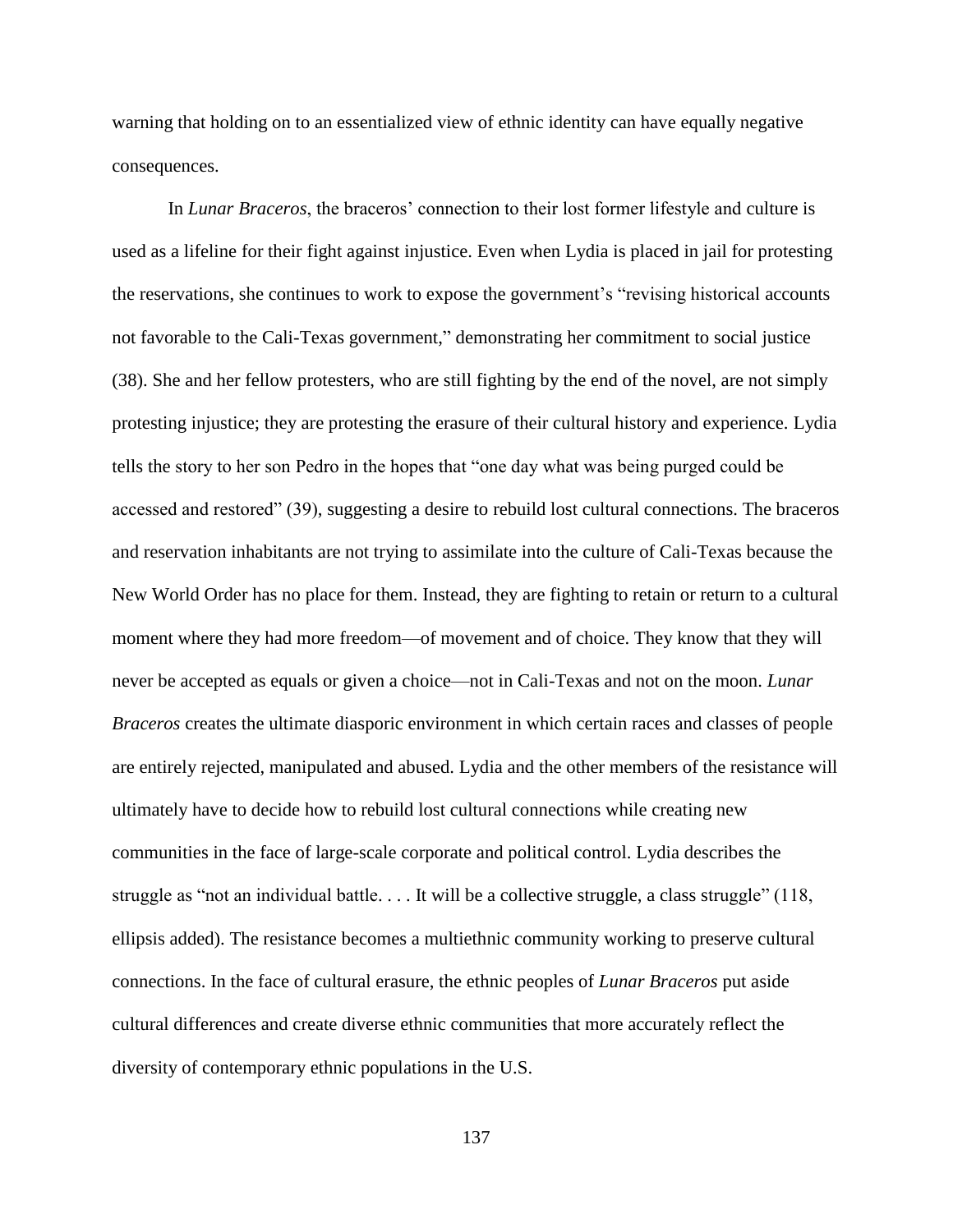warning that holding on to an essentialized view of ethnic identity can have equally negative consequences.

In *Lunar Braceros*, the braceros' connection to their lost former lifestyle and culture is used as a lifeline for their fight against injustice. Even when Lydia is placed in jail for protesting the reservations, she continues to work to expose the government's "revising historical accounts not favorable to the Cali-Texas government," demonstrating her commitment to social justice (38). She and her fellow protesters, who are still fighting by the end of the novel, are not simply protesting injustice; they are protesting the erasure of their cultural history and experience. Lydia tells the story to her son Pedro in the hopes that "one day what was being purged could be accessed and restored" (39), suggesting a desire to rebuild lost cultural connections. The braceros and reservation inhabitants are not trying to assimilate into the culture of Cali-Texas because the New World Order has no place for them. Instead, they are fighting to retain or return to a cultural moment where they had more freedom—of movement and of choice. They know that they will never be accepted as equals or given a choice—not in Cali-Texas and not on the moon. *Lunar Braceros* creates the ultimate diasporic environment in which certain races and classes of people are entirely rejected, manipulated and abused. Lydia and the other members of the resistance will ultimately have to decide how to rebuild lost cultural connections while creating new communities in the face of large-scale corporate and political control. Lydia describes the struggle as "not an individual battle. . . . It will be a collective struggle, a class struggle" (118, ellipsis added). The resistance becomes a multiethnic community working to preserve cultural connections. In the face of cultural erasure, the ethnic peoples of *Lunar Braceros* put aside cultural differences and create diverse ethnic communities that more accurately reflect the diversity of contemporary ethnic populations in the U.S.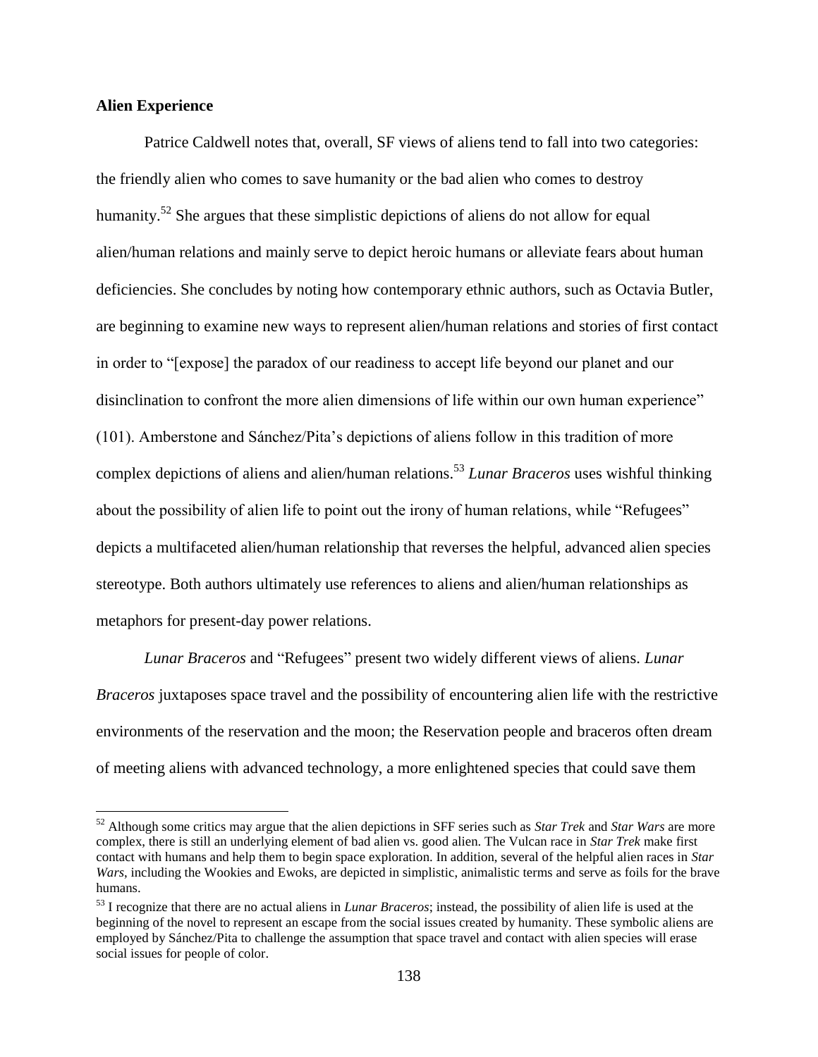**Alien Experience**

Patrice Caldwell notes that, overall, SF views of aliens tend to fall into two categories: the friendly alien who comes to save humanity or the bad alien who comes to destroy humanity.[52] She argues that these simplistic depictions of aliens do not allow for equal alien/human relations and mainly serve to depict heroic humans or alleviate fears about human deficiencies. She concludes by noting how contemporary ethnic authors, such as Octavia Butler, are beginning to examine new ways to represent alien/human relations and stories of first contact in order to "[expose] the paradox of our readiness to accept life beyond our planet and our disinclination to confront the more alien dimensions of life within our own human experience" (101). Amberstone and Sánchez/Pita's depictions of aliens follow in this tradition of more complex depictions of aliens and alien/human relations.[53] *Lunar Braceros* uses wishful thinking about the possibility of alien life to point out the irony of human relations, while "Refugees" depicts a multifaceted alien/human relationship that reverses the helpful, advanced alien species stereotype. Both authors ultimately use references to aliens and alien/human relationships as metaphors for present-day power relations.

*Lunar Braceros* and "Refugees" present two widely different views of aliens. *Lunar Braceros* juxtaposes space travel and the possibility of encountering alien life with the restrictive environments of the reservation and the moon; the Reservation people and braceros often dream of meeting aliens with advanced technology, a more enlightened species that could save them

---

[52] Although some critics may argue that the alien depictions in SFF series such as *Star Trek* and *Star Wars* are more complex, there is still an underlying element of bad alien vs. good alien. The Vulcan race in *Star Trek* make first contact with humans and help them to begin space exploration. In addition, several of the helpful alien races in *Star Wars*, including the Wookies and Ewoks, are depicted in simplistic, animalistic terms and serve as foils for the brave humans.

[53] I recognize that there are no actual aliens in *Lunar Braceros*; instead, the possibility of alien life is used at the beginning of the novel to represent an escape from the social issues created by humanity. These symbolic aliens are employed by Sánchez/Pita to challenge the assumption that space travel and contact with alien species will erase social issues for people of color.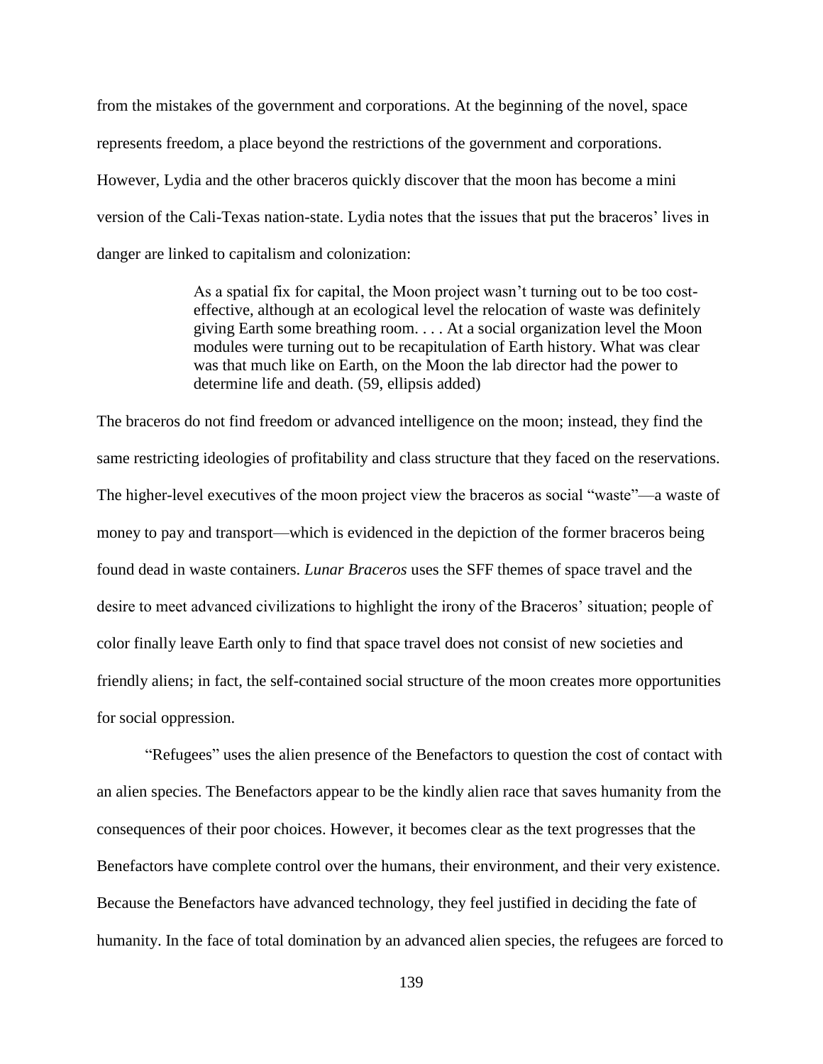from the mistakes of the government and corporations. At the beginning of the novel, space represents freedom, a place beyond the restrictions of the government and corporations. However, Lydia and the other braceros quickly discover that the moon has become a mini version of the Cali-Texas nation-state. Lydia notes that the issues that put the braceros' lives in danger are linked to capitalism and colonization:

> As a spatial fix for capital, the Moon project wasn't turning out to be too cost-effective, although at an ecological level the relocation of waste was definitely giving Earth some breathing room. . . . At a social organization level the Moon modules were turning out to be recapitulation of Earth history. What was clear was that much like on Earth, on the Moon the lab director had the power to determine life and death. (59, ellipsis added)

The braceros do not find freedom or advanced intelligence on the moon; instead, they find the same restricting ideologies of profitability and class structure that they faced on the reservations. The higher-level executives of the moon project view the braceros as social "waste"—a waste of money to pay and transport—which is evidenced in the depiction of the former braceros being found dead in waste containers. *Lunar Braceros* uses the SFF themes of space travel and the desire to meet advanced civilizations to highlight the irony of the Braceros' situation; people of color finally leave Earth only to find that space travel does not consist of new societies and friendly aliens; in fact, the self-contained social structure of the moon creates more opportunities for social oppression.

"Refugees" uses the alien presence of the Benefactors to question the cost of contact with an alien species. The Benefactors appear to be the kindly alien race that saves humanity from the consequences of their poor choices. However, it becomes clear as the text progresses that the Benefactors have complete control over the humans, their environment, and their very existence. Because the Benefactors have advanced technology, they feel justified in deciding the fate of humanity. In the face of total domination by an advanced alien species, the refugees are forced to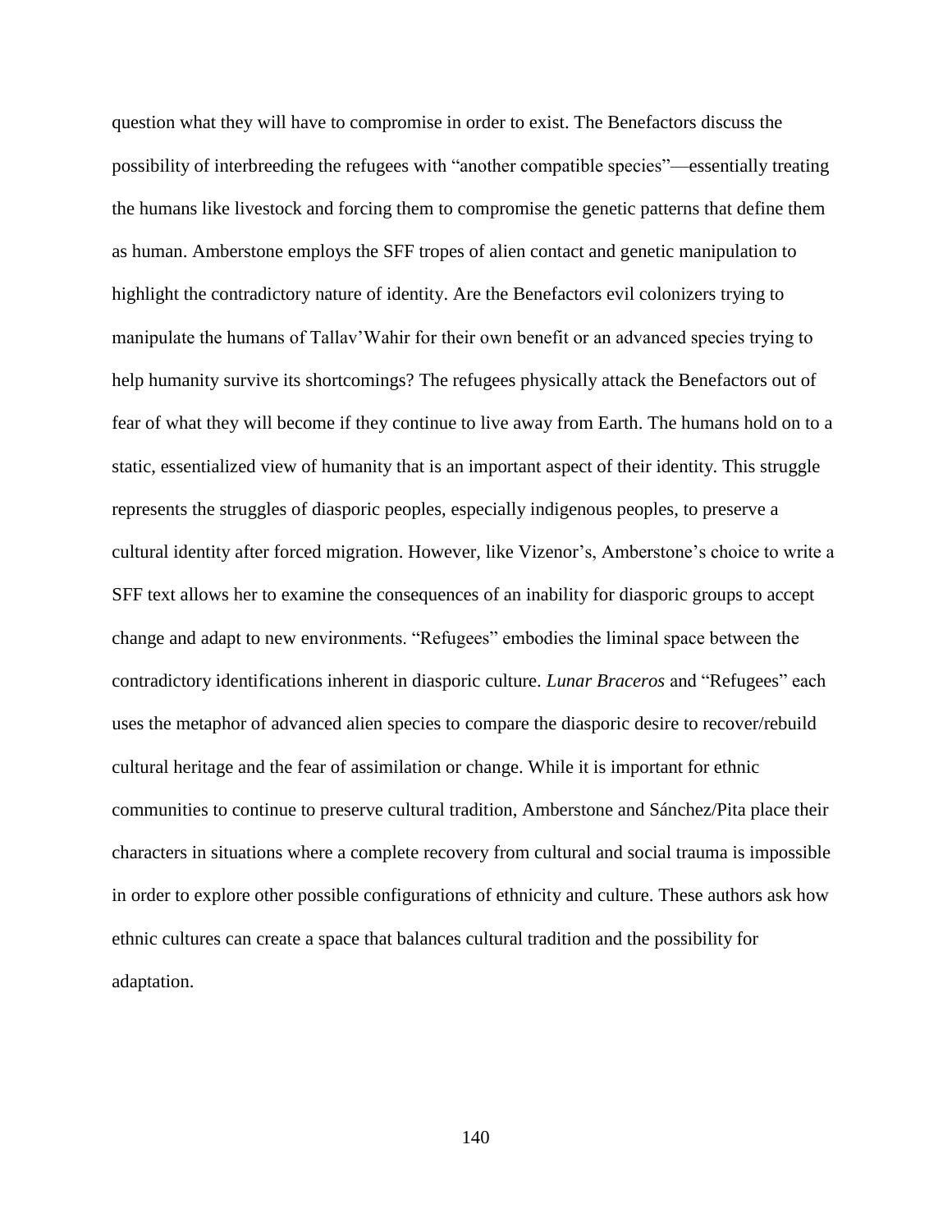question what they will have to compromise in order to exist. The Benefactors discuss the possibility of interbreeding the refugees with "another compatible species"—essentially treating the humans like livestock and forcing them to compromise the genetic patterns that define them as human. Amberstone employs the SFF tropes of alien contact and genetic manipulation to highlight the contradictory nature of identity. Are the Benefactors evil colonizers trying to manipulate the humans of Tallav'Wahir for their own benefit or an advanced species trying to help humanity survive its shortcomings? The refugees physically attack the Benefactors out of fear of what they will become if they continue to live away from Earth. The humans hold on to a static, essentialized view of humanity that is an important aspect of their identity. This struggle represents the struggles of diasporic peoples, especially indigenous peoples, to preserve a cultural identity after forced migration. However, like Vizenor's, Amberstone's choice to write a SFF text allows her to examine the consequences of an inability for diasporic groups to accept change and adapt to new environments. "Refugees" embodies the liminal space between the contradictory identifications inherent in diasporic culture. *Lunar Braceros* and "Refugees" each uses the metaphor of advanced alien species to compare the diasporic desire to recover/rebuild cultural heritage and the fear of assimilation or change. While it is important for ethnic communities to continue to preserve cultural tradition, Amberstone and Sánchez/Pita place their characters in situations where a complete recovery from cultural and social trauma is impossible in order to explore other possible configurations of ethnicity and culture. These authors ask how ethnic cultures can create a space that balances cultural tradition and the possibility for adaptation.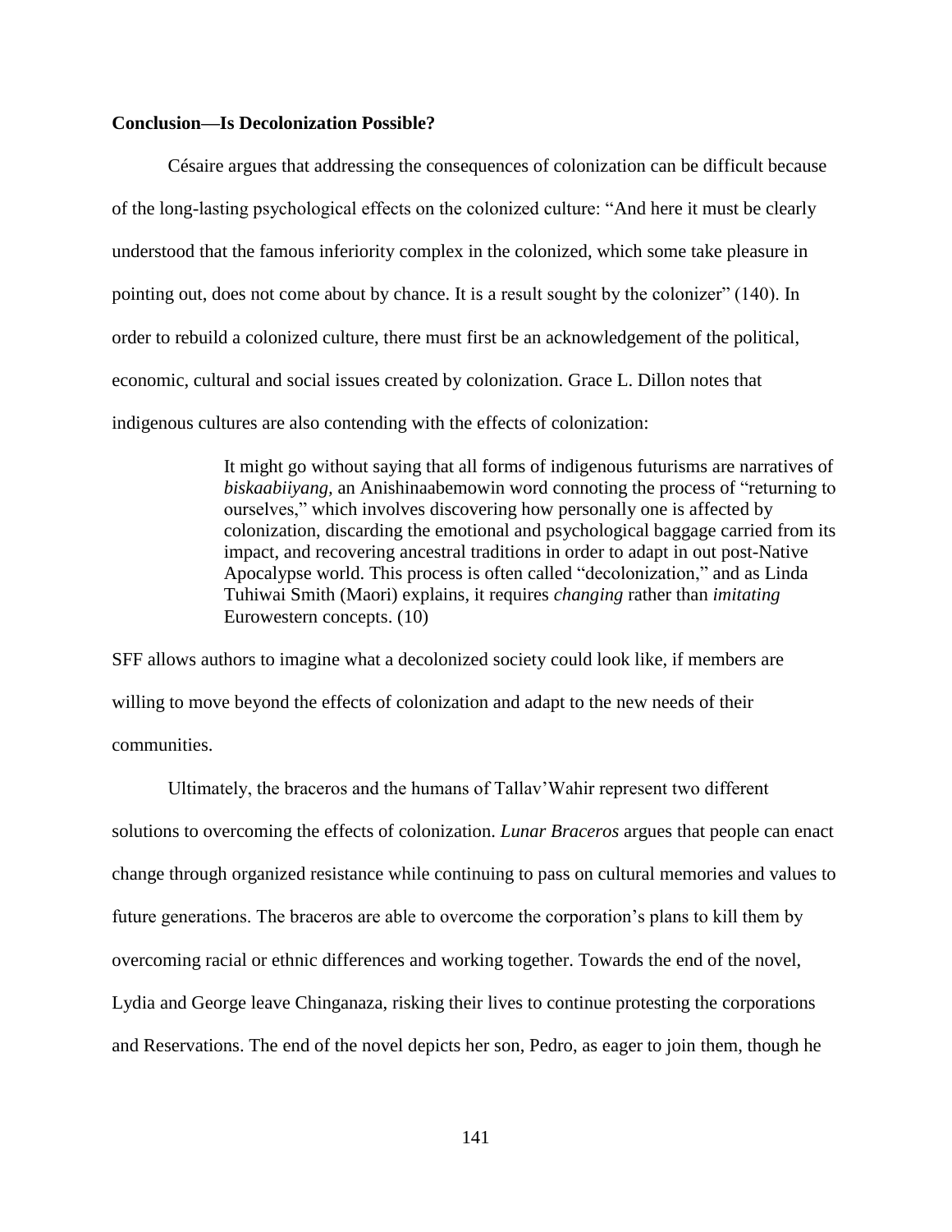**Conclusion—Is Decolonization Possible?**

Césaire argues that addressing the consequences of colonization can be difficult because of the long-lasting psychological effects on the colonized culture: "And here it must be clearly understood that the famous inferiority complex in the colonized, which some take pleasure in pointing out, does not come about by chance. It is a result sought by the colonizer" (140). In order to rebuild a colonized culture, there must first be an acknowledgement of the political, economic, cultural and social issues created by colonization. Grace L. Dillon notes that indigenous cultures are also contending with the effects of colonization:

> It might go without saying that all forms of indigenous futurisms are narratives of *biskaabiiyang*, an Anishinaabemowin word connoting the process of "returning to ourselves," which involves discovering how personally one is affected by colonization, discarding the emotional and psychological baggage carried from its impact, and recovering ancestral traditions in order to adapt in out post-Native Apocalypse world. This process is often called "decolonization," and as Linda Tuhiwai Smith (Maori) explains, it requires *changing* rather than *imitating* Eurowestern concepts. (10)

SFF allows authors to imagine what a decolonized society could look like, if members are willing to move beyond the effects of colonization and adapt to the new needs of their communities.

Ultimately, the braceros and the humans of Tallav'Wahir represent two different solutions to overcoming the effects of colonization. *Lunar Braceros* argues that people can enact change through organized resistance while continuing to pass on cultural memories and values to future generations. The braceros are able to overcome the corporation's plans to kill them by overcoming racial or ethnic differences and working together. Towards the end of the novel, Lydia and George leave Chinganaza, risking their lives to continue protesting the corporations and Reservations. The end of the novel depicts her son, Pedro, as eager to join them, though he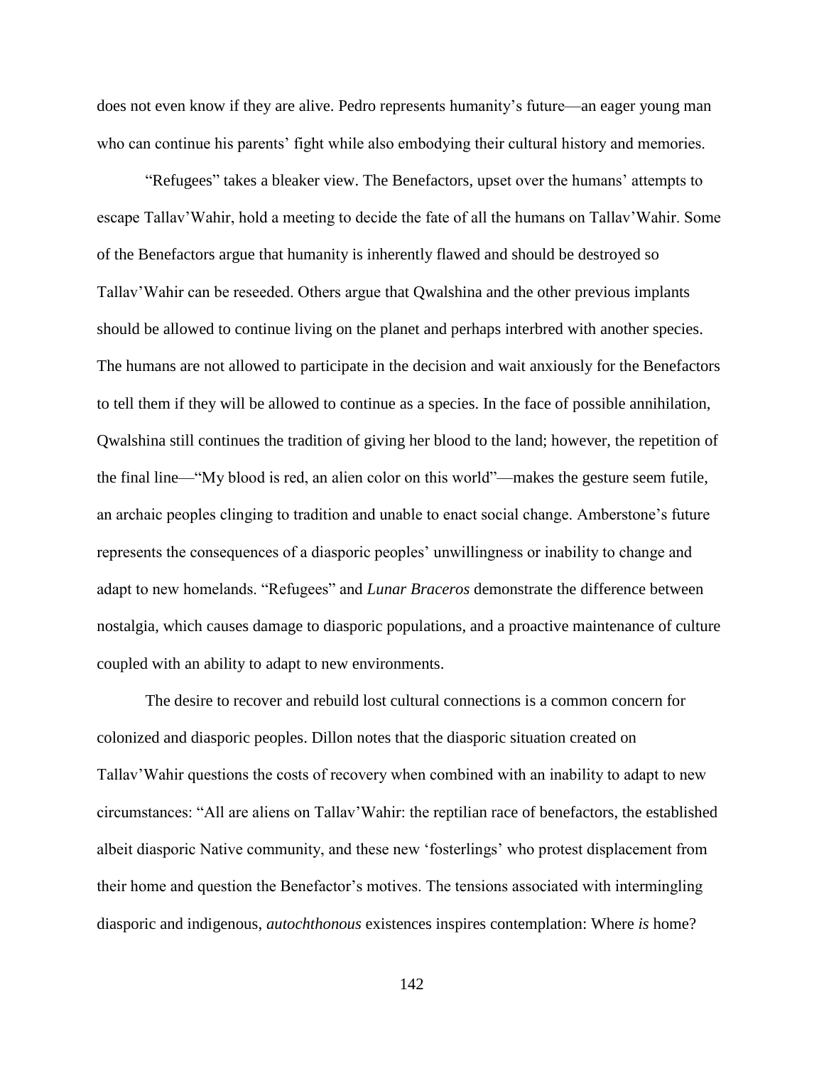does not even know if they are alive. Pedro represents humanity's future—an eager young man who can continue his parents' fight while also embodying their cultural history and memories.

"Refugees" takes a bleaker view. The Benefactors, upset over the humans' attempts to escape Tallav'Wahir, hold a meeting to decide the fate of all the humans on Tallav'Wahir. Some of the Benefactors argue that humanity is inherently flawed and should be destroyed so Tallav'Wahir can be reseeded. Others argue that Qwalshina and the other previous implants should be allowed to continue living on the planet and perhaps interbred with another species. The humans are not allowed to participate in the decision and wait anxiously for the Benefactors to tell them if they will be allowed to continue as a species. In the face of possible annihilation, Qwalshina still continues the tradition of giving her blood to the land; however, the repetition of the final line—"My blood is red, an alien color on this world"—makes the gesture seem futile, an archaic peoples clinging to tradition and unable to enact social change. Amberstone's future represents the consequences of a diasporic peoples' unwillingness or inability to change and adapt to new homelands. "Refugees" and *Lunar Braceros* demonstrate the difference between nostalgia, which causes damage to diasporic populations, and a proactive maintenance of culture coupled with an ability to adapt to new environments.

The desire to recover and rebuild lost cultural connections is a common concern for colonized and diasporic peoples. Dillon notes that the diasporic situation created on Tallav'Wahir questions the costs of recovery when combined with an inability to adapt to new circumstances: "All are aliens on Tallav'Wahir: the reptilian race of benefactors, the established albeit diasporic Native community, and these new 'fosterlings' who protest displacement from their home and question the Benefactor's motives. The tensions associated with intermingling diasporic and indigenous, *autochthonous* existences inspires contemplation: Where *is* home?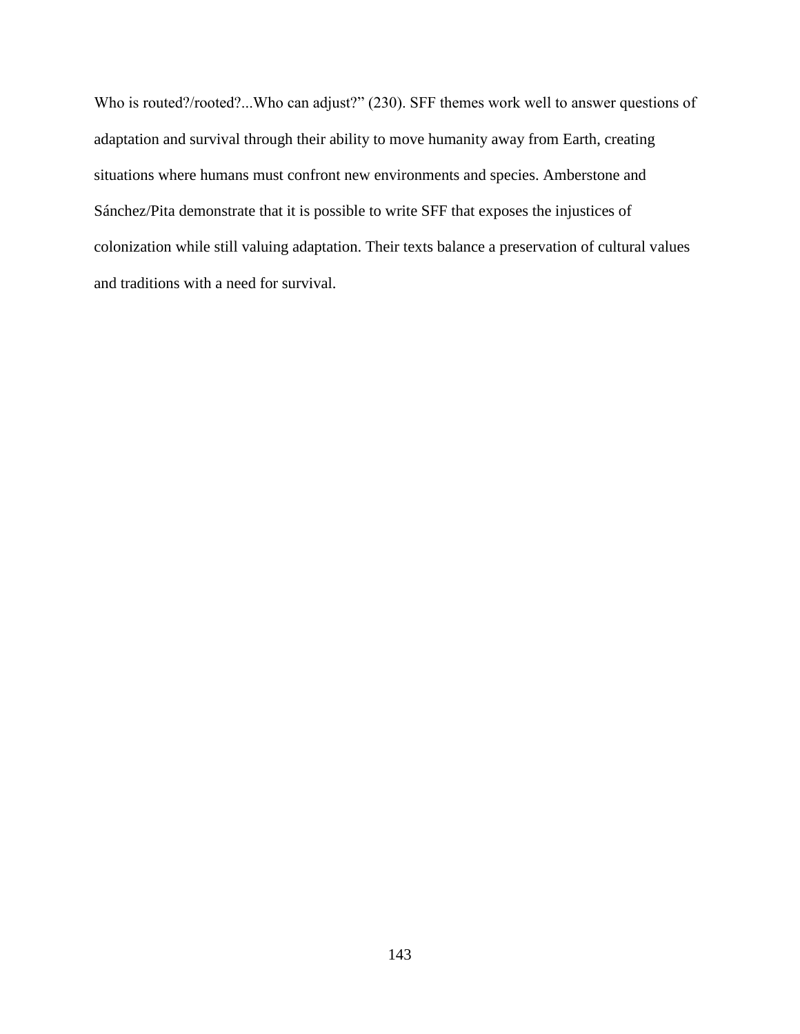Who is routed?/rooted?...Who can adjust?" (230). SFF themes work well to answer questions of adaptation and survival through their ability to move humanity away from Earth, creating situations where humans must confront new environments and species. Amberstone and Sánchez/Pita demonstrate that it is possible to write SFF that exposes the injustices of colonization while still valuing adaptation. Their texts balance a preservation of cultural values and traditions with a need for survival.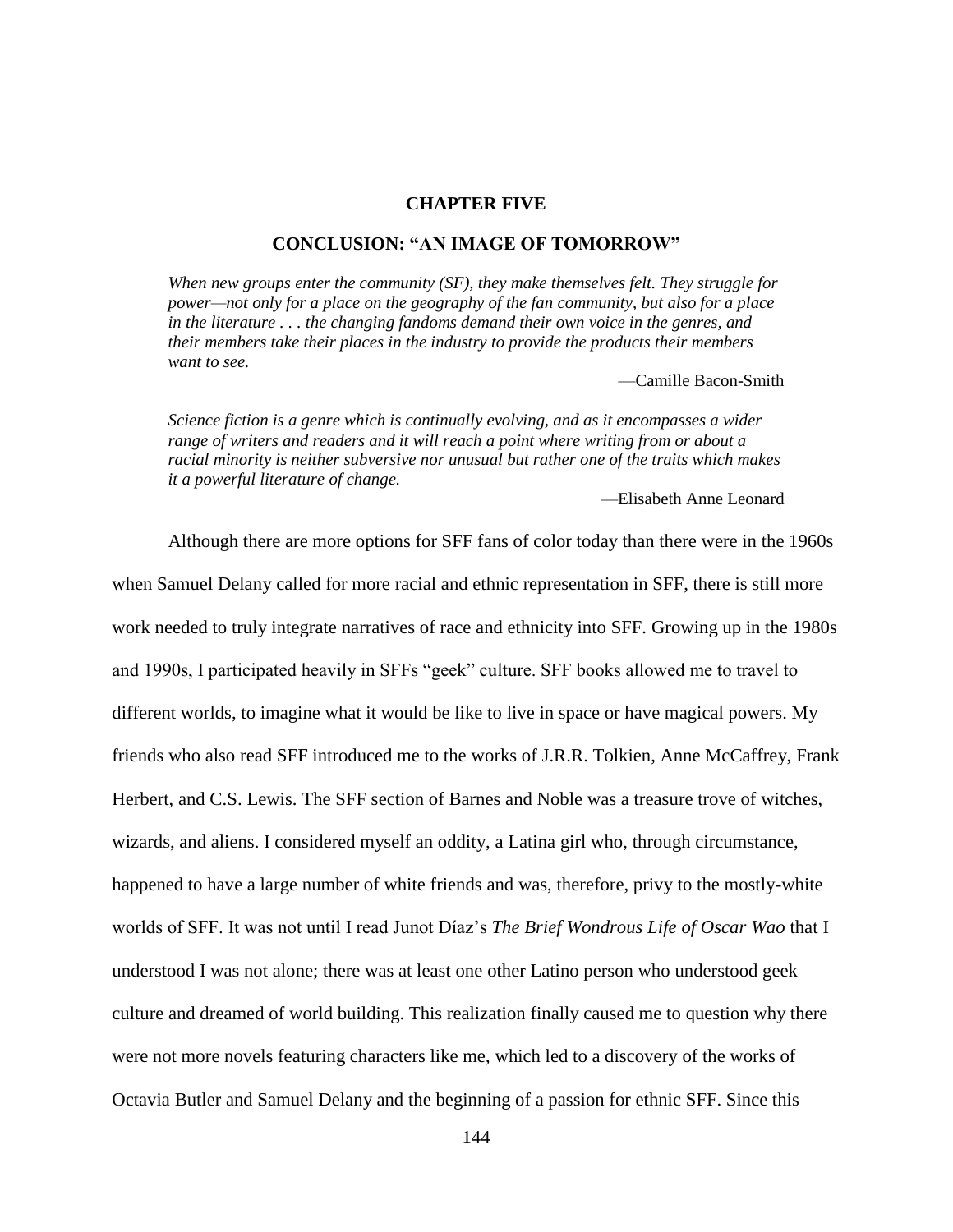# CHAPTER FIVE

## CONCLUSION: "AN IMAGE OF TOMORROW"

> *When new groups enter the community (SF), they make themselves felt. They struggle for power—not only for a place on the geography of the fan community, but also for a place in the literature . . . the changing fandoms demand their own voice in the genres, and their members take their places in the industry to provide the products their members want to see.*
>
> —Camille Bacon-Smith

> *Science fiction is a genre which is continually evolving, and as it encompasses a wider range of writers and readers and it will reach a point where writing from or about a racial minority is neither subversive nor unusual but rather one of the traits which makes it a powerful literature of change.*
>
> —Elisabeth Anne Leonard

Although there are more options for SFF fans of color today than there were in the 1960s when Samuel Delany called for more racial and ethnic representation in SFF, there is still more work needed to truly integrate narratives of race and ethnicity into SFF. Growing up in the 1980s and 1990s, I participated heavily in SFFs "geek" culture. SFF books allowed me to travel to different worlds, to imagine what it would be like to live in space or have magical powers. My friends who also read SFF introduced me to the works of J.R.R. Tolkien, Anne McCaffrey, Frank Herbert, and C.S. Lewis. The SFF section of Barnes and Noble was a treasure trove of witches, wizards, and aliens. I considered myself an oddity, a Latina girl who, through circumstance, happened to have a large number of white friends and was, therefore, privy to the mostly-white worlds of SFF. It was not until I read Junot Díaz's *The Brief Wondrous Life of Oscar Wao* that I understood I was not alone; there was at least one other Latino person who understood geek culture and dreamed of world building. This realization finally caused me to question why there were not more novels featuring characters like me, which led to a discovery of the works of Octavia Butler and Samuel Delany and the beginning of a passion for ethnic SFF. Since this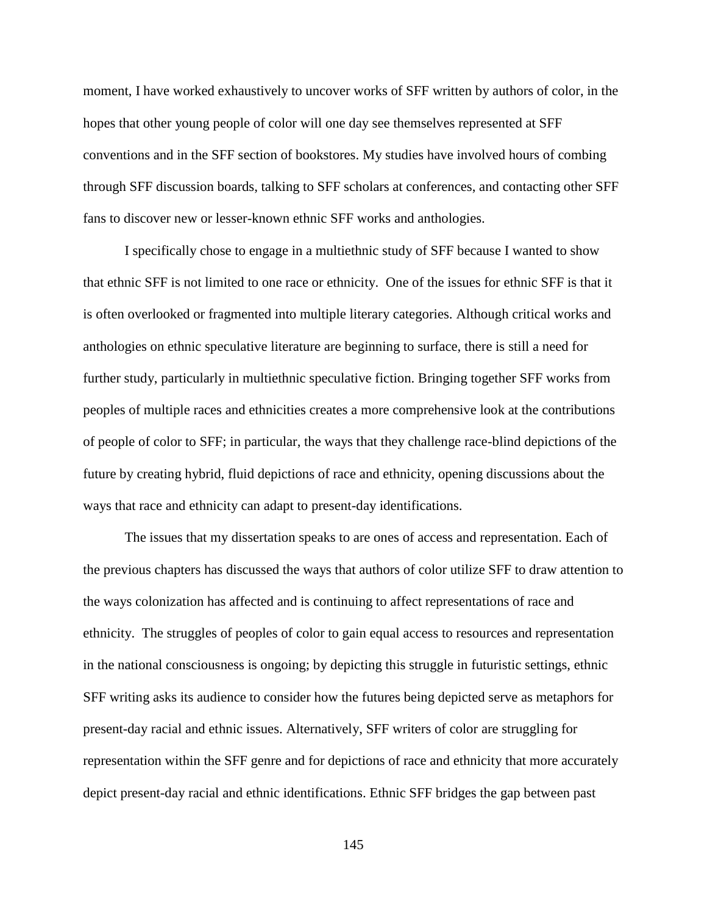moment, I have worked exhaustively to uncover works of SFF written by authors of color, in the hopes that other young people of color will one day see themselves represented at SFF conventions and in the SFF section of bookstores. My studies have involved hours of combing through SFF discussion boards, talking to SFF scholars at conferences, and contacting other SFF fans to discover new or lesser-known ethnic SFF works and anthologies.

I specifically chose to engage in a multiethnic study of SFF because I wanted to show that ethnic SFF is not limited to one race or ethnicity. One of the issues for ethnic SFF is that it is often overlooked or fragmented into multiple literary categories. Although critical works and anthologies on ethnic speculative literature are beginning to surface, there is still a need for further study, particularly in multiethnic speculative fiction. Bringing together SFF works from peoples of multiple races and ethnicities creates a more comprehensive look at the contributions of people of color to SFF; in particular, the ways that they challenge race-blind depictions of the future by creating hybrid, fluid depictions of race and ethnicity, opening discussions about the ways that race and ethnicity can adapt to present-day identifications.

The issues that my dissertation speaks to are ones of access and representation. Each of the previous chapters has discussed the ways that authors of color utilize SFF to draw attention to the ways colonization has affected and is continuing to affect representations of race and ethnicity. The struggles of peoples of color to gain equal access to resources and representation in the national consciousness is ongoing; by depicting this struggle in futuristic settings, ethnic SFF writing asks its audience to consider how the futures being depicted serve as metaphors for present-day racial and ethnic issues. Alternatively, SFF writers of color are struggling for representation within the SFF genre and for depictions of race and ethnicity that more accurately depict present-day racial and ethnic identifications. Ethnic SFF bridges the gap between past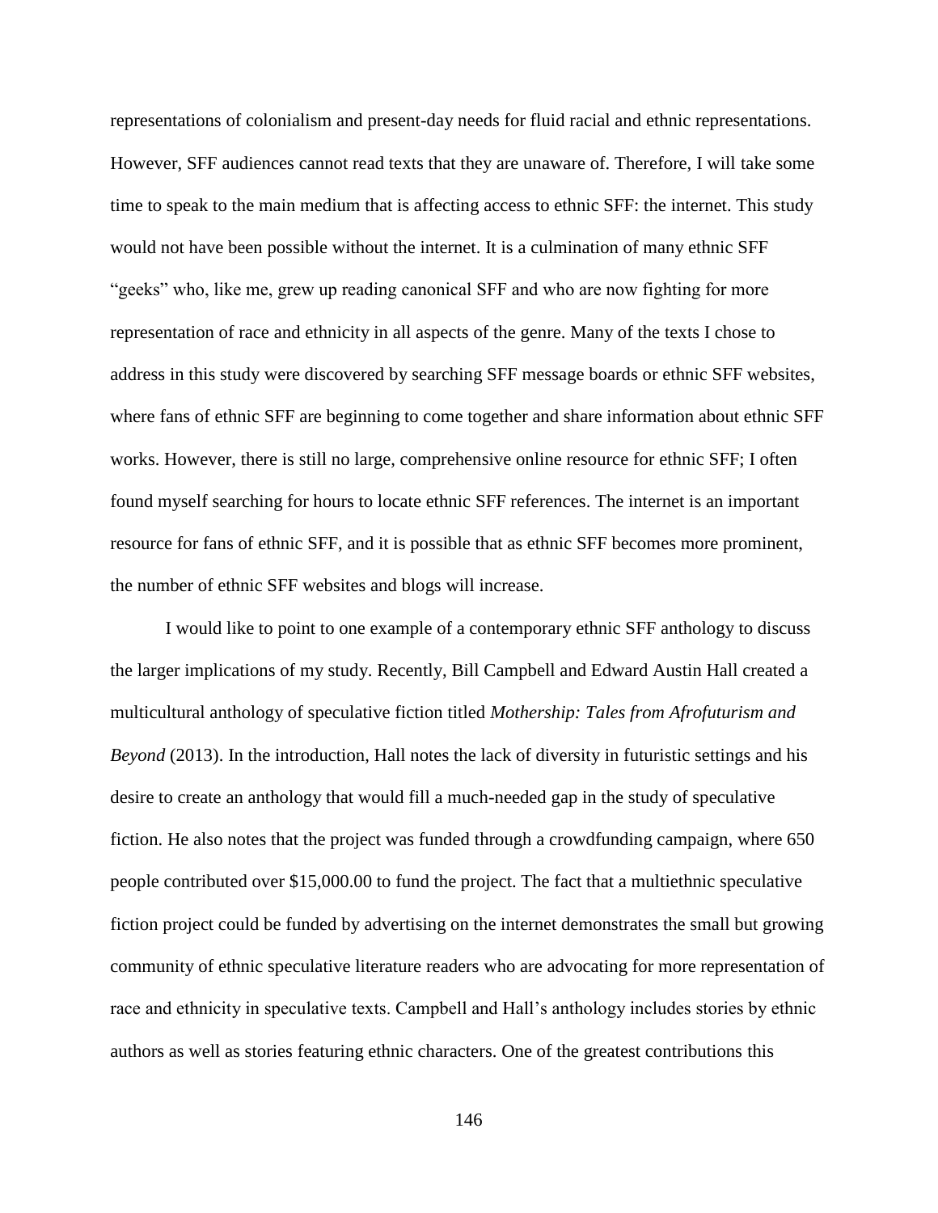representations of colonialism and present-day needs for fluid racial and ethnic representations. However, SFF audiences cannot read texts that they are unaware of. Therefore, I will take some time to speak to the main medium that is affecting access to ethnic SFF: the internet. This study would not have been possible without the internet. It is a culmination of many ethnic SFF "geeks" who, like me, grew up reading canonical SFF and who are now fighting for more representation of race and ethnicity in all aspects of the genre. Many of the texts I chose to address in this study were discovered by searching SFF message boards or ethnic SFF websites, where fans of ethnic SFF are beginning to come together and share information about ethnic SFF works. However, there is still no large, comprehensive online resource for ethnic SFF; I often found myself searching for hours to locate ethnic SFF references. The internet is an important resource for fans of ethnic SFF, and it is possible that as ethnic SFF becomes more prominent, the number of ethnic SFF websites and blogs will increase.

I would like to point to one example of a contemporary ethnic SFF anthology to discuss the larger implications of my study. Recently, Bill Campbell and Edward Austin Hall created a multicultural anthology of speculative fiction titled *Mothership: Tales from Afrofuturism and Beyond* (2013). In the introduction, Hall notes the lack of diversity in futuristic settings and his desire to create an anthology that would fill a much-needed gap in the study of speculative fiction. He also notes that the project was funded through a crowdfunding campaign, where 650 people contributed over $15,000.00 to fund the project. The fact that a multiethnic speculative fiction project could be funded by advertising on the internet demonstrates the small but growing community of ethnic speculative literature readers who are advocating for more representation of race and ethnicity in speculative texts. Campbell and Hall's anthology includes stories by ethnic authors as well as stories featuring ethnic characters. One of the greatest contributions this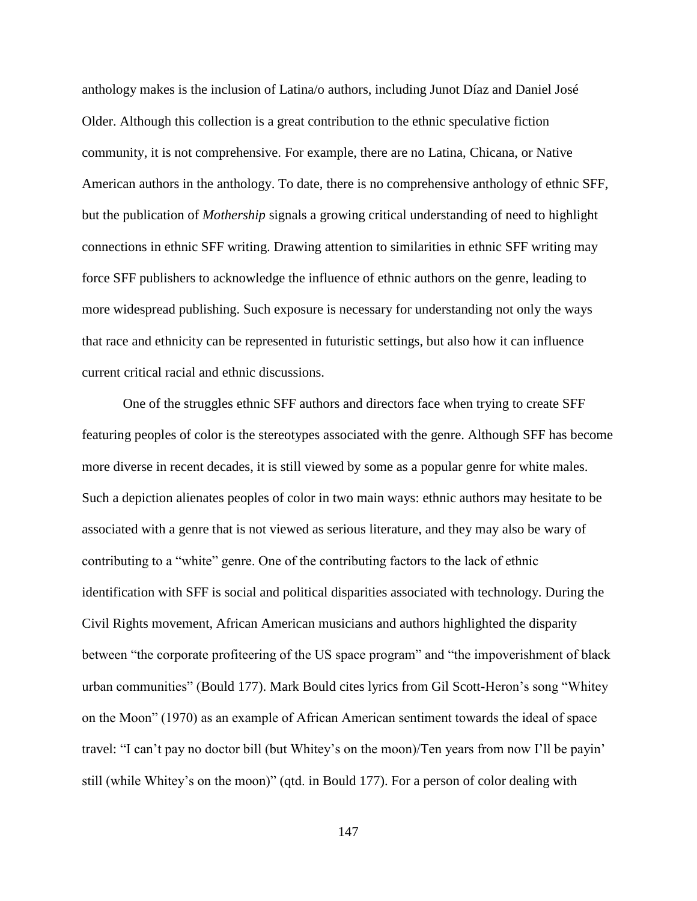anthology makes is the inclusion of Latina/o authors, including Junot Díaz and Daniel José Older. Although this collection is a great contribution to the ethnic speculative fiction community, it is not comprehensive. For example, there are no Latina, Chicana, or Native American authors in the anthology. To date, there is no comprehensive anthology of ethnic SFF, but the publication of *Mothership* signals a growing critical understanding of need to highlight connections in ethnic SFF writing. Drawing attention to similarities in ethnic SFF writing may force SFF publishers to acknowledge the influence of ethnic authors on the genre, leading to more widespread publishing. Such exposure is necessary for understanding not only the ways that race and ethnicity can be represented in futuristic settings, but also how it can influence current critical racial and ethnic discussions.

One of the struggles ethnic SFF authors and directors face when trying to create SFF featuring peoples of color is the stereotypes associated with the genre. Although SFF has become more diverse in recent decades, it is still viewed by some as a popular genre for white males. Such a depiction alienates peoples of color in two main ways: ethnic authors may hesitate to be associated with a genre that is not viewed as serious literature, and they may also be wary of contributing to a "white" genre. One of the contributing factors to the lack of ethnic identification with SFF is social and political disparities associated with technology. During the Civil Rights movement, African American musicians and authors highlighted the disparity between "the corporate profiteering of the US space program" and "the impoverishment of black urban communities" (Bould 177). Mark Bould cites lyrics from Gil Scott-Heron's song "Whitey on the Moon" (1970) as an example of African American sentiment towards the ideal of space travel: "I can't pay no doctor bill (but Whitey's on the moon)/Ten years from now I'll be payin' still (while Whitey's on the moon)" (qtd. in Bould 177). For a person of color dealing with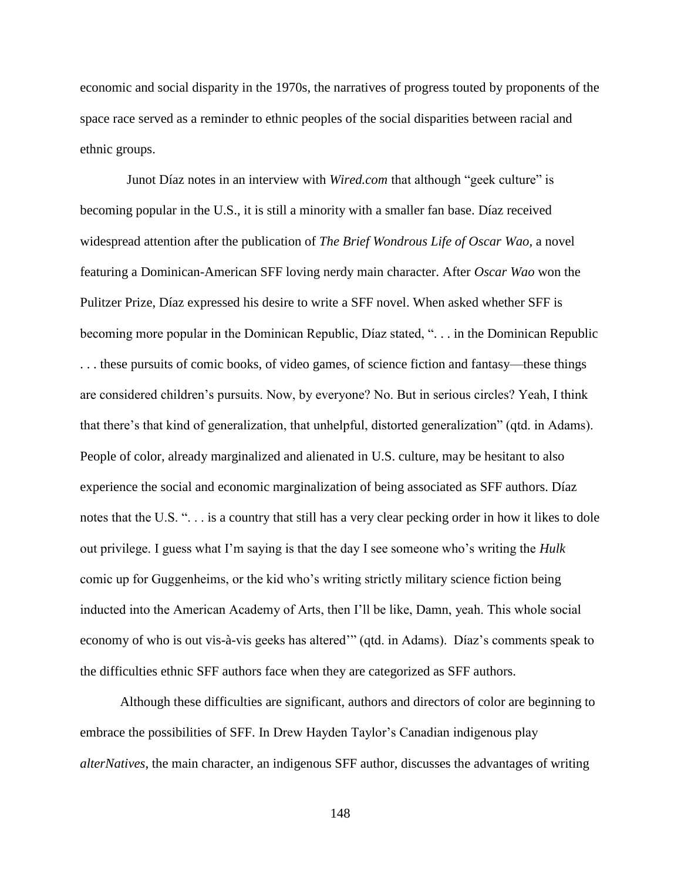economic and social disparity in the 1970s, the narratives of progress touted by proponents of the space race served as a reminder to ethnic peoples of the social disparities between racial and ethnic groups.

Junot Díaz notes in an interview with *Wired.com* that although "geek culture" is becoming popular in the U.S., it is still a minority with a smaller fan base. Díaz received widespread attention after the publication of *The Brief Wondrous Life of Oscar Wao*, a novel featuring a Dominican-American SFF loving nerdy main character. After *Oscar Wao* won the Pulitzer Prize, Díaz expressed his desire to write a SFF novel. When asked whether SFF is becoming more popular in the Dominican Republic, Díaz stated, ". . . in the Dominican Republic . . . these pursuits of comic books, of video games, of science fiction and fantasy—these things are considered children's pursuits. Now, by everyone? No. But in serious circles? Yeah, I think that there's that kind of generalization, that unhelpful, distorted generalization" (qtd. in Adams). People of color, already marginalized and alienated in U.S. culture, may be hesitant to also experience the social and economic marginalization of being associated as SFF authors. Díaz notes that the U.S. ". . . is a country that still has a very clear pecking order in how it likes to dole out privilege. I guess what I'm saying is that the day I see someone who's writing the *Hulk* comic up for Guggenheims, or the kid who's writing strictly military science fiction being inducted into the American Academy of Arts, then I'll be like, Damn, yeah. This whole social economy of who is out vis-à-vis geeks has altered'" (qtd. in Adams). Díaz's comments speak to the difficulties ethnic SFF authors face when they are categorized as SFF authors.

Although these difficulties are significant, authors and directors of color are beginning to embrace the possibilities of SFF. In Drew Hayden Taylor's Canadian indigenous play *alterNatives*, the main character, an indigenous SFF author, discusses the advantages of writing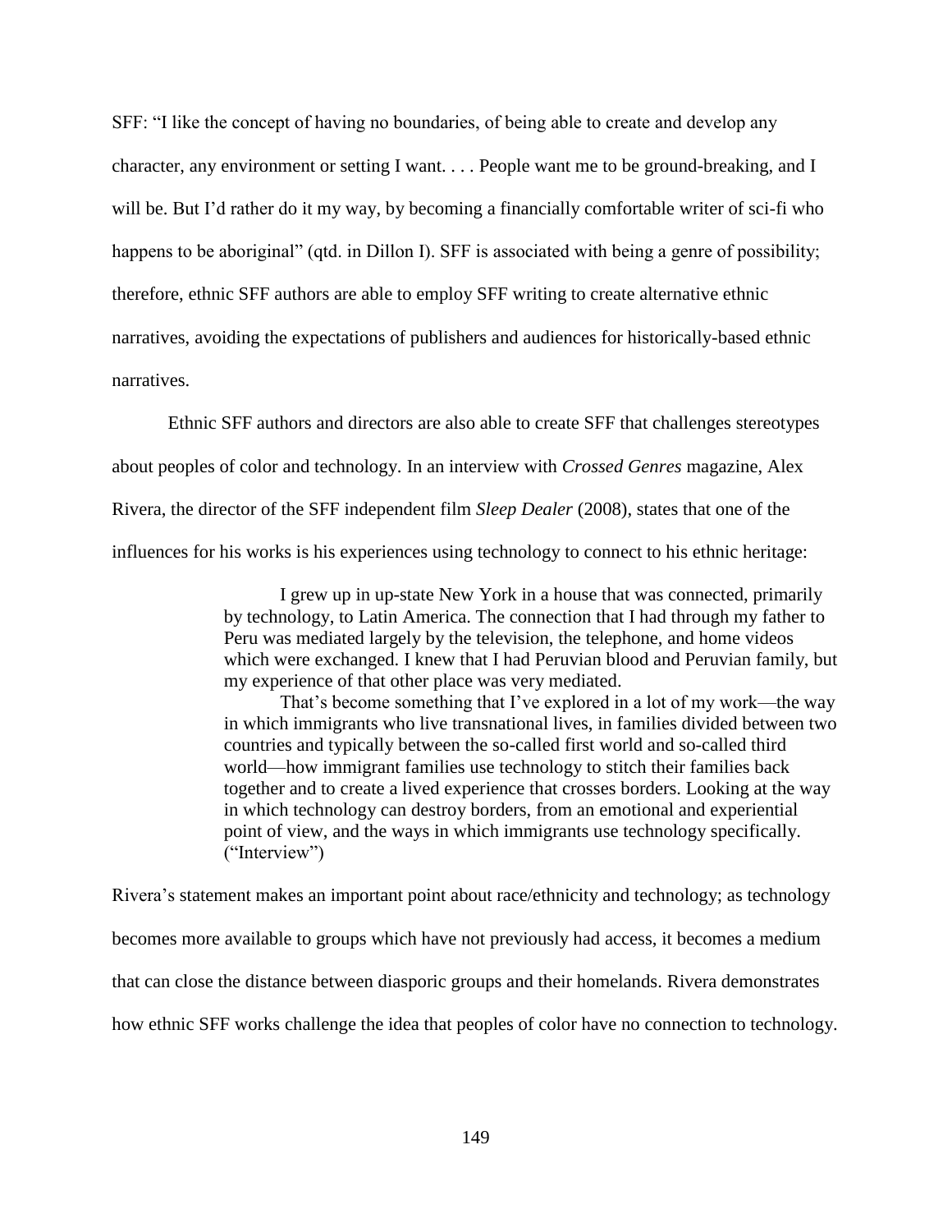SFF: "I like the concept of having no boundaries, of being able to create and develop any character, any environment or setting I want. . . . People want me to be ground-breaking, and I will be. But I'd rather do it my way, by becoming a financially comfortable writer of sci-fi who happens to be aboriginal" (qtd. in Dillon I). SFF is associated with being a genre of possibility; therefore, ethnic SFF authors are able to employ SFF writing to create alternative ethnic narratives, avoiding the expectations of publishers and audiences for historically-based ethnic narratives.

Ethnic SFF authors and directors are also able to create SFF that challenges stereotypes about peoples of color and technology. In an interview with *Crossed Genres* magazine, Alex Rivera, the director of the SFF independent film *Sleep Dealer* (2008), states that one of the influences for his works is his experiences using technology to connect to his ethnic heritage:

> I grew up in up-state New York in a house that was connected, primarily by technology, to Latin America. The connection that I had through my father to Peru was mediated largely by the television, the telephone, and home videos which were exchanged. I knew that I had Peruvian blood and Peruvian family, but my experience of that other place was very mediated.
>
> That's become something that I've explored in a lot of my work—the way in which immigrants who live transnational lives, in families divided between two countries and typically between the so-called first world and so-called third world—how immigrant families use technology to stitch their families back together and to create a lived experience that crosses borders. Looking at the way in which technology can destroy borders, from an emotional and experiential point of view, and the ways in which immigrants use technology specifically. ("Interview")

Rivera's statement makes an important point about race/ethnicity and technology; as technology becomes more available to groups which have not previously had access, it becomes a medium that can close the distance between diasporic groups and their homelands. Rivera demonstrates how ethnic SFF works challenge the idea that peoples of color have no connection to technology.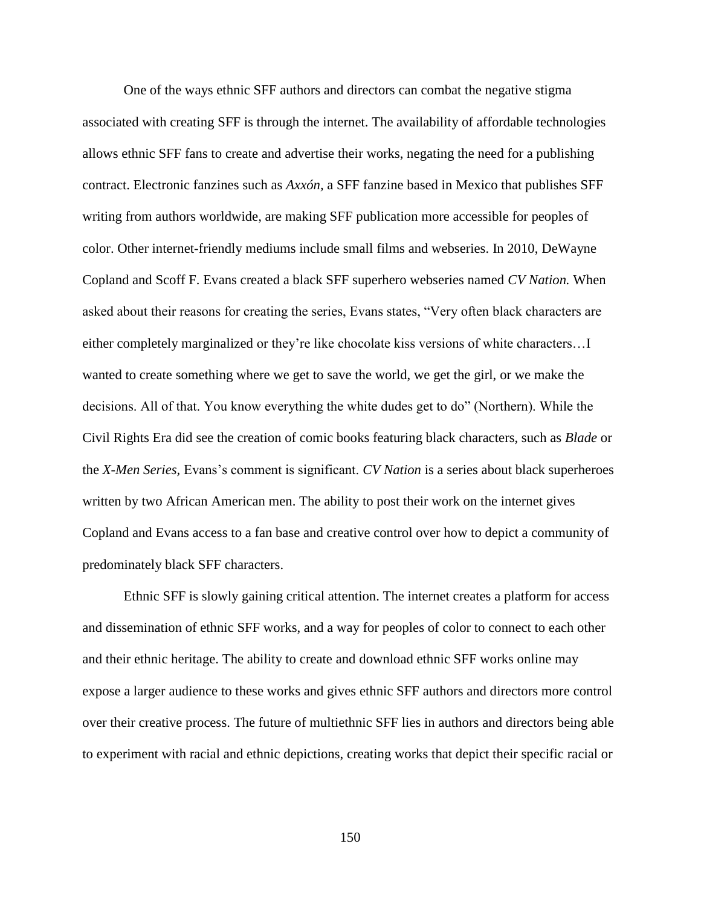One of the ways ethnic SFF authors and directors can combat the negative stigma associated with creating SFF is through the internet. The availability of affordable technologies allows ethnic SFF fans to create and advertise their works, negating the need for a publishing contract. Electronic fanzines such as *Axxón,* a SFF fanzine based in Mexico that publishes SFF writing from authors worldwide, are making SFF publication more accessible for peoples of color. Other internet-friendly mediums include small films and webseries. In 2010, DeWayne Copland and Scoff F. Evans created a black SFF superhero webseries named *CV Nation.* When asked about their reasons for creating the series, Evans states, "Very often black characters are either completely marginalized or they're like chocolate kiss versions of white characters…I wanted to create something where we get to save the world, we get the girl, or we make the decisions. All of that. You know everything the white dudes get to do" (Northern). While the Civil Rights Era did see the creation of comic books featuring black characters, such as *Blade* or the *X-Men Series,* Evans's comment is significant. *CV Nation* is a series about black superheroes written by two African American men. The ability to post their work on the internet gives Copland and Evans access to a fan base and creative control over how to depict a community of predominately black SFF characters.

Ethnic SFF is slowly gaining critical attention. The internet creates a platform for access and dissemination of ethnic SFF works, and a way for peoples of color to connect to each other and their ethnic heritage. The ability to create and download ethnic SFF works online may expose a larger audience to these works and gives ethnic SFF authors and directors more control over their creative process. The future of multiethnic SFF lies in authors and directors being able to experiment with racial and ethnic depictions, creating works that depict their specific racial or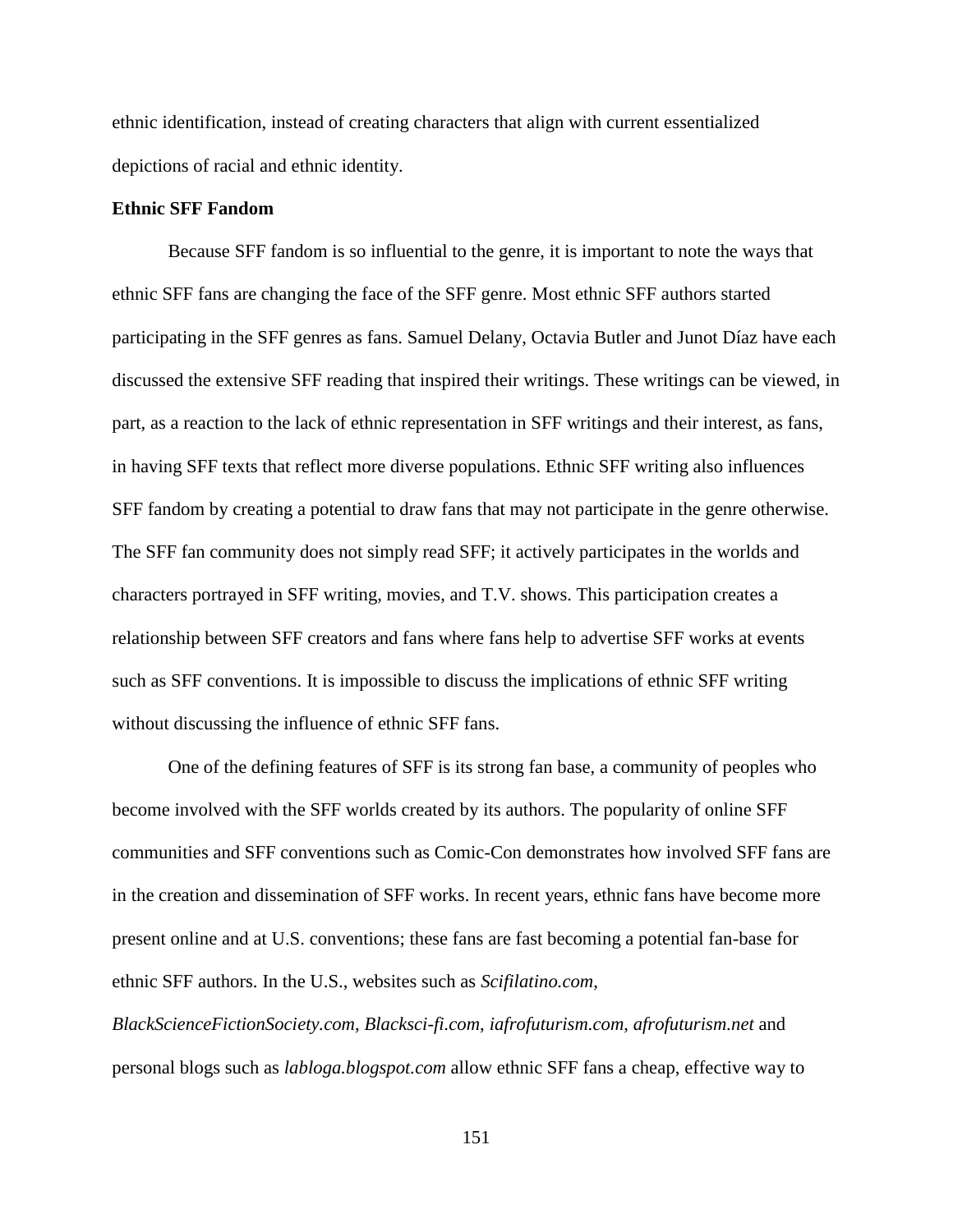ethnic identification, instead of creating characters that align with current essentialized depictions of racial and ethnic identity.

**Ethnic SFF Fandom**

Because SFF fandom is so influential to the genre, it is important to note the ways that ethnic SFF fans are changing the face of the SFF genre. Most ethnic SFF authors started participating in the SFF genres as fans. Samuel Delany, Octavia Butler and Junot Díaz have each discussed the extensive SFF reading that inspired their writings. These writings can be viewed, in part, as a reaction to the lack of ethnic representation in SFF writings and their interest, as fans, in having SFF texts that reflect more diverse populations. Ethnic SFF writing also influences SFF fandom by creating a potential to draw fans that may not participate in the genre otherwise. The SFF fan community does not simply read SFF; it actively participates in the worlds and characters portrayed in SFF writing, movies, and T.V. shows. This participation creates a relationship between SFF creators and fans where fans help to advertise SFF works at events such as SFF conventions. It is impossible to discuss the implications of ethnic SFF writing without discussing the influence of ethnic SFF fans.

One of the defining features of SFF is its strong fan base, a community of peoples who become involved with the SFF worlds created by its authors. The popularity of online SFF communities and SFF conventions such as Comic-Con demonstrates how involved SFF fans are in the creation and dissemination of SFF works. In recent years, ethnic fans have become more present online and at U.S. conventions; these fans are fast becoming a potential fan-base for ethnic SFF authors. In the U.S., websites such as *Scifilatino.com*, *BlackScienceFictionSociety.com*, *Blacksci-fi.com*, *iafrofuturism.com*, *afrofuturism.net* and personal blogs such as *labloga.blogspot.com* allow ethnic SFF fans a cheap, effective way to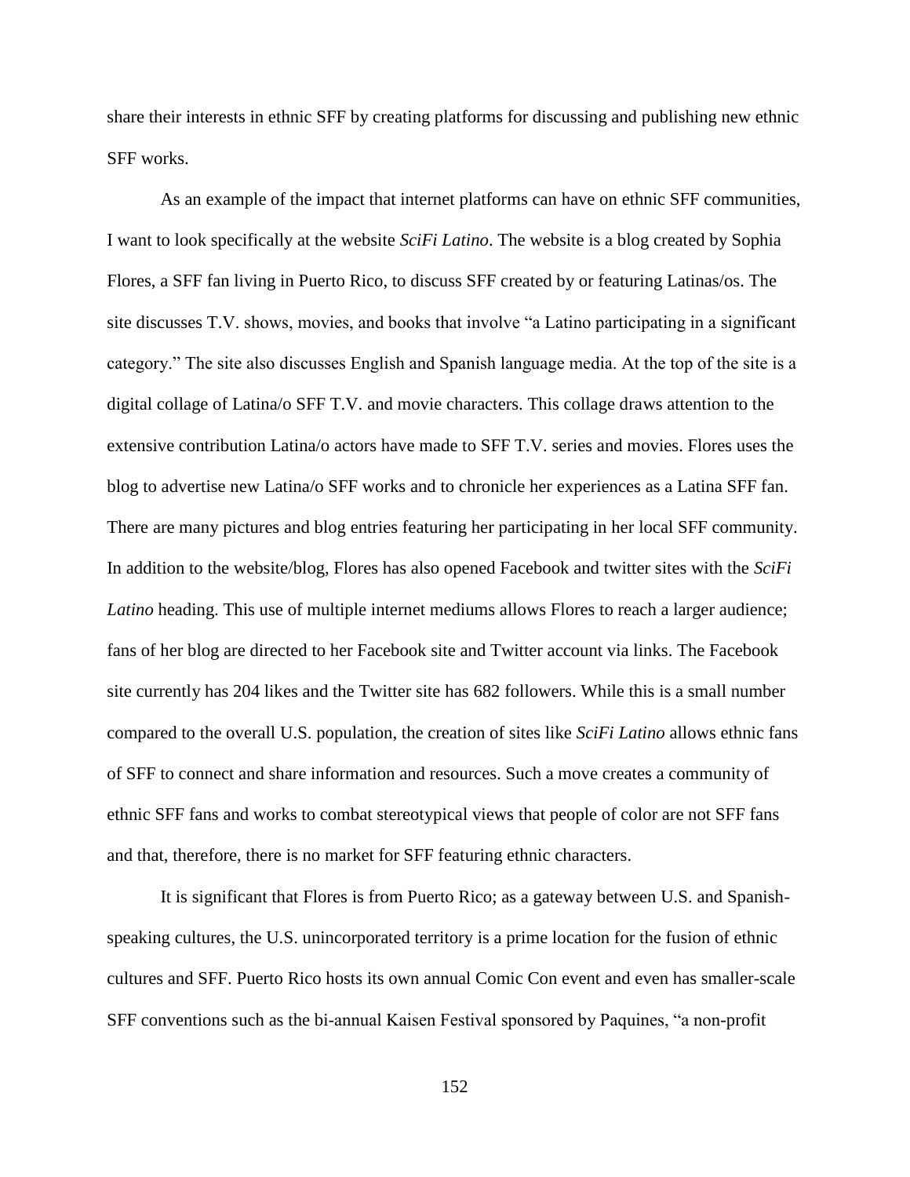share their interests in ethnic SFF by creating platforms for discussing and publishing new ethnic SFF works.

As an example of the impact that internet platforms can have on ethnic SFF communities, I want to look specifically at the website *SciFi Latino*. The website is a blog created by Sophia Flores, a SFF fan living in Puerto Rico, to discuss SFF created by or featuring Latinas/os. The site discusses T.V. shows, movies, and books that involve "a Latino participating in a significant category." The site also discusses English and Spanish language media. At the top of the site is a digital collage of Latina/o SFF T.V. and movie characters. This collage draws attention to the extensive contribution Latina/o actors have made to SFF T.V. series and movies. Flores uses the blog to advertise new Latina/o SFF works and to chronicle her experiences as a Latina SFF fan. There are many pictures and blog entries featuring her participating in her local SFF community. In addition to the website/blog, Flores has also opened Facebook and twitter sites with the *SciFi Latino* heading. This use of multiple internet mediums allows Flores to reach a larger audience; fans of her blog are directed to her Facebook site and Twitter account via links. The Facebook site currently has 204 likes and the Twitter site has 682 followers. While this is a small number compared to the overall U.S. population, the creation of sites like *SciFi Latino* allows ethnic fans of SFF to connect and share information and resources. Such a move creates a community of ethnic SFF fans and works to combat stereotypical views that people of color are not SFF fans and that, therefore, there is no market for SFF featuring ethnic characters.

It is significant that Flores is from Puerto Rico; as a gateway between U.S. and Spanish-speaking cultures, the U.S. unincorporated territory is a prime location for the fusion of ethnic cultures and SFF. Puerto Rico hosts its own annual Comic Con event and even has smaller-scale SFF conventions such as the bi-annual Kaisen Festival sponsored by Paquines, "a non-profit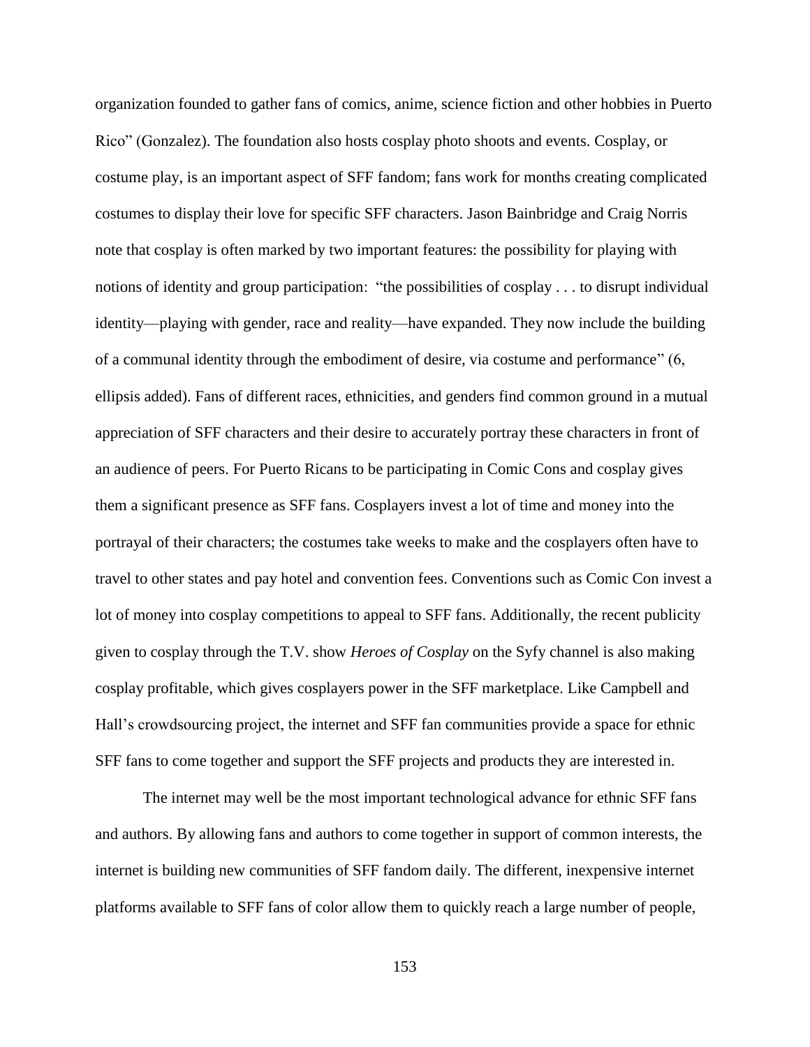organization founded to gather fans of comics, anime, science fiction and other hobbies in Puerto Rico" (Gonzalez). The foundation also hosts cosplay photo shoots and events. Cosplay, or costume play, is an important aspect of SFF fandom; fans work for months creating complicated costumes to display their love for specific SFF characters. Jason Bainbridge and Craig Norris note that cosplay is often marked by two important features: the possibility for playing with notions of identity and group participation: "the possibilities of cosplay . . . to disrupt individual identity—playing with gender, race and reality—have expanded. They now include the building of a communal identity through the embodiment of desire, via costume and performance" (6, ellipsis added). Fans of different races, ethnicities, and genders find common ground in a mutual appreciation of SFF characters and their desire to accurately portray these characters in front of an audience of peers. For Puerto Ricans to be participating in Comic Cons and cosplay gives them a significant presence as SFF fans. Cosplayers invest a lot of time and money into the portrayal of their characters; the costumes take weeks to make and the cosplayers often have to travel to other states and pay hotel and convention fees. Conventions such as Comic Con invest a lot of money into cosplay competitions to appeal to SFF fans. Additionally, the recent publicity given to cosplay through the T.V. show *Heroes of Cosplay* on the Syfy channel is also making cosplay profitable, which gives cosplayers power in the SFF marketplace. Like Campbell and Hall's crowdsourcing project, the internet and SFF fan communities provide a space for ethnic SFF fans to come together and support the SFF projects and products they are interested in.

The internet may well be the most important technological advance for ethnic SFF fans and authors. By allowing fans and authors to come together in support of common interests, the internet is building new communities of SFF fandom daily. The different, inexpensive internet platforms available to SFF fans of color allow them to quickly reach a large number of people,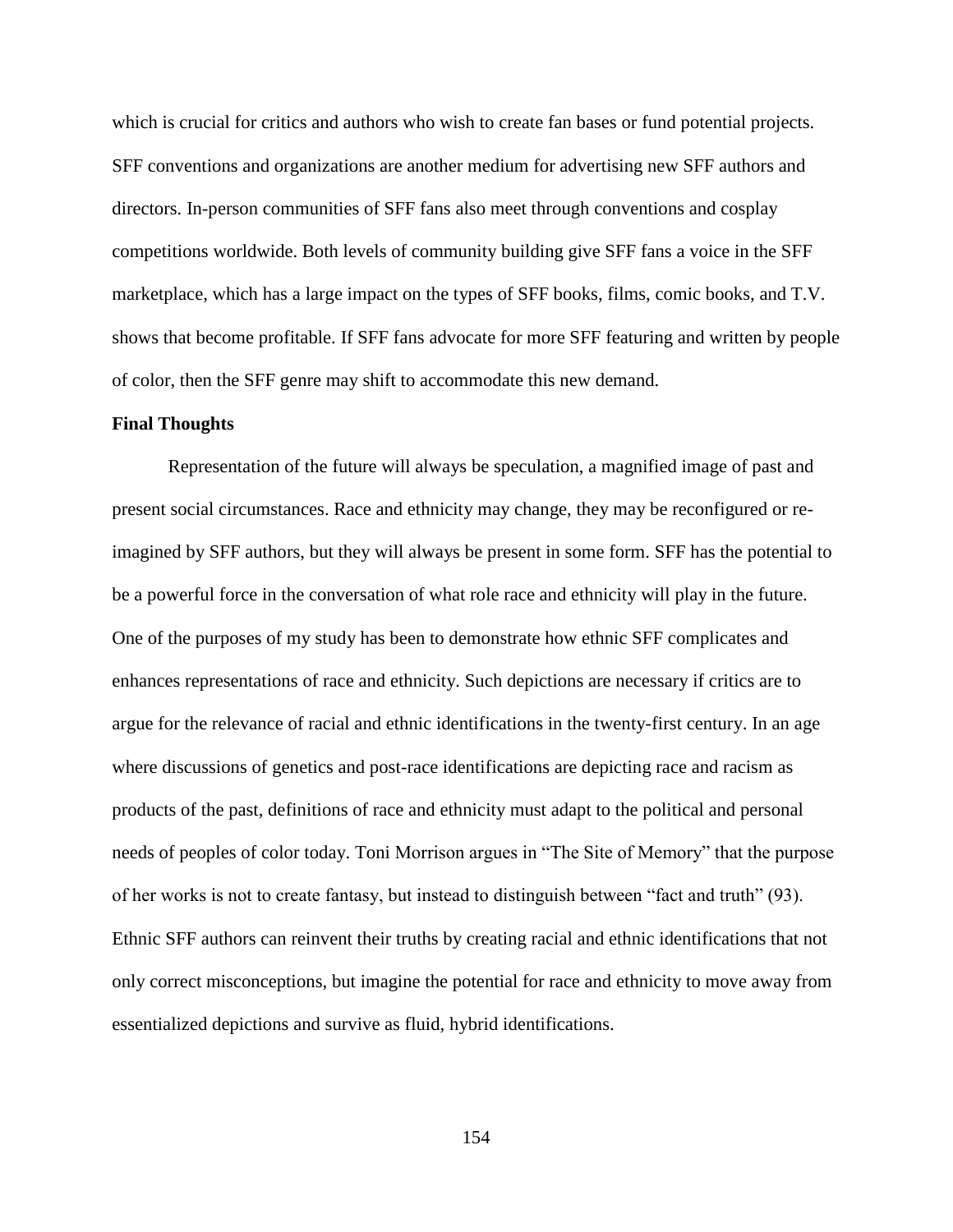which is crucial for critics and authors who wish to create fan bases or fund potential projects. SFF conventions and organizations are another medium for advertising new SFF authors and directors. In-person communities of SFF fans also meet through conventions and cosplay competitions worldwide. Both levels of community building give SFF fans a voice in the SFF marketplace, which has a large impact on the types of SFF books, films, comic books, and T.V. shows that become profitable. If SFF fans advocate for more SFF featuring and written by people of color, then the SFF genre may shift to accommodate this new demand.

**Final Thoughts**

Representation of the future will always be speculation, a magnified image of past and present social circumstances. Race and ethnicity may change, they may be reconfigured or re-imagined by SFF authors, but they will always be present in some form. SFF has the potential to be a powerful force in the conversation of what role race and ethnicity will play in the future. One of the purposes of my study has been to demonstrate how ethnic SFF complicates and enhances representations of race and ethnicity. Such depictions are necessary if critics are to argue for the relevance of racial and ethnic identifications in the twenty-first century. In an age where discussions of genetics and post-race identifications are depicting race and racism as products of the past, definitions of race and ethnicity must adapt to the political and personal needs of peoples of color today. Toni Morrison argues in "The Site of Memory" that the purpose of her works is not to create fantasy, but instead to distinguish between "fact and truth" (93). Ethnic SFF authors can reinvent their truths by creating racial and ethnic identifications that not only correct misconceptions, but imagine the potential for race and ethnicity to move away from essentialized depictions and survive as fluid, hybrid identifications.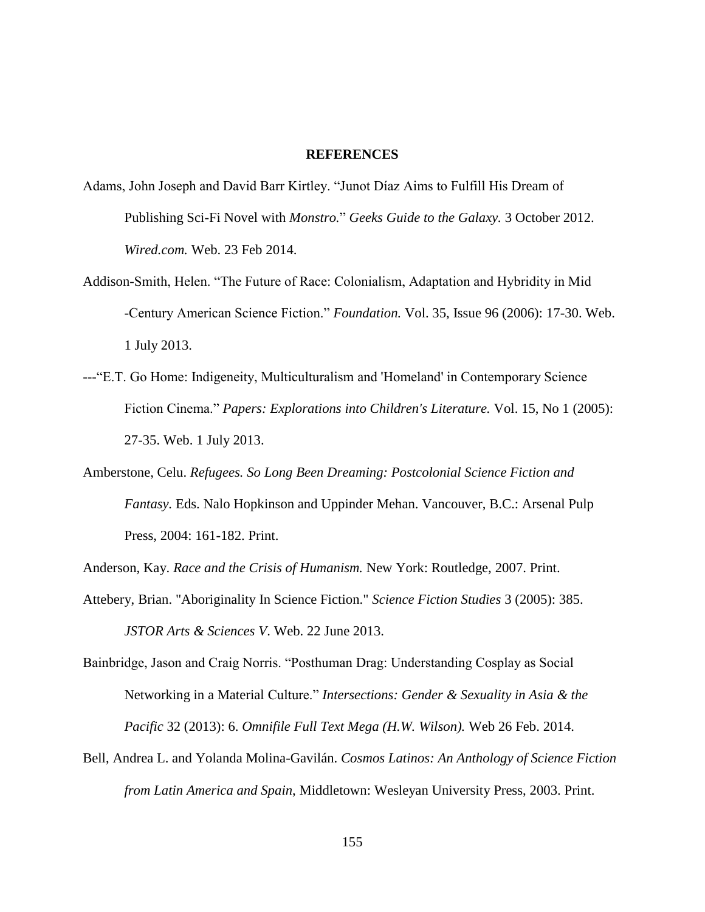# REFERENCES

Adams, John Joseph and David Barr Kirtley. "Junot Díaz Aims to Fulfill His Dream of Publishing Sci-Fi Novel with *Monstro.*" *Geeks Guide to the Galaxy.* 3 October 2012. *Wired.com.* Web. 23 Feb 2014.

Addison-Smith, Helen. "The Future of Race: Colonialism, Adaptation and Hybridity in Mid -Century American Science Fiction." *Foundation.* Vol. 35, Issue 96 (2006): 17-30. Web. 1 July 2013.

---"E.T. Go Home: Indigeneity, Multiculturalism and 'Homeland' in Contemporary Science Fiction Cinema." *Papers: Explorations into Children's Literature.* Vol. 15, No 1 (2005): 27-35. Web. 1 July 2013.

Amberstone, Celu. *Refugees. So Long Been Dreaming: Postcolonial Science Fiction and Fantasy.* Eds. Nalo Hopkinson and Uppinder Mehan. Vancouver, B.C.: Arsenal Pulp Press, 2004: 161-182. Print.

Anderson, Kay. *Race and the Crisis of Humanism.* New York: Routledge, 2007. Print.

Attebery, Brian. "Aboriginality In Science Fiction." *Science Fiction Studies* 3 (2005): 385. *JSTOR Arts & Sciences V*. Web. 22 June 2013.

Bainbridge, Jason and Craig Norris. "Posthuman Drag: Understanding Cosplay as Social Networking in a Material Culture." *Intersections: Gender & Sexuality in Asia & the Pacific* 32 (2013): 6. *Omnifile Full Text Mega (H.W. Wilson).* Web 26 Feb. 2014.

Bell, Andrea L. and Yolanda Molina-Gavilán. *Cosmos Latinos: An Anthology of Science Fiction from Latin America and Spain*, Middletown: Wesleyan University Press, 2003. Print.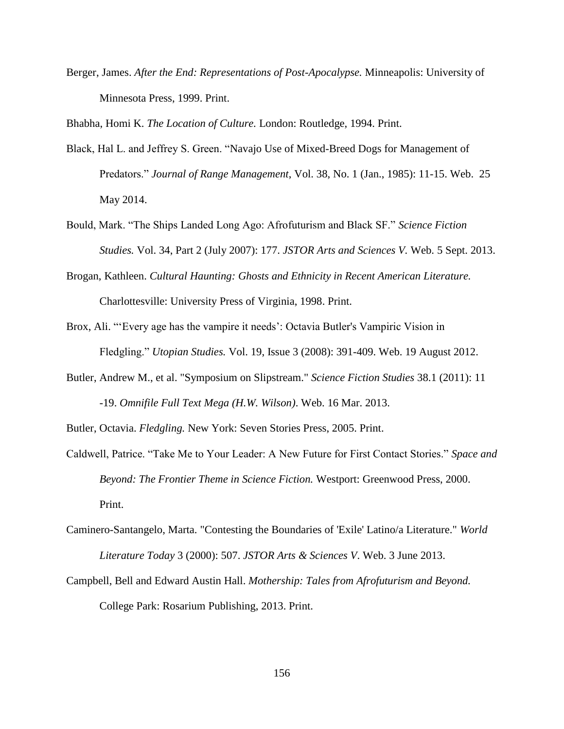Berger, James. *After the End: Representations of Post-Apocalypse.* Minneapolis: University of Minnesota Press, 1999. Print.

Bhabha, Homi K. *The Location of Culture.* London: Routledge, 1994. Print.

Black, Hal L. and Jeffrey S. Green. "Navajo Use of Mixed-Breed Dogs for Management of Predators." *Journal of Range Management*, Vol. 38, No. 1 (Jan., 1985): 11-15. Web. 25 May 2014.

Bould, Mark. "The Ships Landed Long Ago: Afrofuturism and Black SF." *Science Fiction Studies.* Vol. 34, Part 2 (July 2007): 177. *JSTOR Arts and Sciences V.* Web. 5 Sept. 2013.

Brogan, Kathleen. *Cultural Haunting: Ghosts and Ethnicity in Recent American Literature.* Charlottesville: University Press of Virginia, 1998. Print.

Brox, Ali. "'Every age has the vampire it needs': Octavia Butler's Vampiric Vision in Fledgling." *Utopian Studies.* Vol. 19, Issue 3 (2008): 391-409. Web. 19 August 2012.

Butler, Andrew M., et al. "Symposium on Slipstream." *Science Fiction Studies* 38.1 (2011): 11 -19. *Omnifile Full Text Mega (H.W. Wilson)*. Web. 16 Mar. 2013.

Butler, Octavia. *Fledgling.* New York: Seven Stories Press, 2005. Print.

Caldwell, Patrice. "Take Me to Your Leader: A New Future for First Contact Stories." *Space and Beyond: The Frontier Theme in Science Fiction.* Westport: Greenwood Press, 2000. Print.

Caminero-Santangelo, Marta. "Contesting the Boundaries of 'Exile' Latino/a Literature." *World Literature Today* 3 (2000): 507. *JSTOR Arts & Sciences V*. Web. 3 June 2013.

Campbell, Bell and Edward Austin Hall. *Mothership: Tales from Afrofuturism and Beyond.* College Park: Rosarium Publishing, 2013. Print.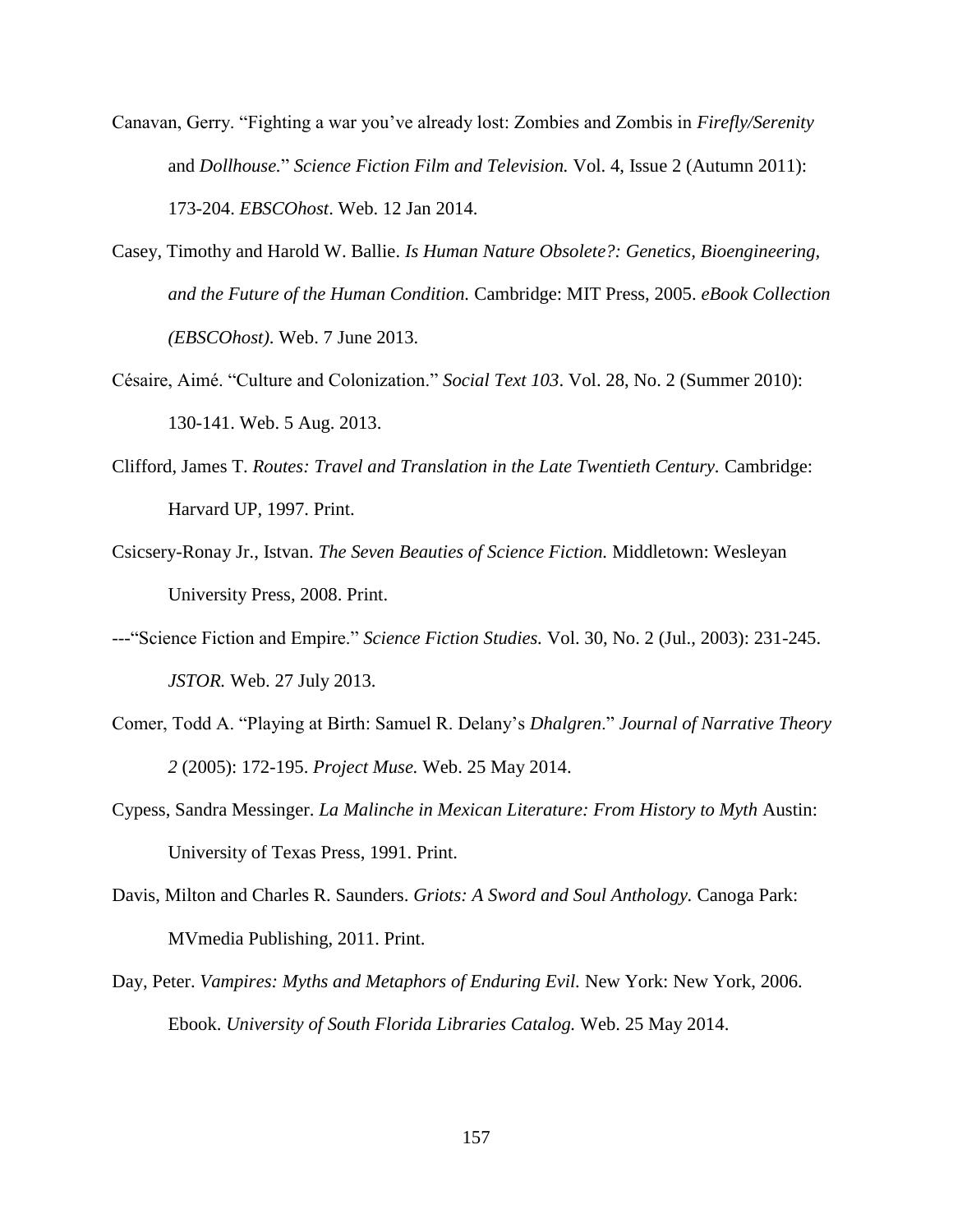Canavan, Gerry. "Fighting a war you've already lost: Zombies and Zombis in *Firefly/Serenity* and *Dollhouse.*" *Science Fiction Film and Television.* Vol. 4, Issue 2 (Autumn 2011): 173-204. *EBSCOhost*. Web. 12 Jan 2014.

Casey, Timothy and Harold W. Ballie. *Is Human Nature Obsolete?: Genetics, Bioengineering, and the Future of the Human Condition.* Cambridge: MIT Press, 2005. *eBook Collection (EBSCOhost)*. Web. 7 June 2013.

Césaire, Aimé. "Culture and Colonization." *Social Text 103*. Vol. 28, No. 2 (Summer 2010): 130-141. Web. 5 Aug. 2013.

Clifford, James T. *Routes: Travel and Translation in the Late Twentieth Century.* Cambridge: Harvard UP, 1997. Print.

Csicsery-Ronay Jr., Istvan. *The Seven Beauties of Science Fiction.* Middletown: Wesleyan University Press, 2008. Print.

---"Science Fiction and Empire." *Science Fiction Studies.* Vol. 30, No. 2 (Jul., 2003): 231-245. *JSTOR.* Web. 27 July 2013.

Comer, Todd A. "Playing at Birth: Samuel R. Delany's *Dhalgren*." *Journal of Narrative Theory 2* (2005): 172-195. *Project Muse.* Web. 25 May 2014.

Cypess, Sandra Messinger. *La Malinche in Mexican Literature: From History to Myth* Austin: University of Texas Press, 1991. Print.

Davis, Milton and Charles R. Saunders. *Griots: A Sword and Soul Anthology.* Canoga Park: MVmedia Publishing, 2011. Print.

Day, Peter. *Vampires: Myths and Metaphors of Enduring Evil.* New York: New York, 2006. Ebook. *University of South Florida Libraries Catalog.* Web. 25 May 2014.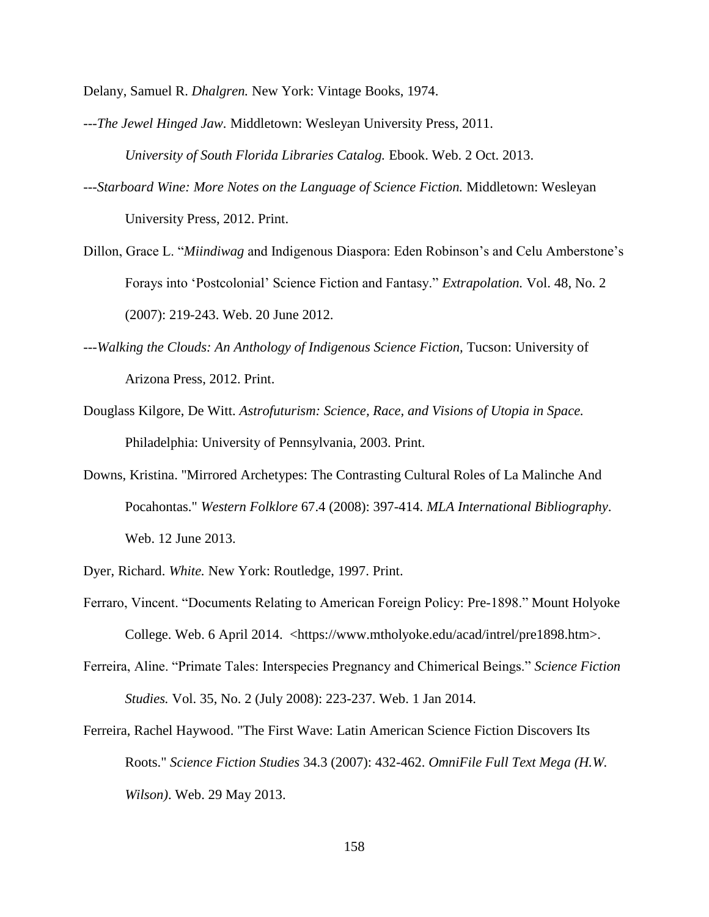Delany, Samuel R. *Dhalgren.* New York: Vintage Books, 1974.

---*The Jewel Hinged Jaw.* Middletown: Wesleyan University Press, 2011. *University of South Florida Libraries Catalog.* Ebook. Web. 2 Oct. 2013.

---*Starboard Wine: More Notes on the Language of Science Fiction.* Middletown: Wesleyan University Press, 2012. Print.

Dillon, Grace L. "*Miindiwag* and Indigenous Diaspora: Eden Robinson's and Celu Amberstone's Forays into 'Postcolonial' Science Fiction and Fantasy." *Extrapolation.* Vol. 48, No. 2 (2007): 219-243. Web. 20 June 2012.

---*Walking the Clouds: An Anthology of Indigenous Science Fiction,* Tucson: University of Arizona Press, 2012. Print.

Douglass Kilgore, De Witt. *Astrofuturism: Science, Race, and Visions of Utopia in Space.* Philadelphia: University of Pennsylvania, 2003. Print.

Downs, Kristina. "Mirrored Archetypes: The Contrasting Cultural Roles of La Malinche And Pocahontas." *Western Folklore* 67.4 (2008): 397-414. *MLA International Bibliography*. Web. 12 June 2013.

Dyer, Richard. *White.* New York: Routledge, 1997. Print.

Ferraro, Vincent. "Documents Relating to American Foreign Policy: Pre-1898." Mount Holyoke College. Web. 6 April 2014. <https://www.mtholyoke.edu/acad/intrel/pre1898.htm>.

Ferreira, Aline. "Primate Tales: Interspecies Pregnancy and Chimerical Beings." *Science Fiction Studies.* Vol. 35, No. 2 (July 2008): 223-237. Web. 1 Jan 2014.

Ferreira, Rachel Haywood. "The First Wave: Latin American Science Fiction Discovers Its Roots." *Science Fiction Studies* 34.3 (2007): 432-462. *OmniFile Full Text Mega (H.W. Wilson)*. Web. 29 May 2013.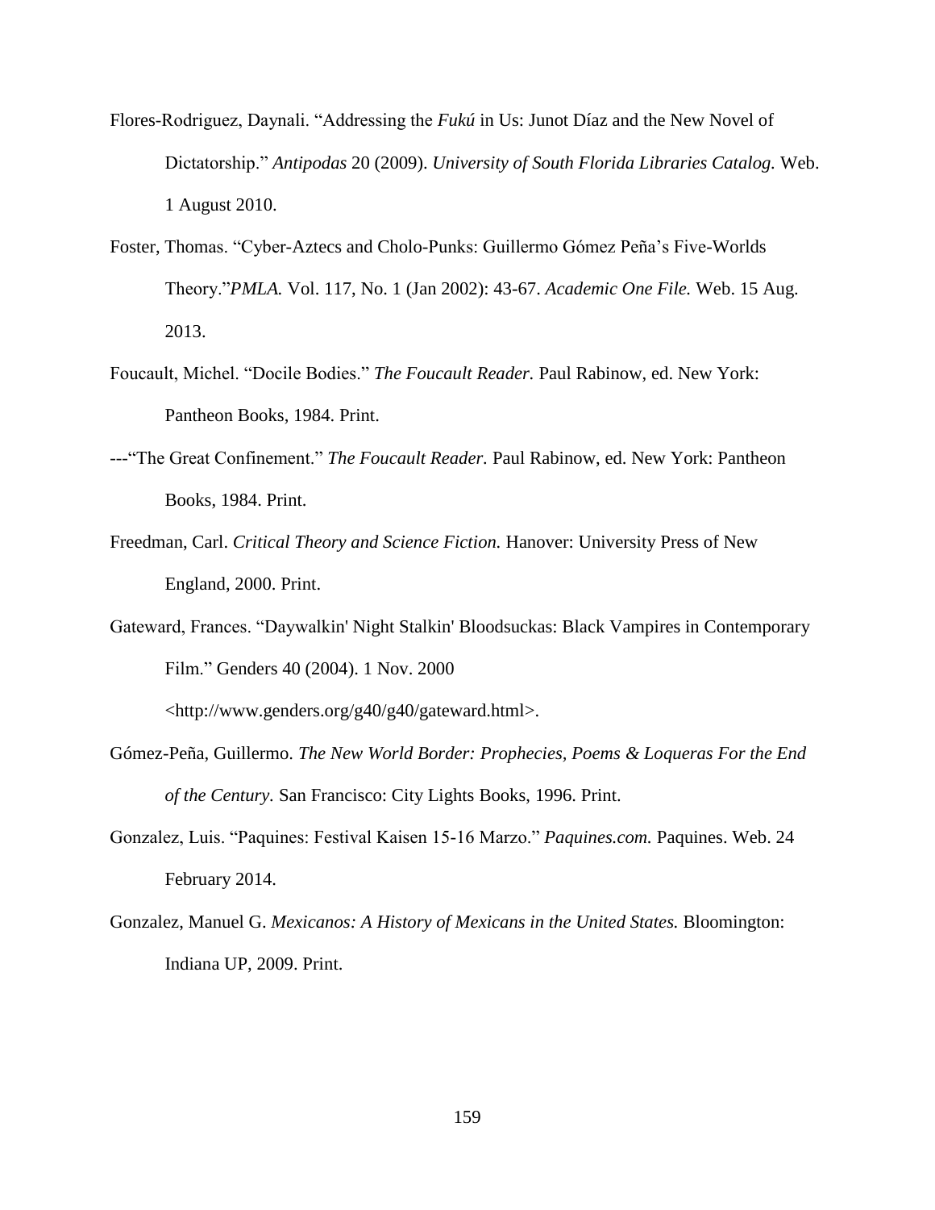Flores-Rodriguez, Daynali. "Addressing the *Fukú* in Us: Junot Díaz and the New Novel of Dictatorship." *Antipodas* 20 (2009). *University of South Florida Libraries Catalog.* Web. 1 August 2010.

Foster, Thomas. "Cyber-Aztecs and Cholo-Punks: Guillermo Gómez Peña's Five-Worlds Theory."*PMLA.* Vol. 117, No. 1 (Jan 2002): 43-67. *Academic One File.* Web. 15 Aug. 2013.

Foucault, Michel. "Docile Bodies." *The Foucault Reader.* Paul Rabinow, ed. New York: Pantheon Books, 1984. Print.

---"The Great Confinement." *The Foucault Reader.* Paul Rabinow, ed. New York: Pantheon Books, 1984. Print.

Freedman, Carl. *Critical Theory and Science Fiction.* Hanover: University Press of New England, 2000. Print.

Gateward, Frances. "Daywalkin' Night Stalkin' Bloodsuckas: Black Vampires in Contemporary Film." Genders 40 (2004). 1 Nov. 2000 <http://www.genders.org/g40/g40/gateward.html>.

Gómez-Peña, Guillermo. *The New World Border: Prophecies, Poems & Loqueras For the End of the Century.* San Francisco: City Lights Books, 1996. Print.

Gonzalez, Luis. "Paquines: Festival Kaisen 15-16 Marzo." *Paquines.com.* Paquines. Web. 24 February 2014.

Gonzalez, Manuel G. *Mexicanos: A History of Mexicans in the United States.* Bloomington: Indiana UP, 2009. Print.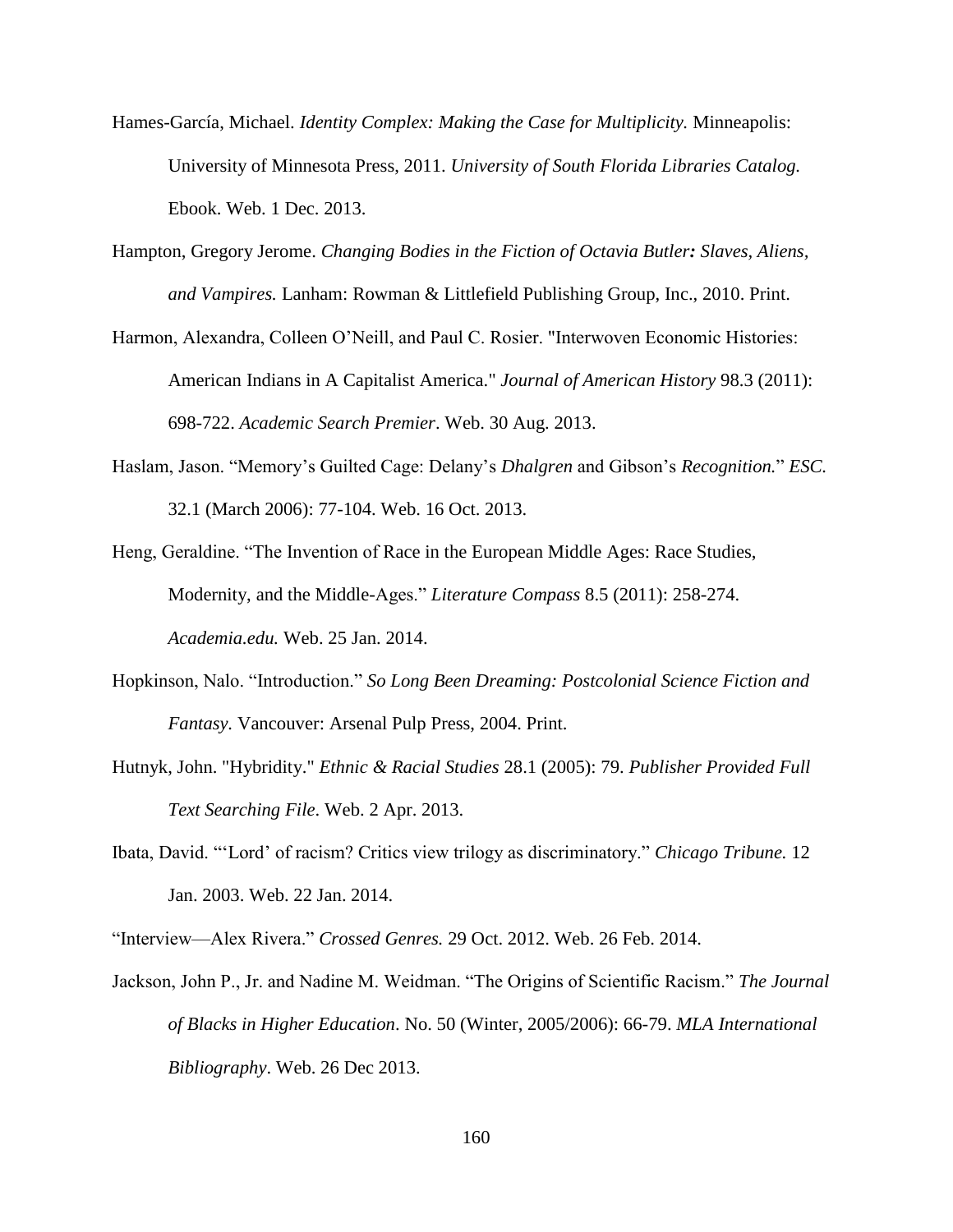Hames-García, Michael. *Identity Complex: Making the Case for Multiplicity.* Minneapolis: University of Minnesota Press, 2011. *University of South Florida Libraries Catalog.* Ebook. Web. 1 Dec. 2013.

Hampton, Gregory Jerome. *Changing Bodies in the Fiction of Octavia Butler: Slaves, Aliens, and Vampires.* Lanham: Rowman & Littlefield Publishing Group, Inc., 2010. Print.

Harmon, Alexandra, Colleen O'Neill, and Paul C. Rosier. "Interwoven Economic Histories: American Indians in A Capitalist America." *Journal of American History* 98.3 (2011): 698-722. *Academic Search Premier*. Web. 30 Aug. 2013.

Haslam, Jason. "Memory's Guilted Cage: Delany's *Dhalgren* and Gibson's *Recognition.*" *ESC.* 32.1 (March 2006): 77-104. Web. 16 Oct. 2013.

Heng, Geraldine. "The Invention of Race in the European Middle Ages: Race Studies, Modernity, and the Middle-Ages." *Literature Compass* 8.5 (2011): 258-274. *Academia.edu.* Web. 25 Jan. 2014.

Hopkinson, Nalo. "Introduction." *So Long Been Dreaming: Postcolonial Science Fiction and Fantasy.* Vancouver: Arsenal Pulp Press, 2004. Print.

Hutnyk, John. "Hybridity." *Ethnic & Racial Studies* 28.1 (2005): 79. *Publisher Provided Full Text Searching File*. Web. 2 Apr. 2013.

Ibata, David. "'Lord' of racism? Critics view trilogy as discriminatory." *Chicago Tribune.* 12 Jan. 2003. Web. 22 Jan. 2014.

"Interview—Alex Rivera." *Crossed Genres.* 29 Oct. 2012. Web. 26 Feb. 2014.

Jackson, John P., Jr. and Nadine M. Weidman. "The Origins of Scientific Racism." *The Journal of Blacks in Higher Education*. No. 50 (Winter, 2005/2006): 66-79. *MLA International Bibliography*. Web. 26 Dec 2013.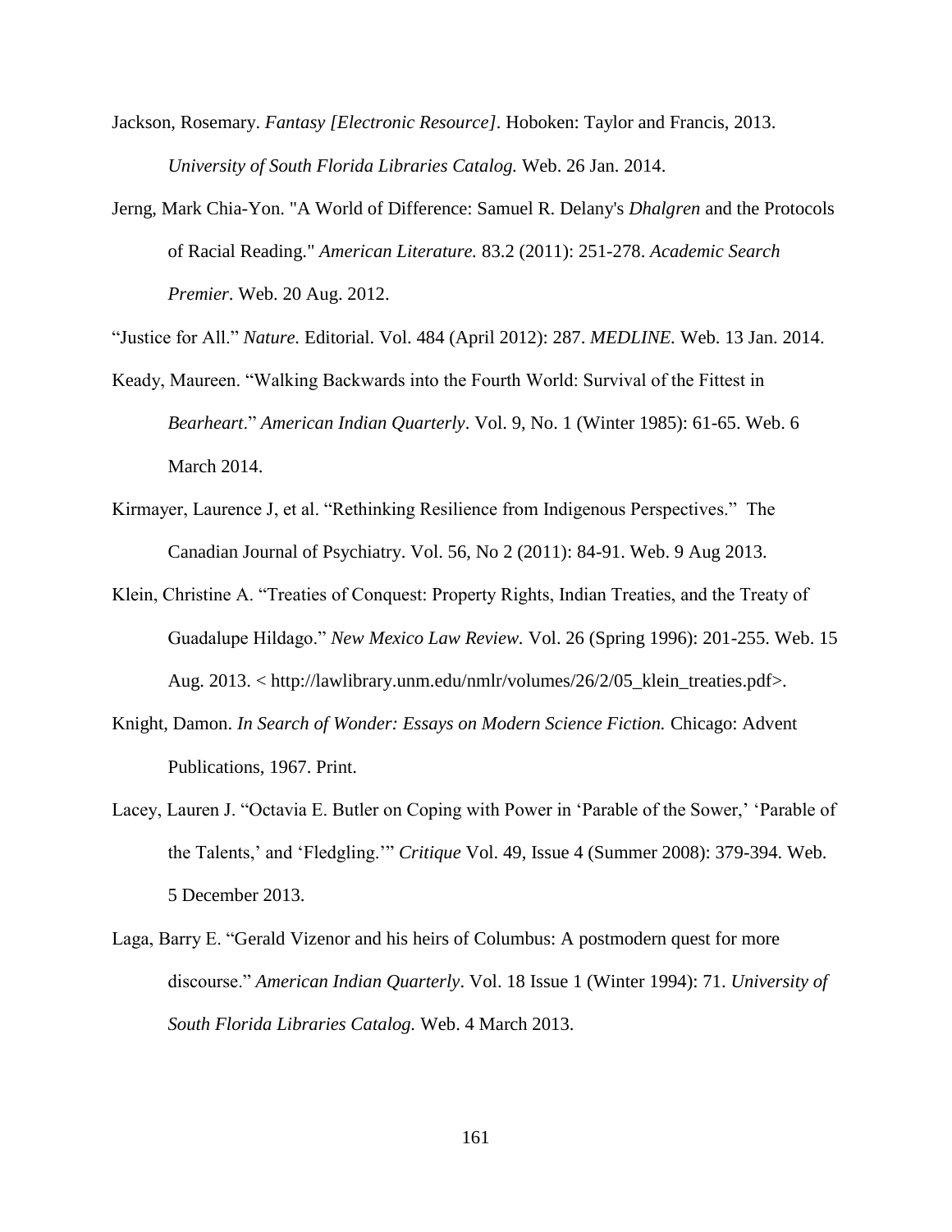Jackson, Rosemary. *Fantasy [Electronic Resource]*. Hoboken: Taylor and Francis, 2013. *University of South Florida Libraries Catalog.* Web. 26 Jan. 2014.

Jerng, Mark Chia-Yon. "A World of Difference: Samuel R. Delany's *Dhalgren* and the Protocols of Racial Reading." *American Literature.* 83.2 (2011): 251-278. *Academic Search Premier*. Web. 20 Aug. 2012.

"Justice for All." *Nature.* Editorial. Vol. 484 (April 2012): 287. *MEDLINE.* Web. 13 Jan. 2014.

Keady, Maureen. "Walking Backwards into the Fourth World: Survival of the Fittest in *Bearheart*." *American Indian Quarterly*. Vol. 9, No. 1 (Winter 1985): 61-65. Web. 6 March 2014.

Kirmayer, Laurence J, et al. "Rethinking Resilience from Indigenous Perspectives." The Canadian Journal of Psychiatry. Vol. 56, No 2 (2011): 84-91. Web. 9 Aug 2013.

Klein, Christine A. "Treaties of Conquest: Property Rights, Indian Treaties, and the Treaty of Guadalupe Hildago." *New Mexico Law Review.* Vol. 26 (Spring 1996): 201-255. Web. 15 Aug. 2013. < http://lawlibrary.unm.edu/nmlr/volumes/26/2/05_klein_treaties.pdf>.

Knight, Damon. *In Search of Wonder: Essays on Modern Science Fiction.* Chicago: Advent Publications, 1967. Print.

Lacey, Lauren J. "Octavia E. Butler on Coping with Power in 'Parable of the Sower,' 'Parable of the Talents,' and 'Fledgling.'" *Critique* Vol. 49, Issue 4 (Summer 2008): 379-394. Web. 5 December 2013.

Laga, Barry E. "Gerald Vizenor and his heirs of Columbus: A postmodern quest for more discourse." *American Indian Quarterly*. Vol. 18 Issue 1 (Winter 1994): 71. *University of South Florida Libraries Catalog.* Web. 4 March 2013.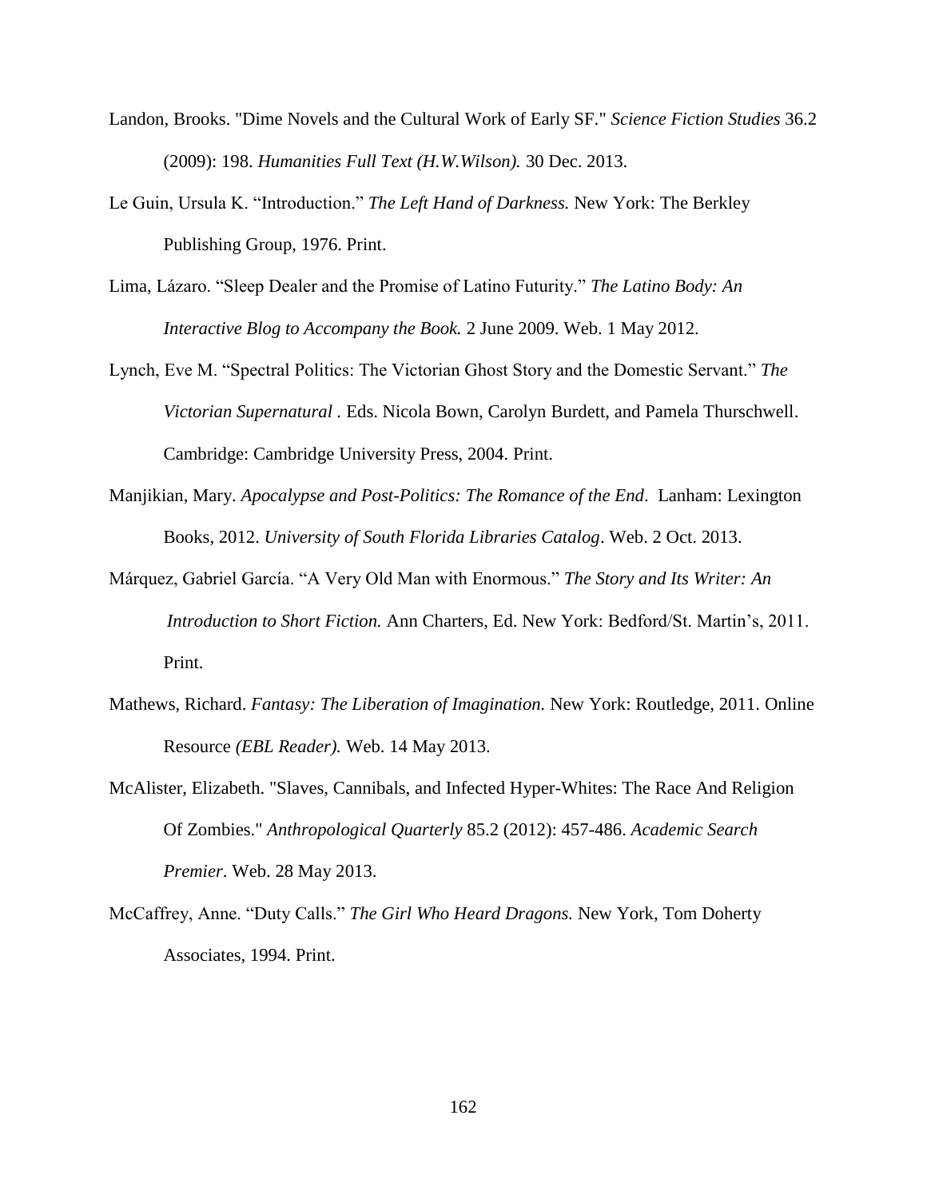Landon, Brooks. "Dime Novels and the Cultural Work of Early SF." *Science Fiction Studies* 36.2 (2009): 198. *Humanities Full Text (H.W.Wilson).* 30 Dec. 2013.

Le Guin, Ursula K. "Introduction." *The Left Hand of Darkness.* New York: The Berkley Publishing Group, 1976. Print.

Lima, Lázaro. "Sleep Dealer and the Promise of Latino Futurity." *The Latino Body: An Interactive Blog to Accompany the Book.* 2 June 2009. Web. 1 May 2012.

Lynch, Eve M. "Spectral Politics: The Victorian Ghost Story and the Domestic Servant." *The Victorian Supernatural* . Eds. Nicola Bown, Carolyn Burdett, and Pamela Thurschwell. Cambridge: Cambridge University Press, 2004. Print.

Manjikian, Mary. *Apocalypse and Post-Politics: The Romance of the End*. Lanham: Lexington Books, 2012. *University of South Florida Libraries Catalog*. Web. 2 Oct. 2013.

Márquez, Gabriel García. "A Very Old Man with Enormous." *The Story and Its Writer: An Introduction to Short Fiction.* Ann Charters, Ed. New York: Bedford/St. Martin's, 2011. Print.

Mathews, Richard. *Fantasy: The Liberation of Imagination.* New York: Routledge, 2011. Online Resource *(EBL Reader).* Web. 14 May 2013.

McAlister, Elizabeth. "Slaves, Cannibals, and Infected Hyper-Whites: The Race And Religion Of Zombies." *Anthropological Quarterly* 85.2 (2012): 457-486. *Academic Search Premier*. Web. 28 May 2013.

McCaffrey, Anne. "Duty Calls." *The Girl Who Heard Dragons.* New York, Tom Doherty Associates, 1994. Print.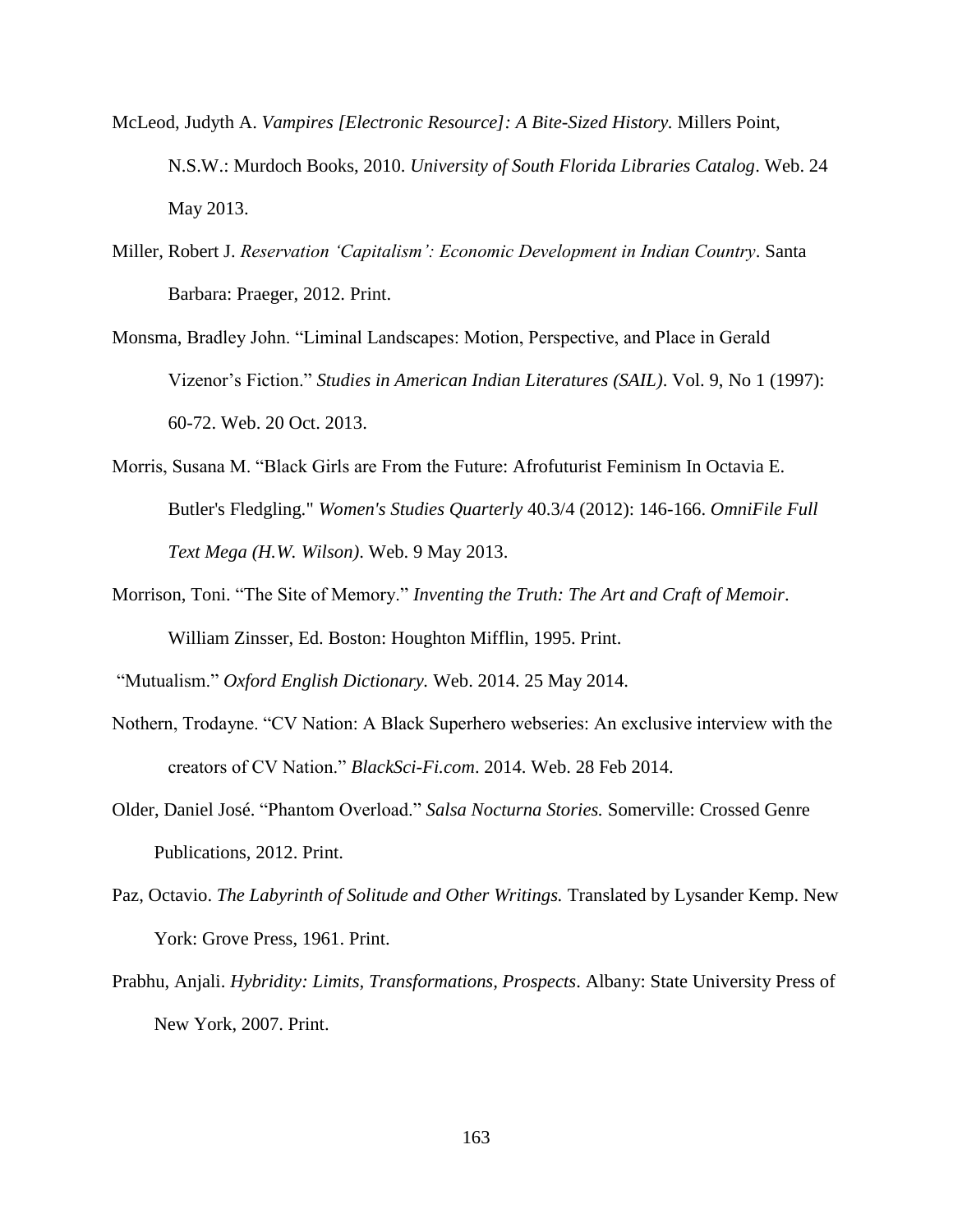McLeod, Judyth A. *Vampires [Electronic Resource]: A Bite-Sized History.* Millers Point, N.S.W.: Murdoch Books, 2010. *University of South Florida Libraries Catalog*. Web. 24 May 2013.

Miller, Robert J. *Reservation 'Capitalism': Economic Development in Indian Country*. Santa Barbara: Praeger, 2012. Print.

Monsma, Bradley John. "Liminal Landscapes: Motion, Perspective, and Place in Gerald Vizenor's Fiction." *Studies in American Indian Literatures (SAIL)*. Vol. 9, No 1 (1997): 60-72. Web. 20 Oct. 2013.

Morris, Susana M. "Black Girls are From the Future: Afrofuturist Feminism In Octavia E. Butler's Fledgling." *Women's Studies Quarterly* 40.3/4 (2012): 146-166. *OmniFile Full Text Mega (H.W. Wilson)*. Web. 9 May 2013.

Morrison, Toni. "The Site of Memory." *Inventing the Truth: The Art and Craft of Memoir*. William Zinsser, Ed. Boston: Houghton Mifflin, 1995. Print.

"Mutualism." *Oxford English Dictionary.* Web. 2014. 25 May 2014.

Nothern, Trodayne. "CV Nation: A Black Superhero webseries: An exclusive interview with the creators of CV Nation." *BlackSci-Fi.com*. 2014. Web. 28 Feb 2014.

Older, Daniel José. "Phantom Overload." *Salsa Nocturna Stories.* Somerville: Crossed Genre Publications, 2012. Print.

Paz, Octavio. *The Labyrinth of Solitude and Other Writings.* Translated by Lysander Kemp. New York: Grove Press, 1961. Print.

Prabhu, Anjali. *Hybridity: Limits, Transformations, Prospects*. Albany: State University Press of New York, 2007. Print.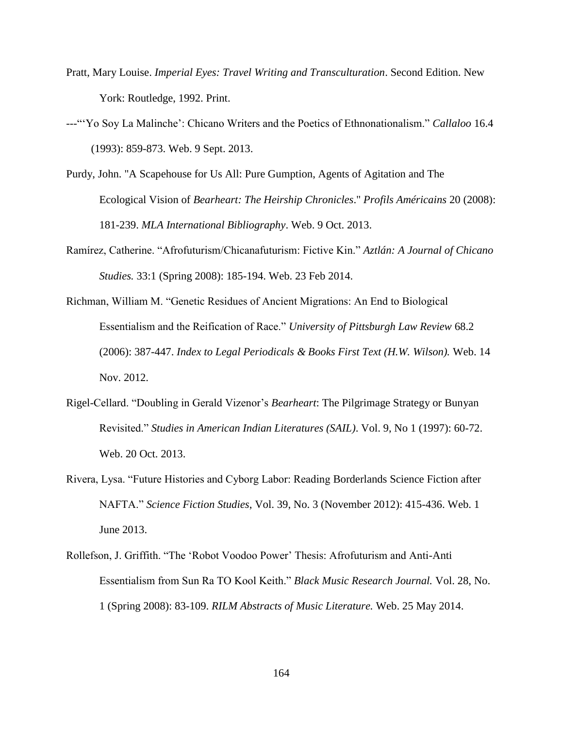Pratt, Mary Louise. *Imperial Eyes: Travel Writing and Transculturation*. Second Edition. New York: Routledge, 1992. Print.

---"'Yo Soy La Malinche': Chicano Writers and the Poetics of Ethnonationalism." *Callaloo* 16.4 (1993): 859-873. Web. 9 Sept. 2013.

Purdy, John. "A Scapehouse for Us All: Pure Gumption, Agents of Agitation and The Ecological Vision of *Bearheart: The Heirship Chronicles*." *Profils Américains* 20 (2008): 181-239. *MLA International Bibliography*. Web. 9 Oct. 2013.

Ramírez, Catherine. "Afrofuturism/Chicanafuturism: Fictive Kin." *Aztlán: A Journal of Chicano Studies.* 33:1 (Spring 2008): 185-194. Web. 23 Feb 2014.

Richman, William M. "Genetic Residues of Ancient Migrations: An End to Biological Essentialism and the Reification of Race." *University of Pittsburgh Law Review* 68.2 (2006): 387-447. *Index to Legal Periodicals & Books First Text (H.W. Wilson).* Web. 14 Nov. 2012.

Rigel-Cellard. "Doubling in Gerald Vizenor's *Bearheart*: The Pilgrimage Strategy or Bunyan Revisited." *Studies in American Indian Literatures (SAIL)*. Vol. 9, No 1 (1997): 60-72. Web. 20 Oct. 2013.

Rivera, Lysa. "Future Histories and Cyborg Labor: Reading Borderlands Science Fiction after NAFTA." *Science Fiction Studies*, Vol. 39, No. 3 (November 2012): 415-436. Web. 1 June 2013.

Rollefson, J. Griffith. "The 'Robot Voodoo Power' Thesis: Afrofuturism and Anti-Anti Essentialism from Sun Ra TO Kool Keith." *Black Music Research Journal.* Vol. 28, No. 1 (Spring 2008): 83-109. *RILM Abstracts of Music Literature.* Web. 25 May 2014.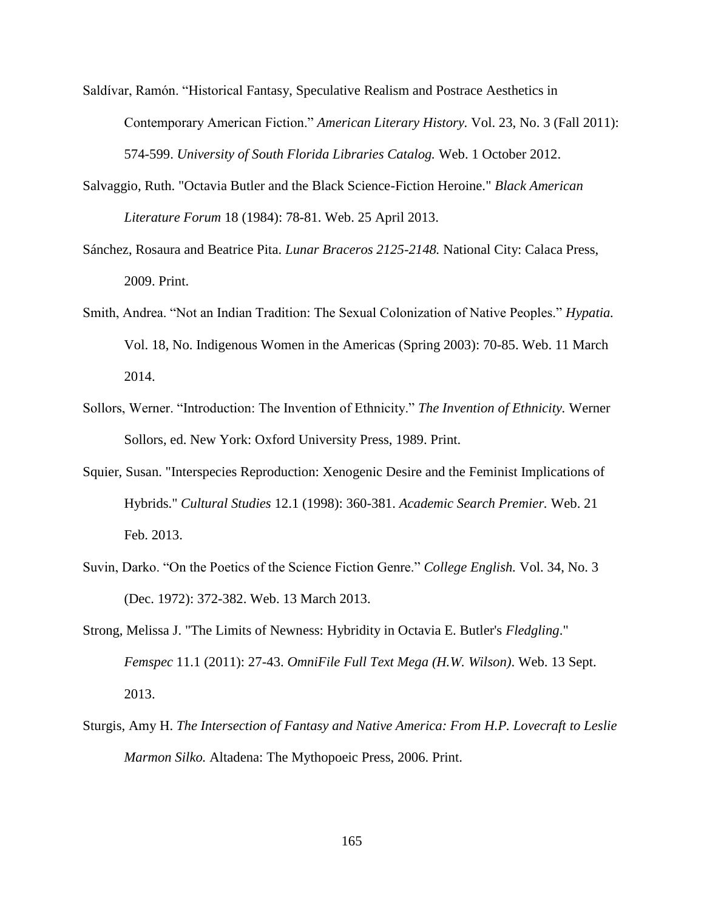Saldívar, Ramón. "Historical Fantasy, Speculative Realism and Postrace Aesthetics in Contemporary American Fiction." *American Literary History.* Vol. 23, No. 3 (Fall 2011): 574-599. *University of South Florida Libraries Catalog.* Web. 1 October 2012.

Salvaggio, Ruth. "Octavia Butler and the Black Science-Fiction Heroine." *Black American Literature Forum* 18 (1984): 78-81. Web. 25 April 2013.

Sánchez, Rosaura and Beatrice Pita. *Lunar Braceros 2125-2148.* National City: Calaca Press, 2009. Print.

Smith, Andrea. "Not an Indian Tradition: The Sexual Colonization of Native Peoples." *Hypatia.* Vol. 18, No. Indigenous Women in the Americas (Spring 2003): 70-85. Web. 11 March 2014.

Sollors, Werner. "Introduction: The Invention of Ethnicity." *The Invention of Ethnicity.* Werner Sollors, ed. New York: Oxford University Press, 1989. Print.

Squier, Susan. "Interspecies Reproduction: Xenogenic Desire and the Feminist Implications of Hybrids." *Cultural Studies* 12.1 (1998): 360-381. *Academic Search Premier.* Web. 21 Feb. 2013.

Suvin, Darko. "On the Poetics of the Science Fiction Genre." *College English.* Vol. 34, No. 3 (Dec. 1972): 372-382. Web. 13 March 2013.

Strong, Melissa J. "The Limits of Newness: Hybridity in Octavia E. Butler's *Fledgling*." *Femspec* 11.1 (2011): 27-43. *OmniFile Full Text Mega (H.W. Wilson)*. Web. 13 Sept. 2013.

Sturgis, Amy H. *The Intersection of Fantasy and Native America: From H.P. Lovecraft to Leslie Marmon Silko.* Altadena: The Mythopoeic Press, 2006. Print.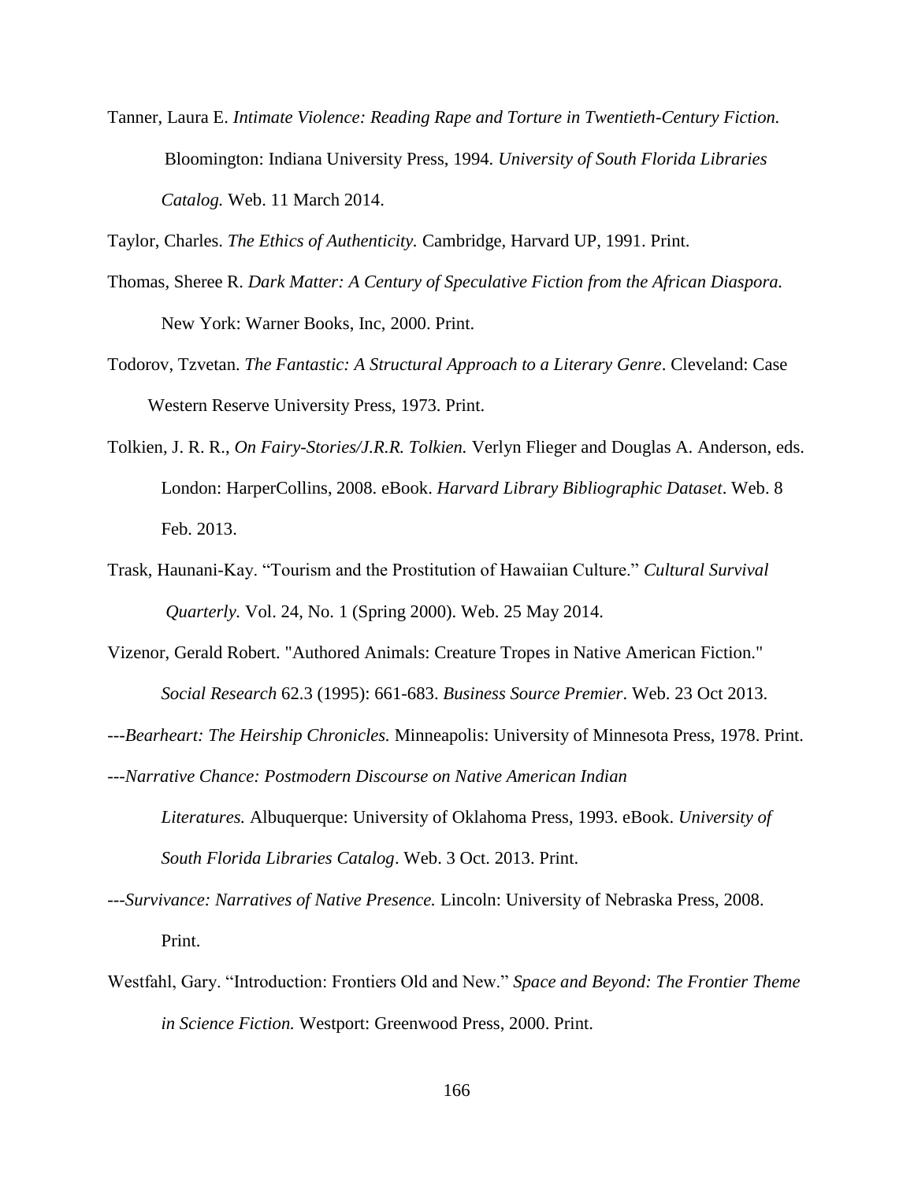Tanner, Laura E. *Intimate Violence: Reading Rape and Torture in Twentieth-Century Fiction.* Bloomington: Indiana University Press, 1994. *University of South Florida Libraries Catalog.* Web. 11 March 2014.

Taylor, Charles. *The Ethics of Authenticity.* Cambridge, Harvard UP, 1991. Print.

Thomas, Sheree R. *Dark Matter: A Century of Speculative Fiction from the African Diaspora.* New York: Warner Books, Inc, 2000. Print.

Todorov, Tzvetan. *The Fantastic: A Structural Approach to a Literary Genre*. Cleveland: Case Western Reserve University Press, 1973. Print.

Tolkien, J. R. R., *On Fairy-Stories/J.R.R. Tolkien.* Verlyn Flieger and Douglas A. Anderson, eds. London: HarperCollins, 2008. eBook. *Harvard Library Bibliographic Dataset*. Web. 8 Feb. 2013.

Trask, Haunani-Kay. "Tourism and the Prostitution of Hawaiian Culture." *Cultural Survival Quarterly.* Vol. 24, No. 1 (Spring 2000). Web. 25 May 2014.

Vizenor, Gerald Robert. "Authored Animals: Creature Tropes in Native American Fiction." *Social Research* 62.3 (1995): 661-683. *Business Source Premier*. Web. 23 Oct 2013.

---*Bearheart: The Heirship Chronicles.* Minneapolis: University of Minnesota Press, 1978. Print.

---*Narrative Chance: Postmodern Discourse on Native American Indian Literatures.* Albuquerque: University of Oklahoma Press, 1993. eBook. *University of South Florida Libraries Catalog*. Web. 3 Oct. 2013. Print.

---*Survivance: Narratives of Native Presence.* Lincoln: University of Nebraska Press, 2008. Print.

Westfahl, Gary. "Introduction: Frontiers Old and New." *Space and Beyond: The Frontier Theme in Science Fiction.* Westport: Greenwood Press, 2000. Print.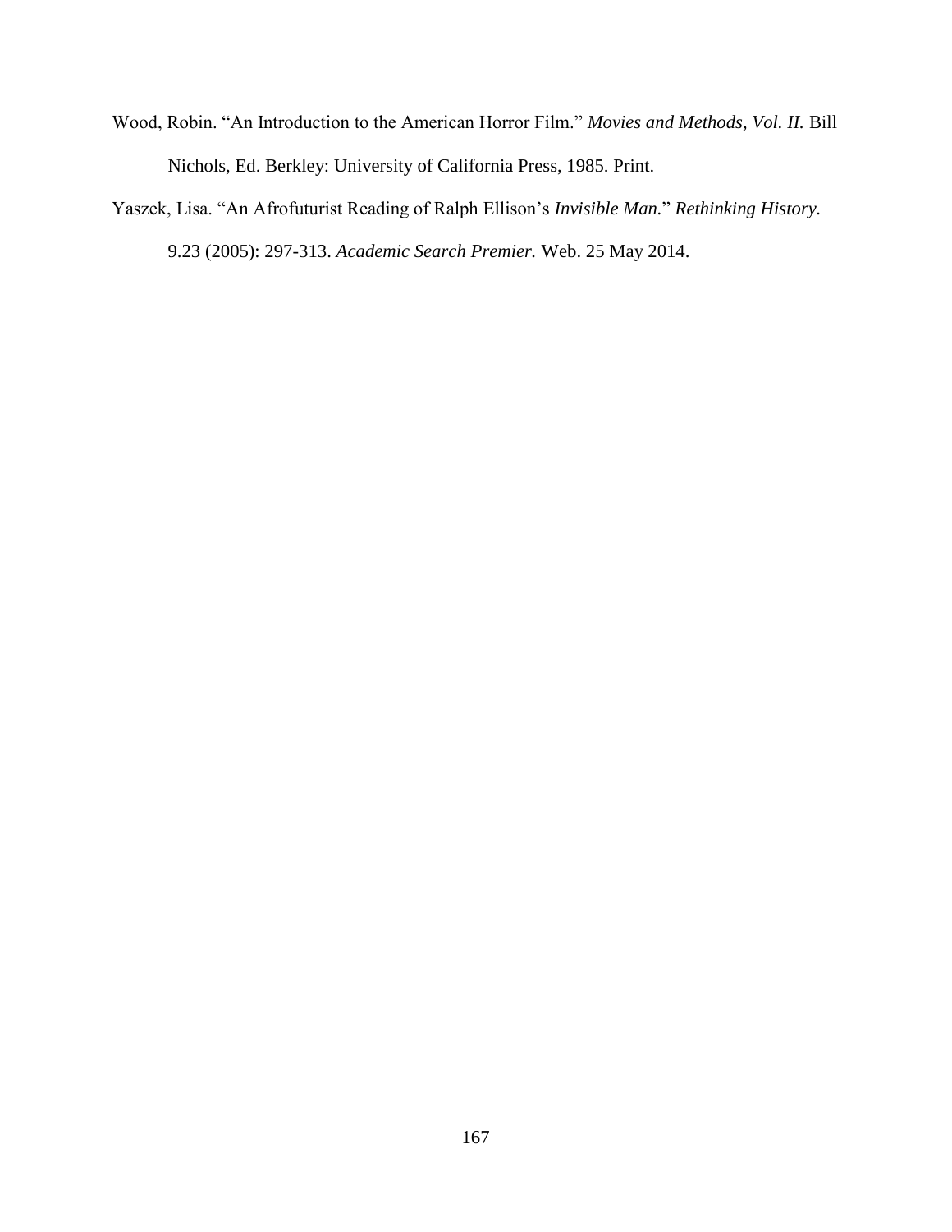Wood, Robin. "An Introduction to the American Horror Film." *Movies and Methods, Vol. II.* Bill Nichols, Ed. Berkley: University of California Press, 1985. Print.

Yaszek, Lisa. "An Afrofuturist Reading of Ralph Ellison's *Invisible Man.*" *Rethinking History.* 9.23 (2005): 297-313. *Academic Search Premier.* Web. 25 May 2014.